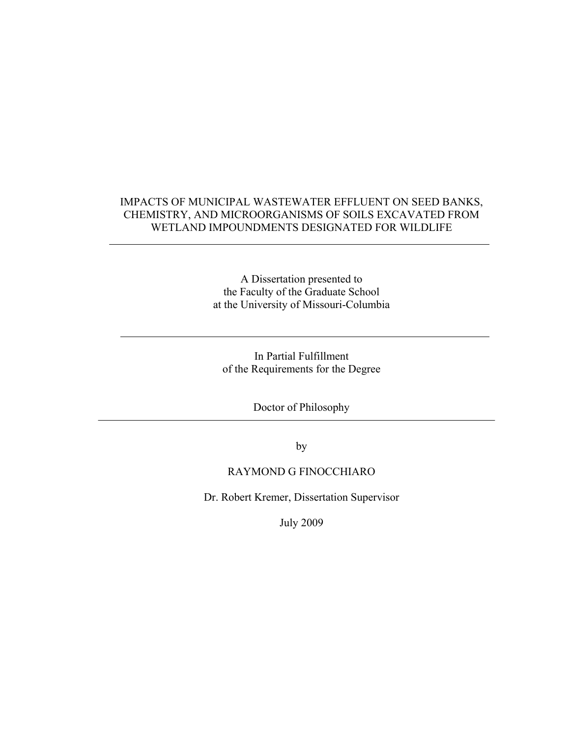# IMPACTS OF MUNICIPAL WASTEWATER EFFLUENT ON SEED BANKS, CHEMISTRY, AND MICROORGANISMS OF SOILS EXCAVATED FROM WETLAND IMPOUNDMENTS DESIGNATED FOR WILDLIFE

---

A Dissertation presented to
the Faculty of the Graduate School
at the University of Missouri-Columbia

---

In Partial Fulfillment
of the Requirements for the Degree

Doctor of Philosophy

---

by

RAYMOND G FINOCCHIARO

Dr. Robert Kremer, Dissertation Supervisor

July 2009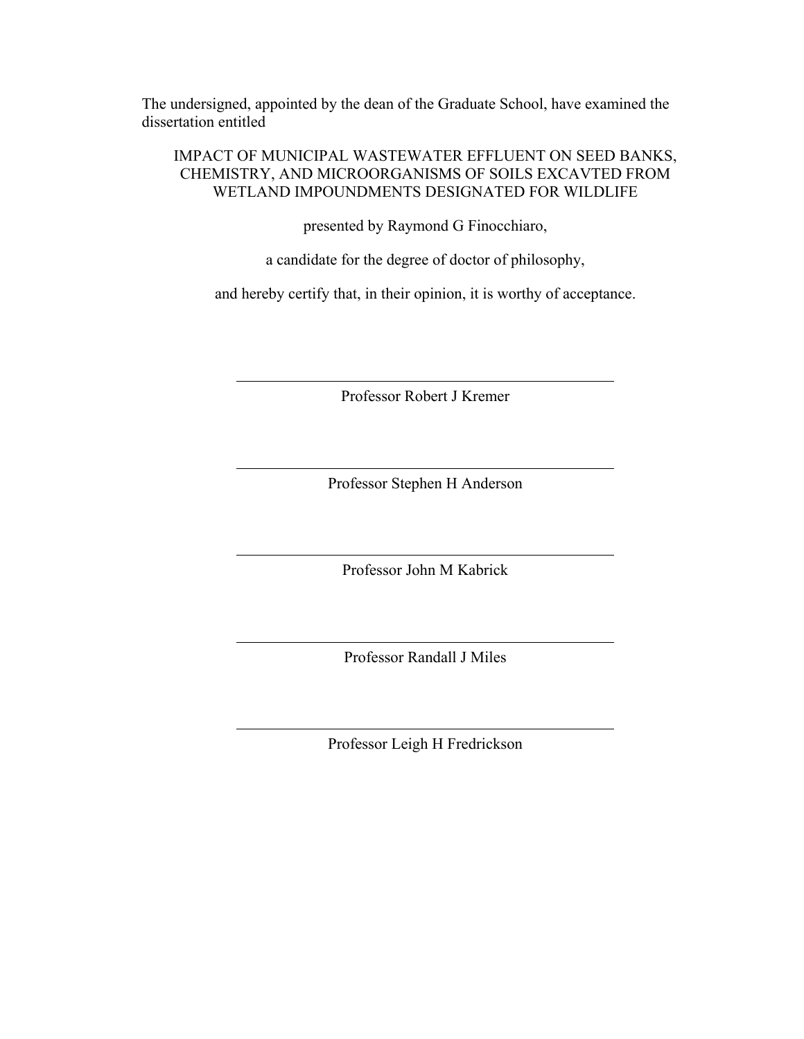The undersigned, appointed by the dean of the Graduate School, have examined the dissertation entitled

IMPACT OF MUNICIPAL WASTEWATER EFFLUENT ON SEED BANKS, CHEMISTRY, AND MICROORGANISMS OF SOILS EXCAVTED FROM WETLAND IMPOUNDMENTS DESIGNATED FOR WILDLIFE

presented by Raymond G Finocchiaro,

a candidate for the degree of doctor of philosophy,

and hereby certify that, in their opinion, it is worthy of acceptance.

---

Professor Robert J Kremer

---

Professor Stephen H Anderson

---

Professor John M Kabrick

---

Professor Randall J Miles

---

Professor Leigh H Fredrickson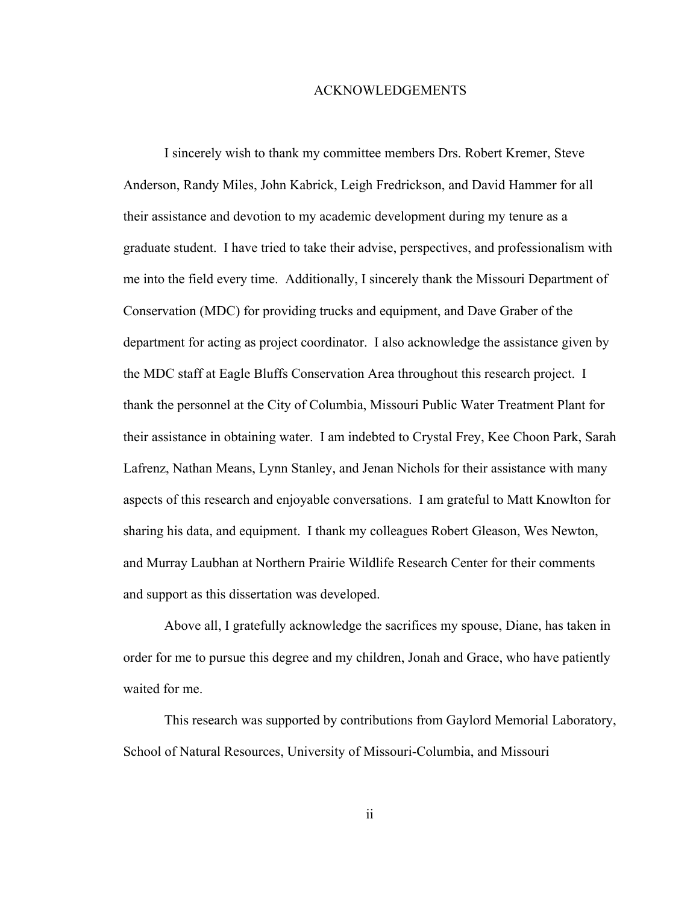# ACKNOWLEDGEMENTS

I sincerely wish to thank my committee members Drs. Robert Kremer, Steve Anderson, Randy Miles, John Kabrick, Leigh Fredrickson, and David Hammer for all their assistance and devotion to my academic development during my tenure as a graduate student. I have tried to take their advise, perspectives, and professionalism with me into the field every time. Additionally, I sincerely thank the Missouri Department of Conservation (MDC) for providing trucks and equipment, and Dave Graber of the department for acting as project coordinator. I also acknowledge the assistance given by the MDC staff at Eagle Bluffs Conservation Area throughout this research project. I thank the personnel at the City of Columbia, Missouri Public Water Treatment Plant for their assistance in obtaining water. I am indebted to Crystal Frey, Kee Choon Park, Sarah Lafrenz, Nathan Means, Lynn Stanley, and Jenan Nichols for their assistance with many aspects of this research and enjoyable conversations. I am grateful to Matt Knowlton for sharing his data, and equipment. I thank my colleagues Robert Gleason, Wes Newton, and Murray Laubhan at Northern Prairie Wildlife Research Center for their comments and support as this dissertation was developed.

Above all, I gratefully acknowledge the sacrifices my spouse, Diane, has taken in order for me to pursue this degree and my children, Jonah and Grace, who have patiently waited for me.

This research was supported by contributions from Gaylord Memorial Laboratory, School of Natural Resources, University of Missouri-Columbia, and Missouri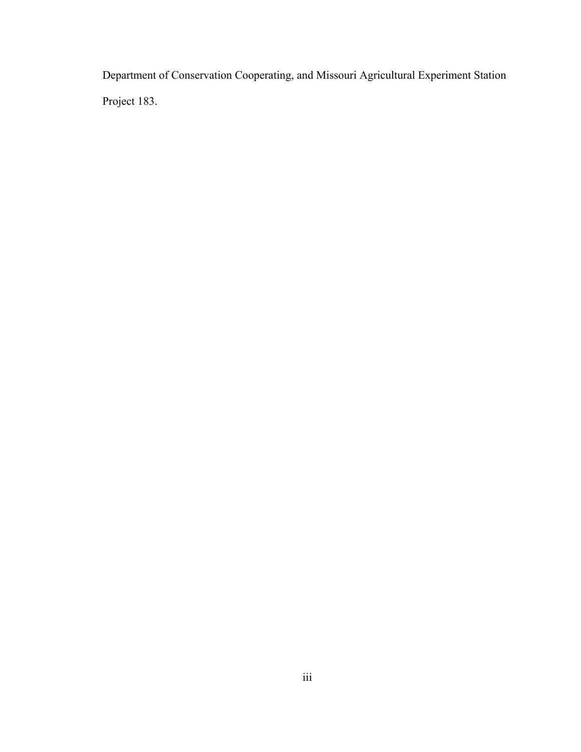Department of Conservation Cooperating, and Missouri Agricultural Experiment Station Project 183.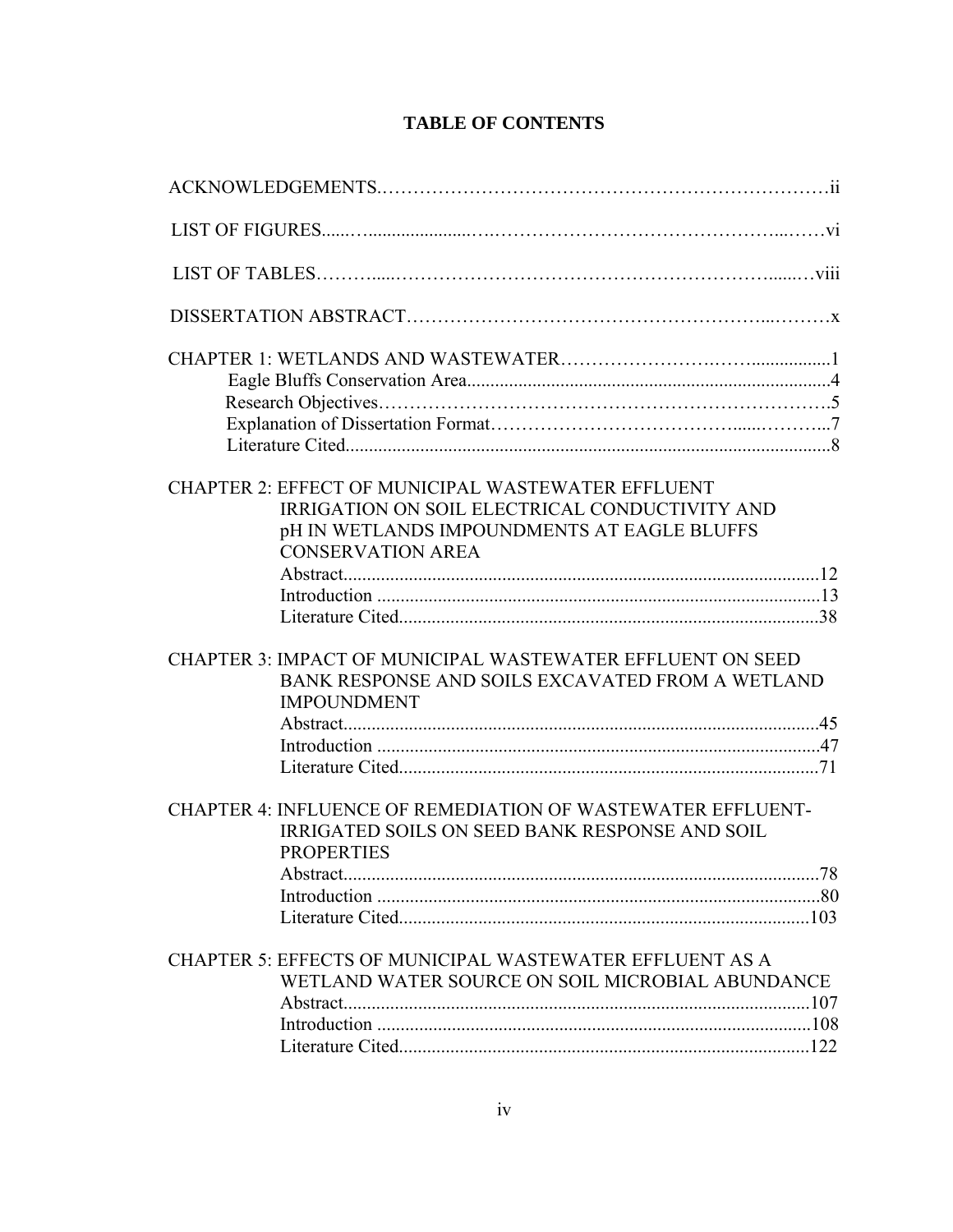# TABLE OF CONTENTS

ACKNOWLEDGEMENTS....................................................................ii

LIST OF FIGURES....................................................................vi

LIST OF TABLES....................................................................viii

DISSERTATION ABSTRACT....................................................................x

CHAPTER 1: WETLANDS AND WASTEWATER....................................................................1

- Eagle Bluffs Conservation Area....................................................................4
- Research Objectives....................................................................5
- Explanation of Dissertation Format....................................................................7
- Literature Cited....................................................................8

CHAPTER 2: EFFECT OF MUNICIPAL WASTEWATER EFFLUENT IRRIGATION ON SOIL ELECTRICAL CONDUCTIVITY AND pH IN WETLANDS IMPOUNDMENTS AT EAGLE BLUFFS CONSERVATION AREA

- Abstract....................................................................12
- Introduction....................................................................13
- Literature Cited....................................................................38

CHAPTER 3: IMPACT OF MUNICIPAL WASTEWATER EFFLUENT ON SEED BANK RESPONSE AND SOILS EXCAVATED FROM A WETLAND IMPOUNDMENT

- Abstract....................................................................45
- Introduction....................................................................47
- Literature Cited....................................................................71

CHAPTER 4: INFLUENCE OF REMEDIATION OF WASTEWATER EFFLUENT-IRRIGATED SOILS ON SEED BANK RESPONSE AND SOIL PROPERTIES

- Abstract....................................................................78
- Introduction....................................................................80
- Literature Cited....................................................................103

CHAPTER 5: EFFECTS OF MUNICIPAL WASTEWATER EFFLUENT AS A WETLAND WATER SOURCE ON SOIL MICROBIAL ABUNDANCE

- Abstract....................................................................107
- Introduction....................................................................108
- Literature Cited....................................................................122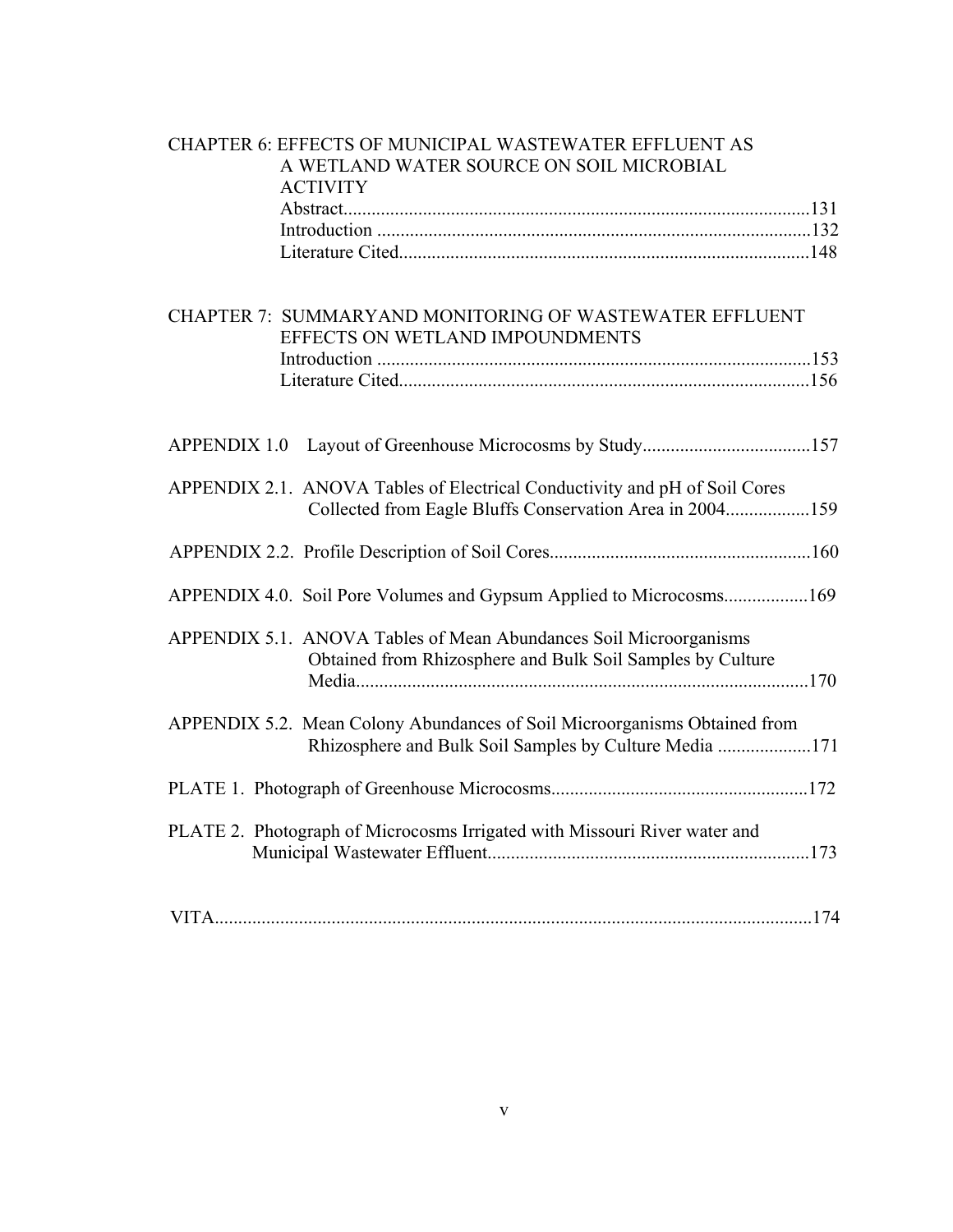CHAPTER 6: EFFECTS OF MUNICIPAL WASTEWATER EFFLUENT AS A WETLAND WATER SOURCE ON SOIL MICROBIAL ACTIVITY

Abstract....................................................................................................131
Introduction .............................................................................................132
Literature Cited........................................................................................148

CHAPTER 7: SUMMARYAND MONITORING OF WASTEWATER EFFLUENT EFFECTS ON WETLAND IMPOUNDMENTS

Introduction .............................................................................................153
Literature Cited........................................................................................156

APPENDIX 1.0 Layout of Greenhouse Microcosms by Study....................................157

APPENDIX 2.1. ANOVA Tables of Electrical Conductivity and pH of Soil Cores Collected from Eagle Bluffs Conservation Area in 2004..................159

APPENDIX 2.2. Profile Description of Soil Cores........................................................160

APPENDIX 4.0. Soil Pore Volumes and Gypsum Applied to Microcosms..................169

APPENDIX 5.1. ANOVA Tables of Mean Abundances Soil Microorganisms Obtained from Rhizosphere and Bulk Soil Samples by Culture Media.................................................................................................170

APPENDIX 5.2. Mean Colony Abundances of Soil Microorganisms Obtained from Rhizosphere and Bulk Soil Samples by Culture Media ....................171

PLATE 1. Photograph of Greenhouse Microcosms.......................................................172

PLATE 2. Photograph of Microcosms Irrigated with Missouri River water and Municipal Wastewater Effluent.....................................................................173

VITA...............................................................................................................................174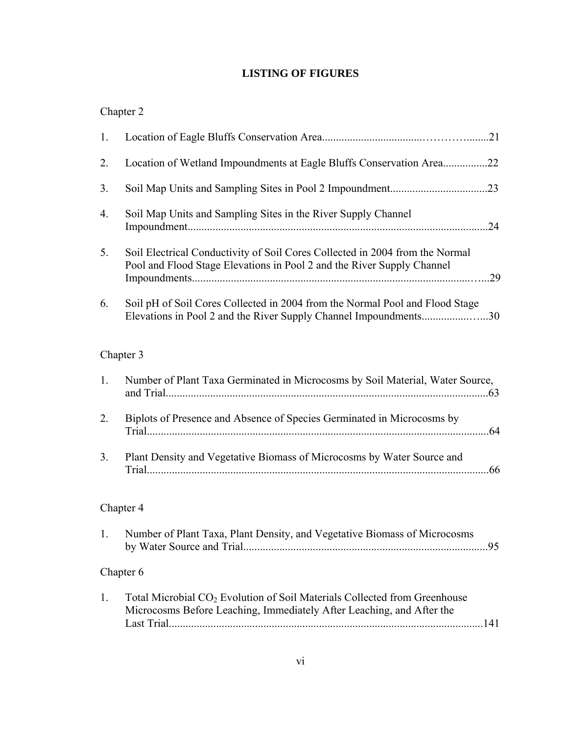# LISTING OF FIGURES

Chapter 2

1. Location of Eagle Bluffs Conservation Area....................................21
2. Location of Wetland Impoundments at Eagle Bluffs Conservation Area................22
3. Soil Map Units and Sampling Sites in Pool 2 Impoundment...................................23
4. Soil Map Units and Sampling Sites in the River Supply Channel Impoundment............................................................................................................24
5. Soil Electrical Conductivity of Soil Cores Collected in 2004 from the Normal Pool and Flood Stage Elevations in Pool 2 and the River Supply Channel Impoundments........................................................................................................29
6. Soil pH of Soil Cores Collected in 2004 from the Normal Pool and Flood Stage Elevations in Pool 2 and the River Supply Channel Impoundments.......................30

Chapter 3

1. Number of Plant Taxa Germinated in Microcosms by Soil Material, Water Source, and Trial....................................................................................................................63
2. Biplots of Presence and Absence of Species Germinated in Microcosms by Trial...........................................................................................................................64
3. Plant Density and Vegetative Biomass of Microcosms by Water Source and Trial...........................................................................................................................66

Chapter 4

1. Number of Plant Taxa, Plant Density, and Vegetative Biomass of Microcosms by Water Source and Trial.......................................................................................95

Chapter 6

1. Total Microbial $CO_2$ Evolution of Soil Materials Collected from Greenhouse Microcosms Before Leaching, Immediately After Leaching, and After the Last Trial................................................................................................................141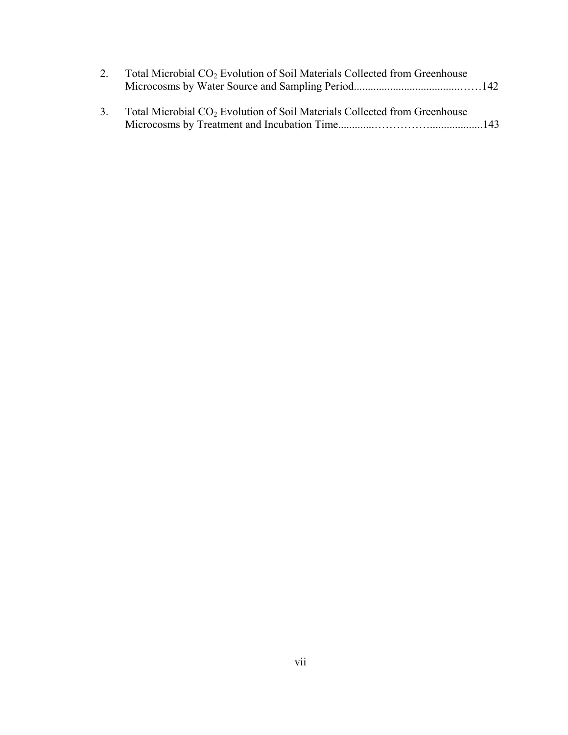2. Total Microbial $CO_2$ Evolution of Soil Materials Collected from Greenhouse Microcosms by Water Source and Sampling Period……………………………………142

3. Total Microbial $CO_2$ Evolution of Soil Materials Collected from Greenhouse Microcosms by Treatment and Incubation Time……………………………………143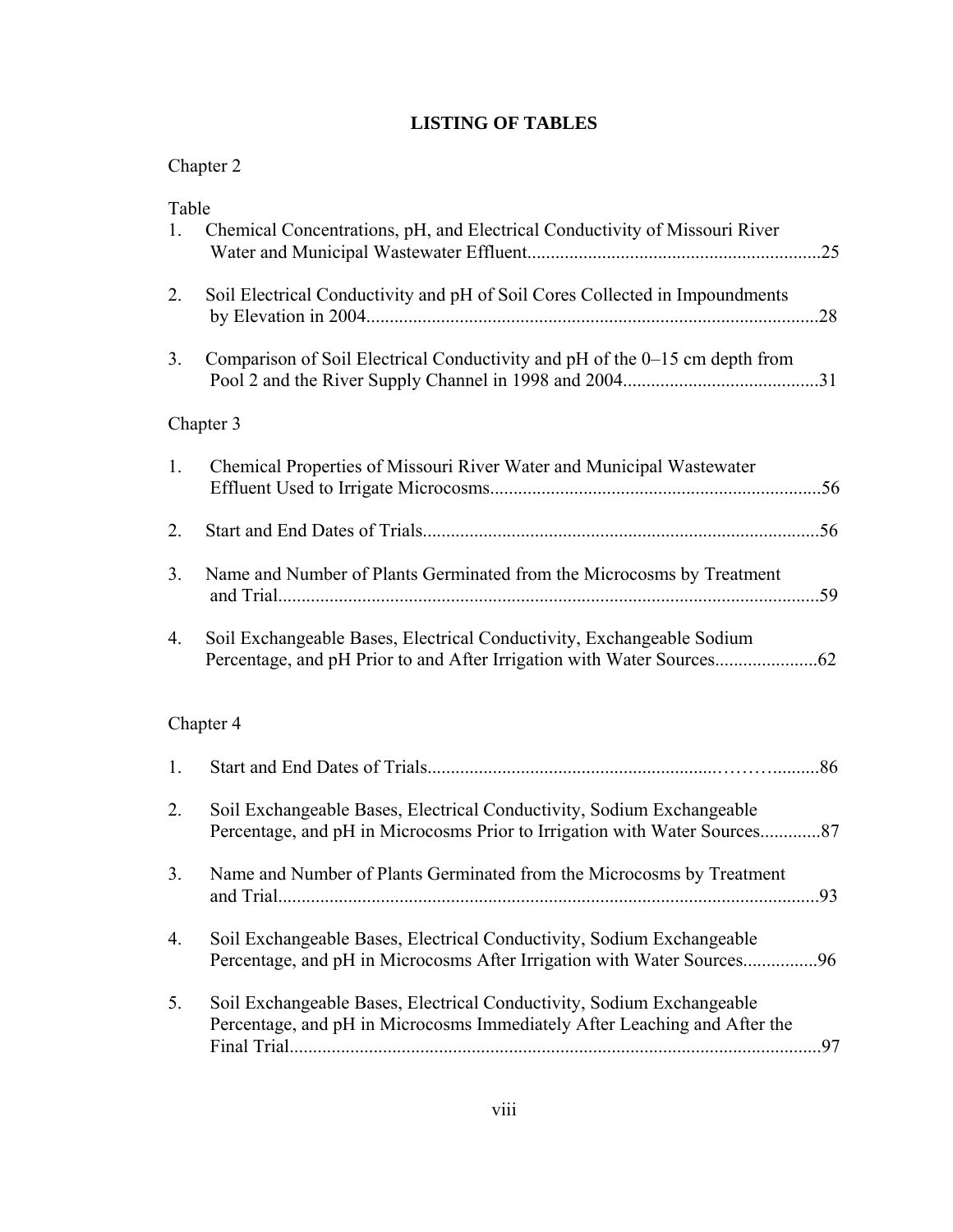# LISTING OF TABLES

Chapter 2

Table

1. Chemical Concentrations, pH, and Electrical Conductivity of Missouri River Water and Municipal Wastewater Effluent..............................................................25

2. Soil Electrical Conductivity and pH of Soil Cores Collected in Impoundments by Elevation in 2004................................................................................................28

3. Comparison of Soil Electrical Conductivity and pH of the 0–15 cm depth from Pool 2 and the River Supply Channel in 1998 and 2004..........................................31

Chapter 3

1. Chemical Properties of Missouri River Water and Municipal Wastewater Effluent Used to Irrigate Microcosms......................................................................56

2. Start and End Dates of Trials....................................................................................56

3. Name and Number of Plants Germinated from the Microcosms by Treatment and Trial..................................................................................................................59

4. Soil Exchangeable Bases, Electrical Conductivity, Exchangeable Sodium Percentage, and pH Prior to and After Irrigation with Water Sources......................62

Chapter 4

1. Start and End Dates of Trials..................................................................................86

2. Soil Exchangeable Bases, Electrical Conductivity, Sodium Exchangeable Percentage, and pH in Microcosms Prior to Irrigation with Water Sources.............87

3. Name and Number of Plants Germinated from the Microcosms by Treatment and Trial..................................................................................................................93

4. Soil Exchangeable Bases, Electrical Conductivity, Sodium Exchangeable Percentage, and pH in Microcosms After Irrigation with Water Sources................96

5. Soil Exchangeable Bases, Electrical Conductivity, Sodium Exchangeable Percentage, and pH in Microcosms Immediately After Leaching and After the Final Trial...............................................................................................................97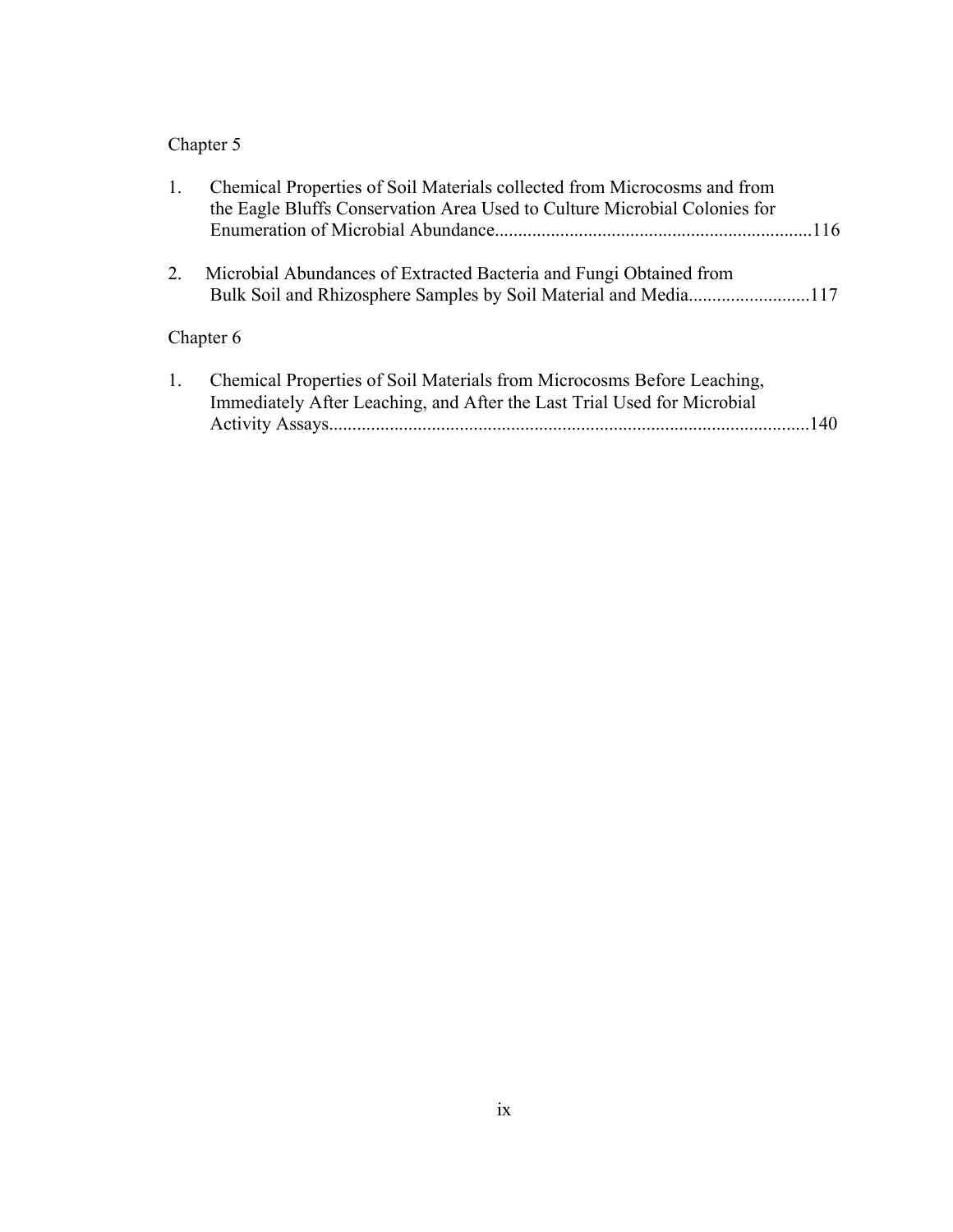Chapter 5

1. Chemical Properties of Soil Materials collected from Microcosms and from the Eagle Bluffs Conservation Area Used to Culture Microbial Colonies for Enumeration of Microbial Abundance....................................................................116

2. Microbial Abundances of Extracted Bacteria and Fungi Obtained from Bulk Soil and Rhizosphere Samples by Soil Material and Media..........................117

Chapter 6

1. Chemical Properties of Soil Materials from Microcosms Before Leaching, Immediately After Leaching, and After the Last Trial Used for Microbial Activity Assays.......................................................................................................140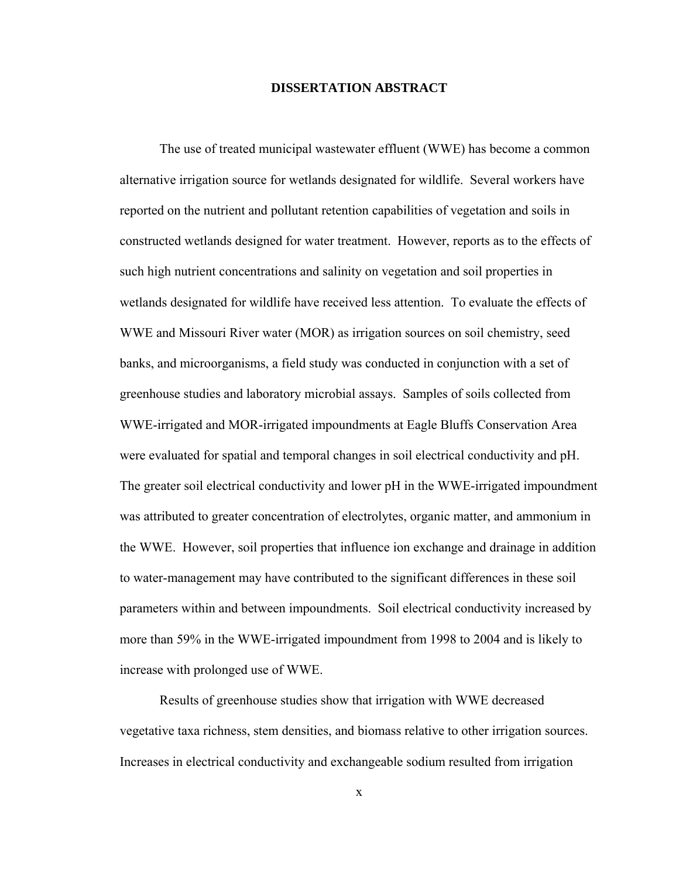# DISSERTATION ABSTRACT

The use of treated municipal wastewater effluent (WWE) has become a common alternative irrigation source for wetlands designated for wildlife. Several workers have reported on the nutrient and pollutant retention capabilities of vegetation and soils in constructed wetlands designed for water treatment. However, reports as to the effects of such high nutrient concentrations and salinity on vegetation and soil properties in wetlands designated for wildlife have received less attention. To evaluate the effects of WWE and Missouri River water (MOR) as irrigation sources on soil chemistry, seed banks, and microorganisms, a field study was conducted in conjunction with a set of greenhouse studies and laboratory microbial assays. Samples of soils collected from WWE-irrigated and MOR-irrigated impoundments at Eagle Bluffs Conservation Area were evaluated for spatial and temporal changes in soil electrical conductivity and pH. The greater soil electrical conductivity and lower pH in the WWE-irrigated impoundment was attributed to greater concentration of electrolytes, organic matter, and ammonium in the WWE. However, soil properties that influence ion exchange and drainage in addition to water-management may have contributed to the significant differences in these soil parameters within and between impoundments. Soil electrical conductivity increased by more than 59% in the WWE-irrigated impoundment from 1998 to 2004 and is likely to increase with prolonged use of WWE.

Results of greenhouse studies show that irrigation with WWE decreased vegetative taxa richness, stem densities, and biomass relative to other irrigation sources. Increases in electrical conductivity and exchangeable sodium resulted from irrigation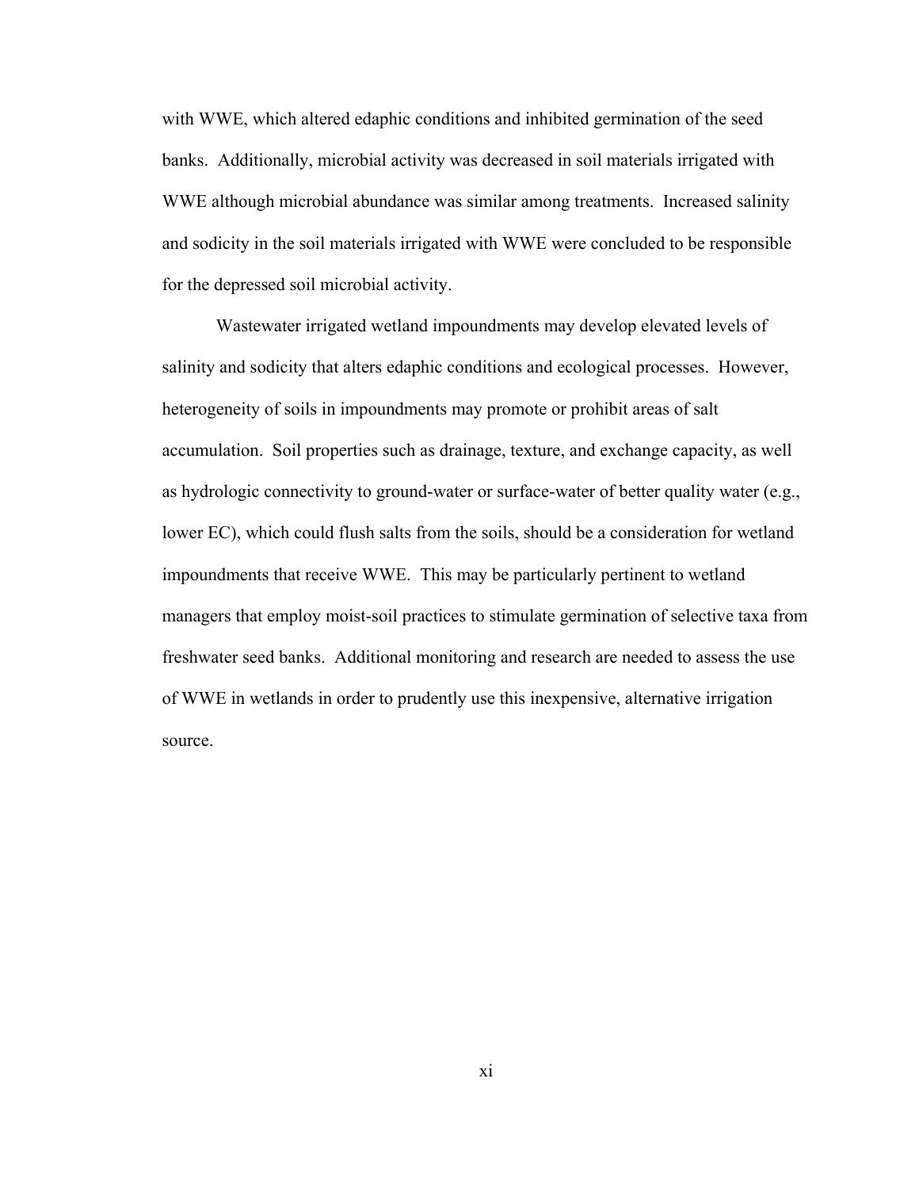with WWE, which altered edaphic conditions and inhibited germination of the seed banks. Additionally, microbial activity was decreased in soil materials irrigated with WWE although microbial abundance was similar among treatments. Increased salinity and sodicity in the soil materials irrigated with WWE were concluded to be responsible for the depressed soil microbial activity.

Wastewater irrigated wetland impoundments may develop elevated levels of salinity and sodicity that alters edaphic conditions and ecological processes. However, heterogeneity of soils in impoundments may promote or prohibit areas of salt accumulation. Soil properties such as drainage, texture, and exchange capacity, as well as hydrologic connectivity to ground-water or surface-water of better quality water (e.g., lower EC), which could flush salts from the soils, should be a consideration for wetland impoundments that receive WWE. This may be particularly pertinent to wetland managers that employ moist-soil practices to stimulate germination of selective taxa from freshwater seed banks. Additional monitoring and research are needed to assess the use of WWE in wetlands in order to prudently use this inexpensive, alternative irrigation source.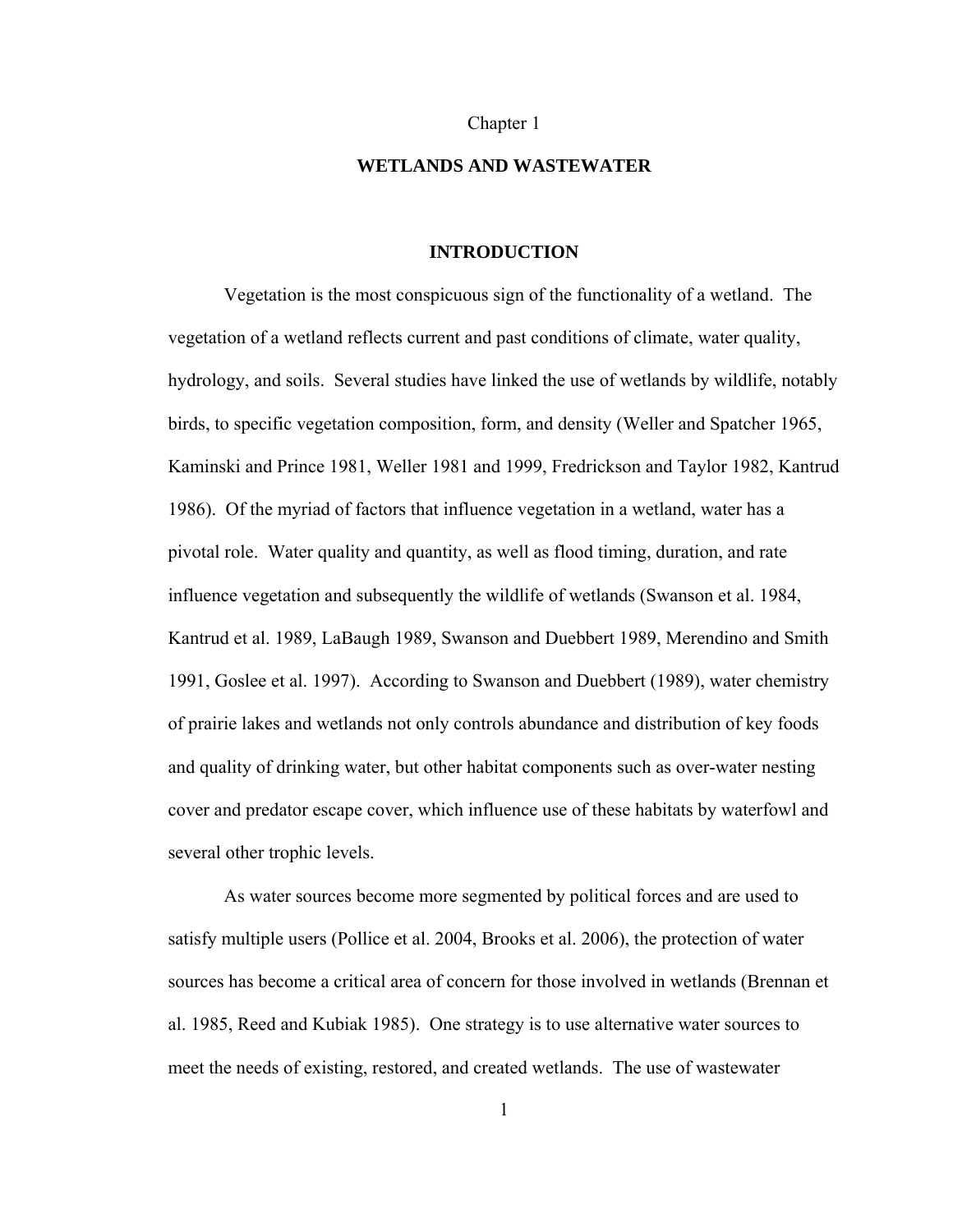Chapter 1

# WETLANDS AND WASTEWATER

## INTRODUCTION

Vegetation is the most conspicuous sign of the functionality of a wetland. The vegetation of a wetland reflects current and past conditions of climate, water quality, hydrology, and soils. Several studies have linked the use of wetlands by wildlife, notably birds, to specific vegetation composition, form, and density (Weller and Spatcher 1965, Kaminski and Prince 1981, Weller 1981 and 1999, Fredrickson and Taylor 1982, Kantrud 1986). Of the myriad of factors that influence vegetation in a wetland, water has a pivotal role. Water quality and quantity, as well as flood timing, duration, and rate influence vegetation and subsequently the wildlife of wetlands (Swanson et al. 1984, Kantrud et al. 1989, LaBaugh 1989, Swanson and Duebbert 1989, Merendino and Smith 1991, Goslee et al. 1997). According to Swanson and Duebbert (1989), water chemistry of prairie lakes and wetlands not only controls abundance and distribution of key foods and quality of drinking water, but other habitat components such as over-water nesting cover and predator escape cover, which influence use of these habitats by waterfowl and several other trophic levels.

As water sources become more segmented by political forces and are used to satisfy multiple users (Pollice et al. 2004, Brooks et al. 2006), the protection of water sources has become a critical area of concern for those involved in wetlands (Brennan et al. 1985, Reed and Kubiak 1985). One strategy is to use alternative water sources to meet the needs of existing, restored, and created wetlands. The use of wastewater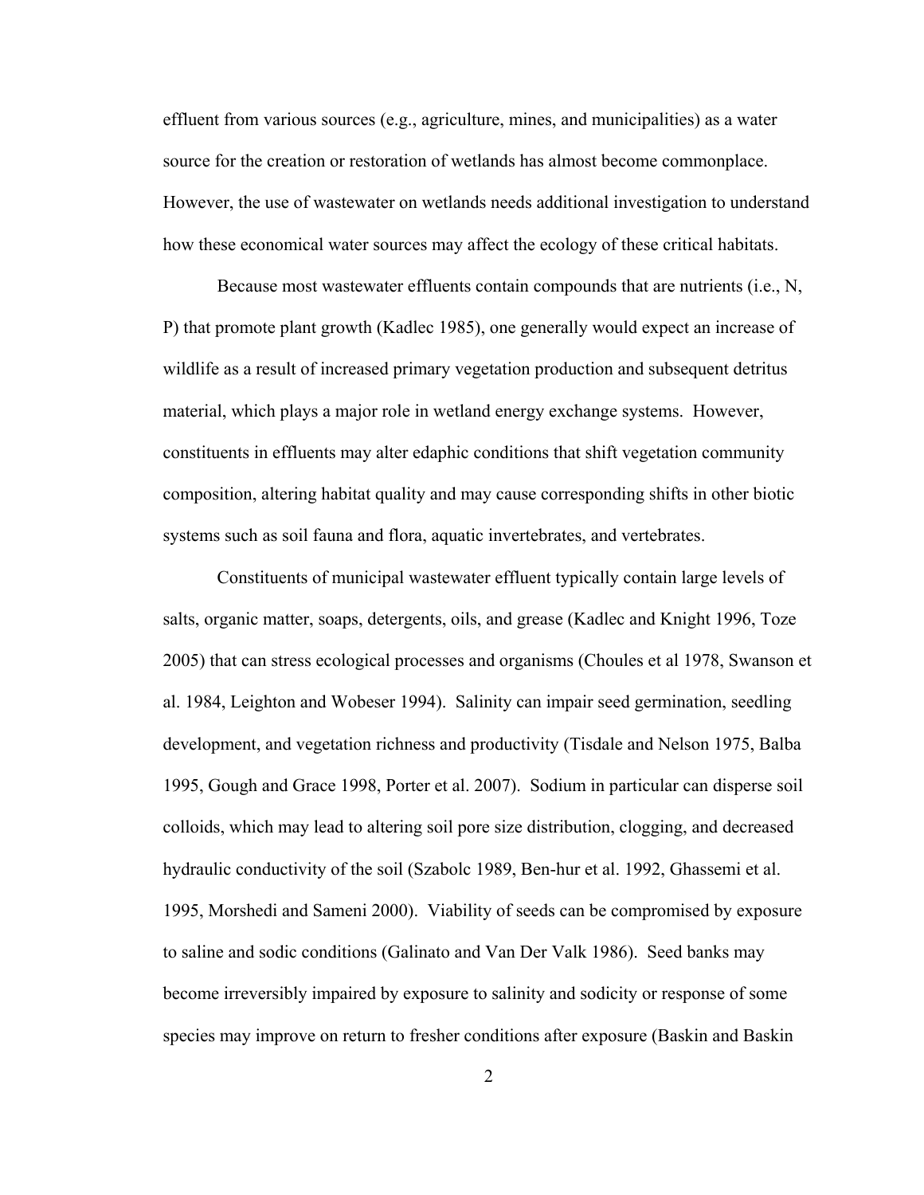effluent from various sources (e.g., agriculture, mines, and municipalities) as a water source for the creation or restoration of wetlands has almost become commonplace. However, the use of wastewater on wetlands needs additional investigation to understand how these economical water sources may affect the ecology of these critical habitats.

Because most wastewater effluents contain compounds that are nutrients (i.e., N, P) that promote plant growth (Kadlec 1985), one generally would expect an increase of wildlife as a result of increased primary vegetation production and subsequent detritus material, which plays a major role in wetland energy exchange systems. However, constituents in effluents may alter edaphic conditions that shift vegetation community composition, altering habitat quality and may cause corresponding shifts in other biotic systems such as soil fauna and flora, aquatic invertebrates, and vertebrates.

Constituents of municipal wastewater effluent typically contain large levels of salts, organic matter, soaps, detergents, oils, and grease (Kadlec and Knight 1996, Toze 2005) that can stress ecological processes and organisms (Choules et al 1978, Swanson et al. 1984, Leighton and Wobeser 1994). Salinity can impair seed germination, seedling development, and vegetation richness and productivity (Tisdale and Nelson 1975, Balba 1995, Gough and Grace 1998, Porter et al. 2007). Sodium in particular can disperse soil colloids, which may lead to altering soil pore size distribution, clogging, and decreased hydraulic conductivity of the soil (Szabolc 1989, Ben-hur et al. 1992, Ghassemi et al. 1995, Morshedi and Sameni 2000). Viability of seeds can be compromised by exposure to saline and sodic conditions (Galinato and Van Der Valk 1986). Seed banks may become irreversibly impaired by exposure to salinity and sodicity or response of some species may improve on return to fresher conditions after exposure (Baskin and Baskin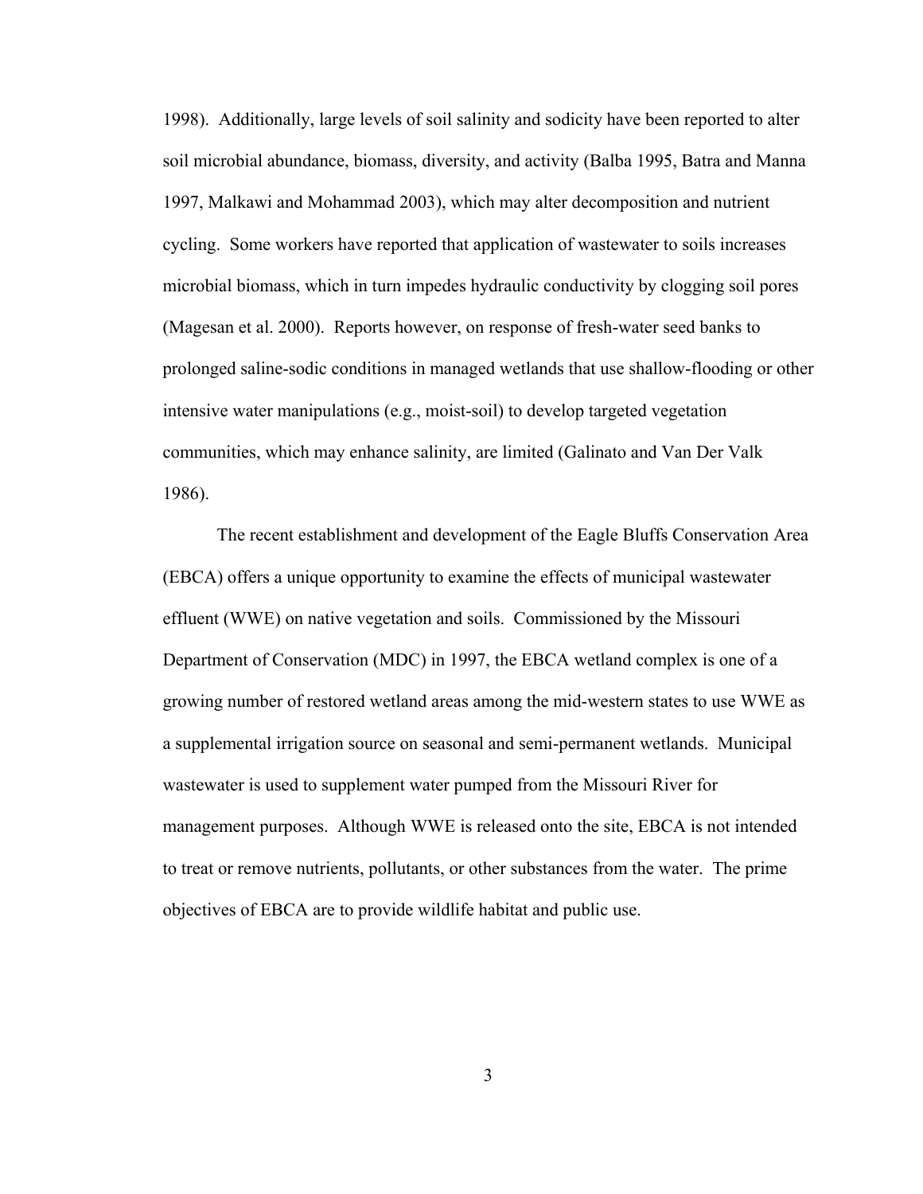1998). Additionally, large levels of soil salinity and sodicity have been reported to alter soil microbial abundance, biomass, diversity, and activity (Balba 1995, Batra and Manna 1997, Malkawi and Mohammad 2003), which may alter decomposition and nutrient cycling. Some workers have reported that application of wastewater to soils increases microbial biomass, which in turn impedes hydraulic conductivity by clogging soil pores (Magesan et al. 2000). Reports however, on response of fresh-water seed banks to prolonged saline-sodic conditions in managed wetlands that use shallow-flooding or other intensive water manipulations (e.g., moist-soil) to develop targeted vegetation communities, which may enhance salinity, are limited (Galinato and Van Der Valk 1986).

The recent establishment and development of the Eagle Bluffs Conservation Area (EBCA) offers a unique opportunity to examine the effects of municipal wastewater effluent (WWE) on native vegetation and soils. Commissioned by the Missouri Department of Conservation (MDC) in 1997, the EBCA wetland complex is one of a growing number of restored wetland areas among the mid-western states to use WWE as a supplemental irrigation source on seasonal and semi-permanent wetlands. Municipal wastewater is used to supplement water pumped from the Missouri River for management purposes. Although WWE is released onto the site, EBCA is not intended to treat or remove nutrients, pollutants, or other substances from the water. The prime objectives of EBCA are to provide wildlife habitat and public use.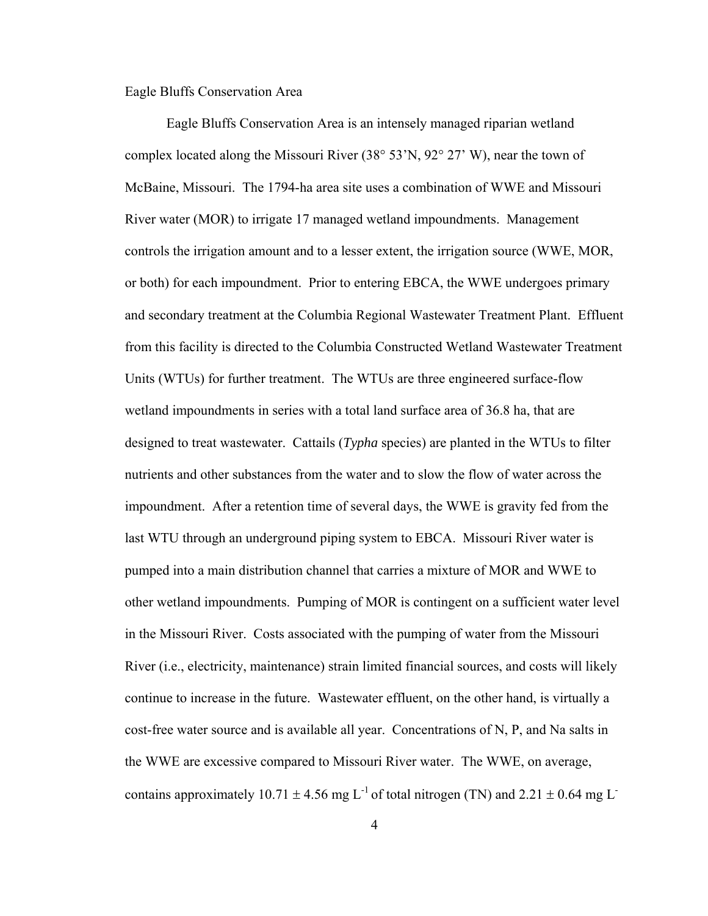Eagle Bluffs Conservation Area

Eagle Bluffs Conservation Area is an intensely managed riparian wetland complex located along the Missouri River (38° 53'N, 92° 27' W), near the town of McBaine, Missouri. The 1794-ha area site uses a combination of WWE and Missouri River water (MOR) to irrigate 17 managed wetland impoundments. Management controls the irrigation amount and to a lesser extent, the irrigation source (WWE, MOR, or both) for each impoundment. Prior to entering EBCA, the WWE undergoes primary and secondary treatment at the Columbia Regional Wastewater Treatment Plant. Effluent from this facility is directed to the Columbia Constructed Wetland Wastewater Treatment Units (WTUs) for further treatment. The WTUs are three engineered surface-flow wetland impoundments in series with a total land surface area of 36.8 ha, that are designed to treat wastewater. Cattails (*Typha* species) are planted in the WTUs to filter nutrients and other substances from the water and to slow the flow of water across the impoundment. After a retention time of several days, the WWE is gravity fed from the last WTU through an underground piping system to EBCA. Missouri River water is pumped into a main distribution channel that carries a mixture of MOR and WWE to other wetland impoundments. Pumping of MOR is contingent on a sufficient water level in the Missouri River. Costs associated with the pumping of water from the Missouri River (i.e., electricity, maintenance) strain limited financial sources, and costs will likely continue to increase in the future. Wastewater effluent, on the other hand, is virtually a cost-free water source and is available all year. Concentrations of N, P, and Na salts in the WWE are excessive compared to Missouri River water. The WWE, on average, contains approximately $10.71 \pm 4.56$ mg $L^{-1}$ of total nitrogen (TN) and $2.21 \pm 0.64$ mg $L^{-}$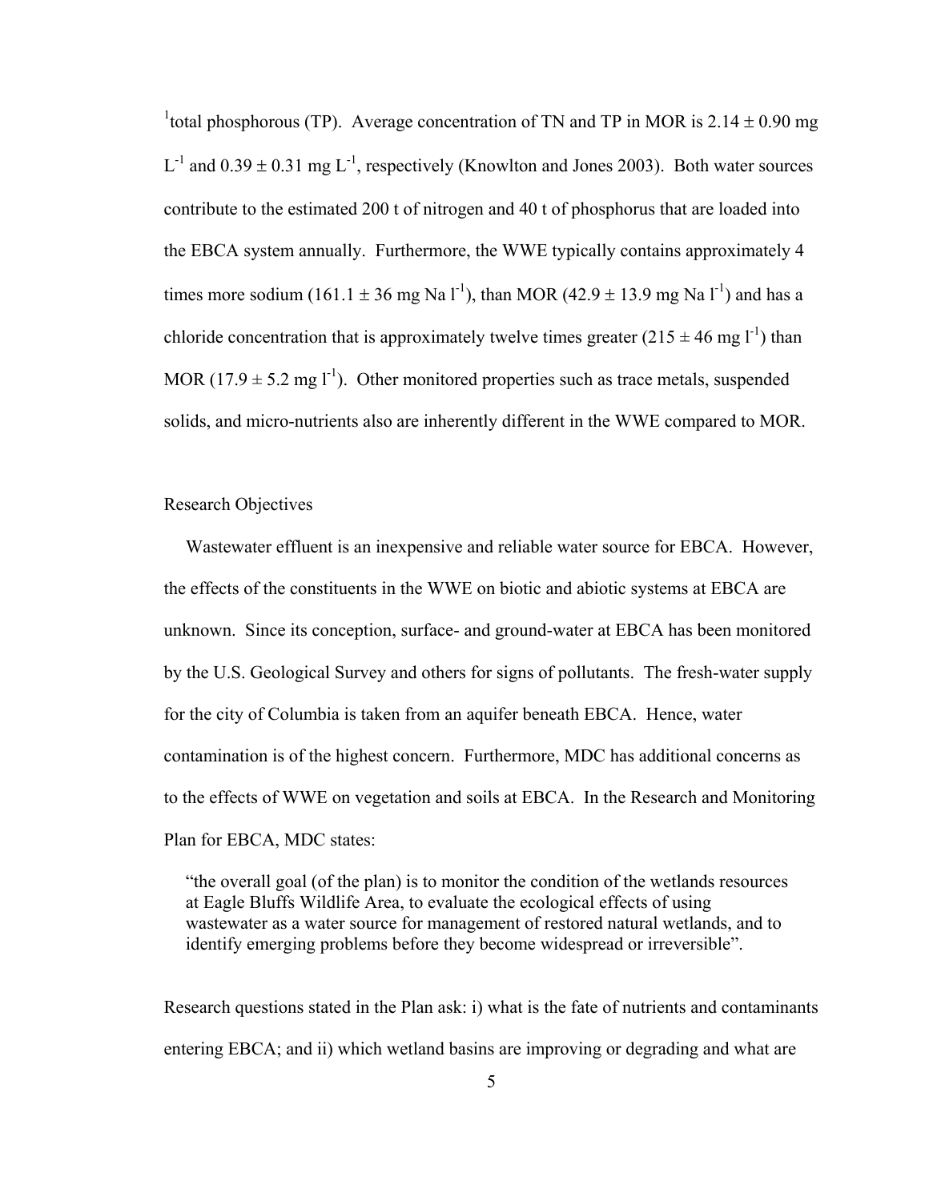[1]total phosphorous (TP). Average concentration of TN and TP in MOR is $2.14 \pm 0.90$ mg $L^{-1}$ and $0.39 \pm 0.31$ mg $L^{-1}$, respectively (Knowlton and Jones 2003). Both water sources contribute to the estimated 200 t of nitrogen and 40 t of phosphorus that are loaded into the EBCA system annually. Furthermore, the WWE typically contains approximately 4 times more sodium ($161.1 \pm 36$ mg Na $l^{-1}$), than MOR ($42.9 \pm 13.9$ mg Na $l^{-1}$) and has a chloride concentration that is approximately twelve times greater ($215 \pm 46$ mg $l^{-1}$) than MOR ($17.9 \pm 5.2$ mg $l^{-1}$). Other monitored properties such as trace metals, suspended solids, and micro-nutrients also are inherently different in the WWE compared to MOR.

## Research Objectives

Wastewater effluent is an inexpensive and reliable water source for EBCA. However, the effects of the constituents in the WWE on biotic and abiotic systems at EBCA are unknown. Since its conception, surface- and ground-water at EBCA has been monitored by the U.S. Geological Survey and others for signs of pollutants. The fresh-water supply for the city of Columbia is taken from an aquifer beneath EBCA. Hence, water contamination is of the highest concern. Furthermore, MDC has additional concerns as to the effects of WWE on vegetation and soils at EBCA. In the Research and Monitoring Plan for EBCA, MDC states:

> "the overall goal (of the plan) is to monitor the condition of the wetlands resources at Eagle Bluffs Wildlife Area, to evaluate the ecological effects of using wastewater as a water source for management of restored natural wetlands, and to identify emerging problems before they become widespread or irreversible".

Research questions stated in the Plan ask: i) what is the fate of nutrients and contaminants entering EBCA; and ii) which wetland basins are improving or degrading and what are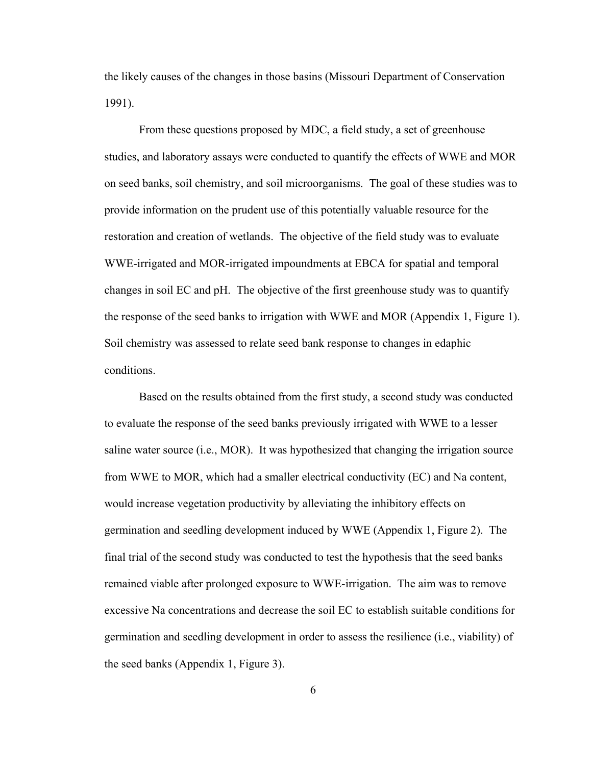the likely causes of the changes in those basins (Missouri Department of Conservation 1991).

From these questions proposed by MDC, a field study, a set of greenhouse studies, and laboratory assays were conducted to quantify the effects of WWE and MOR on seed banks, soil chemistry, and soil microorganisms. The goal of these studies was to provide information on the prudent use of this potentially valuable resource for the restoration and creation of wetlands. The objective of the field study was to evaluate WWE-irrigated and MOR-irrigated impoundments at EBCA for spatial and temporal changes in soil EC and pH. The objective of the first greenhouse study was to quantify the response of the seed banks to irrigation with WWE and MOR (Appendix 1, Figure 1). Soil chemistry was assessed to relate seed bank response to changes in edaphic conditions.

Based on the results obtained from the first study, a second study was conducted to evaluate the response of the seed banks previously irrigated with WWE to a lesser saline water source (i.e., MOR). It was hypothesized that changing the irrigation source from WWE to MOR, which had a smaller electrical conductivity (EC) and Na content, would increase vegetation productivity by alleviating the inhibitory effects on germination and seedling development induced by WWE (Appendix 1, Figure 2). The final trial of the second study was conducted to test the hypothesis that the seed banks remained viable after prolonged exposure to WWE-irrigation. The aim was to remove excessive Na concentrations and decrease the soil EC to establish suitable conditions for germination and seedling development in order to assess the resilience (i.e., viability) of the seed banks (Appendix 1, Figure 3).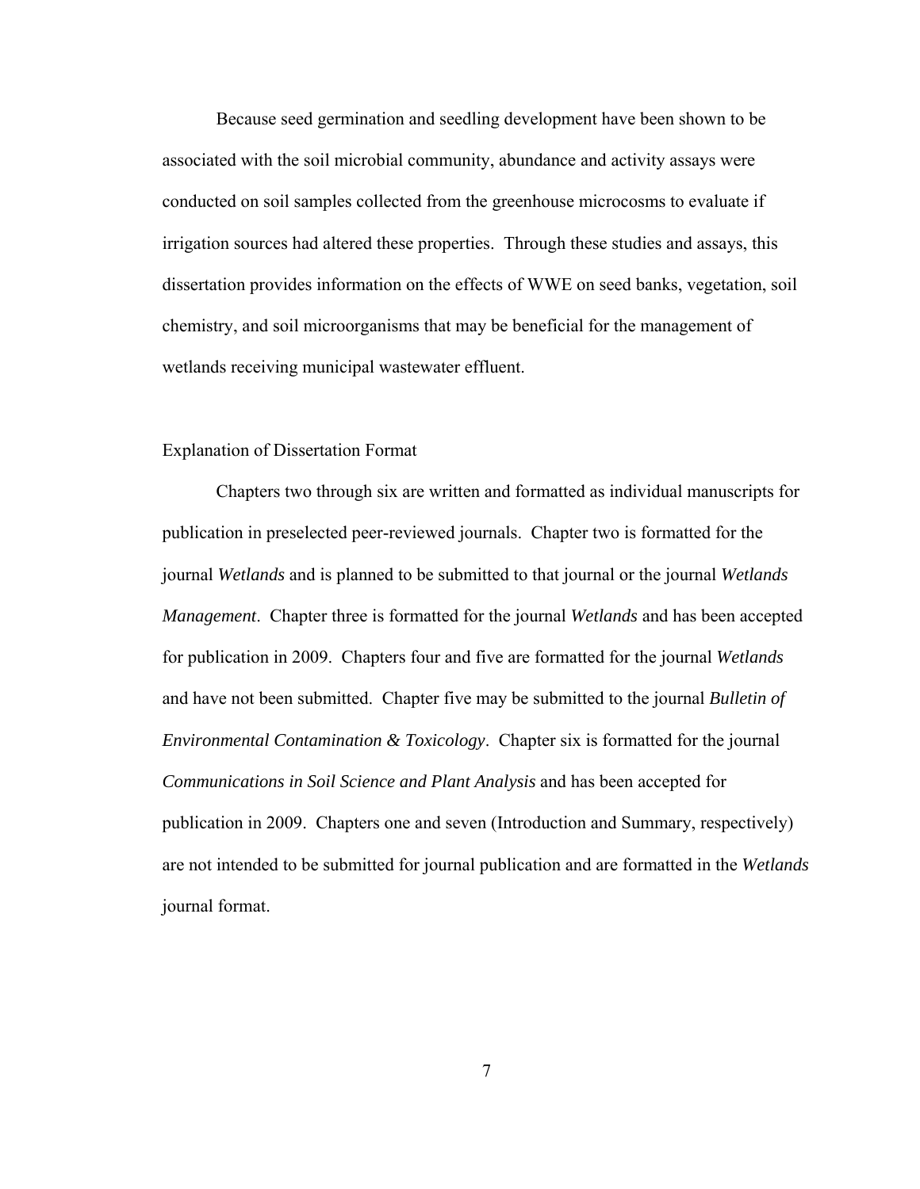Because seed germination and seedling development have been shown to be associated with the soil microbial community, abundance and activity assays were conducted on soil samples collected from the greenhouse microcosms to evaluate if irrigation sources had altered these properties. Through these studies and assays, this dissertation provides information on the effects of WWE on seed banks, vegetation, soil chemistry, and soil microorganisms that may be beneficial for the management of wetlands receiving municipal wastewater effluent.

## Explanation of Dissertation Format

Chapters two through six are written and formatted as individual manuscripts for publication in preselected peer-reviewed journals. Chapter two is formatted for the journal *Wetlands* and is planned to be submitted to that journal or the journal *Wetlands Management*. Chapter three is formatted for the journal *Wetlands* and has been accepted for publication in 2009. Chapters four and five are formatted for the journal *Wetlands* and have not been submitted. Chapter five may be submitted to the journal *Bulletin of Environmental Contamination & Toxicology*. Chapter six is formatted for the journal *Communications in Soil Science and Plant Analysis* and has been accepted for publication in 2009. Chapters one and seven (Introduction and Summary, respectively) are not intended to be submitted for journal publication and are formatted in the *Wetlands* journal format.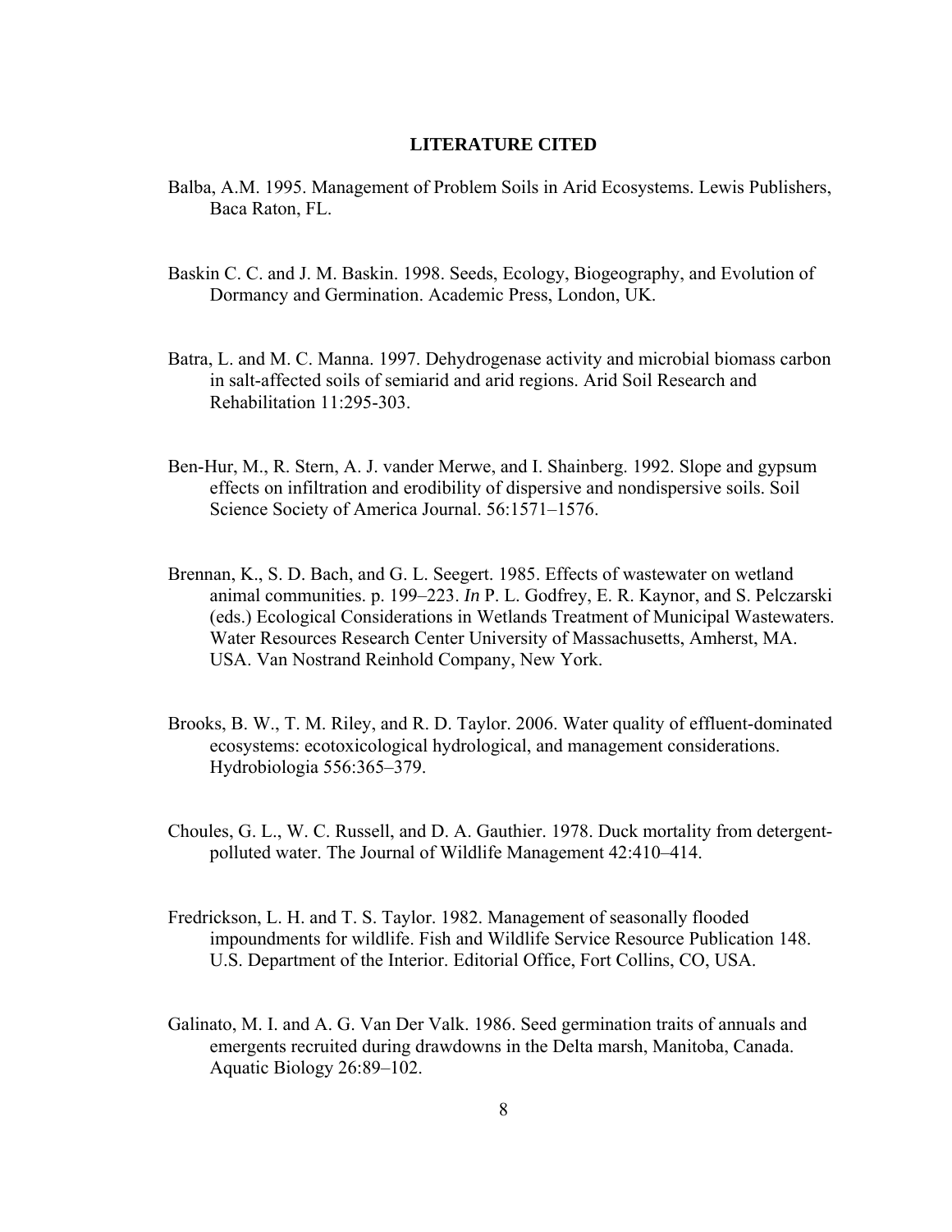# LITERATURE CITED

Balba, A.M. 1995. Management of Problem Soils in Arid Ecosystems. Lewis Publishers, Baca Raton, FL.

Baskin C. C. and J. M. Baskin. 1998. Seeds, Ecology, Biogeography, and Evolution of Dormancy and Germination. Academic Press, London, UK.

Batra, L. and M. C. Manna. 1997. Dehydrogenase activity and microbial biomass carbon in salt-affected soils of semiarid and arid regions. Arid Soil Research and Rehabilitation 11:295-303.

Ben-Hur, M., R. Stern, A. J. vander Merwe, and I. Shainberg. 1992. Slope and gypsum effects on infiltration and erodibility of dispersive and nondispersive soils. Soil Science Society of America Journal. 56:1571–1576.

Brennan, K., S. D. Bach, and G. L. Seegert. 1985. Effects of wastewater on wetland animal communities. p. 199–223. *In* P. L. Godfrey, E. R. Kaynor, and S. Pelczarski (eds.) Ecological Considerations in Wetlands Treatment of Municipal Wastewaters. Water Resources Research Center University of Massachusetts, Amherst, MA. USA. Van Nostrand Reinhold Company, New York.

Brooks, B. W., T. M. Riley, and R. D. Taylor. 2006. Water quality of effluent-dominated ecosystems: ecotoxicological hydrological, and management considerations. Hydrobiologia 556:365–379.

Choules, G. L., W. C. Russell, and D. A. Gauthier. 1978. Duck mortality from detergent-polluted water. The Journal of Wildlife Management 42:410–414.

Fredrickson, L. H. and T. S. Taylor. 1982. Management of seasonally flooded impoundments for wildlife. Fish and Wildlife Service Resource Publication 148. U.S. Department of the Interior. Editorial Office, Fort Collins, CO, USA.

Galinato, M. I. and A. G. Van Der Valk. 1986. Seed germination traits of annuals and emergents recruited during drawdowns in the Delta marsh, Manitoba, Canada. Aquatic Biology 26:89–102.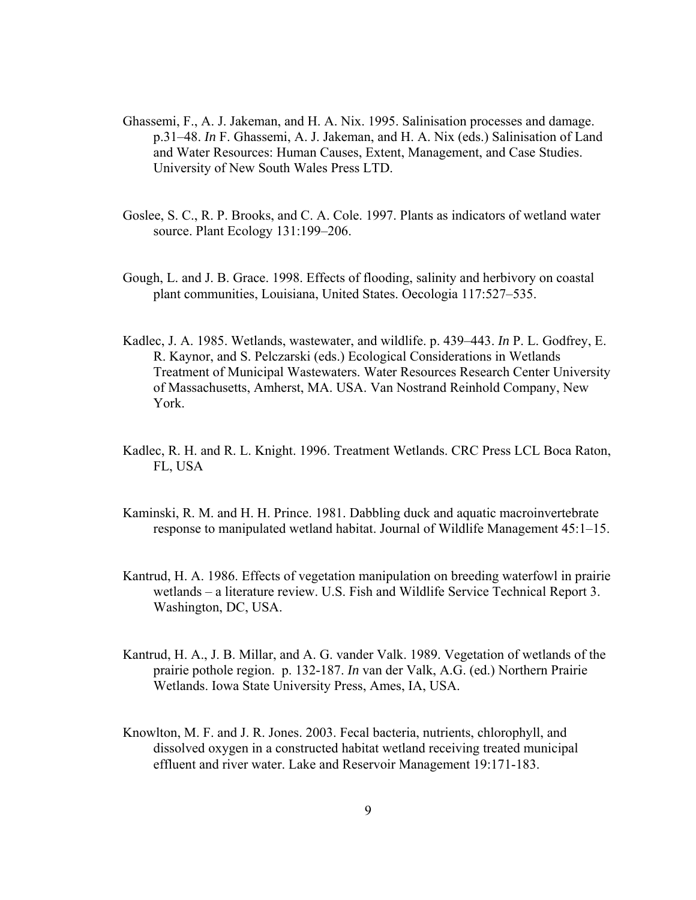Ghassemi, F., A. J. Jakeman, and H. A. Nix. 1995. Salinisation processes and damage. p.31–48. *In* F. Ghassemi, A. J. Jakeman, and H. A. Nix (eds.) Salinisation of Land and Water Resources: Human Causes, Extent, Management, and Case Studies. University of New South Wales Press LTD.

Goslee, S. C., R. P. Brooks, and C. A. Cole. 1997. Plants as indicators of wetland water source. Plant Ecology 131:199–206.

Gough, L. and J. B. Grace. 1998. Effects of flooding, salinity and herbivory on coastal plant communities, Louisiana, United States. Oecologia 117:527–535.

Kadlec, J. A. 1985. Wetlands, wastewater, and wildlife. p. 439–443. *In* P. L. Godfrey, E. R. Kaynor, and S. Pelczarski (eds.) Ecological Considerations in Wetlands Treatment of Municipal Wastewaters. Water Resources Research Center University of Massachusetts, Amherst, MA. USA. Van Nostrand Reinhold Company, New York.

Kadlec, R. H. and R. L. Knight. 1996. Treatment Wetlands. CRC Press LCL Boca Raton, FL, USA

Kaminski, R. M. and H. H. Prince. 1981. Dabbling duck and aquatic macroinvertebrate response to manipulated wetland habitat. Journal of Wildlife Management 45:1–15.

Kantrud, H. A. 1986. Effects of vegetation manipulation on breeding waterfowl in prairie wetlands – a literature review. U.S. Fish and Wildlife Service Technical Report 3. Washington, DC, USA.

Kantrud, H. A., J. B. Millar, and A. G. vander Valk. 1989. Vegetation of wetlands of the prairie pothole region. p. 132-187. *In* van der Valk, A.G. (ed.) Northern Prairie Wetlands. Iowa State University Press, Ames, IA, USA.

Knowlton, M. F. and J. R. Jones. 2003. Fecal bacteria, nutrients, chlorophyll, and dissolved oxygen in a constructed habitat wetland receiving treated municipal effluent and river water. Lake and Reservoir Management 19:171-183.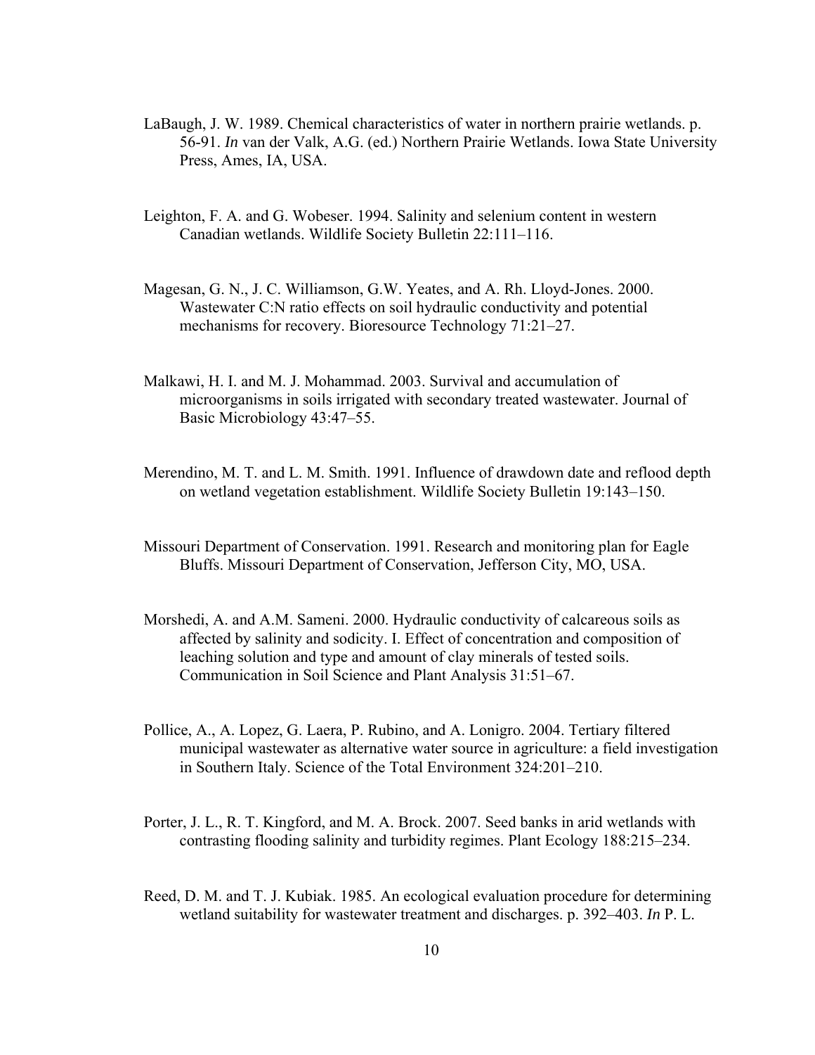LaBaugh, J. W. 1989. Chemical characteristics of water in northern prairie wetlands. p. 56-91. *In* van der Valk, A.G. (ed.) Northern Prairie Wetlands. Iowa State University Press, Ames, IA, USA.

Leighton, F. A. and G. Wobeser. 1994. Salinity and selenium content in western Canadian wetlands. Wildlife Society Bulletin 22:111–116.

Magesan, G. N., J. C. Williamson, G.W. Yeates, and A. Rh. Lloyd-Jones. 2000. Wastewater C:N ratio effects on soil hydraulic conductivity and potential mechanisms for recovery. Bioresource Technology 71:21–27.

Malkawi, H. I. and M. J. Mohammad. 2003. Survival and accumulation of microorganisms in soils irrigated with secondary treated wastewater. Journal of Basic Microbiology 43:47–55.

Merendino, M. T. and L. M. Smith. 1991. Influence of drawdown date and reflood depth on wetland vegetation establishment. Wildlife Society Bulletin 19:143–150.

Missouri Department of Conservation. 1991. Research and monitoring plan for Eagle Bluffs. Missouri Department of Conservation, Jefferson City, MO, USA.

Morshedi, A. and A.M. Sameni. 2000. Hydraulic conductivity of calcareous soils as affected by salinity and sodicity. I. Effect of concentration and composition of leaching solution and type and amount of clay minerals of tested soils. Communication in Soil Science and Plant Analysis 31:51–67.

Pollice, A., A. Lopez, G. Laera, P. Rubino, and A. Lonigro. 2004. Tertiary filtered municipal wastewater as alternative water source in agriculture: a field investigation in Southern Italy. Science of the Total Environment 324:201–210.

Porter, J. L., R. T. Kingford, and M. A. Brock. 2007. Seed banks in arid wetlands with contrasting flooding salinity and turbidity regimes. Plant Ecology 188:215–234.

Reed, D. M. and T. J. Kubiak. 1985. An ecological evaluation procedure for determining wetland suitability for wastewater treatment and discharges. p. 392–403. *In* P. L.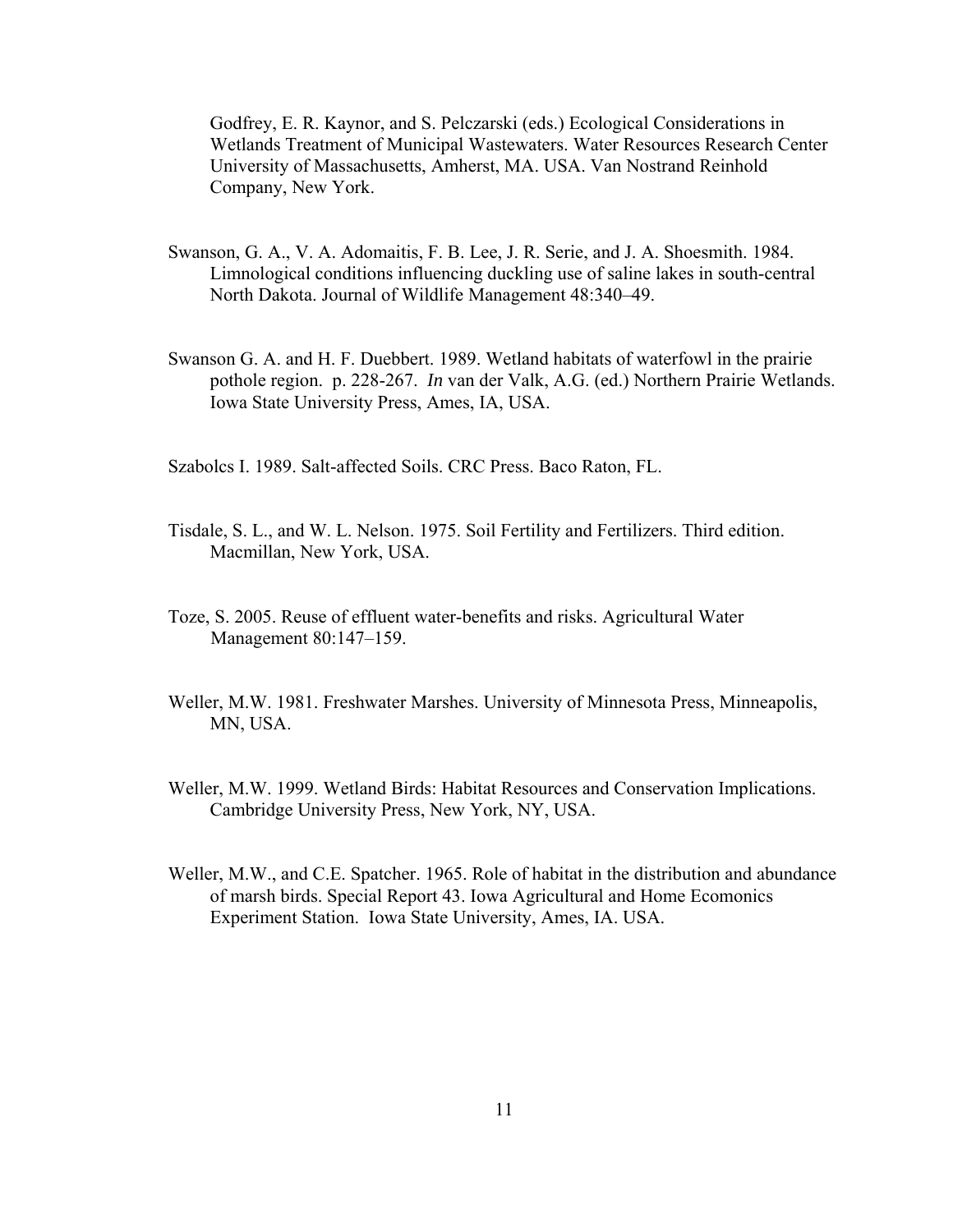Godfrey, E. R. Kaynor, and S. Pelczarski (eds.) Ecological Considerations in Wetlands Treatment of Municipal Wastewaters. Water Resources Research Center University of Massachusetts, Amherst, MA. USA. Van Nostrand Reinhold Company, New York.

Swanson, G. A., V. A. Adomaitis, F. B. Lee, J. R. Serie, and J. A. Shoesmith. 1984. Limnological conditions influencing duckling use of saline lakes in south-central North Dakota. Journal of Wildlife Management 48:340–49.

Swanson G. A. and H. F. Duebbert. 1989. Wetland habitats of waterfowl in the prairie pothole region. p. 228-267. *In* van der Valk, A.G. (ed.) Northern Prairie Wetlands. Iowa State University Press, Ames, IA, USA.

Szabolcs I. 1989. Salt-affected Soils. CRC Press. Baco Raton, FL.

Tisdale, S. L., and W. L. Nelson. 1975. Soil Fertility and Fertilizers. Third edition. Macmillan, New York, USA.

Toze, S. 2005. Reuse of effluent water-benefits and risks. Agricultural Water Management 80:147–159.

Weller, M.W. 1981. Freshwater Marshes. University of Minnesota Press, Minneapolis, MN, USA.

Weller, M.W. 1999. Wetland Birds: Habitat Resources and Conservation Implications. Cambridge University Press, New York, NY, USA.

Weller, M.W., and C.E. Spatcher. 1965. Role of habitat in the distribution and abundance of marsh birds. Special Report 43. Iowa Agricultural and Home Ecomonics Experiment Station. Iowa State University, Ames, IA. USA.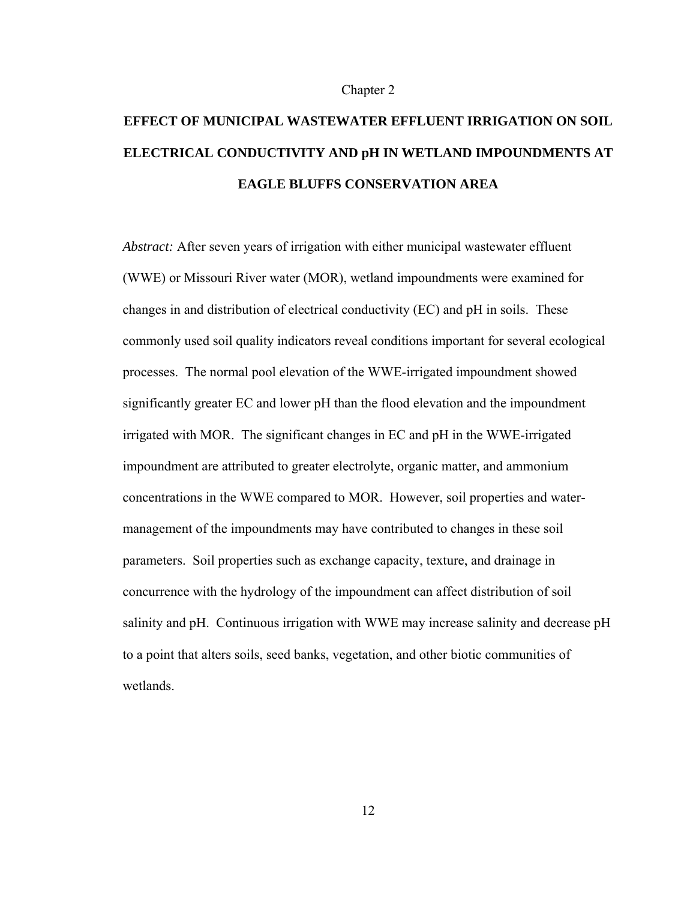Chapter 2

# EFFECT OF MUNICIPAL WASTEWATER EFFLUENT IRRIGATION ON SOIL ELECTRICAL CONDUCTIVITY AND pH IN WETLAND IMPOUNDMENTS AT EAGLE BLUFFS CONSERVATION AREA

*Abstract:* After seven years of irrigation with either municipal wastewater effluent (WWE) or Missouri River water (MOR), wetland impoundments were examined for changes in and distribution of electrical conductivity (EC) and pH in soils. These commonly used soil quality indicators reveal conditions important for several ecological processes. The normal pool elevation of the WWE-irrigated impoundment showed significantly greater EC and lower pH than the flood elevation and the impoundment irrigated with MOR. The significant changes in EC and pH in the WWE-irrigated impoundment are attributed to greater electrolyte, organic matter, and ammonium concentrations in the WWE compared to MOR. However, soil properties and water-management of the impoundments may have contributed to changes in these soil parameters. Soil properties such as exchange capacity, texture, and drainage in concurrence with the hydrology of the impoundment can affect distribution of soil salinity and pH. Continuous irrigation with WWE may increase salinity and decrease pH to a point that alters soils, seed banks, vegetation, and other biotic communities of wetlands.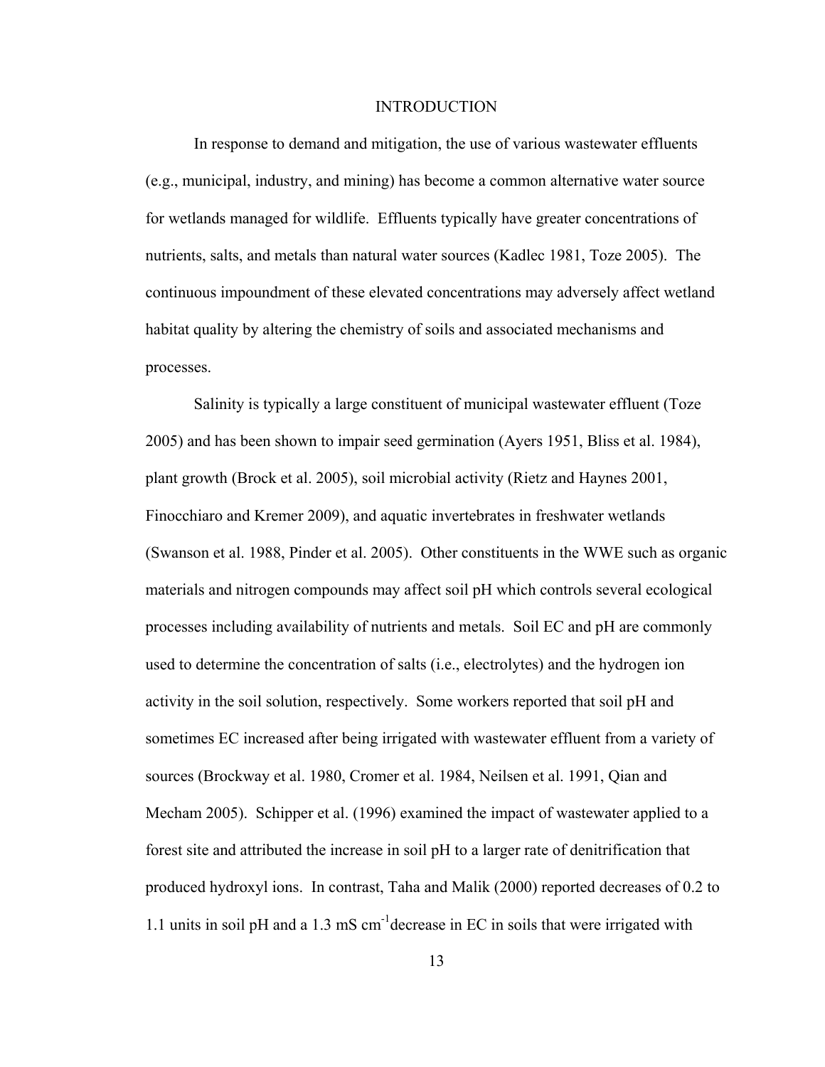# INTRODUCTION

In response to demand and mitigation, the use of various wastewater effluents (e.g., municipal, industry, and mining) has become a common alternative water source for wetlands managed for wildlife. Effluents typically have greater concentrations of nutrients, salts, and metals than natural water sources (Kadlec 1981, Toze 2005). The continuous impoundment of these elevated concentrations may adversely affect wetland habitat quality by altering the chemistry of soils and associated mechanisms and processes.

Salinity is typically a large constituent of municipal wastewater effluent (Toze 2005) and has been shown to impair seed germination (Ayers 1951, Bliss et al. 1984), plant growth (Brock et al. 2005), soil microbial activity (Rietz and Haynes 2001, Finocchiaro and Kremer 2009), and aquatic invertebrates in freshwater wetlands (Swanson et al. 1988, Pinder et al. 2005). Other constituents in the WWE such as organic materials and nitrogen compounds may affect soil pH which controls several ecological processes including availability of nutrients and metals. Soil EC and pH are commonly used to determine the concentration of salts (i.e., electrolytes) and the hydrogen ion activity in the soil solution, respectively. Some workers reported that soil pH and sometimes EC increased after being irrigated with wastewater effluent from a variety of sources (Brockway et al. 1980, Cromer et al. 1984, Neilsen et al. 1991, Qian and Mecham 2005). Schipper et al. (1996) examined the impact of wastewater applied to a forest site and attributed the increase in soil pH to a larger rate of denitrification that produced hydroxyl ions. In contrast, Taha and Malik (2000) reported decreases of 0.2 to 1.1 units in soil pH and a 1.3 mS $cm^{-1}$ decrease in EC in soils that were irrigated with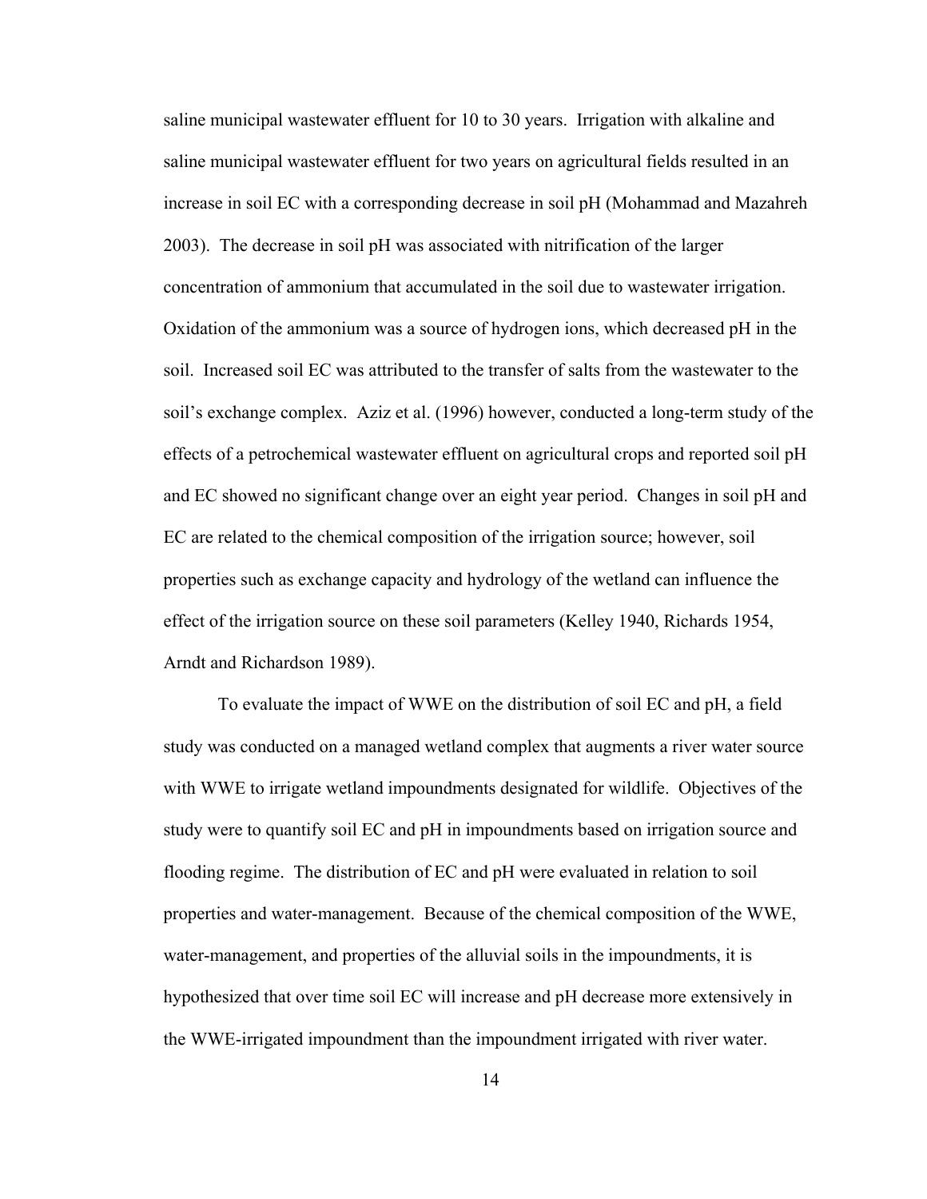saline municipal wastewater effluent for 10 to 30 years. Irrigation with alkaline and saline municipal wastewater effluent for two years on agricultural fields resulted in an increase in soil EC with a corresponding decrease in soil pH (Mohammad and Mazahreh 2003). The decrease in soil pH was associated with nitrification of the larger concentration of ammonium that accumulated in the soil due to wastewater irrigation. Oxidation of the ammonium was a source of hydrogen ions, which decreased pH in the soil. Increased soil EC was attributed to the transfer of salts from the wastewater to the soil's exchange complex. Aziz et al. (1996) however, conducted a long-term study of the effects of a petrochemical wastewater effluent on agricultural crops and reported soil pH and EC showed no significant change over an eight year period. Changes in soil pH and EC are related to the chemical composition of the irrigation source; however, soil properties such as exchange capacity and hydrology of the wetland can influence the effect of the irrigation source on these soil parameters (Kelley 1940, Richards 1954, Arndt and Richardson 1989).

To evaluate the impact of WWE on the distribution of soil EC and pH, a field study was conducted on a managed wetland complex that augments a river water source with WWE to irrigate wetland impoundments designated for wildlife. Objectives of the study were to quantify soil EC and pH in impoundments based on irrigation source and flooding regime. The distribution of EC and pH were evaluated in relation to soil properties and water-management. Because of the chemical composition of the WWE, water-management, and properties of the alluvial soils in the impoundments, it is hypothesized that over time soil EC will increase and pH decrease more extensively in the WWE-irrigated impoundment than the impoundment irrigated with river water.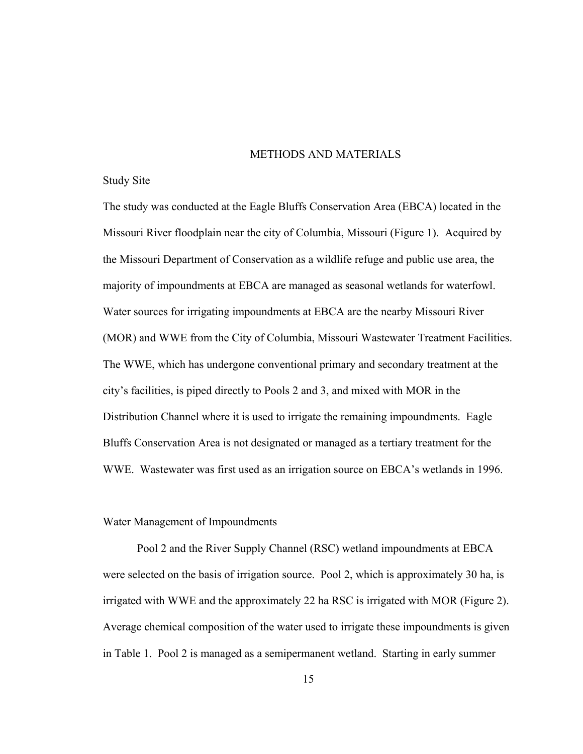# METHODS AND MATERIALS

## Study Site

The study was conducted at the Eagle Bluffs Conservation Area (EBCA) located in the Missouri River floodplain near the city of Columbia, Missouri (Figure 1). Acquired by the Missouri Department of Conservation as a wildlife refuge and public use area, the majority of impoundments at EBCA are managed as seasonal wetlands for waterfowl. Water sources for irrigating impoundments at EBCA are the nearby Missouri River (MOR) and WWE from the City of Columbia, Missouri Wastewater Treatment Facilities. The WWE, which has undergone conventional primary and secondary treatment at the city's facilities, is piped directly to Pools 2 and 3, and mixed with MOR in the Distribution Channel where it is used to irrigate the remaining impoundments. Eagle Bluffs Conservation Area is not designated or managed as a tertiary treatment for the WWE. Wastewater was first used as an irrigation source on EBCA's wetlands in 1996.

## Water Management of Impoundments

Pool 2 and the River Supply Channel (RSC) wetland impoundments at EBCA were selected on the basis of irrigation source. Pool 2, which is approximately 30 ha, is irrigated with WWE and the approximately 22 ha RSC is irrigated with MOR (Figure 2). Average chemical composition of the water used to irrigate these impoundments is given in Table 1. Pool 2 is managed as a semipermanent wetland. Starting in early summer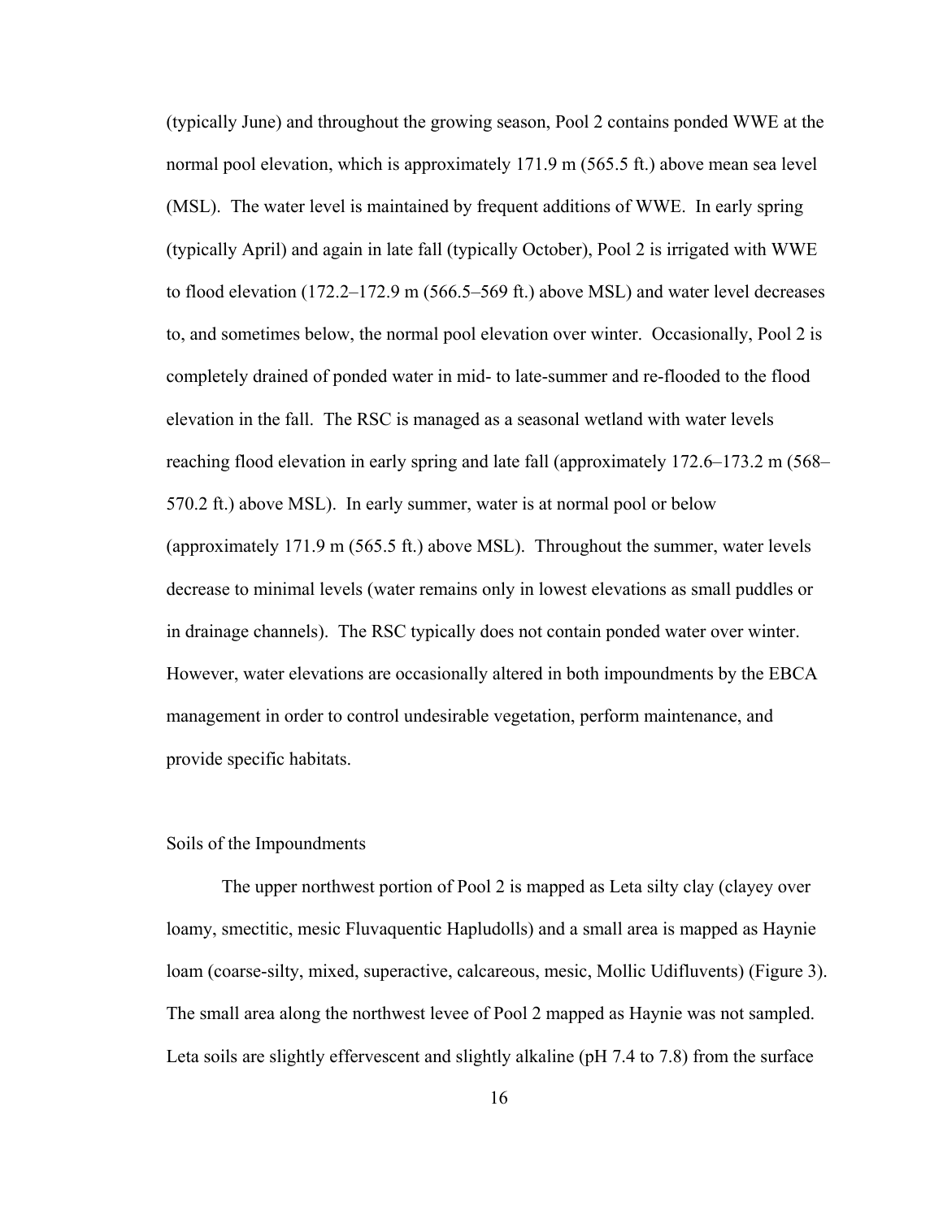(typically June) and throughout the growing season, Pool 2 contains ponded WWE at the normal pool elevation, which is approximately 171.9 m (565.5 ft.) above mean sea level (MSL). The water level is maintained by frequent additions of WWE. In early spring (typically April) and again in late fall (typically October), Pool 2 is irrigated with WWE to flood elevation (172.2–172.9 m (566.5–569 ft.) above MSL) and water level decreases to, and sometimes below, the normal pool elevation over winter. Occasionally, Pool 2 is completely drained of ponded water in mid- to late-summer and re-flooded to the flood elevation in the fall. The RSC is managed as a seasonal wetland with water levels reaching flood elevation in early spring and late fall (approximately 172.6–173.2 m (568–570.2 ft.) above MSL). In early summer, water is at normal pool or below (approximately 171.9 m (565.5 ft.) above MSL). Throughout the summer, water levels decrease to minimal levels (water remains only in lowest elevations as small puddles or in drainage channels). The RSC typically does not contain ponded water over winter. However, water elevations are occasionally altered in both impoundments by the EBCA management in order to control undesirable vegetation, perform maintenance, and provide specific habitats.

## Soils of the Impoundments

The upper northwest portion of Pool 2 is mapped as Leta silty clay (clayey over loamy, smectitic, mesic Fluvaquentic Hapludolls) and a small area is mapped as Haynie loam (coarse-silty, mixed, superactive, calcareous, mesic, Mollic Udifluvents) (Figure 3). The small area along the northwest levee of Pool 2 mapped as Haynie was not sampled. Leta soils are slightly effervescent and slightly alkaline (pH 7.4 to 7.8) from the surface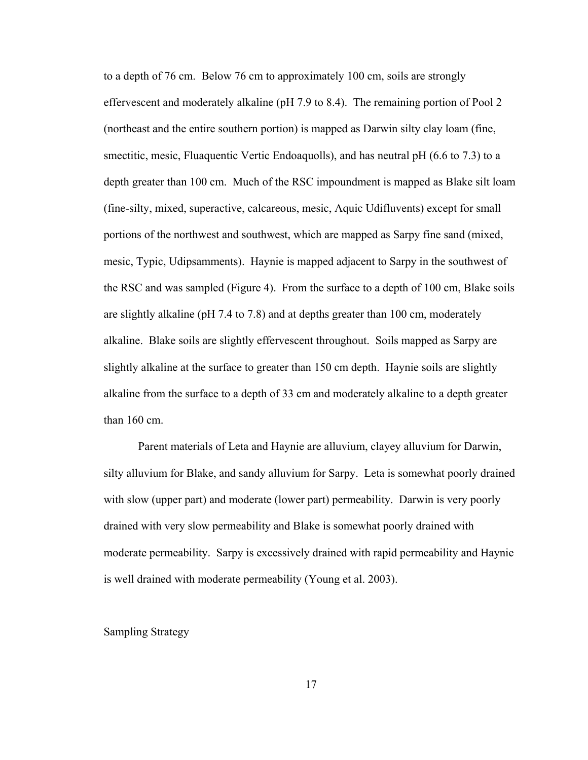to a depth of 76 cm. Below 76 cm to approximately 100 cm, soils are strongly effervescent and moderately alkaline (pH 7.9 to 8.4). The remaining portion of Pool 2 (northeast and the entire southern portion) is mapped as Darwin silty clay loam (fine, smectitic, mesic, Fluaquentic Vertic Endoaquolls), and has neutral pH (6.6 to 7.3) to a depth greater than 100 cm. Much of the RSC impoundment is mapped as Blake silt loam (fine-silty, mixed, superactive, calcareous, mesic, Aquic Udifluvents) except for small portions of the northwest and southwest, which are mapped as Sarpy fine sand (mixed, mesic, Typic, Udipsamments). Haynie is mapped adjacent to Sarpy in the southwest of the RSC and was sampled (Figure 4). From the surface to a depth of 100 cm, Blake soils are slightly alkaline (pH 7.4 to 7.8) and at depths greater than 100 cm, moderately alkaline. Blake soils are slightly effervescent throughout. Soils mapped as Sarpy are slightly alkaline at the surface to greater than 150 cm depth. Haynie soils are slightly alkaline from the surface to a depth of 33 cm and moderately alkaline to a depth greater than 160 cm.

Parent materials of Leta and Haynie are alluvium, clayey alluvium for Darwin, silty alluvium for Blake, and sandy alluvium for Sarpy. Leta is somewhat poorly drained with slow (upper part) and moderate (lower part) permeability. Darwin is very poorly drained with very slow permeability and Blake is somewhat poorly drained with moderate permeability. Sarpy is excessively drained with rapid permeability and Haynie is well drained with moderate permeability (Young et al. 2003).

## Sampling Strategy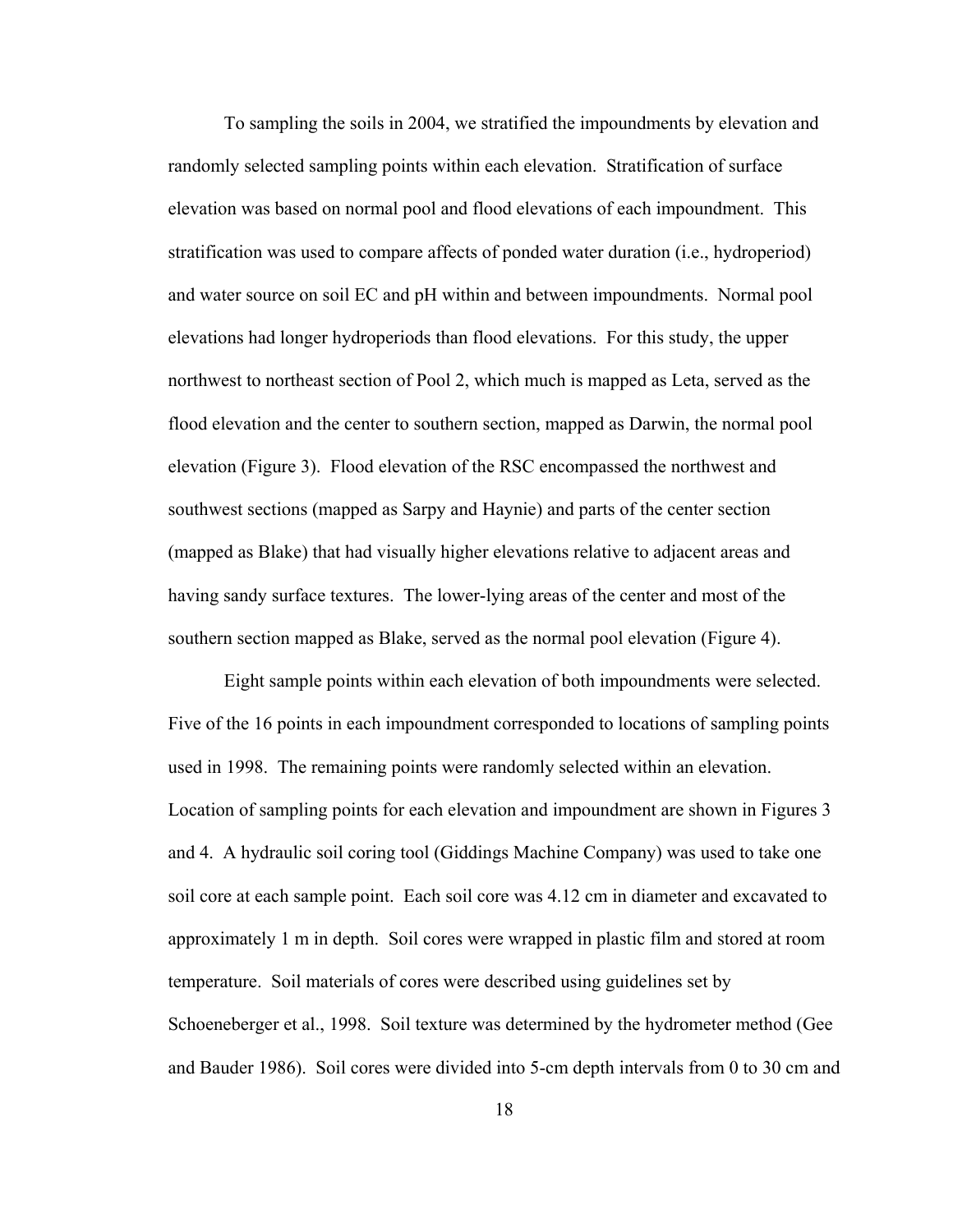To sampling the soils in 2004, we stratified the impoundments by elevation and randomly selected sampling points within each elevation. Stratification of surface elevation was based on normal pool and flood elevations of each impoundment. This stratification was used to compare affects of ponded water duration (i.e., hydroperiod) and water source on soil EC and pH within and between impoundments. Normal pool elevations had longer hydroperiods than flood elevations. For this study, the upper northwest to northeast section of Pool 2, which much is mapped as Leta, served as the flood elevation and the center to southern section, mapped as Darwin, the normal pool elevation (Figure 3). Flood elevation of the RSC encompassed the northwest and southwest sections (mapped as Sarpy and Haynie) and parts of the center section (mapped as Blake) that had visually higher elevations relative to adjacent areas and having sandy surface textures. The lower-lying areas of the center and most of the southern section mapped as Blake, served as the normal pool elevation (Figure 4).

Eight sample points within each elevation of both impoundments were selected. Five of the 16 points in each impoundment corresponded to locations of sampling points used in 1998. The remaining points were randomly selected within an elevation. Location of sampling points for each elevation and impoundment are shown in Figures 3 and 4. A hydraulic soil coring tool (Giddings Machine Company) was used to take one soil core at each sample point. Each soil core was 4.12 cm in diameter and excavated to approximately 1 m in depth. Soil cores were wrapped in plastic film and stored at room temperature. Soil materials of cores were described using guidelines set by Schoeneberger et al., 1998. Soil texture was determined by the hydrometer method (Gee and Bauder 1986). Soil cores were divided into 5-cm depth intervals from 0 to 30 cm and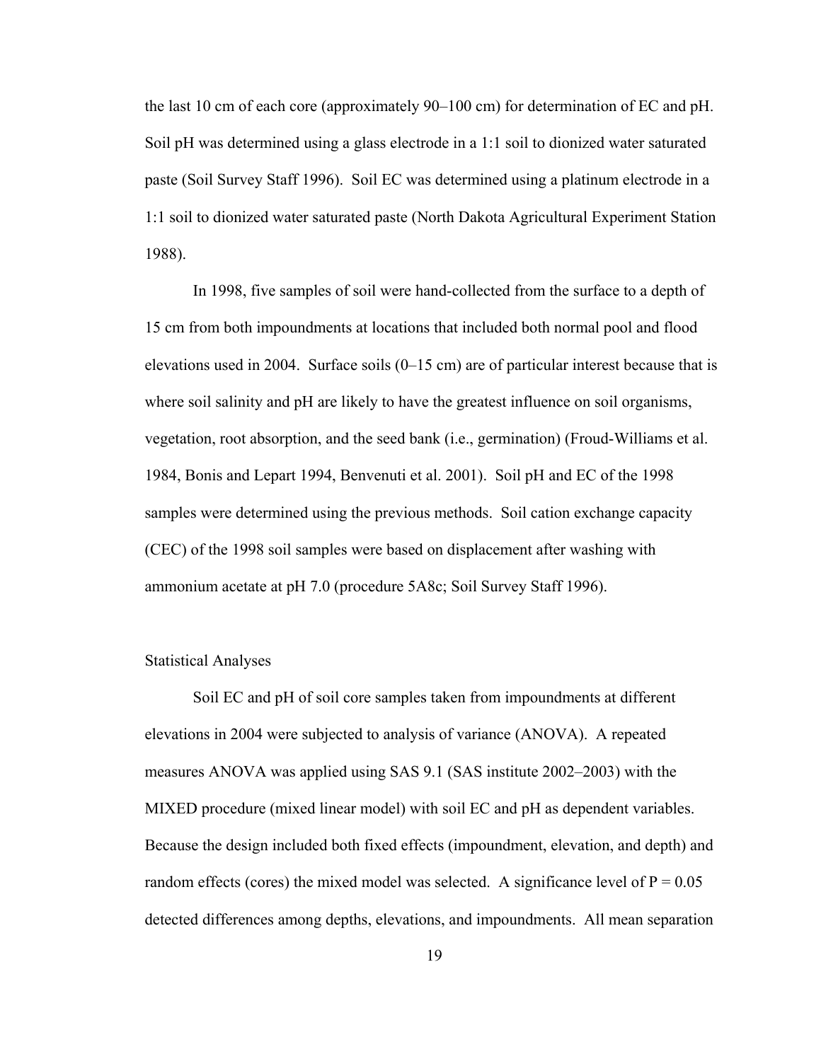the last 10 cm of each core (approximately 90–100 cm) for determination of EC and pH. Soil pH was determined using a glass electrode in a 1:1 soil to dionized water saturated paste (Soil Survey Staff 1996). Soil EC was determined using a platinum electrode in a 1:1 soil to dionized water saturated paste (North Dakota Agricultural Experiment Station 1988).

In 1998, five samples of soil were hand-collected from the surface to a depth of 15 cm from both impoundments at locations that included both normal pool and flood elevations used in 2004. Surface soils (0–15 cm) are of particular interest because that is where soil salinity and pH are likely to have the greatest influence on soil organisms, vegetation, root absorption, and the seed bank (i.e., germination) (Froud-Williams et al. 1984, Bonis and Lepart 1994, Benvenuti et al. 2001). Soil pH and EC of the 1998 samples were determined using the previous methods. Soil cation exchange capacity (CEC) of the 1998 soil samples were based on displacement after washing with ammonium acetate at pH 7.0 (procedure 5A8c; Soil Survey Staff 1996).

### Statistical Analyses

Soil EC and pH of soil core samples taken from impoundments at different elevations in 2004 were subjected to analysis of variance (ANOVA). A repeated measures ANOVA was applied using SAS 9.1 (SAS institute 2002–2003) with the MIXED procedure (mixed linear model) with soil EC and pH as dependent variables. Because the design included both fixed effects (impoundment, elevation, and depth) and random effects (cores) the mixed model was selected. A significance level of $P = 0.05$ detected differences among depths, elevations, and impoundments. All mean separation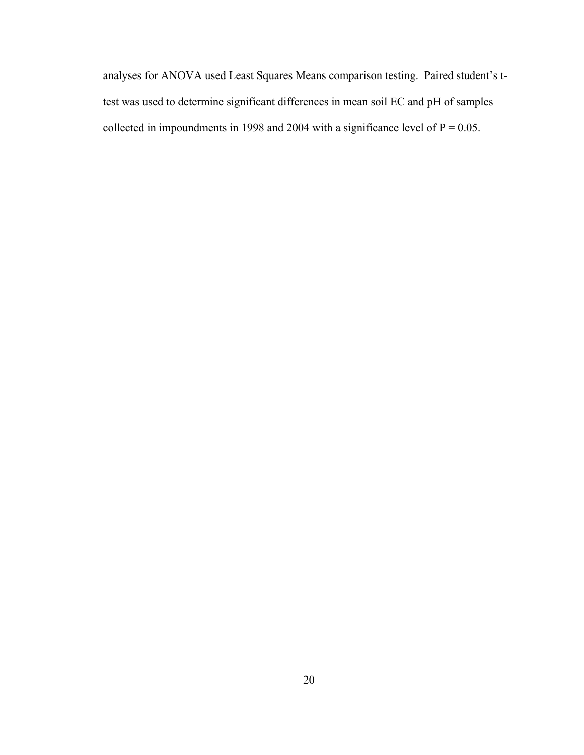analyses for ANOVA used Least Squares Means comparison testing. Paired student's t-test was used to determine significant differences in mean soil EC and pH of samples collected in impoundments in 1998 and 2004 with a significance level of $P = 0.05$.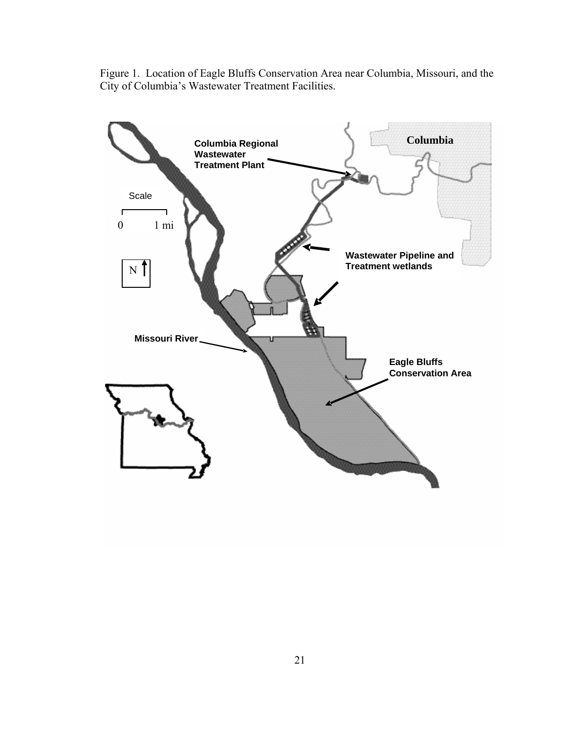Figure 1. Location of Eagle Bluffs Conservation Area near Columbia, Missouri, and the City of Columbia's Wastewater Treatment Facilities.

Columbia Regional Wastewater Treatment Plant

Columbia

Scale

0 1 mi

N

Wastewater Pipeline and Treatment wetlands

Missouri River

Eagle Bluffs Conservation Area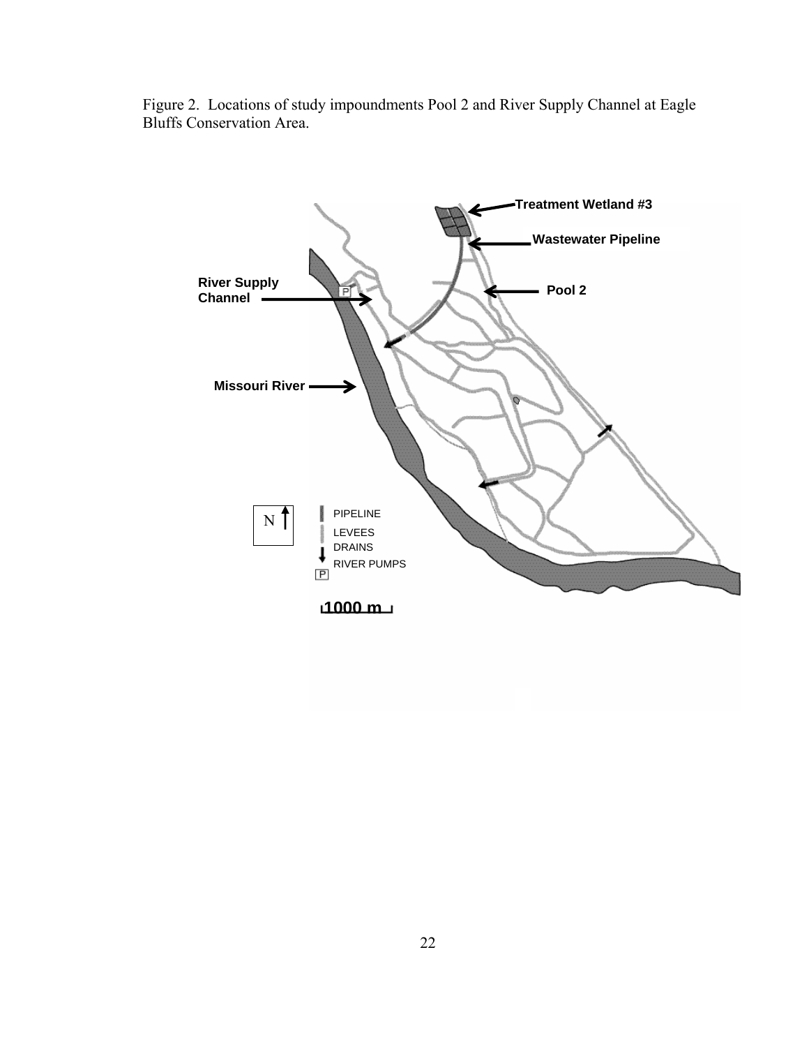Figure 2. Locations of study impoundments Pool 2 and River Supply Channel at Eagle Bluffs Conservation Area.

Treatment Wetland #3

Wastewater Pipeline

River Supply Channel

Pool 2

Missouri River

N

PIPELINE

LEVEES

DRAINS

RIVER PUMPS

1000 m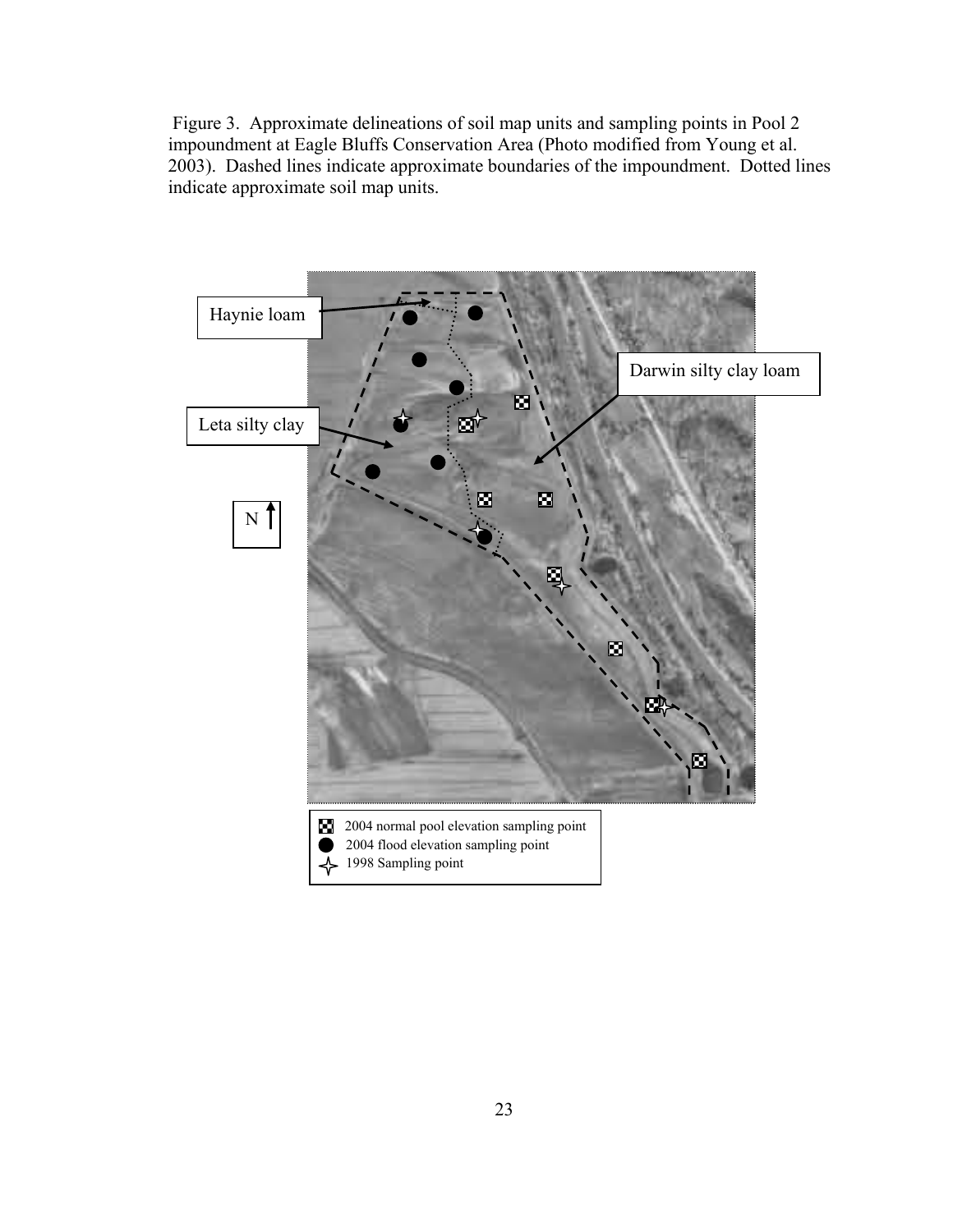Figure 3. Approximate delineations of soil map units and sampling points in Pool 2 impoundment at Eagle Bluffs Conservation Area (Photo modified from Young et al. 2003). Dashed lines indicate approximate boundaries of the impoundment. Dotted lines indicate approximate soil map units.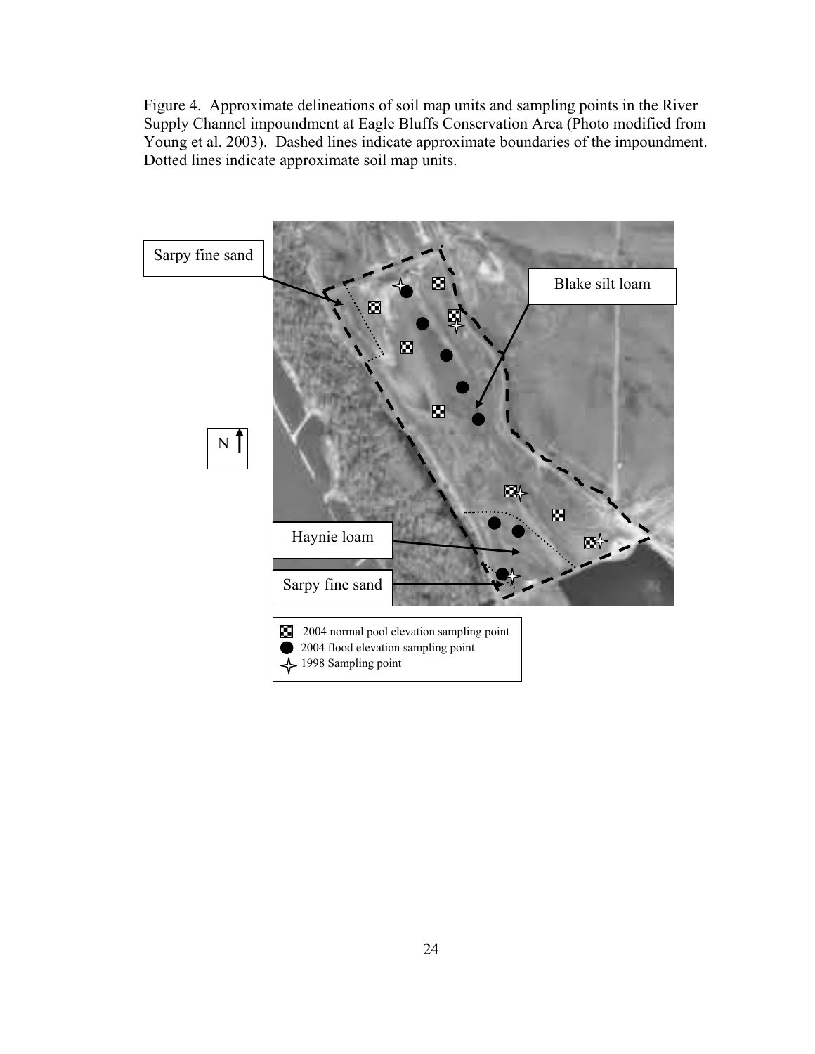Figure 4. Approximate delineations of soil map units and sampling points in the River Supply Channel impoundment at Eagle Bluffs Conservation Area (Photo modified from Young et al. 2003). Dashed lines indicate approximate boundaries of the impoundment. Dotted lines indicate approximate soil map units.

Sarpy fine sand

Blake silt loam

N

Haynie loam

Sarpy fine sand

2004 normal pool elevation sampling point
2004 flood elevation sampling point
1998 Sampling point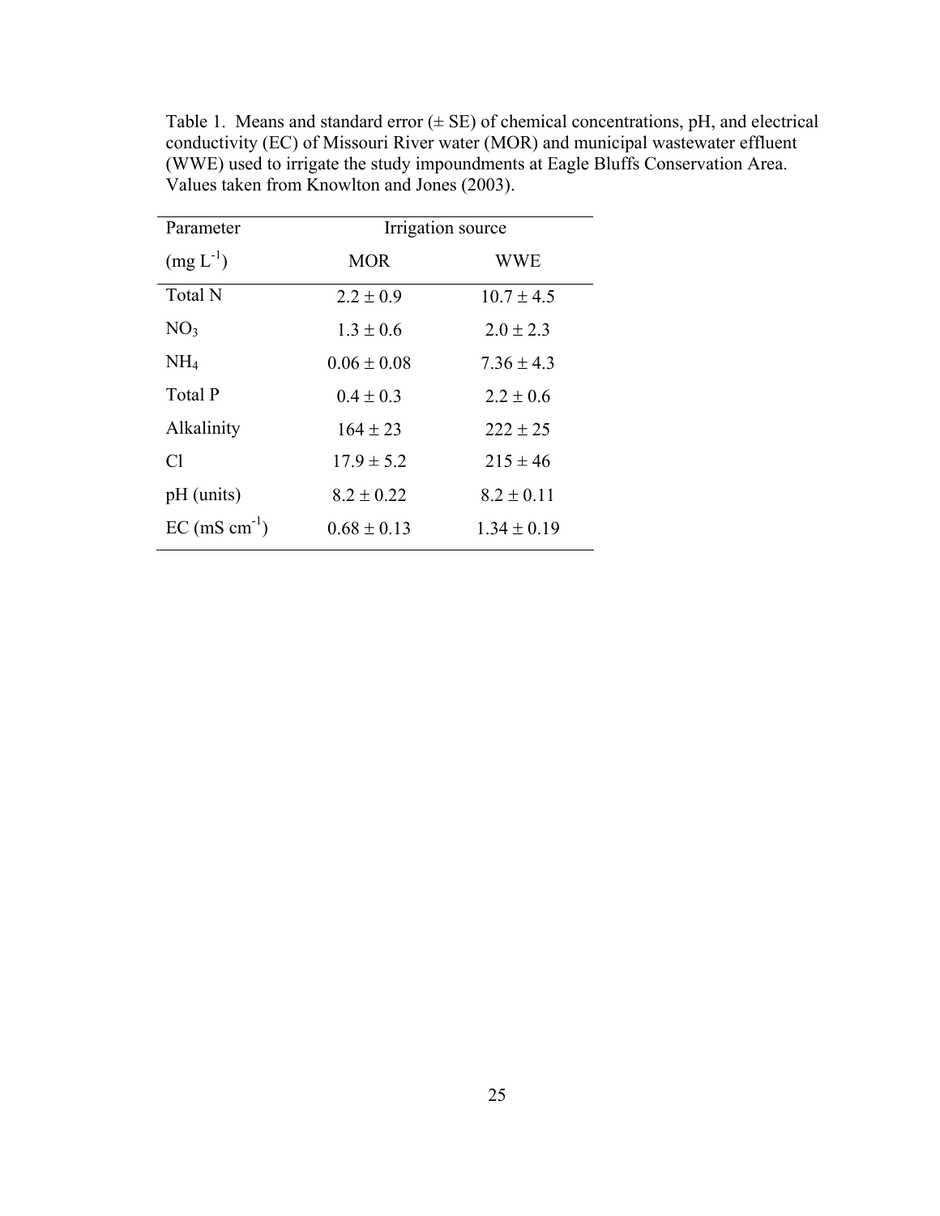Table 1. Means and standard error (± SE) of chemical concentrations, pH, and electrical conductivity (EC) of Missouri River water (MOR) and municipal wastewater effluent (WWE) used to irrigate the study impoundments at Eagle Bluffs Conservation Area. Values taken from Knowlton and Jones (2003).

| Parameter | Irrigation source | |
|---|---|---|
| (mg $L^{-1}$) | MOR | WWE |
| Total N | 2.2 ± 0.9 | 10.7 ± 4.5 |
| $NO_3$ | 1.3 ± 0.6 | 2.0 ± 2.3 |
| $NH_4$ | 0.06 ± 0.08 | 7.36 ± 4.3 |
| Total P | 0.4 ± 0.3 | 2.2 ± 0.6 |
| Alkalinity | 164 ± 23 | 222 ± 25 |
| Cl | 17.9 ± 5.2 | 215 ± 46 |
| pH (units) | 8.2 ± 0.22 | 8.2 ± 0.11 |
| EC (mS $cm^{-1}$) | 0.68 ± 0.13 | 1.34 ± 0.19 |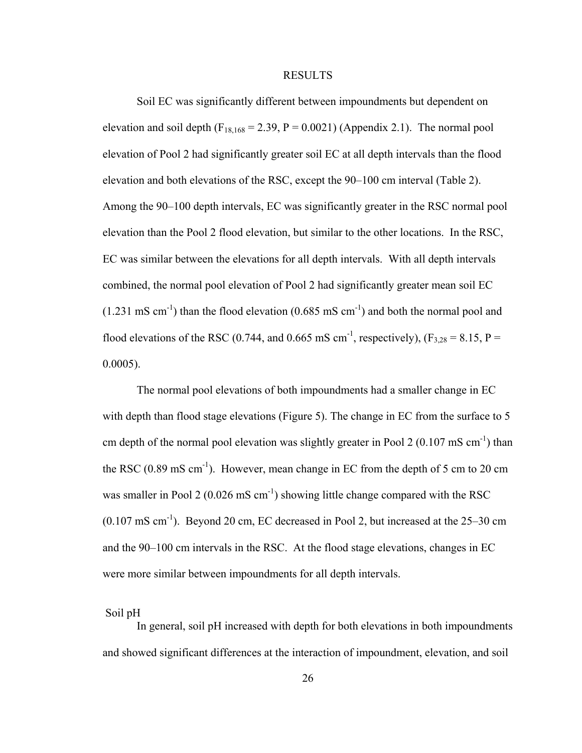# RESULTS

Soil EC was significantly different between impoundments but dependent on elevation and soil depth ($F_{18,168} = 2.39$, $P = 0.0021$) (Appendix 2.1). The normal pool elevation of Pool 2 had significantly greater soil EC at all depth intervals than the flood elevation and both elevations of the RSC, except the 90–100 cm interval (Table 2). Among the 90–100 depth intervals, EC was significantly greater in the RSC normal pool elevation than the Pool 2 flood elevation, but similar to the other locations. In the RSC, EC was similar between the elevations for all depth intervals. With all depth intervals combined, the normal pool elevation of Pool 2 had significantly greater mean soil EC (1.231 mS $cm^{-1}$) than the flood elevation (0.685 mS $cm^{-1}$) and both the normal pool and flood elevations of the RSC (0.744, and 0.665 mS $cm^{-1}$, respectively), ($F_{3,28} = 8.15$, $P = 0.0005$).

The normal pool elevations of both impoundments had a smaller change in EC with depth than flood stage elevations (Figure 5). The change in EC from the surface to 5 cm depth of the normal pool elevation was slightly greater in Pool 2 (0.107 mS $cm^{-1}$) than the RSC (0.89 mS $cm^{-1}$). However, mean change in EC from the depth of 5 cm to 20 cm was smaller in Pool 2 (0.026 mS $cm^{-1}$) showing little change compared with the RSC (0.107 mS $cm^{-1}$). Beyond 20 cm, EC decreased in Pool 2, but increased at the 25–30 cm and the 90–100 cm intervals in the RSC. At the flood stage elevations, changes in EC were more similar between impoundments for all depth intervals.

## Soil pH

In general, soil pH increased with depth for both elevations in both impoundments and showed significant differences at the interaction of impoundment, elevation, and soil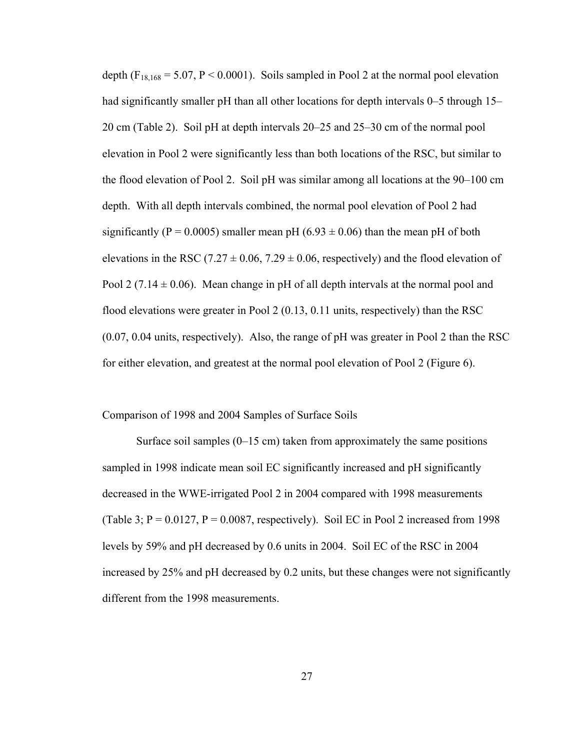depth ($F_{18,168} = 5.07$, $P < 0.0001$). Soils sampled in Pool 2 at the normal pool elevation had significantly smaller pH than all other locations for depth intervals 0–5 through 15–20 cm (Table 2). Soil pH at depth intervals 20–25 and 25–30 cm of the normal pool elevation in Pool 2 were significantly less than both locations of the RSC, but similar to the flood elevation of Pool 2. Soil pH was similar among all locations at the 90–100 cm depth. With all depth intervals combined, the normal pool elevation of Pool 2 had significantly ($P = 0.0005$) smaller mean pH ($6.93 \pm 0.06$) than the mean pH of both elevations in the RSC ($7.27 \pm 0.06$, $7.29 \pm 0.06$, respectively) and the flood elevation of Pool 2 ($7.14 \pm 0.06$). Mean change in pH of all depth intervals at the normal pool and flood elevations were greater in Pool 2 (0.13, 0.11 units, respectively) than the RSC (0.07, 0.04 units, respectively). Also, the range of pH was greater in Pool 2 than the RSC for either elevation, and greatest at the normal pool elevation of Pool 2 (Figure 6).

## Comparison of 1998 and 2004 Samples of Surface Soils

Surface soil samples (0–15 cm) taken from approximately the same positions sampled in 1998 indicate mean soil EC significantly increased and pH significantly decreased in the WWE-irrigated Pool 2 in 2004 compared with 1998 measurements (Table 3; $P = 0.0127$, $P = 0.0087$, respectively). Soil EC in Pool 2 increased from 1998 levels by 59% and pH decreased by 0.6 units in 2004. Soil EC of the RSC in 2004 increased by 25% and pH decreased by 0.2 units, but these changes were not significantly different from the 1998 measurements.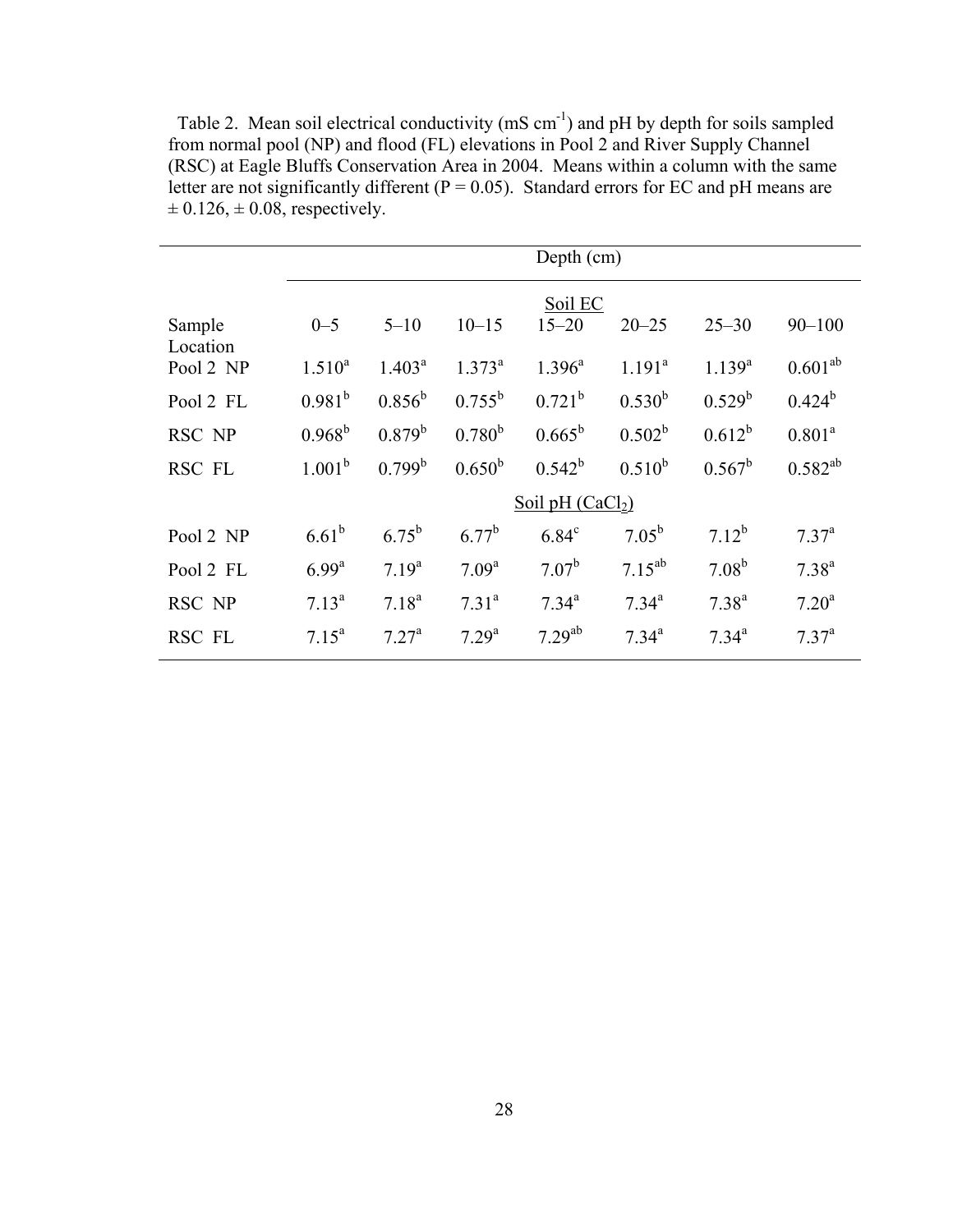Table 2. Mean soil electrical conductivity (mS $cm^{-1}$) and pH by depth for soils sampled from normal pool (NP) and flood (FL) elevations in Pool 2 and River Supply Channel (RSC) at Eagle Bluffs Conservation Area in 2004. Means within a column with the same letter are not significantly different (P = 0.05). Standard errors for EC and pH means are ± 0.126, ± 0.08, respectively.

| | Depth (cm) | | | | | | |
|---|---|---|---|---|---|---|---|
| | | | | Soil EC | | | |
| Sample Location | 0–5 | 5–10 | 10–15 | 15–20 | 20–25 | 25–30 | 90–100 |
| Pool 2 NP | $1.510^{a}$ | $1.403^{a}$ | $1.373^{a}$ | $1.396^{a}$ | $1.191^{a}$ | $1.139^{a}$ | $0.601^{ab}$ |
| Pool 2 FL | $0.981^{b}$ | $0.856^{b}$ | $0.755^{b}$ | $0.721^{b}$ | $0.530^{b}$ | $0.529^{b}$ | $0.424^{b}$ |
| RSC NP | $0.968^{b}$ | $0.879^{b}$ | $0.780^{b}$ | $0.665^{b}$ | $0.502^{b}$ | $0.612^{b}$ | $0.801^{a}$ |
| RSC FL | $1.001^{b}$ | $0.799^{b}$ | $0.650^{b}$ | $0.542^{b}$ | $0.510^{b}$ | $0.567^{b}$ | $0.582^{ab}$ |
| | | | | Soil pH ($CaCl_2$) | | | |
| Pool 2 NP | $6.61^{b}$ | $6.75^{b}$ | $6.77^{b}$ | $6.84^{c}$ | $7.05^{b}$ | $7.12^{b}$ | $7.37^{a}$ |
| Pool 2 FL | $6.99^{a}$ | $7.19^{a}$ | $7.09^{a}$ | $7.07^{b}$ | $7.15^{ab}$ | $7.08^{b}$ | $7.38^{a}$ |
| RSC NP | $7.13^{a}$ | $7.18^{a}$ | $7.31^{a}$ | $7.34^{a}$ | $7.34^{a}$ | $7.38^{a}$ | $7.20^{a}$ |
| RSC FL | $7.15^{a}$ | $7.27^{a}$ | $7.29^{a}$ | $7.29^{ab}$ | $7.34^{a}$ | $7.34^{a}$ | $7.37^{a}$ |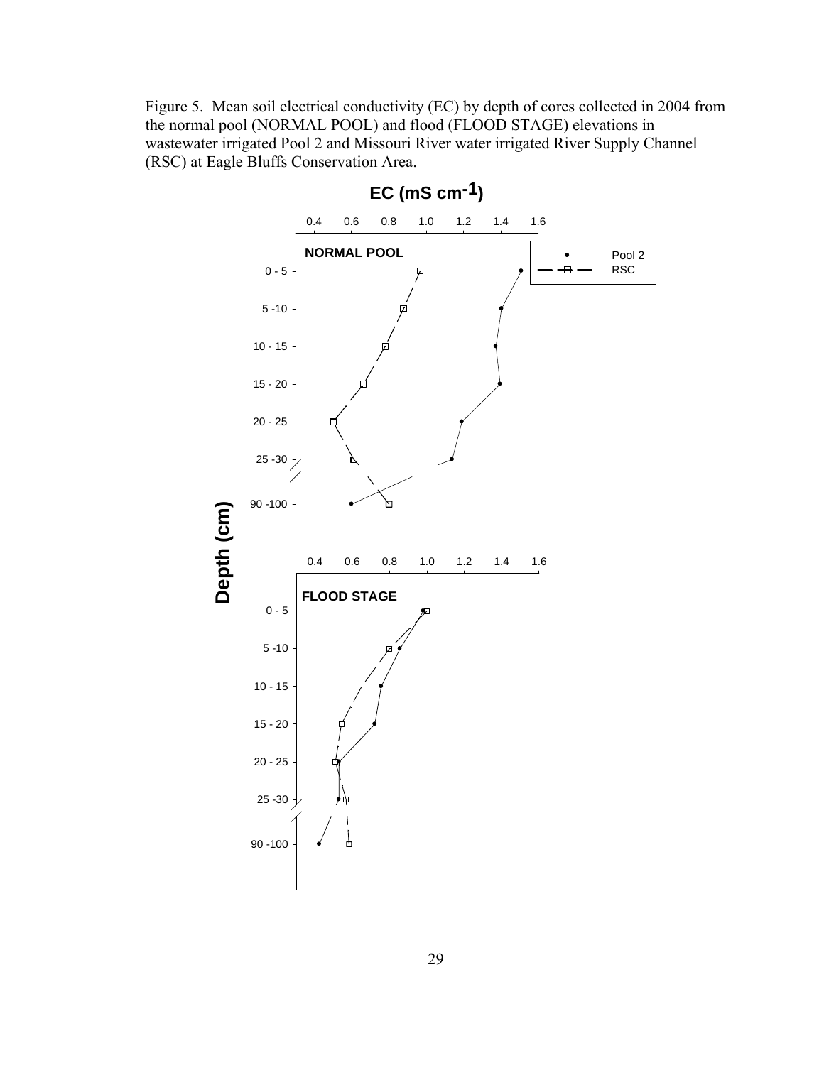Figure 5. Mean soil electrical conductivity (EC) by depth of cores collected in 2004 from the normal pool (NORMAL POOL) and flood (FLOOD STAGE) elevations in wastewater irrigated Pool 2 and Missouri River water irrigated River Supply Channel (RSC) at Eagle Bluffs Conservation Area.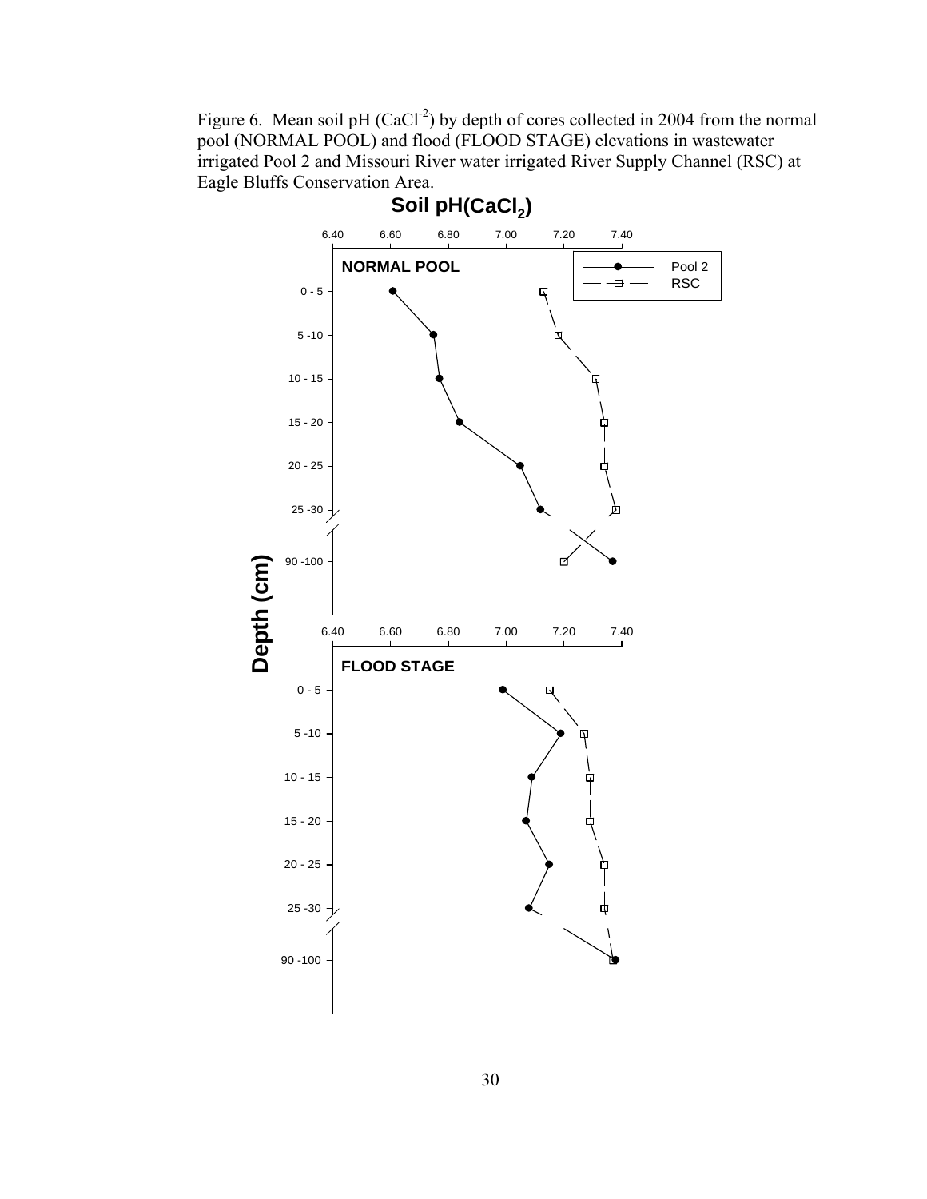Figure 6. Mean soil pH ($CaCl^{-2}$) by depth of cores collected in 2004 from the normal pool (NORMAL POOL) and flood (FLOOD STAGE) elevations in wastewater irrigated Pool 2 and Missouri River water irrigated River Supply Channel (RSC) at Eagle Bluffs Conservation Area.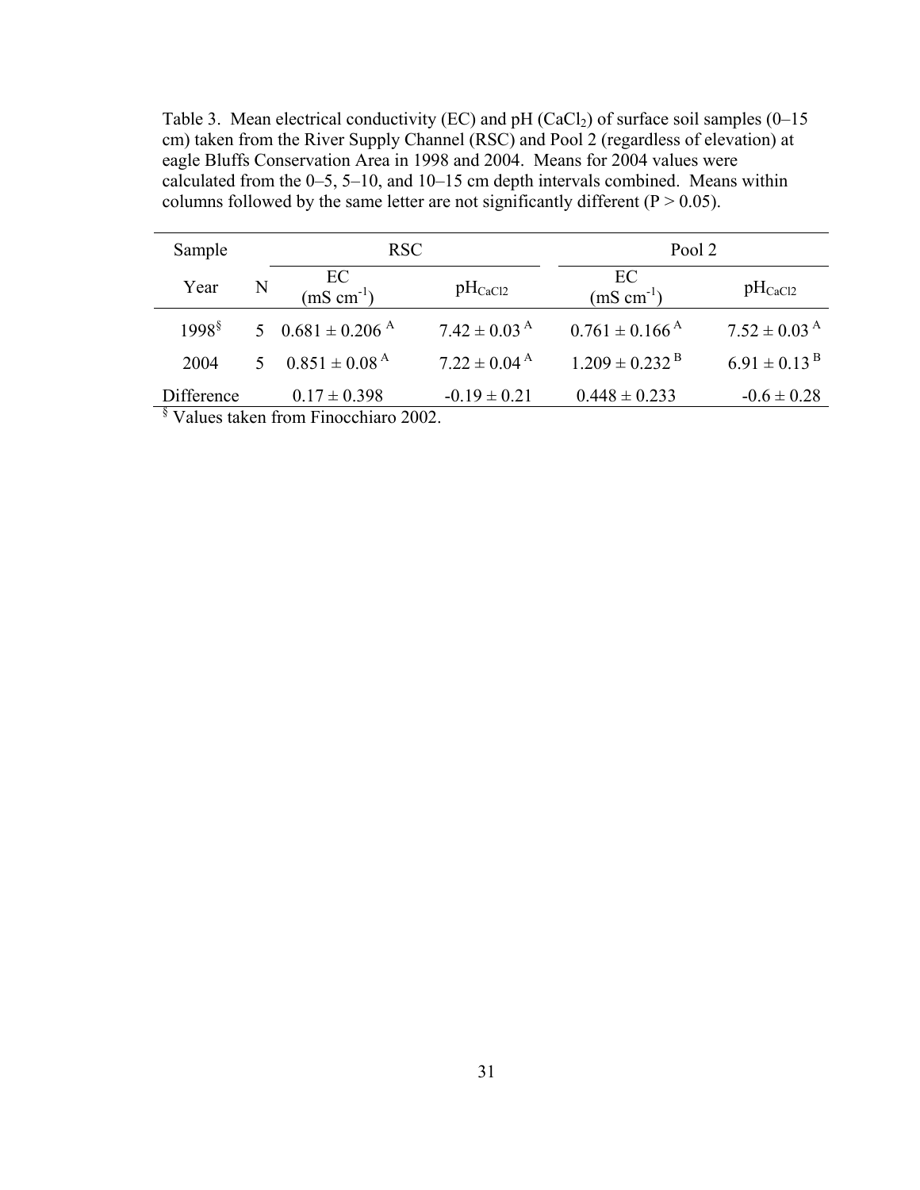Table 3. Mean electrical conductivity (EC) and pH ($CaCl_2$) of surface soil samples (0–15 cm) taken from the River Supply Channel (RSC) and Pool 2 (regardless of elevation) at eagle Bluffs Conservation Area in 1998 and 2004. Means for 2004 values were calculated from the 0–5, 5–10, and 10–15 cm depth intervals combined. Means within columns followed by the same letter are not significantly different ($P > 0.05$).

| Sample | | RSC | | Pool 2 | |
|---|---|---|---|---|---|
| Year | N | EC (mS $cm^{-1}$) | $pH_{CaCl2}$ | EC (mS $cm^{-1}$) | $pH_{CaCl2}$ |
| 1998[§] | 5 | $0.681 \pm 0.206^{A}$ | $7.42 \pm 0.03^{A}$ | $0.761 \pm 0.166^{A}$ | $7.52 \pm 0.03^{A}$ |
| 2004 | 5 | $0.851 \pm 0.08^{A}$ | $7.22 \pm 0.04^{A}$ | $1.209 \pm 0.232^{B}$ | $6.91 \pm 0.13^{B}$ |
| Difference | | $0.17 \pm 0.398$ | $-0.19 \pm 0.21$ | $0.448 \pm 0.233$ | $-0.6 \pm 0.28$ |

[§] Values taken from Finocchiaro 2002.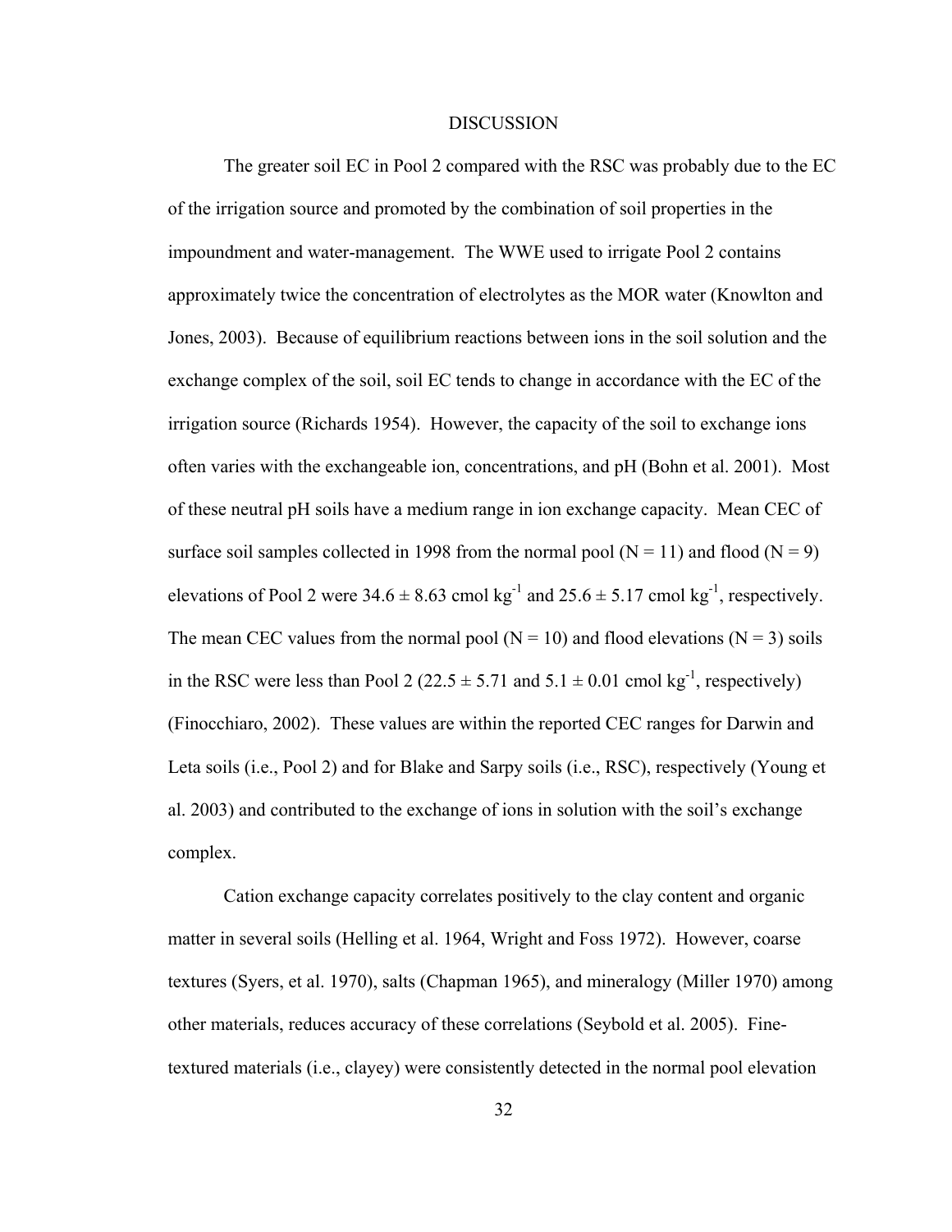# DISCUSSION

The greater soil EC in Pool 2 compared with the RSC was probably due to the EC of the irrigation source and promoted by the combination of soil properties in the impoundment and water-management. The WWE used to irrigate Pool 2 contains approximately twice the concentration of electrolytes as the MOR water (Knowlton and Jones, 2003). Because of equilibrium reactions between ions in the soil solution and the exchange complex of the soil, soil EC tends to change in accordance with the EC of the irrigation source (Richards 1954). However, the capacity of the soil to exchange ions often varies with the exchangeable ion, concentrations, and pH (Bohn et al. 2001). Most of these neutral pH soils have a medium range in ion exchange capacity. Mean CEC of surface soil samples collected in 1998 from the normal pool (N = 11) and flood (N = 9) elevations of Pool 2 were $34.6 \pm 8.63$ cmol kg$^{-1}$ and $25.6 \pm 5.17$ cmol kg$^{-1}$, respectively. The mean CEC values from the normal pool (N = 10) and flood elevations (N = 3) soils in the RSC were less than Pool 2 ($22.5 \pm 5.71$ and $5.1 \pm 0.01$ cmol kg$^{-1}$, respectively) (Finocchiaro, 2002). These values are within the reported CEC ranges for Darwin and Leta soils (i.e., Pool 2) and for Blake and Sarpy soils (i.e., RSC), respectively (Young et al. 2003) and contributed to the exchange of ions in solution with the soil's exchange complex.

Cation exchange capacity correlates positively to the clay content and organic matter in several soils (Helling et al. 1964, Wright and Foss 1972). However, coarse textures (Syers, et al. 1970), salts (Chapman 1965), and mineralogy (Miller 1970) among other materials, reduces accuracy of these correlations (Seybold et al. 2005). Fine-textured materials (i.e., clayey) were consistently detected in the normal pool elevation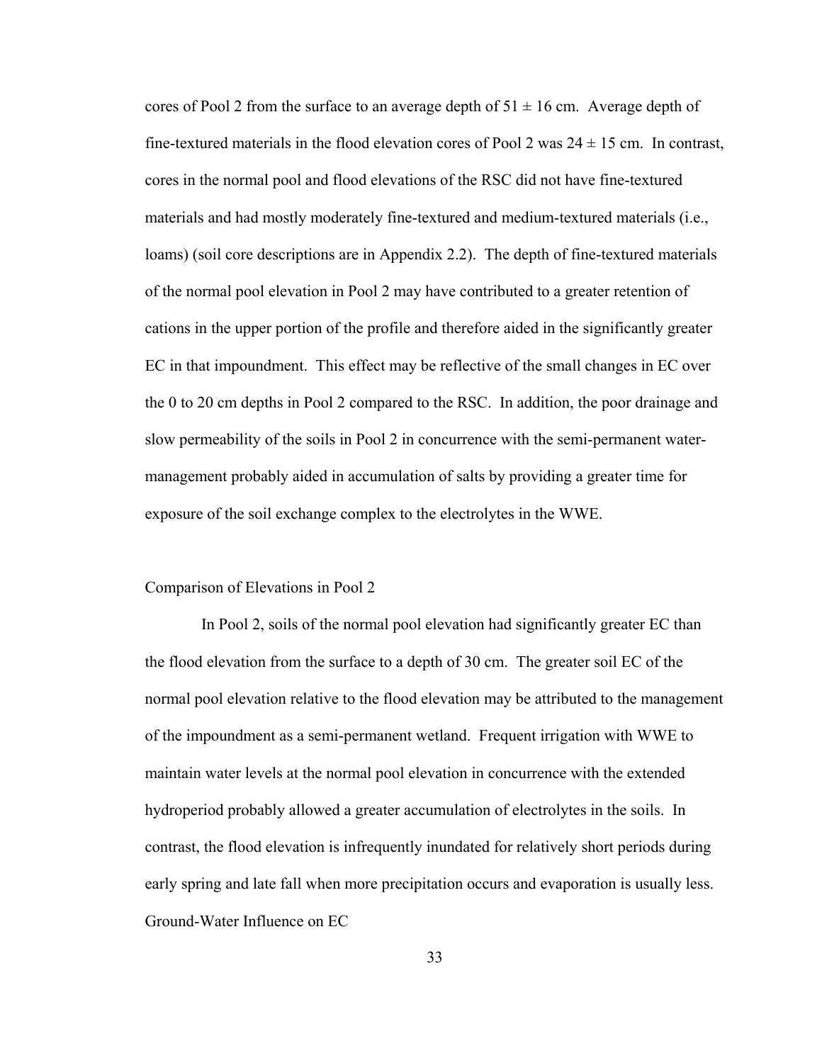cores of Pool 2 from the surface to an average depth of $51 \pm 16$ cm. Average depth of fine-textured materials in the flood elevation cores of Pool 2 was $24 \pm 15$ cm. In contrast, cores in the normal pool and flood elevations of the RSC did not have fine-textured materials and had mostly moderately fine-textured and medium-textured materials (i.e., loams) (soil core descriptions are in Appendix 2.2). The depth of fine-textured materials of the normal pool elevation in Pool 2 may have contributed to a greater retention of cations in the upper portion of the profile and therefore aided in the significantly greater EC in that impoundment. This effect may be reflective of the small changes in EC over the 0 to 20 cm depths in Pool 2 compared to the RSC. In addition, the poor drainage and slow permeability of the soils in Pool 2 in concurrence with the semi-permanent water-management probably aided in accumulation of salts by providing a greater time for exposure of the soil exchange complex to the electrolytes in the WWE.

### Comparison of Elevations in Pool 2

In Pool 2, soils of the normal pool elevation had significantly greater EC than the flood elevation from the surface to a depth of 30 cm. The greater soil EC of the normal pool elevation relative to the flood elevation may be attributed to the management of the impoundment as a semi-permanent wetland. Frequent irrigation with WWE to maintain water levels at the normal pool elevation in concurrence with the extended hydroperiod probably allowed a greater accumulation of electrolytes in the soils. In contrast, the flood elevation is infrequently inundated for relatively short periods during early spring and late fall when more precipitation occurs and evaporation is usually less.

### Ground-Water Influence on EC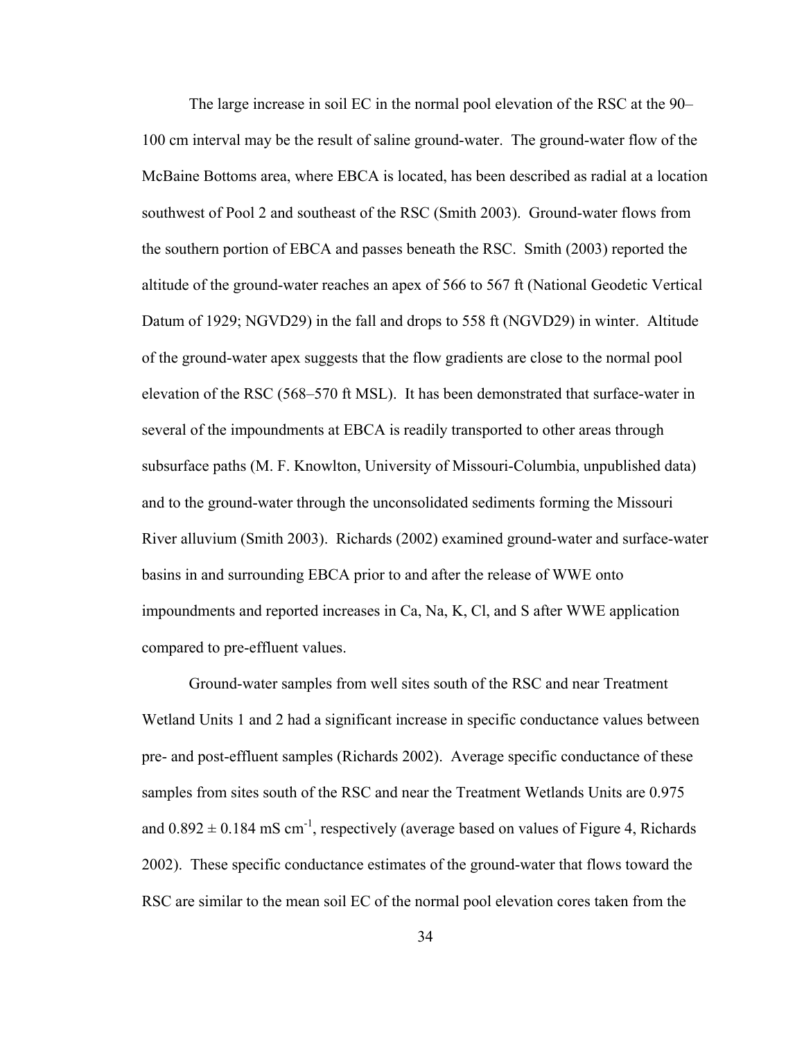The large increase in soil EC in the normal pool elevation of the RSC at the 90–100 cm interval may be the result of saline ground-water. The ground-water flow of the McBaine Bottoms area, where EBCA is located, has been described as radial at a location southwest of Pool 2 and southeast of the RSC (Smith 2003). Ground-water flows from the southern portion of EBCA and passes beneath the RSC. Smith (2003) reported the altitude of the ground-water reaches an apex of 566 to 567 ft (National Geodetic Vertical Datum of 1929; NGVD29) in the fall and drops to 558 ft (NGVD29) in winter. Altitude of the ground-water apex suggests that the flow gradients are close to the normal pool elevation of the RSC (568–570 ft MSL). It has been demonstrated that surface-water in several of the impoundments at EBCA is readily transported to other areas through subsurface paths (M. F. Knowlton, University of Missouri-Columbia, unpublished data) and to the ground-water through the unconsolidated sediments forming the Missouri River alluvium (Smith 2003). Richards (2002) examined ground-water and surface-water basins in and surrounding EBCA prior to and after the release of WWE onto impoundments and reported increases in Ca, Na, K, Cl, and S after WWE application compared to pre-effluent values.

Ground-water samples from well sites south of the RSC and near Treatment Wetland Units 1 and 2 had a significant increase in specific conductance values between pre- and post-effluent samples (Richards 2002). Average specific conductance of these samples from sites south of the RSC and near the Treatment Wetlands Units are 0.975 and $0.892 \pm 0.184$ mS $cm^{-1}$, respectively (average based on values of Figure 4, Richards 2002). These specific conductance estimates of the ground-water that flows toward the RSC are similar to the mean soil EC of the normal pool elevation cores taken from the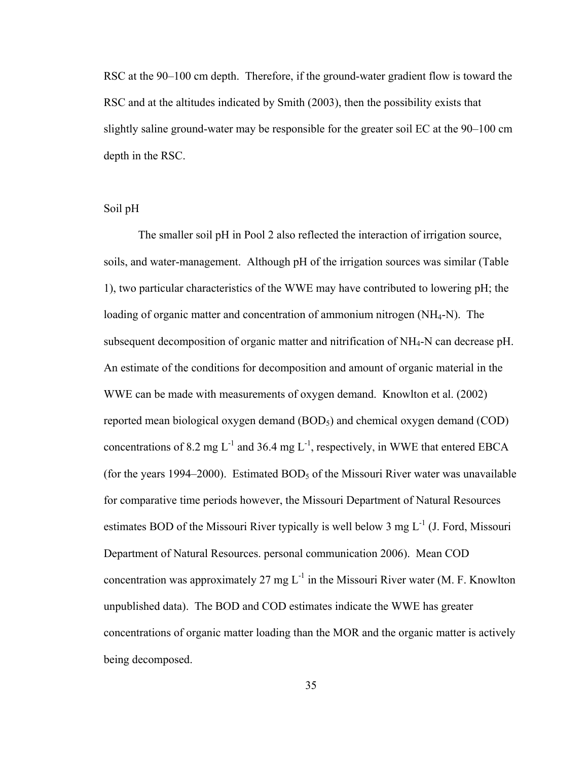RSC at the 90–100 cm depth. Therefore, if the ground-water gradient flow is toward the RSC and at the altitudes indicated by Smith (2003), then the possibility exists that slightly saline ground-water may be responsible for the greater soil EC at the 90–100 cm depth in the RSC.

### Soil pH

The smaller soil pH in Pool 2 also reflected the interaction of irrigation source, soils, and water-management. Although pH of the irrigation sources was similar (Table 1), two particular characteristics of the WWE may have contributed to lowering pH; the loading of organic matter and concentration of ammonium nitrogen ($NH_4$-N). The subsequent decomposition of organic matter and nitrification of $NH_4$-N can decrease pH. An estimate of the conditions for decomposition and amount of organic material in the WWE can be made with measurements of oxygen demand. Knowlton et al. (2002) reported mean biological oxygen demand ($BOD_5$) and chemical oxygen demand (COD) concentrations of 8.2 mg $L^{-1}$ and 36.4 mg $L^{-1}$, respectively, in WWE that entered EBCA (for the years 1994–2000). Estimated $BOD_5$ of the Missouri River water was unavailable for comparative time periods however, the Missouri Department of Natural Resources estimates BOD of the Missouri River typically is well below 3 mg $L^{-1}$ (J. Ford, Missouri Department of Natural Resources. personal communication 2006). Mean COD concentration was approximately 27 mg $L^{-1}$ in the Missouri River water (M. F. Knowlton unpublished data). The BOD and COD estimates indicate the WWE has greater concentrations of organic matter loading than the MOR and the organic matter is actively being decomposed.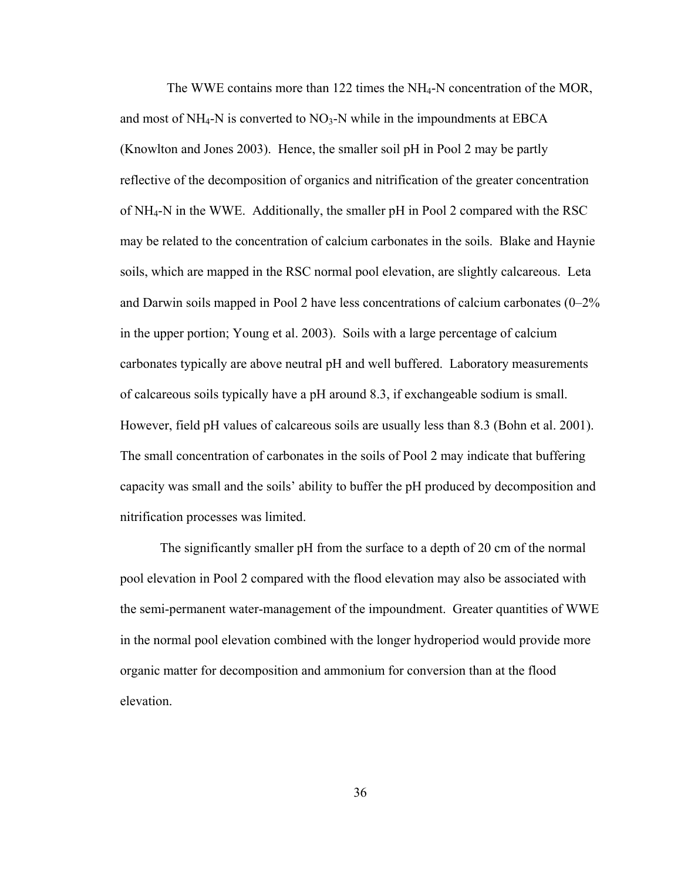The WWE contains more than 122 times the $NH_4$-N concentration of the MOR, and most of $NH_4$-N is converted to $NO_3$-N while in the impoundments at EBCA (Knowlton and Jones 2003). Hence, the smaller soil pH in Pool 2 may be partly reflective of the decomposition of organics and nitrification of the greater concentration of $NH_4$-N in the WWE. Additionally, the smaller pH in Pool 2 compared with the RSC may be related to the concentration of calcium carbonates in the soils. Blake and Haynie soils, which are mapped in the RSC normal pool elevation, are slightly calcareous. Leta and Darwin soils mapped in Pool 2 have less concentrations of calcium carbonates (0–2% in the upper portion; Young et al. 2003). Soils with a large percentage of calcium carbonates typically are above neutral pH and well buffered. Laboratory measurements of calcareous soils typically have a pH around 8.3, if exchangeable sodium is small. However, field pH values of calcareous soils are usually less than 8.3 (Bohn et al. 2001). The small concentration of carbonates in the soils of Pool 2 may indicate that buffering capacity was small and the soils' ability to buffer the pH produced by decomposition and nitrification processes was limited.

The significantly smaller pH from the surface to a depth of 20 cm of the normal pool elevation in Pool 2 compared with the flood elevation may also be associated with the semi-permanent water-management of the impoundment. Greater quantities of WWE in the normal pool elevation combined with the longer hydroperiod would provide more organic matter for decomposition and ammonium for conversion than at the flood elevation.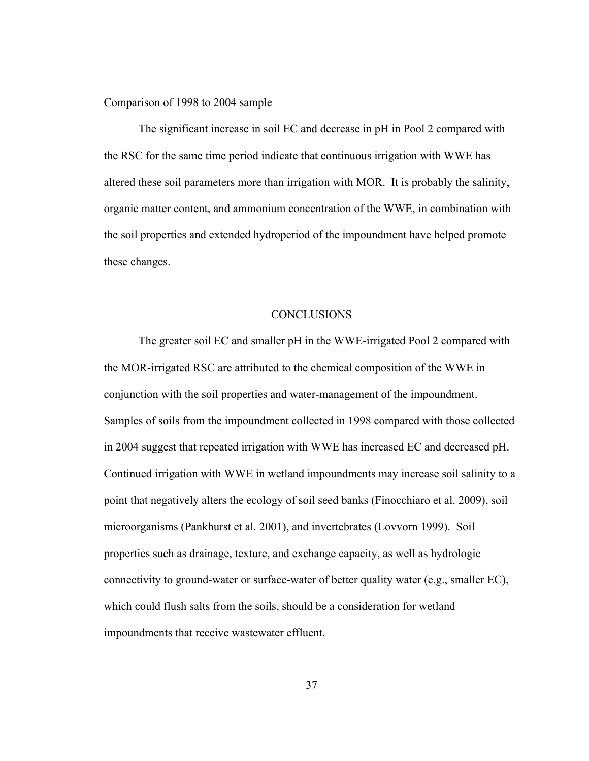### Comparison of 1998 to 2004 sample

The significant increase in soil EC and decrease in pH in Pool 2 compared with the RSC for the same time period indicate that continuous irrigation with WWE has altered these soil parameters more than irrigation with MOR. It is probably the salinity, organic matter content, and ammonium concentration of the WWE, in combination with the soil properties and extended hydroperiod of the impoundment have helped promote these changes.

## CONCLUSIONS

The greater soil EC and smaller pH in the WWE-irrigated Pool 2 compared with the MOR-irrigated RSC are attributed to the chemical composition of the WWE in conjunction with the soil properties and water-management of the impoundment. Samples of soils from the impoundment collected in 1998 compared with those collected in 2004 suggest that repeated irrigation with WWE has increased EC and decreased pH. Continued irrigation with WWE in wetland impoundments may increase soil salinity to a point that negatively alters the ecology of soil seed banks (Finocchiaro et al. 2009), soil microorganisms (Pankhurst et al. 2001), and invertebrates (Lovvorn 1999). Soil properties such as drainage, texture, and exchange capacity, as well as hydrologic connectivity to ground-water or surface-water of better quality water (e.g., smaller EC), which could flush salts from the soils, should be a consideration for wetland impoundments that receive wastewater effluent.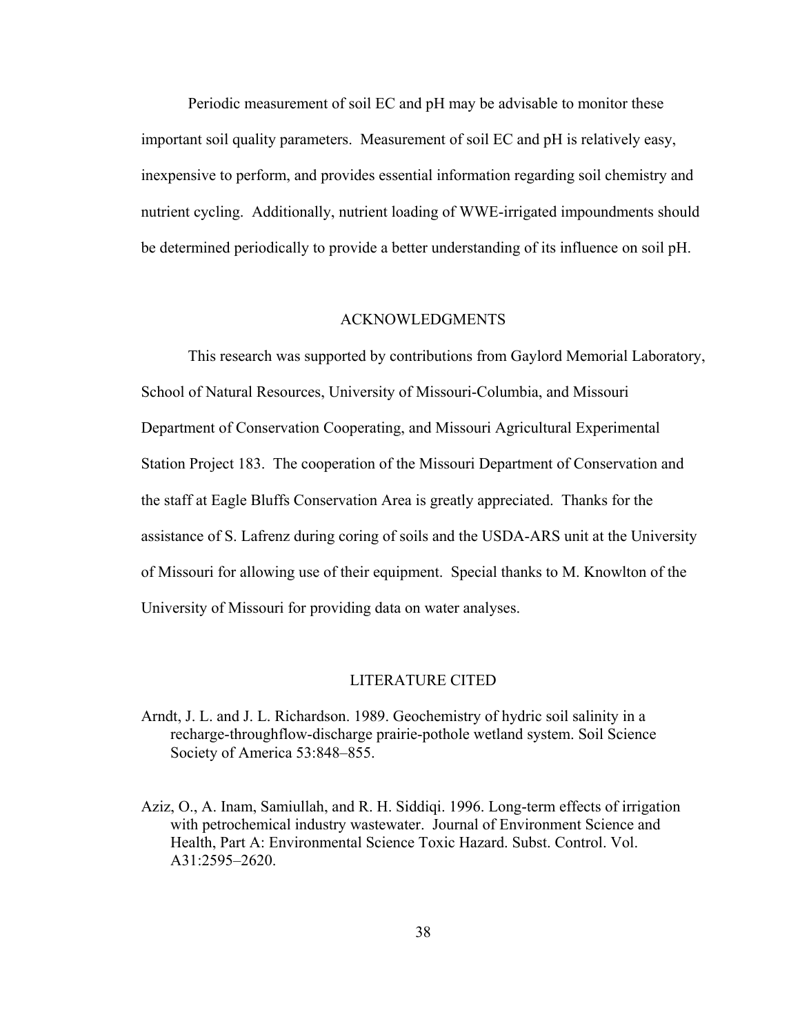Periodic measurement of soil EC and pH may be advisable to monitor these important soil quality parameters. Measurement of soil EC and pH is relatively easy, inexpensive to perform, and provides essential information regarding soil chemistry and nutrient cycling. Additionally, nutrient loading of WWE-irrigated impoundments should be determined periodically to provide a better understanding of its influence on soil pH.

## ACKNOWLEDGMENTS

This research was supported by contributions from Gaylord Memorial Laboratory, School of Natural Resources, University of Missouri-Columbia, and Missouri Department of Conservation Cooperating, and Missouri Agricultural Experimental Station Project 183. The cooperation of the Missouri Department of Conservation and the staff at Eagle Bluffs Conservation Area is greatly appreciated. Thanks for the assistance of S. Lafrenz during coring of soils and the USDA-ARS unit at the University of Missouri for allowing use of their equipment. Special thanks to M. Knowlton of the University of Missouri for providing data on water analyses.

## LITERATURE CITED

Arndt, J. L. and J. L. Richardson. 1989. Geochemistry of hydric soil salinity in a recharge-throughflow-discharge prairie-pothole wetland system. Soil Science Society of America 53:848–855.

Aziz, O., A. Inam, Samiullah, and R. H. Siddiqi. 1996. Long-term effects of irrigation with petrochemical industry wastewater. Journal of Environment Science and Health, Part A: Environmental Science Toxic Hazard. Subst. Control. Vol. A31:2595–2620.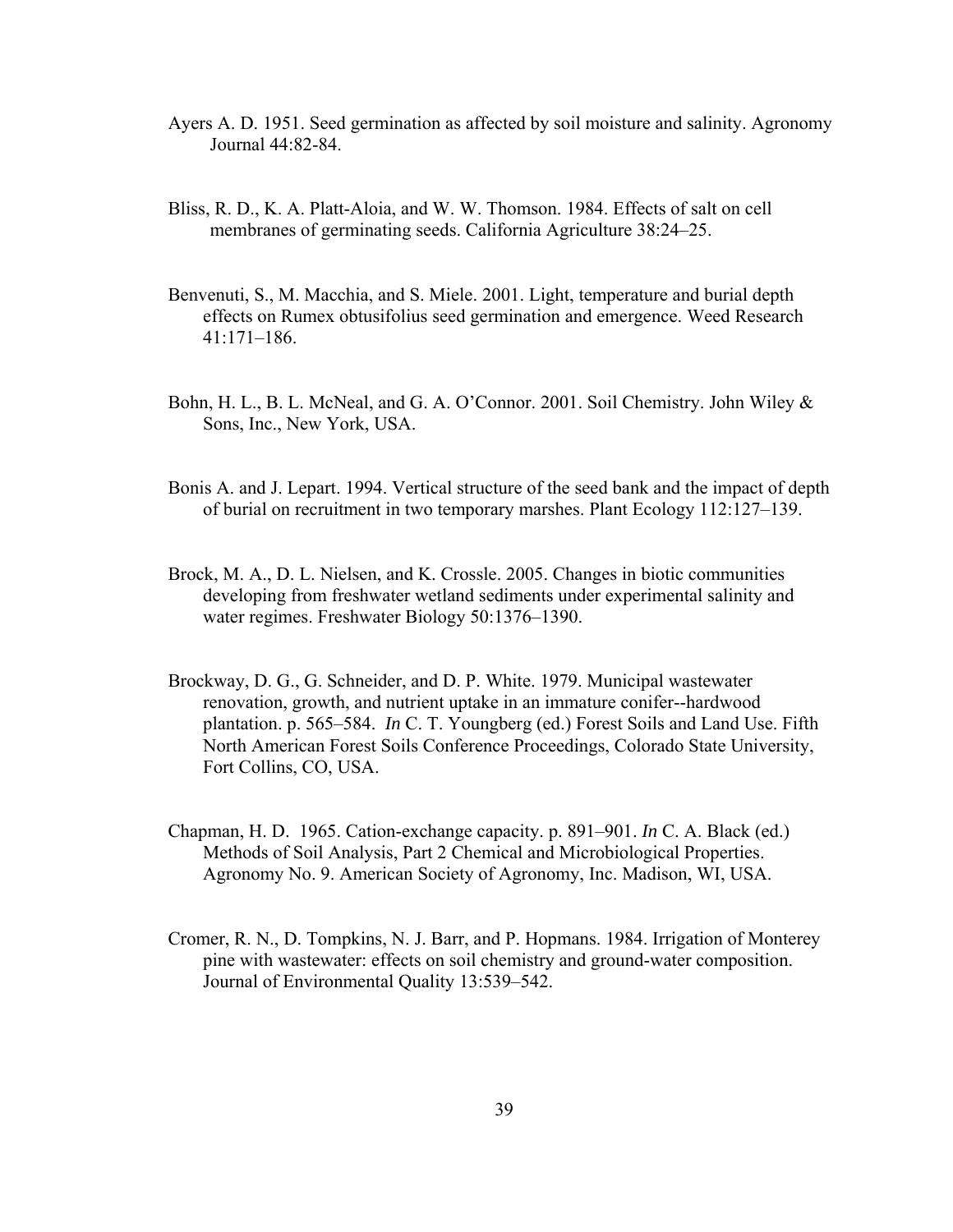Ayers A. D. 1951. Seed germination as affected by soil moisture and salinity. Agronomy Journal 44:82-84.

Bliss, R. D., K. A. Platt-Aloia, and W. W. Thomson. 1984. Effects of salt on cell membranes of germinating seeds. California Agriculture 38:24–25.

Benvenuti, S., M. Macchia, and S. Miele. 2001. Light, temperature and burial depth effects on Rumex obtusifolius seed germination and emergence. Weed Research 41:171–186.

Bohn, H. L., B. L. McNeal, and G. A. O'Connor. 2001. Soil Chemistry. John Wiley & Sons, Inc., New York, USA.

Bonis A. and J. Lepart. 1994. Vertical structure of the seed bank and the impact of depth of burial on recruitment in two temporary marshes. Plant Ecology 112:127–139.

Brock, M. A., D. L. Nielsen, and K. Crossle. 2005. Changes in biotic communities developing from freshwater wetland sediments under experimental salinity and water regimes. Freshwater Biology 50:1376–1390.

Brockway, D. G., G. Schneider, and D. P. White. 1979. Municipal wastewater renovation, growth, and nutrient uptake in an immature conifer--hardwood plantation. p. 565–584. *In* C. T. Youngberg (ed.) Forest Soils and Land Use. Fifth North American Forest Soils Conference Proceedings, Colorado State University, Fort Collins, CO, USA.

Chapman, H. D. 1965. Cation-exchange capacity. p. 891–901. *In* C. A. Black (ed.) Methods of Soil Analysis, Part 2 Chemical and Microbiological Properties. Agronomy No. 9. American Society of Agronomy, Inc. Madison, WI, USA.

Cromer, R. N., D. Tompkins, N. J. Barr, and P. Hopmans. 1984. Irrigation of Monterey pine with wastewater: effects on soil chemistry and ground-water composition. Journal of Environmental Quality 13:539–542.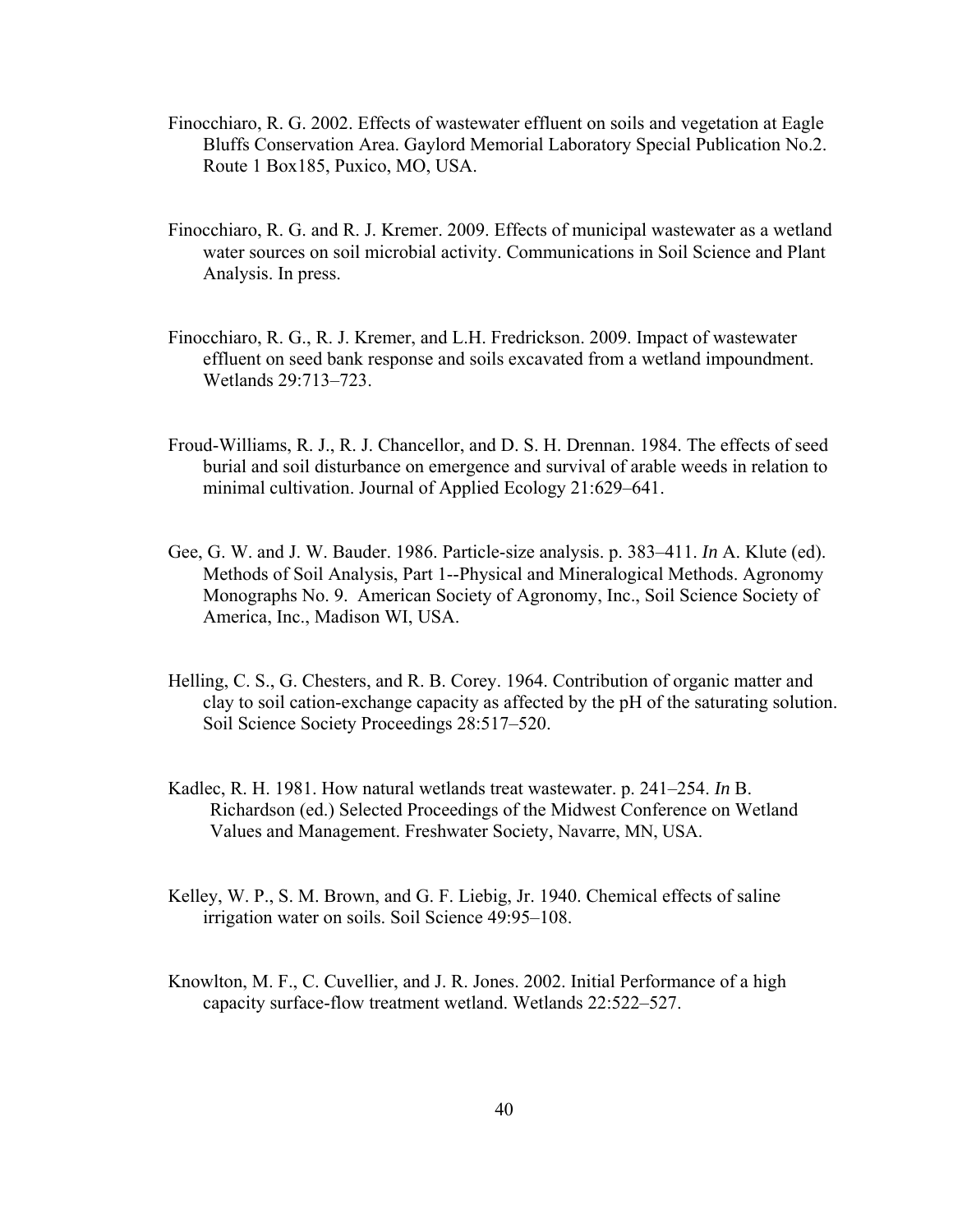Finocchiaro, R. G. 2002. Effects of wastewater effluent on soils and vegetation at Eagle Bluffs Conservation Area. Gaylord Memorial Laboratory Special Publication No.2. Route 1 Box185, Puxico, MO, USA.

Finocchiaro, R. G. and R. J. Kremer. 2009. Effects of municipal wastewater as a wetland water sources on soil microbial activity. Communications in Soil Science and Plant Analysis. In press.

Finocchiaro, R. G., R. J. Kremer, and L.H. Fredrickson. 2009. Impact of wastewater effluent on seed bank response and soils excavated from a wetland impoundment. Wetlands 29:713–723.

Froud-Williams, R. J., R. J. Chancellor, and D. S. H. Drennan. 1984. The effects of seed burial and soil disturbance on emergence and survival of arable weeds in relation to minimal cultivation. Journal of Applied Ecology 21:629–641.

Gee, G. W. and J. W. Bauder. 1986. Particle-size analysis. p. 383–411. *In* A. Klute (ed). Methods of Soil Analysis, Part 1--Physical and Mineralogical Methods. Agronomy Monographs No. 9. American Society of Agronomy, Inc., Soil Science Society of America, Inc., Madison WI, USA.

Helling, C. S., G. Chesters, and R. B. Corey. 1964. Contribution of organic matter and clay to soil cation-exchange capacity as affected by the pH of the saturating solution. Soil Science Society Proceedings 28:517–520.

Kadlec, R. H. 1981. How natural wetlands treat wastewater. p. 241–254. *In* B. Richardson (ed.) Selected Proceedings of the Midwest Conference on Wetland Values and Management. Freshwater Society, Navarre, MN, USA.

Kelley, W. P., S. M. Brown, and G. F. Liebig, Jr. 1940. Chemical effects of saline irrigation water on soils. Soil Science 49:95–108.

Knowlton, M. F., C. Cuvellier, and J. R. Jones. 2002. Initial Performance of a high capacity surface-flow treatment wetland. Wetlands 22:522–527.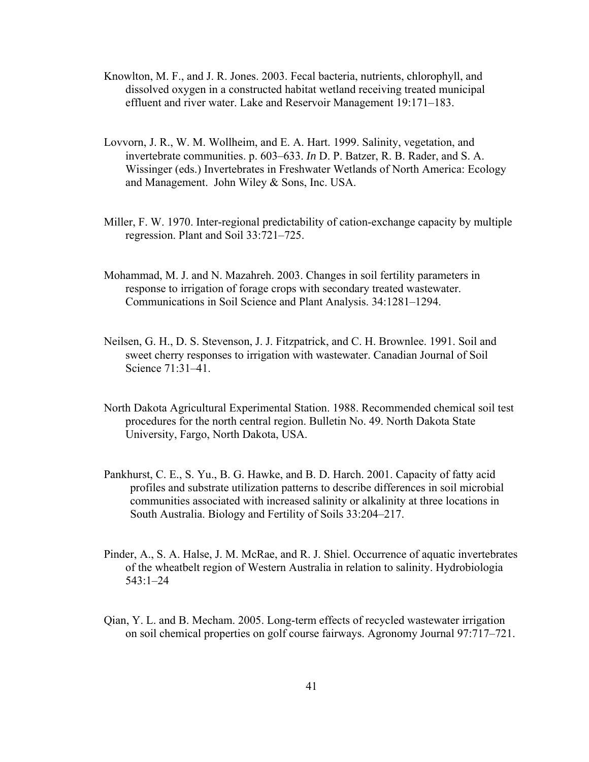Knowlton, M. F., and J. R. Jones. 2003. Fecal bacteria, nutrients, chlorophyll, and dissolved oxygen in a constructed habitat wetland receiving treated municipal effluent and river water. Lake and Reservoir Management 19:171–183.

Lovvorn, J. R., W. M. Wollheim, and E. A. Hart. 1999. Salinity, vegetation, and invertebrate communities. p. 603–633. *In* D. P. Batzer, R. B. Rader, and S. A. Wissinger (eds.) Invertebrates in Freshwater Wetlands of North America: Ecology and Management. John Wiley & Sons, Inc. USA.

Miller, F. W. 1970. Inter-regional predictability of cation-exchange capacity by multiple regression. Plant and Soil 33:721–725.

Mohammad, M. J. and N. Mazahreh. 2003. Changes in soil fertility parameters in response to irrigation of forage crops with secondary treated wastewater. Communications in Soil Science and Plant Analysis. 34:1281–1294.

Neilsen, G. H., D. S. Stevenson, J. J. Fitzpatrick, and C. H. Brownlee. 1991. Soil and sweet cherry responses to irrigation with wastewater. Canadian Journal of Soil Science 71:31–41.

North Dakota Agricultural Experimental Station. 1988. Recommended chemical soil test procedures for the north central region. Bulletin No. 49. North Dakota State University, Fargo, North Dakota, USA.

Pankhurst, C. E., S. Yu., B. G. Hawke, and B. D. Harch. 2001. Capacity of fatty acid profiles and substrate utilization patterns to describe differences in soil microbial communities associated with increased salinity or alkalinity at three locations in South Australia. Biology and Fertility of Soils 33:204–217.

Pinder, A., S. A. Halse, J. M. McRae, and R. J. Shiel. Occurrence of aquatic invertebrates of the wheatbelt region of Western Australia in relation to salinity. Hydrobiologia 543:1–24

Qian, Y. L. and B. Mecham. 2005. Long-term effects of recycled wastewater irrigation on soil chemical properties on golf course fairways. Agronomy Journal 97:717–721.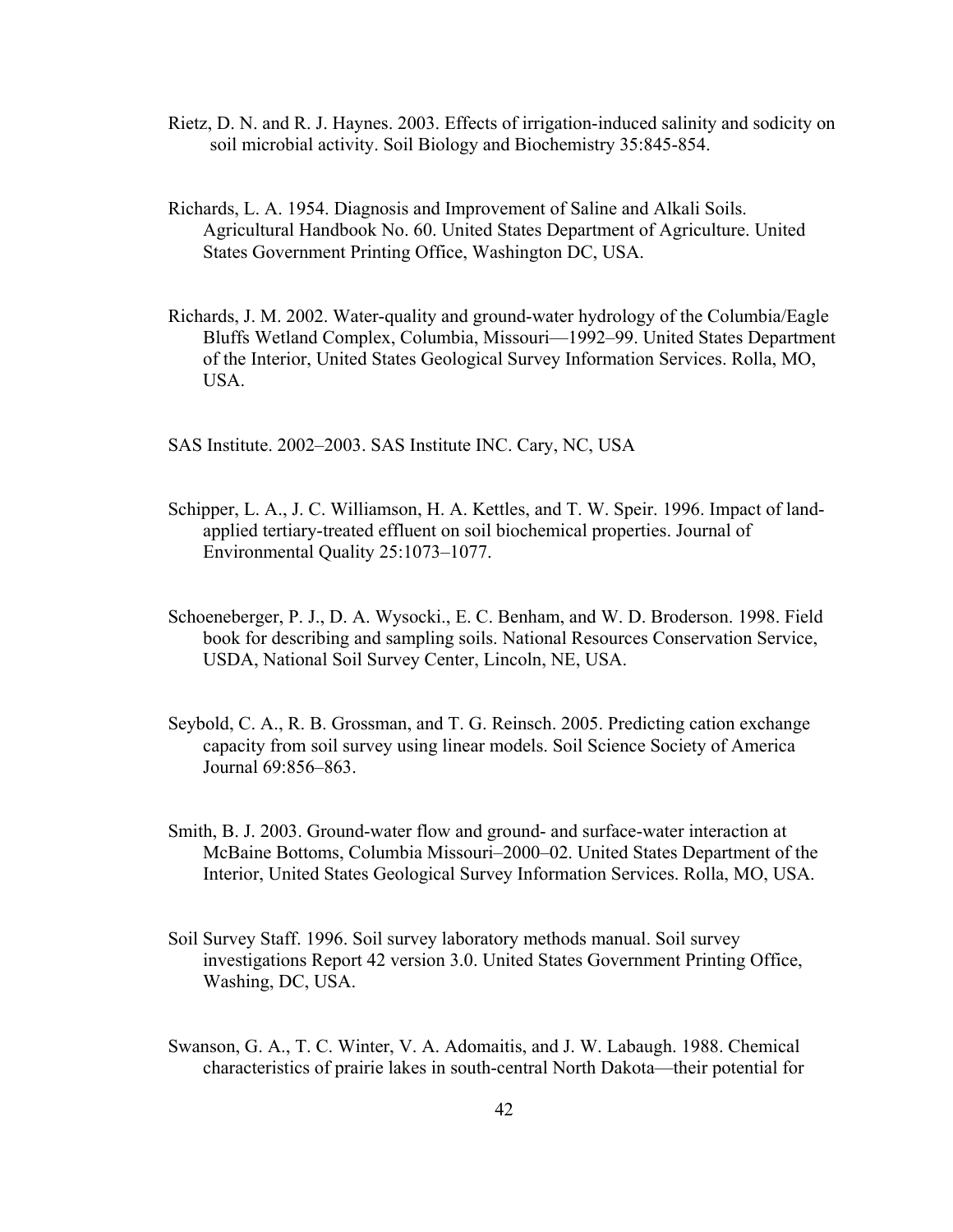Rietz, D. N. and R. J. Haynes. 2003. Effects of irrigation-induced salinity and sodicity on soil microbial activity. Soil Biology and Biochemistry 35:845-854.

Richards, L. A. 1954. Diagnosis and Improvement of Saline and Alkali Soils. Agricultural Handbook No. 60. United States Department of Agriculture. United States Government Printing Office, Washington DC, USA.

Richards, J. M. 2002. Water-quality and ground-water hydrology of the Columbia/Eagle Bluffs Wetland Complex, Columbia, Missouri—1992–99. United States Department of the Interior, United States Geological Survey Information Services. Rolla, MO, USA.

SAS Institute. 2002–2003. SAS Institute INC. Cary, NC, USA

Schipper, L. A., J. C. Williamson, H. A. Kettles, and T. W. Speir. 1996. Impact of land-applied tertiary-treated effluent on soil biochemical properties. Journal of Environmental Quality 25:1073–1077.

Schoeneberger, P. J., D. A. Wysocki., E. C. Benham, and W. D. Broderson. 1998. Field book for describing and sampling soils. National Resources Conservation Service, USDA, National Soil Survey Center, Lincoln, NE, USA.

Seybold, C. A., R. B. Grossman, and T. G. Reinsch. 2005. Predicting cation exchange capacity from soil survey using linear models. Soil Science Society of America Journal 69:856–863.

Smith, B. J. 2003. Ground-water flow and ground- and surface-water interaction at McBaine Bottoms, Columbia Missouri–2000–02. United States Department of the Interior, United States Geological Survey Information Services. Rolla, MO, USA.

Soil Survey Staff. 1996. Soil survey laboratory methods manual. Soil survey investigations Report 42 version 3.0. United States Government Printing Office, Washing, DC, USA.

Swanson, G. A., T. C. Winter, V. A. Adomaitis, and J. W. Labaugh. 1988. Chemical characteristics of prairie lakes in south-central North Dakota—their potential for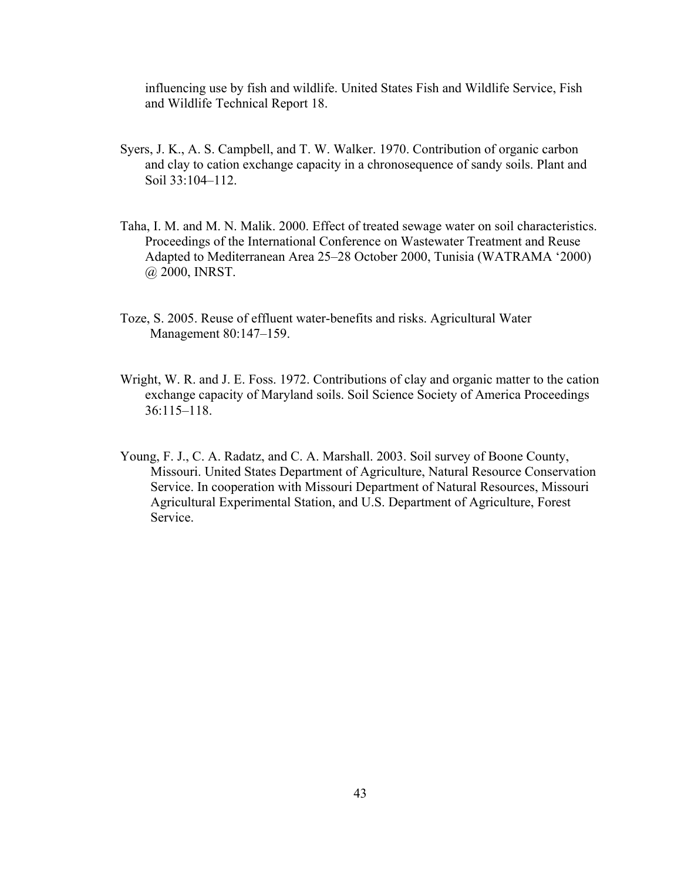influencing use by fish and wildlife. United States Fish and Wildlife Service, Fish and Wildlife Technical Report 18.

Syers, J. K., A. S. Campbell, and T. W. Walker. 1970. Contribution of organic carbon and clay to cation exchange capacity in a chronosequence of sandy soils. Plant and Soil 33:104–112.

Taha, I. M. and M. N. Malik. 2000. Effect of treated sewage water on soil characteristics. Proceedings of the International Conference on Wastewater Treatment and Reuse Adapted to Mediterranean Area 25–28 October 2000, Tunisia (WATRAMA '2000) @ 2000, INRST.

Toze, S. 2005. Reuse of effluent water-benefits and risks. Agricultural Water Management 80:147–159.

Wright, W. R. and J. E. Foss. 1972. Contributions of clay and organic matter to the cation exchange capacity of Maryland soils. Soil Science Society of America Proceedings 36:115–118.

Young, F. J., C. A. Radatz, and C. A. Marshall. 2003. Soil survey of Boone County, Missouri. United States Department of Agriculture, Natural Resource Conservation Service. In cooperation with Missouri Department of Natural Resources, Missouri Agricultural Experimental Station, and U.S. Department of Agriculture, Forest Service.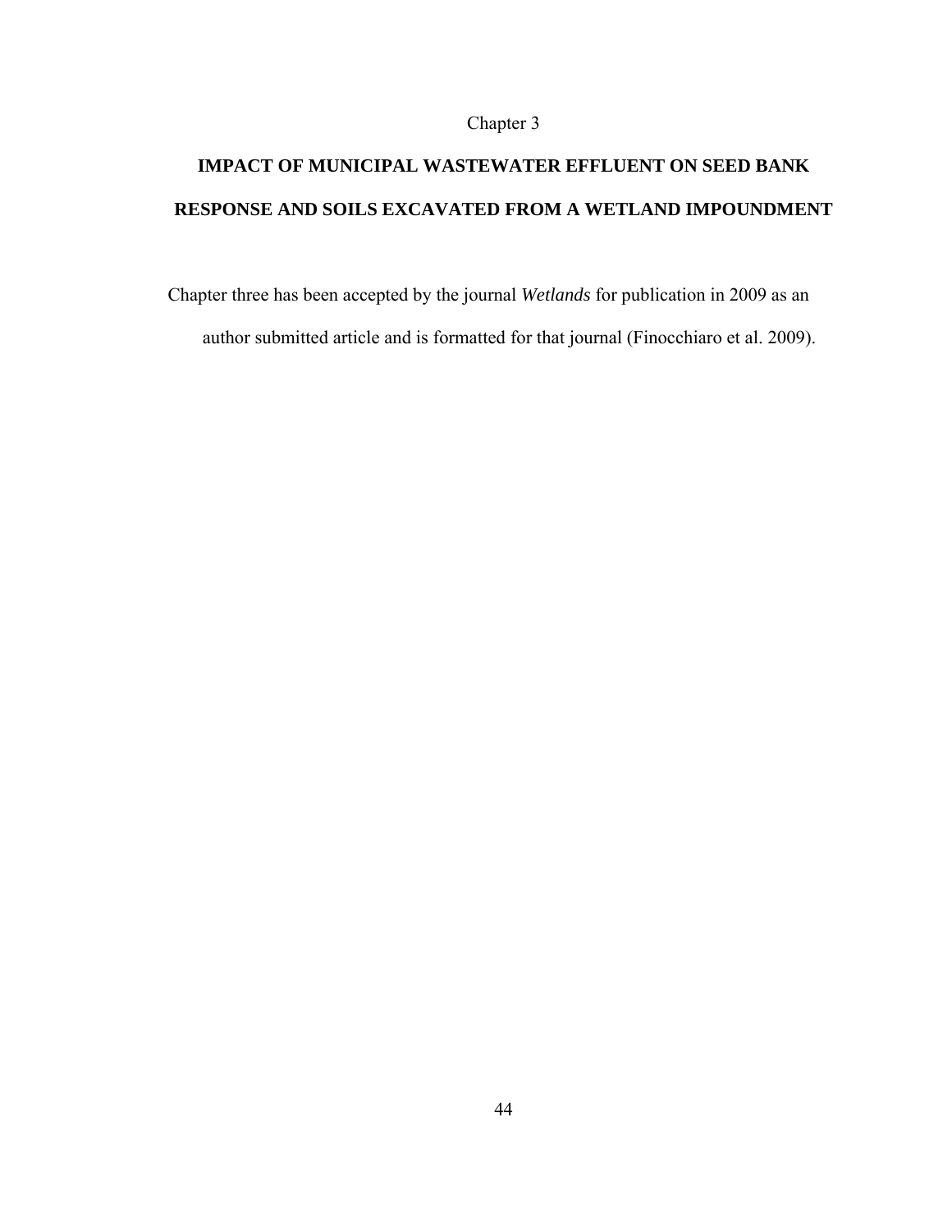Chapter 3

# IMPACT OF MUNICIPAL WASTEWATER EFFLUENT ON SEED BANK RESPONSE AND SOILS EXCAVATED FROM A WETLAND IMPOUNDMENT

Chapter three has been accepted by the journal *Wetlands* for publication in 2009 as an author submitted article and is formatted for that journal (Finocchiaro et al. 2009).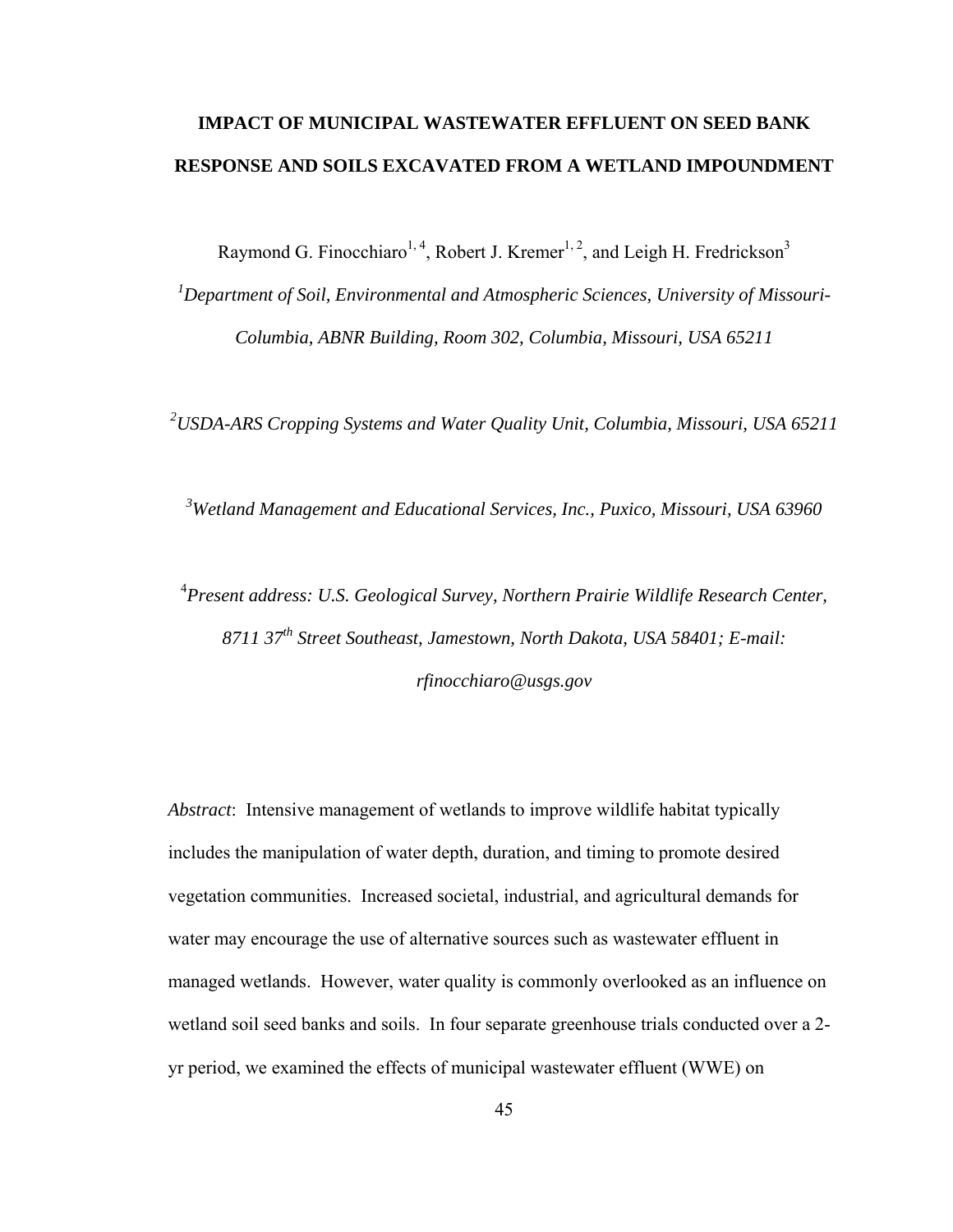# IMPACT OF MUNICIPAL WASTEWATER EFFLUENT ON SEED BANK RESPONSE AND SOILS EXCAVATED FROM A WETLAND IMPOUNDMENT

Raymond G. Finocchiaro[1, 4], Robert J. Kremer[1, 2], and Leigh H. Fredrickson[3]

[1]*Department of Soil, Environmental and Atmospheric Sciences, University of Missouri-Columbia, ABNR Building, Room 302, Columbia, Missouri, USA 65211*

[2]*USDA-ARS Cropping Systems and Water Quality Unit, Columbia, Missouri, USA 65211*

[3]*Wetland Management and Educational Services, Inc., Puxico, Missouri, USA 63960*

[4]*Present address: U.S. Geological Survey, Northern Prairie Wildlife Research Center, 8711 37th Street Southeast, Jamestown, North Dakota, USA 58401; E-mail: rfinocchiaro@usgs.gov*

*Abstract*: Intensive management of wetlands to improve wildlife habitat typically includes the manipulation of water depth, duration, and timing to promote desired vegetation communities. Increased societal, industrial, and agricultural demands for water may encourage the use of alternative sources such as wastewater effluent in managed wetlands. However, water quality is commonly overlooked as an influence on wetland soil seed banks and soils. In four separate greenhouse trials conducted over a 2-yr period, we examined the effects of municipal wastewater effluent (WWE) on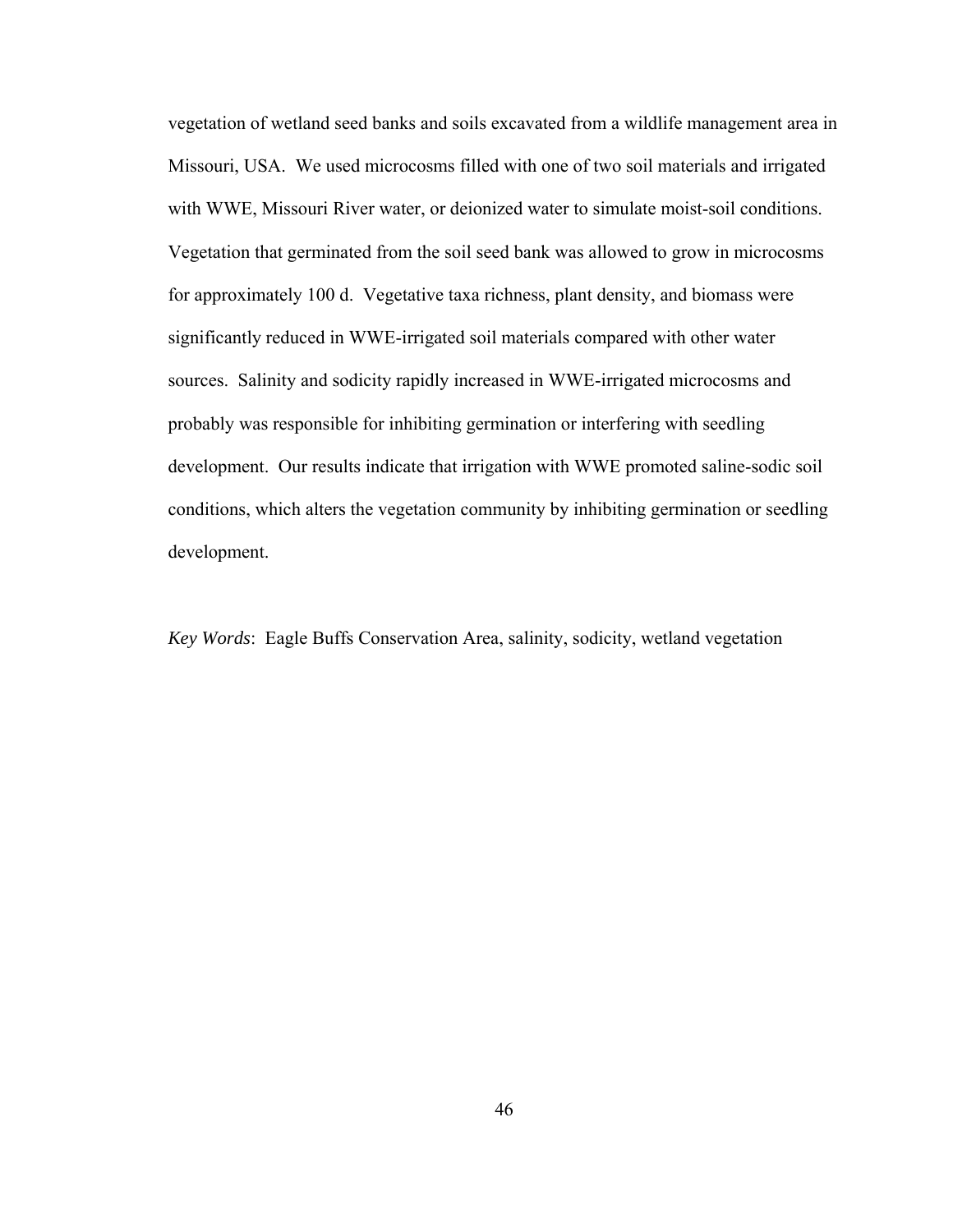vegetation of wetland seed banks and soils excavated from a wildlife management area in Missouri, USA. We used microcosms filled with one of two soil materials and irrigated with WWE, Missouri River water, or deionized water to simulate moist-soil conditions. Vegetation that germinated from the soil seed bank was allowed to grow in microcosms for approximately 100 d. Vegetative taxa richness, plant density, and biomass were significantly reduced in WWE-irrigated soil materials compared with other water sources. Salinity and sodicity rapidly increased in WWE-irrigated microcosms and probably was responsible for inhibiting germination or interfering with seedling development. Our results indicate that irrigation with WWE promoted saline-sodic soil conditions, which alters the vegetation community by inhibiting germination or seedling development.

*Key Words*: Eagle Buffs Conservation Area, salinity, sodicity, wetland vegetation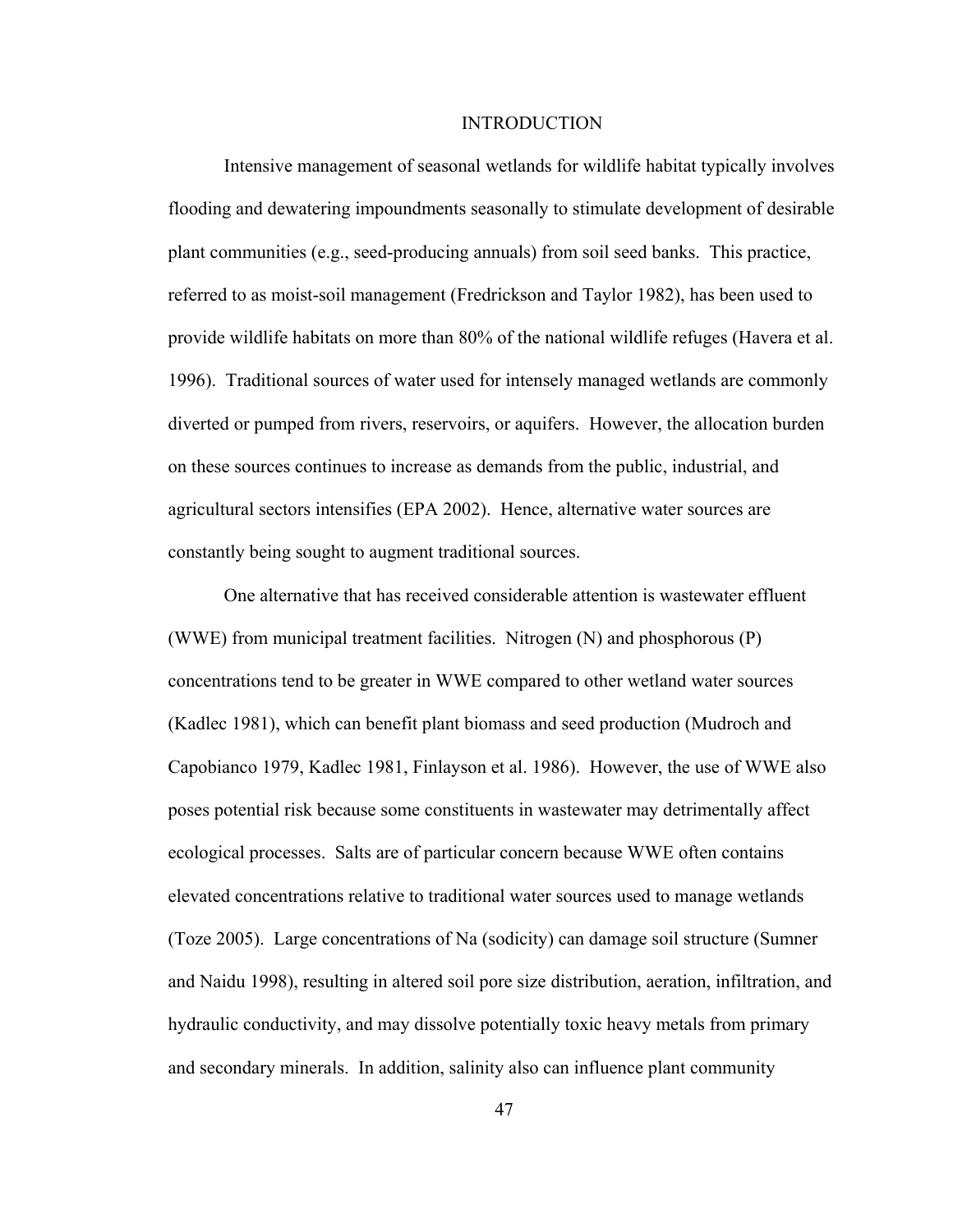# INTRODUCTION

Intensive management of seasonal wetlands for wildlife habitat typically involves flooding and dewatering impoundments seasonally to stimulate development of desirable plant communities (e.g., seed-producing annuals) from soil seed banks. This practice, referred to as moist-soil management (Fredrickson and Taylor 1982), has been used to provide wildlife habitats on more than 80% of the national wildlife refuges (Havera et al. 1996). Traditional sources of water used for intensely managed wetlands are commonly diverted or pumped from rivers, reservoirs, or aquifers. However, the allocation burden on these sources continues to increase as demands from the public, industrial, and agricultural sectors intensifies (EPA 2002). Hence, alternative water sources are constantly being sought to augment traditional sources.

One alternative that has received considerable attention is wastewater effluent (WWE) from municipal treatment facilities. Nitrogen (N) and phosphorous (P) concentrations tend to be greater in WWE compared to other wetland water sources (Kadlec 1981), which can benefit plant biomass and seed production (Mudroch and Capobianco 1979, Kadlec 1981, Finlayson et al. 1986). However, the use of WWE also poses potential risk because some constituents in wastewater may detrimentally affect ecological processes. Salts are of particular concern because WWE often contains elevated concentrations relative to traditional water sources used to manage wetlands (Toze 2005). Large concentrations of Na (sodicity) can damage soil structure (Sumner and Naidu 1998), resulting in altered soil pore size distribution, aeration, infiltration, and hydraulic conductivity, and may dissolve potentially toxic heavy metals from primary and secondary minerals. In addition, salinity also can influence plant community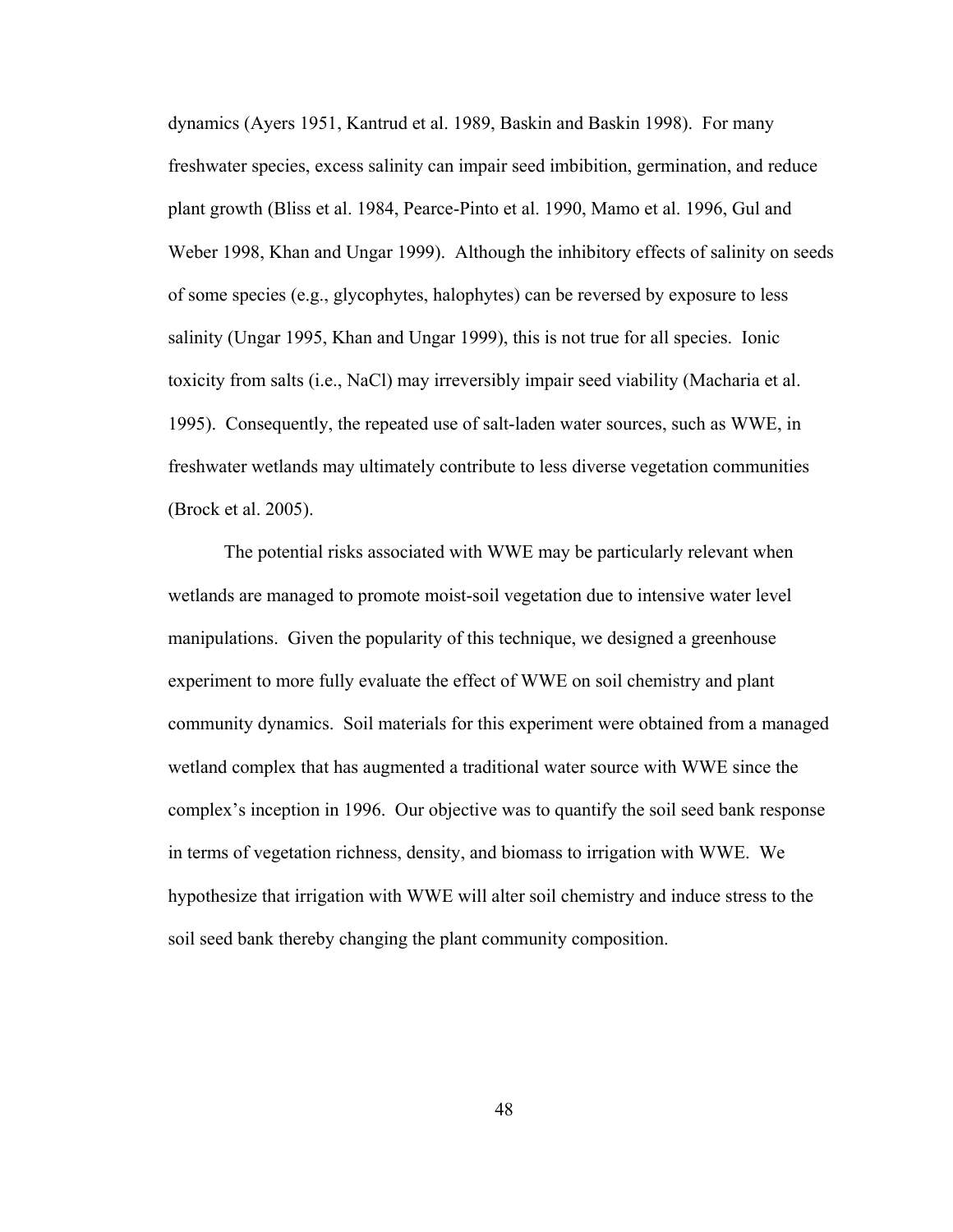dynamics (Ayers 1951, Kantrud et al. 1989, Baskin and Baskin 1998). For many freshwater species, excess salinity can impair seed imbibition, germination, and reduce plant growth (Bliss et al. 1984, Pearce-Pinto et al. 1990, Mamo et al. 1996, Gul and Weber 1998, Khan and Ungar 1999). Although the inhibitory effects of salinity on seeds of some species (e.g., glycophytes, halophytes) can be reversed by exposure to less salinity (Ungar 1995, Khan and Ungar 1999), this is not true for all species. Ionic toxicity from salts (i.e., NaCl) may irreversibly impair seed viability (Macharia et al. 1995). Consequently, the repeated use of salt-laden water sources, such as WWE, in freshwater wetlands may ultimately contribute to less diverse vegetation communities (Brock et al. 2005).

The potential risks associated with WWE may be particularly relevant when wetlands are managed to promote moist-soil vegetation due to intensive water level manipulations. Given the popularity of this technique, we designed a greenhouse experiment to more fully evaluate the effect of WWE on soil chemistry and plant community dynamics. Soil materials for this experiment were obtained from a managed wetland complex that has augmented a traditional water source with WWE since the complex's inception in 1996. Our objective was to quantify the soil seed bank response in terms of vegetation richness, density, and biomass to irrigation with WWE. We hypothesize that irrigation with WWE will alter soil chemistry and induce stress to the soil seed bank thereby changing the plant community composition.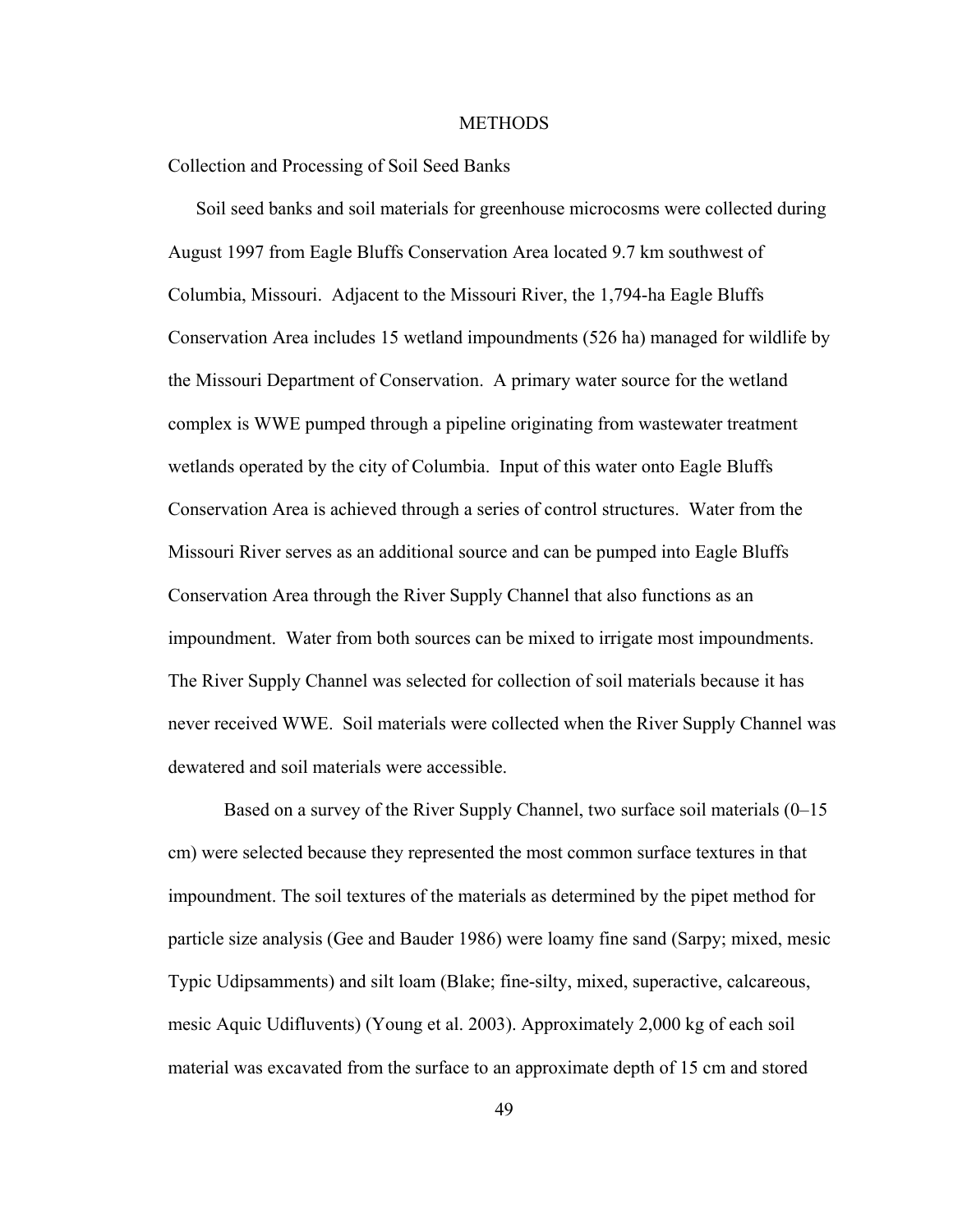# METHODS

## Collection and Processing of Soil Seed Banks

Soil seed banks and soil materials for greenhouse microcosms were collected during August 1997 from Eagle Bluffs Conservation Area located 9.7 km southwest of Columbia, Missouri. Adjacent to the Missouri River, the 1,794-ha Eagle Bluffs Conservation Area includes 15 wetland impoundments (526 ha) managed for wildlife by the Missouri Department of Conservation. A primary water source for the wetland complex is WWE pumped through a pipeline originating from wastewater treatment wetlands operated by the city of Columbia. Input of this water onto Eagle Bluffs Conservation Area is achieved through a series of control structures. Water from the Missouri River serves as an additional source and can be pumped into Eagle Bluffs Conservation Area through the River Supply Channel that also functions as an impoundment. Water from both sources can be mixed to irrigate most impoundments. The River Supply Channel was selected for collection of soil materials because it has never received WWE. Soil materials were collected when the River Supply Channel was dewatered and soil materials were accessible.

Based on a survey of the River Supply Channel, two surface soil materials (0–15 cm) were selected because they represented the most common surface textures in that impoundment. The soil textures of the materials as determined by the pipet method for particle size analysis (Gee and Bauder 1986) were loamy fine sand (Sarpy; mixed, mesic Typic Udipsamments) and silt loam (Blake; fine-silty, mixed, superactive, calcareous, mesic Aquic Udifluvents) (Young et al. 2003). Approximately 2,000 kg of each soil material was excavated from the surface to an approximate depth of 15 cm and stored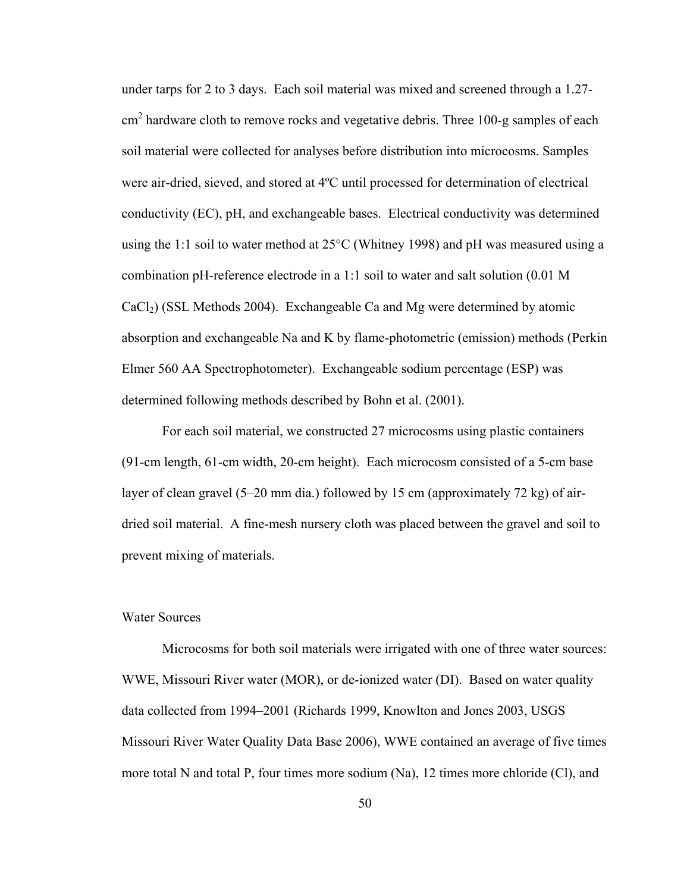under tarps for 2 to 3 days. Each soil material was mixed and screened through a 1.27-$cm^2$ hardware cloth to remove rocks and vegetative debris. Three 100-g samples of each soil material were collected for analyses before distribution into microcosms. Samples were air-dried, sieved, and stored at 4ºC until processed for determination of electrical conductivity (EC), pH, and exchangeable bases. Electrical conductivity was determined using the 1:1 soil to water method at 25°C (Whitney 1998) and pH was measured using a combination pH-reference electrode in a 1:1 soil to water and salt solution (0.01 M $CaCl_2$) (SSL Methods 2004). Exchangeable Ca and Mg were determined by atomic absorption and exchangeable Na and K by flame-photometric (emission) methods (Perkin Elmer 560 AA Spectrophotometer). Exchangeable sodium percentage (ESP) was determined following methods described by Bohn et al. (2001).

For each soil material, we constructed 27 microcosms using plastic containers (91-cm length, 61-cm width, 20-cm height). Each microcosm consisted of a 5-cm base layer of clean gravel (5–20 mm dia.) followed by 15 cm (approximately 72 kg) of air-dried soil material. A fine-mesh nursery cloth was placed between the gravel and soil to prevent mixing of materials.

Water Sources

Microcosms for both soil materials were irrigated with one of three water sources: WWE, Missouri River water (MOR), or de-ionized water (DI). Based on water quality data collected from 1994–2001 (Richards 1999, Knowlton and Jones 2003, USGS Missouri River Water Quality Data Base 2006), WWE contained an average of five times more total N and total P, four times more sodium (Na), 12 times more chloride (Cl), and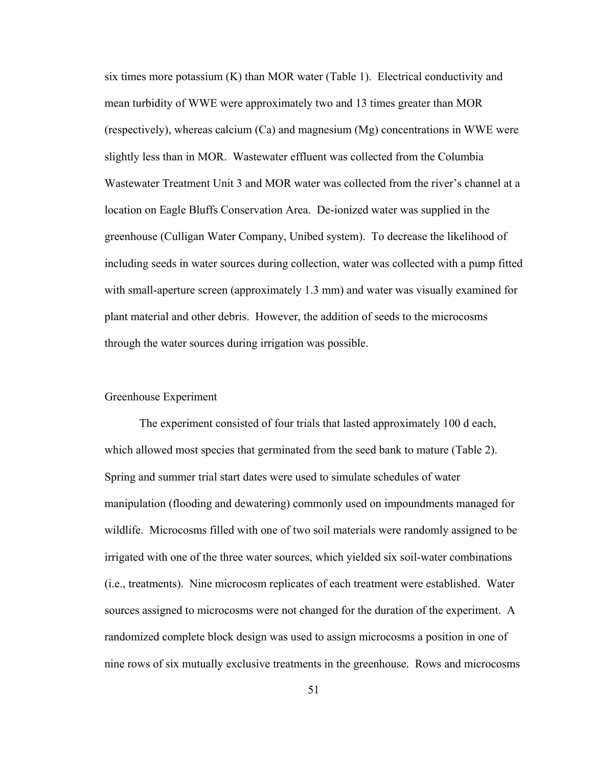six times more potassium (K) than MOR water (Table 1). Electrical conductivity and mean turbidity of WWE were approximately two and 13 times greater than MOR (respectively), whereas calcium (Ca) and magnesium (Mg) concentrations in WWE were slightly less than in MOR. Wastewater effluent was collected from the Columbia Wastewater Treatment Unit 3 and MOR water was collected from the river's channel at a location on Eagle Bluffs Conservation Area. De-ionized water was supplied in the greenhouse (Culligan Water Company, Unibed system). To decrease the likelihood of including seeds in water sources during collection, water was collected with a pump fitted with small-aperture screen (approximately 1.3 mm) and water was visually examined for plant material and other debris. However, the addition of seeds to the microcosms through the water sources during irrigation was possible.

## Greenhouse Experiment

The experiment consisted of four trials that lasted approximately 100 d each, which allowed most species that germinated from the seed bank to mature (Table 2). Spring and summer trial start dates were used to simulate schedules of water manipulation (flooding and dewatering) commonly used on impoundments managed for wildlife. Microcosms filled with one of two soil materials were randomly assigned to be irrigated with one of the three water sources, which yielded six soil-water combinations (i.e., treatments). Nine microcosm replicates of each treatment were established. Water sources assigned to microcosms were not changed for the duration of the experiment. A randomized complete block design was used to assign microcosms a position in one of nine rows of six mutually exclusive treatments in the greenhouse. Rows and microcosms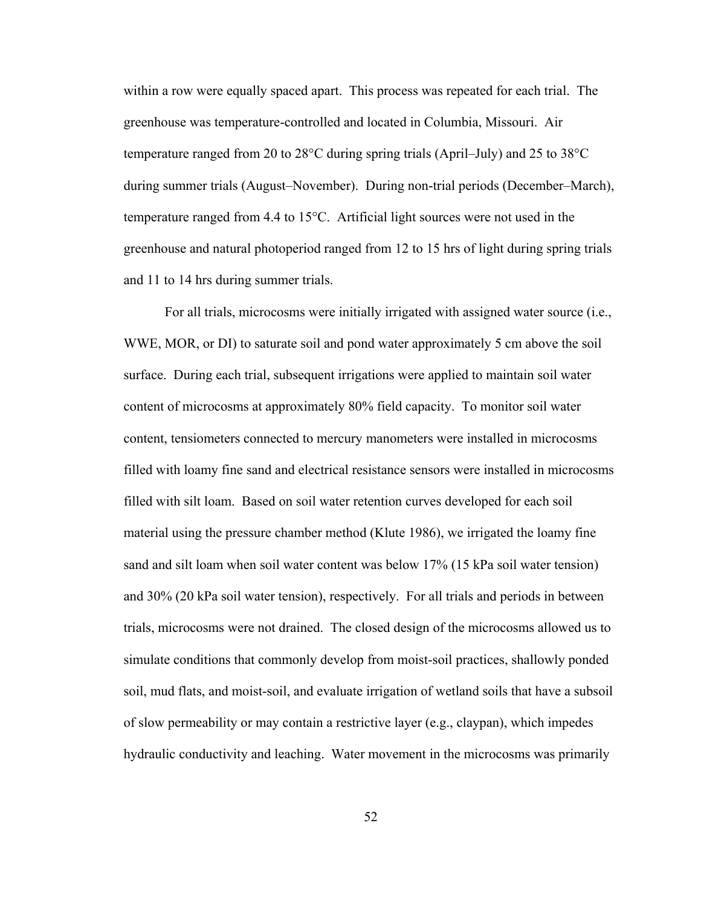within a row were equally spaced apart. This process was repeated for each trial. The greenhouse was temperature-controlled and located in Columbia, Missouri. Air temperature ranged from 20 to 28°C during spring trials (April–July) and 25 to 38°C during summer trials (August–November). During non-trial periods (December–March), temperature ranged from 4.4 to 15°C. Artificial light sources were not used in the greenhouse and natural photoperiod ranged from 12 to 15 hrs of light during spring trials and 11 to 14 hrs during summer trials.

For all trials, microcosms were initially irrigated with assigned water source (i.e., WWE, MOR, or DI) to saturate soil and pond water approximately 5 cm above the soil surface. During each trial, subsequent irrigations were applied to maintain soil water content of microcosms at approximately 80% field capacity. To monitor soil water content, tensiometers connected to mercury manometers were installed in microcosms filled with loamy fine sand and electrical resistance sensors were installed in microcosms filled with silt loam. Based on soil water retention curves developed for each soil material using the pressure chamber method (Klute 1986), we irrigated the loamy fine sand and silt loam when soil water content was below 17% (15 kPa soil water tension) and 30% (20 kPa soil water tension), respectively. For all trials and periods in between trials, microcosms were not drained. The closed design of the microcosms allowed us to simulate conditions that commonly develop from moist-soil practices, shallowly ponded soil, mud flats, and moist-soil, and evaluate irrigation of wetland soils that have a subsoil of slow permeability or may contain a restrictive layer (e.g., claypan), which impedes hydraulic conductivity and leaching. Water movement in the microcosms was primarily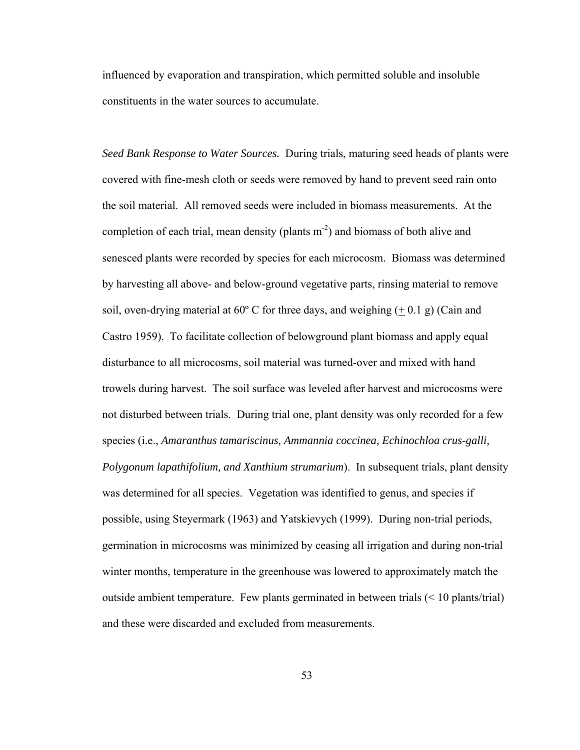influenced by evaporation and transpiration, which permitted soluble and insoluble constituents in the water sources to accumulate.

*Seed Bank Response to Water Sources.* During trials, maturing seed heads of plants were covered with fine-mesh cloth or seeds were removed by hand to prevent seed rain onto the soil material. All removed seeds were included in biomass measurements. At the completion of each trial, mean density (plants $m^{-2}$) and biomass of both alive and senesced plants were recorded by species for each microcosm. Biomass was determined by harvesting all above- and below-ground vegetative parts, rinsing material to remove soil, oven-drying material at 60º C for three days, and weighing ($\pm$ 0.1 g) (Cain and Castro 1959). To facilitate collection of belowground plant biomass and apply equal disturbance to all microcosms, soil material was turned-over and mixed with hand trowels during harvest. The soil surface was leveled after harvest and microcosms were not disturbed between trials. During trial one, plant density was only recorded for a few species (i.e., *Amaranthus tamariscinus, Ammannia coccinea, Echinochloa crus-galli, Polygonum lapathifolium, and Xanthium strumarium*). In subsequent trials, plant density was determined for all species. Vegetation was identified to genus, and species if possible, using Steyermark (1963) and Yatskievych (1999). During non-trial periods, germination in microcosms was minimized by ceasing all irrigation and during non-trial winter months, temperature in the greenhouse was lowered to approximately match the outside ambient temperature. Few plants germinated in between trials (< 10 plants/trial) and these were discarded and excluded from measurements.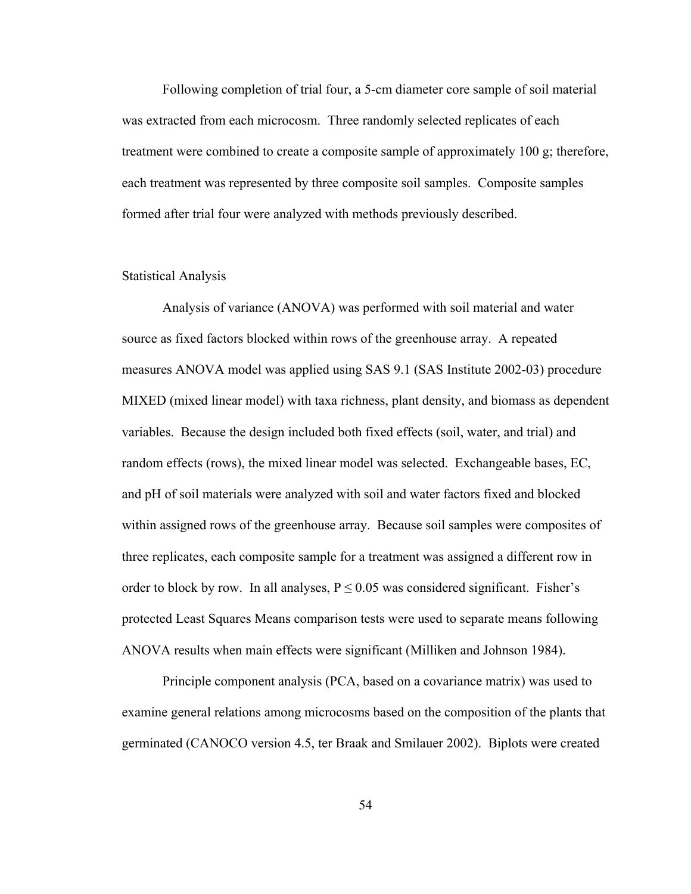Following completion of trial four, a 5-cm diameter core sample of soil material was extracted from each microcosm. Three randomly selected replicates of each treatment were combined to create a composite sample of approximately 100 g; therefore, each treatment was represented by three composite soil samples. Composite samples formed after trial four were analyzed with methods previously described.

## Statistical Analysis

Analysis of variance (ANOVA) was performed with soil material and water source as fixed factors blocked within rows of the greenhouse array. A repeated measures ANOVA model was applied using SAS 9.1 (SAS Institute 2002-03) procedure MIXED (mixed linear model) with taxa richness, plant density, and biomass as dependent variables. Because the design included both fixed effects (soil, water, and trial) and random effects (rows), the mixed linear model was selected. Exchangeable bases, EC, and pH of soil materials were analyzed with soil and water factors fixed and blocked within assigned rows of the greenhouse array. Because soil samples were composites of three replicates, each composite sample for a treatment was assigned a different row in order to block by row. In all analyses, $P \leq 0.05$ was considered significant. Fisher's protected Least Squares Means comparison tests were used to separate means following ANOVA results when main effects were significant (Milliken and Johnson 1984).

Principle component analysis (PCA, based on a covariance matrix) was used to examine general relations among microcosms based on the composition of the plants that germinated (CANOCO version 4.5, ter Braak and Smilauer 2002). Biplots were created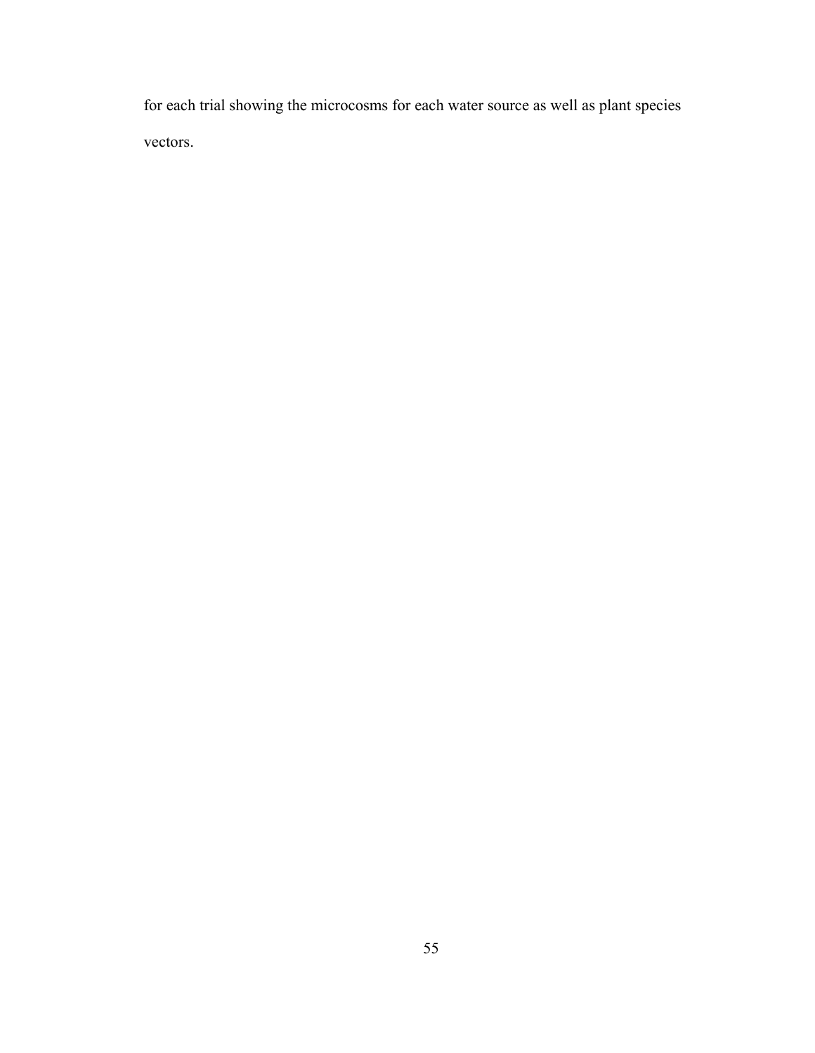for each trial showing the microcosms for each water source as well as plant species vectors.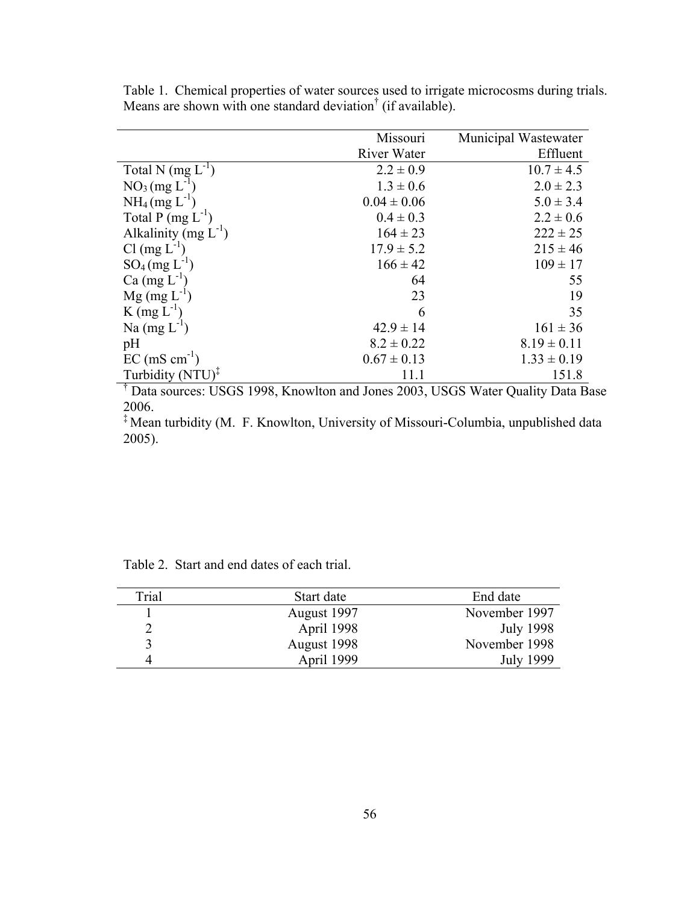Table 1. Chemical properties of water sources used to irrigate microcosms during trials. Means are shown with one standard deviation[†] (if available).

| | Missouri River Water | Municipal Wastewater Effluent |
|---|---|---|
| Total N (mg $L^{-1}$) | 2.2 ± 0.9 | 10.7 ± 4.5 |
| $NO_3$ (mg $L^{-1}$) | 1.3 ± 0.6 | 2.0 ± 2.3 |
| $NH_4$ (mg $L^{-1}$) | 0.04 ± 0.06 | 5.0 ± 3.4 |
| Total P (mg $L^{-1}$) | 0.4 ± 0.3 | 2.2 ± 0.6 |
| Alkalinity (mg $L^{-1}$) | 164 ± 23 | 222 ± 25 |
| Cl (mg $L^{-1}$) | 17.9 ± 5.2 | 215 ± 46 |
| $SO_4$ (mg $L^{-1}$) | 166 ± 42 | 109 ± 17 |
| Ca (mg $L^{-1}$) | 64 | 55 |
| Mg (mg $L^{-1}$) | 23 | 19 |
| K (mg $L^{-1}$) | 6 | 35 |
| Na (mg $L^{-1}$) | 42.9 ± 14 | 161 ± 36 |
| pH | 8.2 ± 0.22 | 8.19 ± 0.11 |
| EC (mS $cm^{-1}$) | 0.67 ± 0.13 | 1.33 ± 0.19 |
| Turbidity (NTU)[‡] | 11.1 | 151.8 |

[†] Data sources: USGS 1998, Knowlton and Jones 2003, USGS Water Quality Data Base 2006.

[‡] Mean turbidity (M. F. Knowlton, University of Missouri-Columbia, unpublished data 2005).

Table 2. Start and end dates of each trial.

| Trial | Start date | End date |
|---|---|---|
| 1 | August 1997 | November 1997 |
| 2 | April 1998 | July 1998 |
| 3 | August 1998 | November 1998 |
| 4 | April 1999 | July 1999 |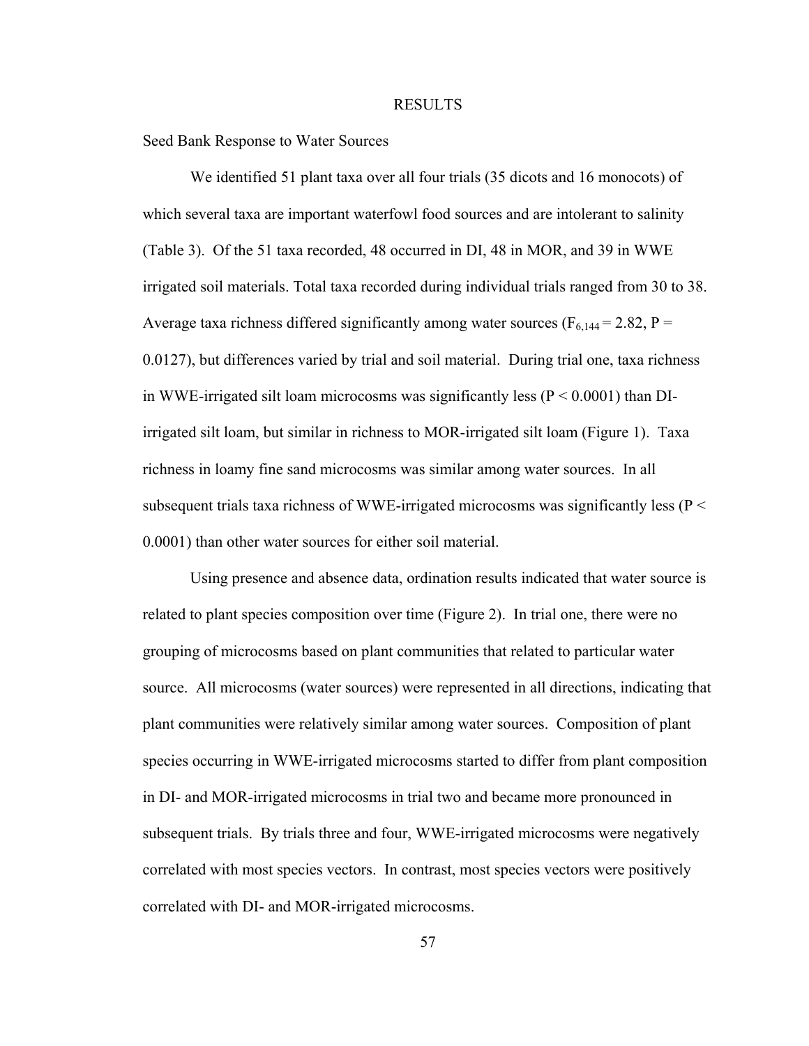# RESULTS

## Seed Bank Response to Water Sources

We identified 51 plant taxa over all four trials (35 dicots and 16 monocots) of which several taxa are important waterfowl food sources and are intolerant to salinity (Table 3). Of the 51 taxa recorded, 48 occurred in DI, 48 in MOR, and 39 in WWE irrigated soil materials. Total taxa recorded during individual trials ranged from 30 to 38. Average taxa richness differed significantly among water sources ($F_{6,144} = 2.82$, $P = 0.0127$), but differences varied by trial and soil material. During trial one, taxa richness in WWE-irrigated silt loam microcosms was significantly less ($P < 0.0001$) than DI-irrigated silt loam, but similar in richness to MOR-irrigated silt loam (Figure 1). Taxa richness in loamy fine sand microcosms was similar among water sources. In all subsequent trials taxa richness of WWE-irrigated microcosms was significantly less ($P < 0.0001$) than other water sources for either soil material.

Using presence and absence data, ordination results indicated that water source is related to plant species composition over time (Figure 2). In trial one, there were no grouping of microcosms based on plant communities that related to particular water source. All microcosms (water sources) were represented in all directions, indicating that plant communities were relatively similar among water sources. Composition of plant species occurring in WWE-irrigated microcosms started to differ from plant composition in DI- and MOR-irrigated microcosms in trial two and became more pronounced in subsequent trials. By trials three and four, WWE-irrigated microcosms were negatively correlated with most species vectors. In contrast, most species vectors were positively correlated with DI- and MOR-irrigated microcosms.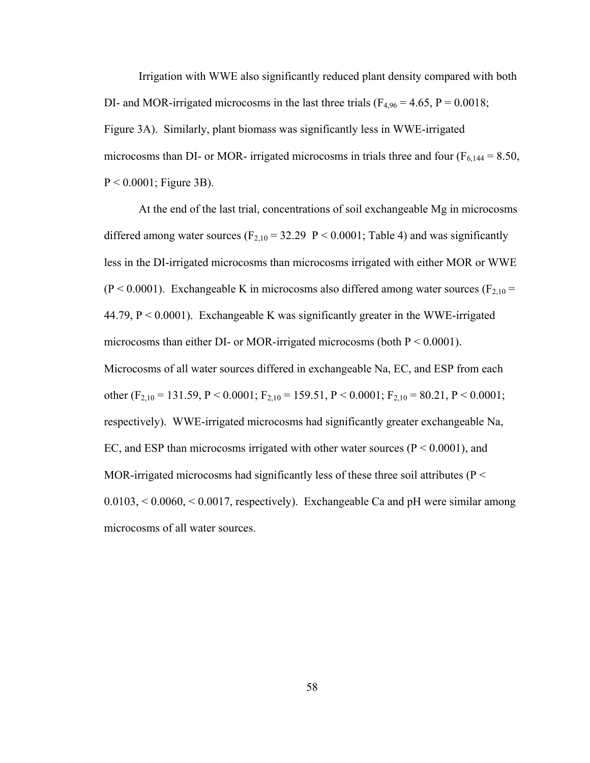Irrigation with WWE also significantly reduced plant density compared with both DI- and MOR-irrigated microcosms in the last three trials ($F_{4,96} = 4.65$, $P = 0.0018$; Figure 3A). Similarly, plant biomass was significantly less in WWE-irrigated microcosms than DI- or MOR- irrigated microcosms in trials three and four ($F_{6,144} = 8.50$, $P < 0.0001$; Figure 3B).

At the end of the last trial, concentrations of soil exchangeable Mg in microcosms differed among water sources ($F_{2,10} = 32.29$ $P < 0.0001$; Table 4) and was significantly less in the DI-irrigated microcosms than microcosms irrigated with either MOR or WWE ($P < 0.0001$). Exchangeable K in microcosms also differed among water sources ($F_{2,10} = 44.79$, $P < 0.0001$). Exchangeable K was significantly greater in the WWE-irrigated microcosms than either DI- or MOR-irrigated microcosms (both $P < 0.0001$). Microcosms of all water sources differed in exchangeable Na, EC, and ESP from each other ($F_{2,10} = 131.59$, $P < 0.0001$; $F_{2,10} = 159.51$, $P < 0.0001$; $F_{2,10} = 80.21$, $P < 0.0001$; respectively). WWE-irrigated microcosms had significantly greater exchangeable Na, EC, and ESP than microcosms irrigated with other water sources ($P < 0.0001$), and MOR-irrigated microcosms had significantly less of these three soil attributes ($P < 0.0103$, $< 0.0060$, $< 0.0017$, respectively). Exchangeable Ca and pH were similar among microcosms of all water sources.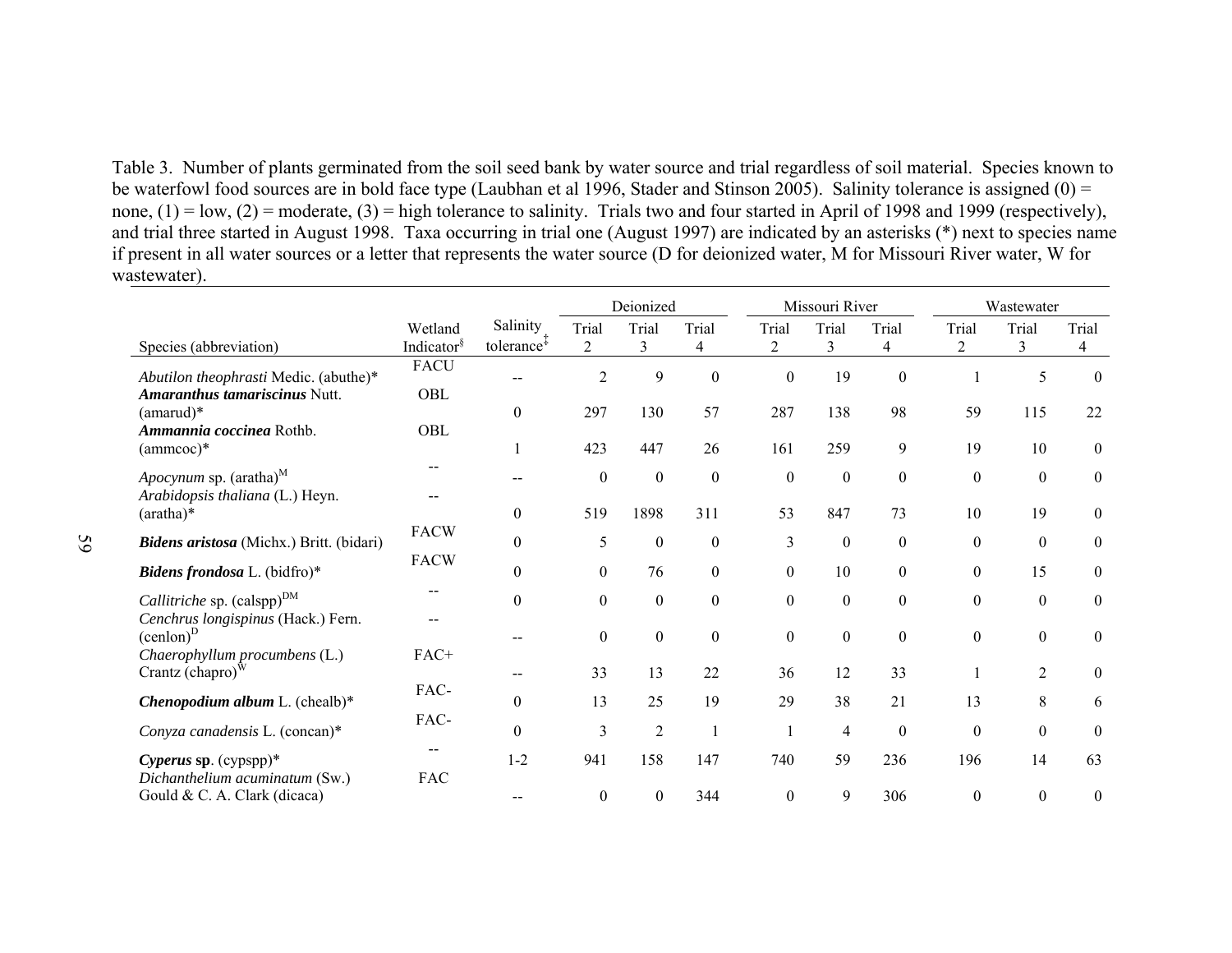Table 3. Number of plants germinated from the soil seed bank by water source and trial regardless of soil material. Species known to be waterfowl food sources are in bold face type (Laubhan et al 1996, Stader and Stinson 2005). Salinity tolerance is assigned (0) = none, (1) = low, (2) = moderate, (3) = high tolerance to salinity. Trials two and four started in April of 1998 and 1999 (respectively), and trial three started in August 1998. Taxa occurring in trial one (August 1997) are indicated by an asterisks (*) next to species name if present in all water sources or a letter that represents the water source (D for deionized water, M for Missouri River water, W for wastewater).

| Species (abbreviation) | Wetland Indicator[§] | Salinity tolerance[‡] | Deionized | | | Missouri River | | | Wastewater | | |
|---|---|---|---|---|---|---|---|---|---|---|---|
| | | | Trial 2 | Trial 3 | Trial 4 | Trial 2 | Trial 3 | Trial 4 | Trial 2 | Trial 3 | Trial 4 |
| *Abutilon theophrasti* Medic. (abuthe)* | FACU | -- | 2 | 9 | 0 | 0 | 19 | 0 | 1 | 5 | 0 |
| ***Amaranthus tamariscinus*** **Nutt.** (amarud)* | OBL | 0 | 297 | 130 | 57 | 287 | 138 | 98 | 59 | 115 | 22 |
| ***Ammannia coccinea*** **Rothb.** (ammcoc)* | OBL | 1 | 423 | 447 | 26 | 161 | 259 | 9 | 19 | 10 | 0 |
| *Apocynum* sp. (aratha)[M] | -- | -- | 0 | 0 | 0 | 0 | 0 | 0 | 0 | 0 | 0 |
| *Arabidopsis thaliana* (L.) Heyn. (aratha)* | -- | 0 | 519 | 1898 | 311 | 53 | 847 | 73 | 10 | 19 | 0 |
| ***Bidens aristosa*** **(Michx.) Britt. (bidari)** | FACW | 0 | 5 | 0 | 0 | 3 | 0 | 0 | 0 | 0 | 0 |
| ***Bidens frondosa*** **L.** (bidfro)* | FACW | 0 | 0 | 76 | 0 | 0 | 10 | 0 | 0 | 15 | 0 |
| *Callitriche* sp. (calspp)[DM] | -- | 0 | 0 | 0 | 0 | 0 | 0 | 0 | 0 | 0 | 0 |
| *Cenchrus longispinus* (Hack.) Fern. (cenlon)[D] | -- | -- | 0 | 0 | 0 | 0 | 0 | 0 | 0 | 0 | 0 |
| *Chaerophyllum procumbens* (L.) Crantz (chapro)[W] | FAC+ | -- | 33 | 13 | 22 | 36 | 12 | 33 | 1 | 2 | 0 |
| ***Chenopodium album*** **L.** (chealb)* | FAC- | 0 | 13 | 25 | 19 | 29 | 38 | 21 | 13 | 8 | 6 |
| *Conyza canadensis* L. (concan)* | FAC- | 0 | 3 | 2 | 1 | 1 | 4 | 0 | 0 | 0 | 0 |
| ***Cyperus*** **sp.** (cypspp)* | -- | 1-2 | 941 | 158 | 147 | 740 | 59 | 236 | 196 | 14 | 63 |
| *Dichanthelium acuminatum* (Sw.) Gould & C. A. Clark (dicaca) | FAC | -- | 0 | 0 | 344 | 0 | 9 | 306 | 0 | 0 | 0 |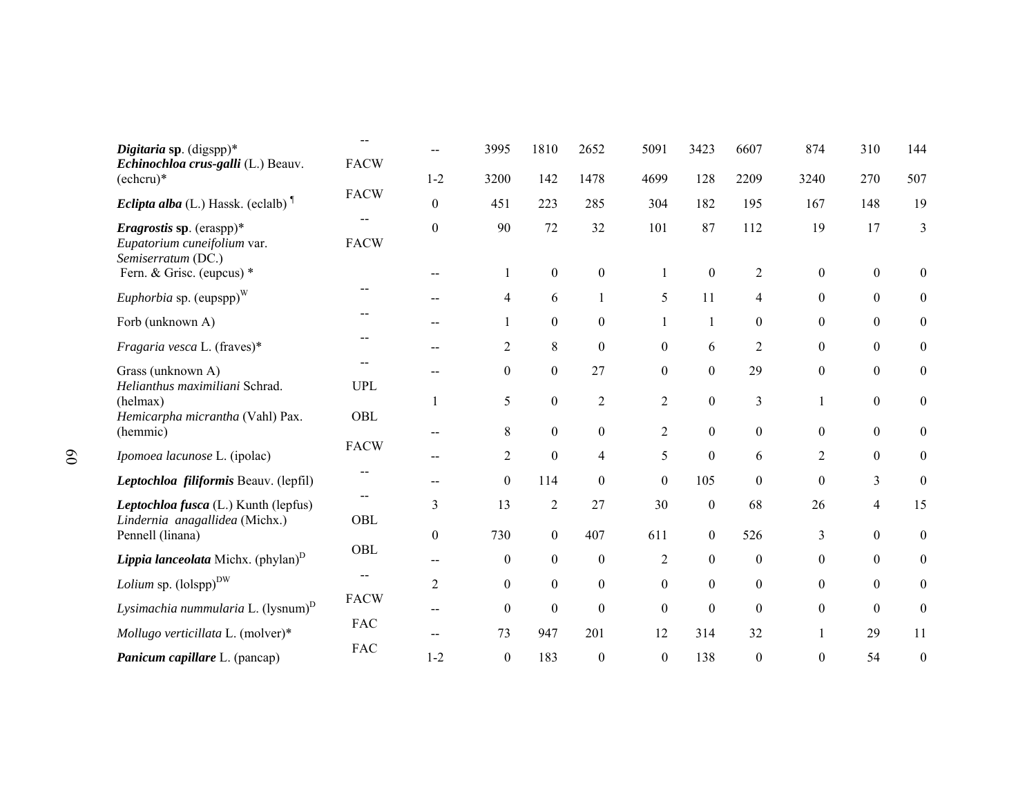| | | | | | | | | | | | |
|---|---|---|---|---|---|---|---|---|---|---|---|
| ***Digitaria* sp.** (digspp)* | -- | -- | 3995 | 1810 | 2652 | 5091 | 3423 | 6607 | 874 | 310 | 144 |
| ***Echinochloa crus-galli*** **(L.) Beauv.** (echcru)* | FACW | 1-2 | 3200 | 142 | 1478 | 4699 | 128 | 2209 | 3240 | 270 | 507 |
| ***Eclipta alba*** **(L.) Hassk.** (eclalb) ¶ | FACW | 0 | 451 | 223 | 285 | 304 | 182 | 195 | 167 | 148 | 19 |
| ***Eragrostis* sp.** (eraspp)* | -- | 0 | 90 | 72 | 32 | 101 | 87 | 112 | 19 | 17 | 3 |
| *Eupatorium cuneifolium* var. *Semiserratum* (DC.) Fern. & Grisc. (eupcus) * | FACW | -- | 1 | 0 | 0 | 1 | 0 | 2 | 0 | 0 | 0 |
| *Euphorbia* sp. (eupspp)[W] | -- | -- | 4 | 6 | 1 | 5 | 11 | 4 | 0 | 0 | 0 |
| Forb (unknown A) | -- | -- | 1 | 0 | 0 | 1 | 1 | 0 | 0 | 0 | 0 |
| *Fragaria vesca* L. (fraves)* | -- | -- | 2 | 8 | 0 | 0 | 6 | 2 | 0 | 0 | 0 |
| Grass (unknown A) | -- | -- | 0 | 0 | 27 | 0 | 0 | 29 | 0 | 0 | 0 |
| *Helianthus maximiliani* Schrad. (helmax) | UPL | 1 | 5 | 0 | 2 | 2 | 0 | 3 | 1 | 0 | 0 |
| *Hemicarpha micrantha* (Vahl) Pax. (hemmic) | OBL | -- | 8 | 0 | 0 | 2 | 0 | 0 | 0 | 0 | 0 |
| *Ipomoea lacunose* L. (ipolac) | FACW | -- | 2 | 0 | 4 | 5 | 0 | 6 | 2 | 0 | 0 |
| ***Leptochloa filiformis*** **Beauv.** (lepfil) | -- | -- | 0 | 114 | 0 | 0 | 105 | 0 | 0 | 3 | 0 |
| ***Leptochloa fusca*** **(L.) Kunth** (lepfus) | -- | 3 | 13 | 2 | 27 | 30 | 0 | 68 | 26 | 4 | 15 |
| *Lindernia anagallidea* (Michx.) Pennell (linana) | OBL | 0 | 730 | 0 | 407 | 611 | 0 | 526 | 3 | 0 | 0 |
| ***Lippia lanceolata*** **Michx.** (phylan)[D] | OBL | -- | 0 | 0 | 0 | 2 | 0 | 0 | 0 | 0 | 0 |
| *Lolium* sp. (lolspp)[DW] | -- | 2 | 0 | 0 | 0 | 0 | 0 | 0 | 0 | 0 | 0 |
| *Lysimachia nummularia* L. (lysnum)[D] | FACW | -- | 0 | 0 | 0 | 0 | 0 | 0 | 0 | 0 | 0 |
| *Mollugo verticillata* L. (molver)* | FAC | -- | 73 | 947 | 201 | 12 | 314 | 32 | 1 | 29 | 11 |
| ***Panicum capillare*** **L.** (pancap) | FAC | 1-2 | 0 | 183 | 0 | 0 | 138 | 0 | 0 | 54 | 0 |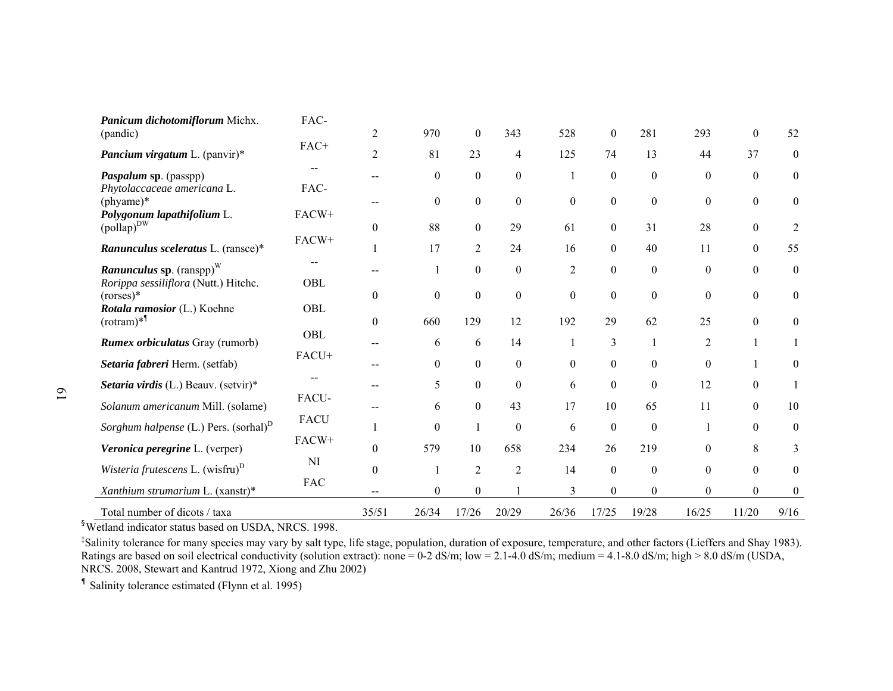| | | | | | | | | | | | |
|---|---|---|---|---|---|---|---|---|---|---|---|
| ***Panicum dichotomiflorum*** **Michx.** (pandic) | FAC- | 2 | 970 | 0 | 343 | 528 | 0 | 281 | 293 | 0 | 52 |
| ***Pancium virgatum*** **L.** (panvir)* | FAC+ | 2 | 81 | 23 | 4 | 125 | 74 | 13 | 44 | 37 | 0 |
| ***Paspalum*** **sp.** (passpp) | -- | -- | 0 | 0 | 0 | 1 | 0 | 0 | 0 | 0 | 0 |
| *Phytolaccaceae americana* L. (phyame)* | FAC- | -- | 0 | 0 | 0 | 0 | 0 | 0 | 0 | 0 | 0 |
| ***Polygonum lapathifolium*** **L.** (pollap)[DW] | FACW+ | 0 | 88 | 0 | 29 | 61 | 0 | 31 | 28 | 0 | 2 |
| ***Ranunculus sceleratus*** L. (ransce)* | FACW+ | 1 | 17 | 2 | 24 | 16 | 0 | 40 | 11 | 0 | 55 |
| ***Ranunculus*** **sp.** (ranspp)[W] | -- | -- | 1 | 0 | 0 | 2 | 0 | 0 | 0 | 0 | 0 |
| *Rorippa sessiliflora* (Nutt.) Hitchc. (rorses)* | OBL | 0 | 0 | 0 | 0 | 0 | 0 | 0 | 0 | 0 | 0 |
| ***Rotala ramosior*** **(L.) Koehne** (rotram)*[¶] | OBL | 0 | 660 | 129 | 12 | 192 | 29 | 62 | 25 | 0 | 0 |
| ***Rumex orbiculatus*** Gray (rumorb) | OBL | -- | 6 | 6 | 14 | 1 | 3 | 1 | 2 | 1 | 1 |
| ***Setaria fabreri*** Herm. (setfab) | FACU+ | -- | 0 | 0 | 0 | 0 | 0 | 0 | 0 | 1 | 0 |
| ***Setaria virdis*** (L.) Beauv. (setvir)* | -- | -- | 5 | 0 | 0 | 6 | 0 | 0 | 12 | 0 | 1 |
| *Solanum americanum* Mill. (solame) | FACU- | -- | 6 | 0 | 43 | 17 | 10 | 65 | 11 | 0 | 10 |
| *Sorghum halpense* (L.) Pers. (sorhal)[D] | FACU | 1 | 0 | 1 | 0 | 6 | 0 | 0 | 1 | 0 | 0 |
| ***Veronica peregrine*** L. (verper) | FACW+ | 0 | 579 | 10 | 658 | 234 | 26 | 219 | 0 | 8 | 3 |
| *Wisteria frutescens* L. (wisfru)[D] | NI | 0 | 1 | 2 | 2 | 14 | 0 | 0 | 0 | 0 | 0 |
| *Xanthium strumarium* L. (xanstr)* | FAC | -- | 0 | 0 | 1 | 3 | 0 | 0 | 0 | 0 | 0 |
| Total number of dicots / taxa | | 35/51 | 26/34 | 17/26 | 20/29 | 26/36 | 17/25 | 19/28 | 16/25 | 11/20 | 9/16 |

[§] Wetland indicator status based on USDA, NRCS. 1998.

[‡] Salinity tolerance for many species may vary by salt type, life stage, population, duration of exposure, temperature, and other factors (Lieffers and Shay 1983). Ratings are based on soil electrical conductivity (solution extract): none = 0-2 dS/m; low = 2.1-4.0 dS/m; medium = 4.1-8.0 dS/m; high > 8.0 dS/m (USDA, NRCS. 2008, Stewart and Kantrud 1972, Xiong and Zhu 2002)

[¶] Salinity tolerance estimated (Flynn et al. 1995)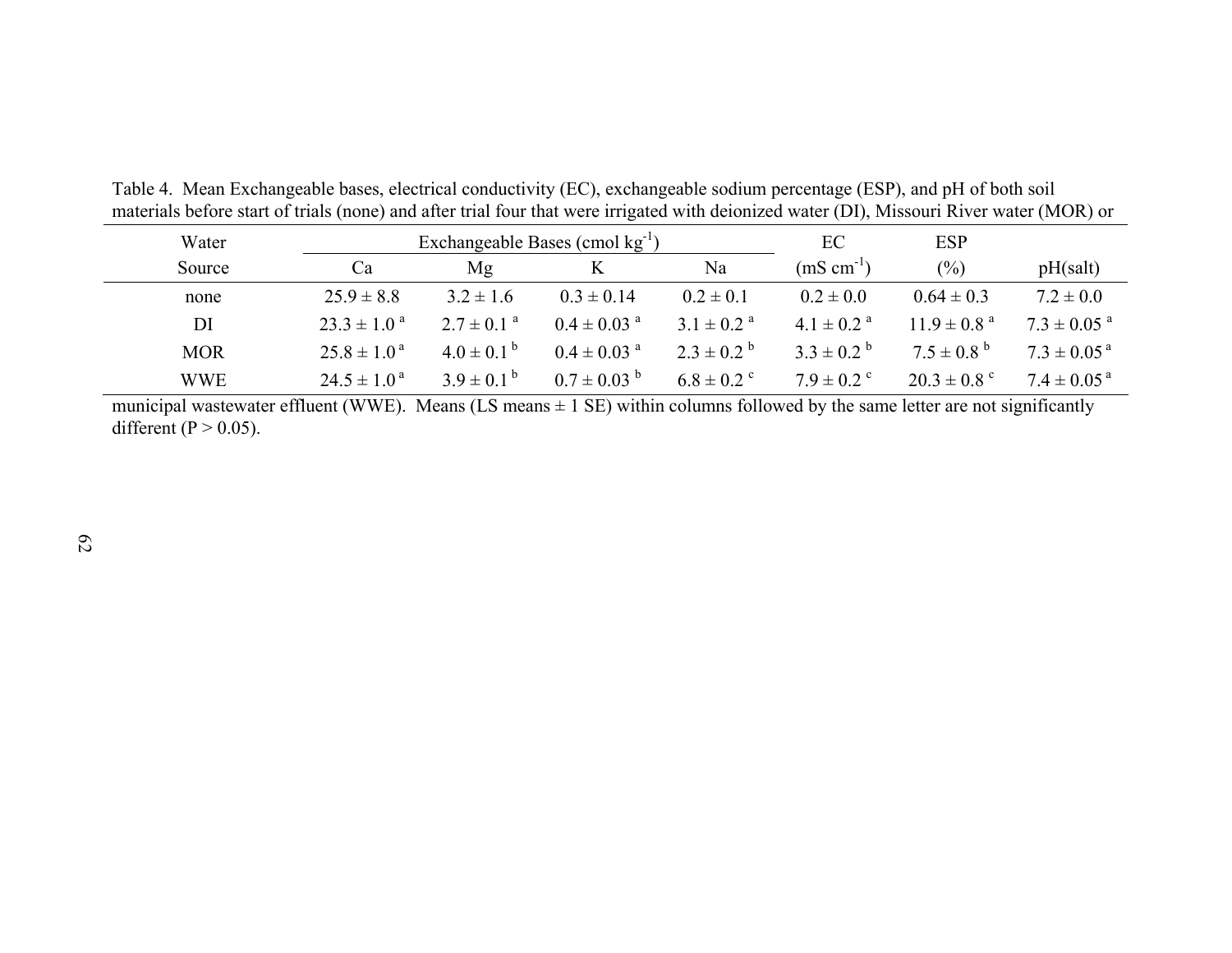Table 4. Mean Exchangeable bases, electrical conductivity (EC), exchangeable sodium percentage (ESP), and pH of both soil materials before start of trials (none) and after trial four that were irrigated with deionized water (DI), Missouri River water (MOR) or municipal wastewater effluent (WWE). Means (LS means ± 1 SE) within columns followed by the same letter are not significantly different (P > 0.05).

| Water | Exchangeable Bases (cmol kg$^{-1}$) | | | | EC | ESP | |
|---|---|---|---|---|---|---|---|
| Source | Ca | Mg | K | Na | (mS cm$^{-1}$) | (%) | pH(salt) |
| none | 25.9 ± 8.8 | 3.2 ± 1.6 | 0.3 ± 0.14 | 0.2 ± 0.1 | 0.2 ± 0.0 | 0.64 ± 0.3 | 7.2 ± 0.0 |
| DI | 23.3 ± 1.0 $^{a}$ | 2.7 ± 0.1 $^{a}$ | 0.4 ± 0.03 $^{a}$ | 3.1 ± 0.2 $^{a}$ | 4.1 ± 0.2 $^{a}$ | 11.9 ± 0.8 $^{a}$ | 7.3 ± 0.05 $^{a}$ |
| MOR | 25.8 ± 1.0 $^{a}$ | 4.0 ± 0.1 $^{b}$ | 0.4 ± 0.03 $^{a}$ | 2.3 ± 0.2 $^{b}$ | 3.3 ± 0.2 $^{b}$ | 7.5 ± 0.8 $^{b}$ | 7.3 ± 0.05 $^{a}$ |
| WWE | 24.5 ± 1.0 $^{a}$ | 3.9 ± 0.1 $^{b}$ | 0.7 ± 0.03 $^{b}$ | 6.8 ± 0.2 $^{c}$ | 7.9 ± 0.2 $^{c}$ | 20.3 ± 0.8 $^{c}$ | 7.4 ± 0.05 $^{a}$ |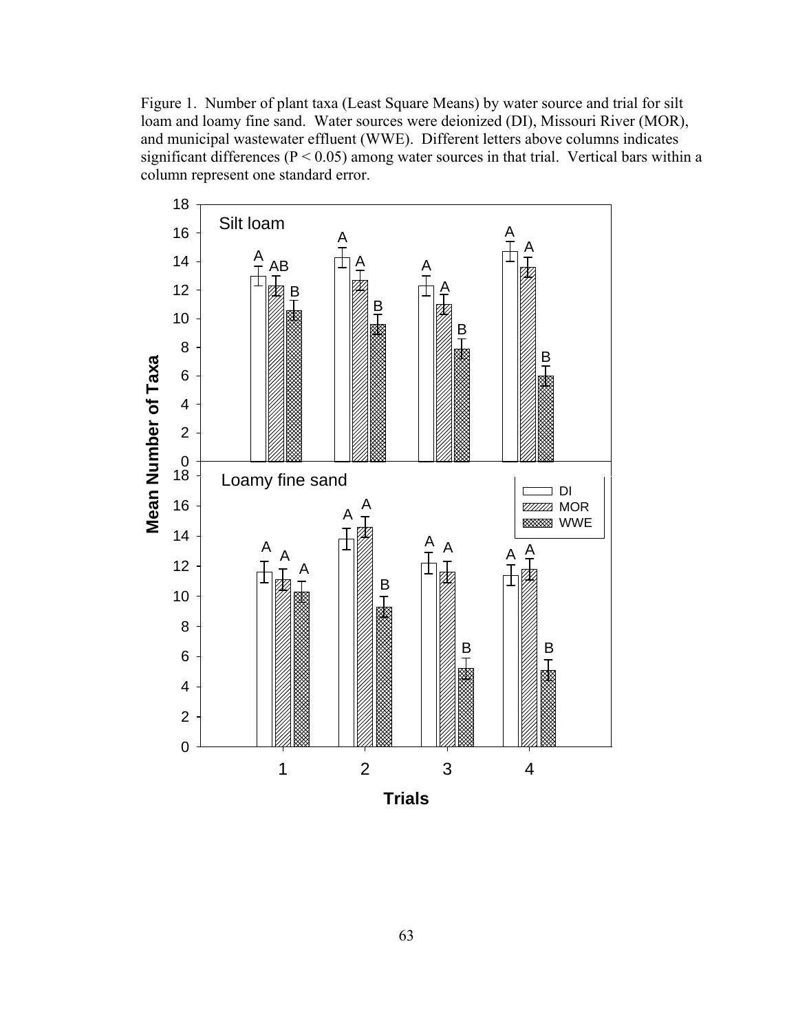Figure 1. Number of plant taxa (Least Square Means) by water source and trial for silt loam and loamy fine sand. Water sources were deionized (DI), Missouri River (MOR), and municipal wastewater effluent (WWE). Different letters above columns indicates significant differences ($P < 0.05$) among water sources in that trial. Vertical bars within a column represent one standard error.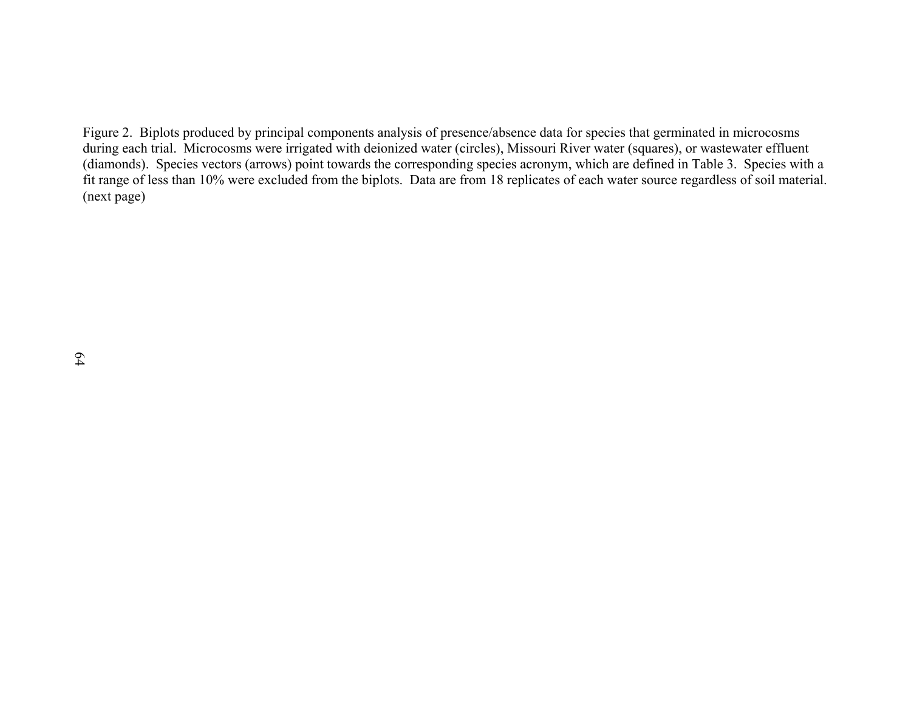Figure 2. Biplots produced by principal components analysis of presence/absence data for species that germinated in microcosms during each trial. Microcosms were irrigated with deionized water (circles), Missouri River water (squares), or wastewater effluent (diamonds). Species vectors (arrows) point towards the corresponding species acronym, which are defined in Table 3. Species with a fit range of less than 10% were excluded from the biplots. Data are from 18 replicates of each water source regardless of soil material. (next page)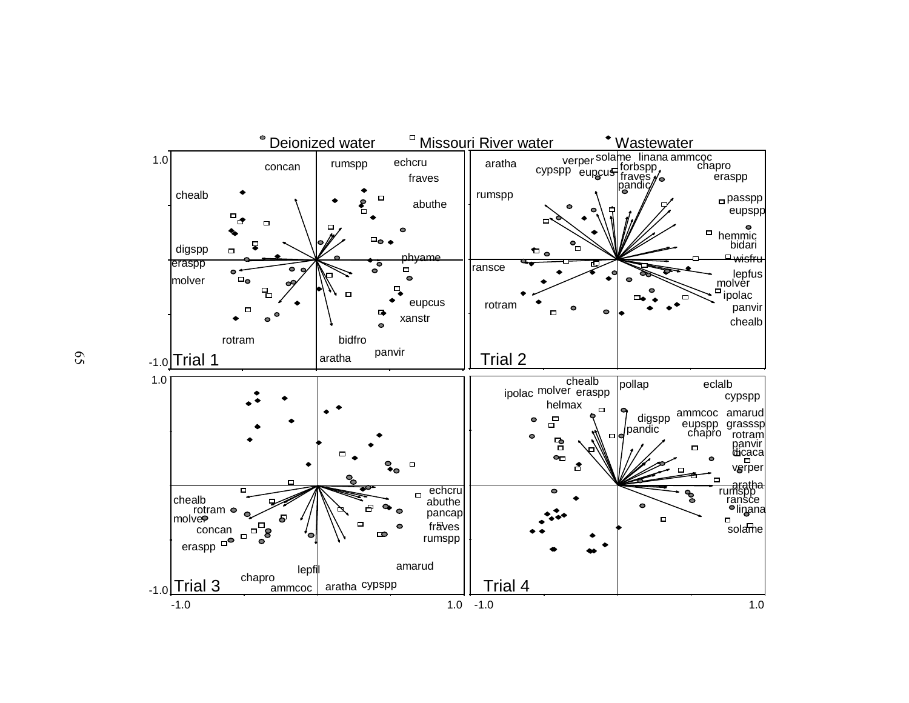Deionized water | Missouri River water | Wastewater

**Trial 1**

concan, rumspp, echcru, fraves, chealb, abuthe, digspp, eraspp, phyame, molver, eupcus, xanstr, rotram, bidfro, panvir, aratha

**Trial 2**

aratha, verper, solame, linana, ammcoc, cypspp, eupcus, forbspp, chapro, fraves, eraspp, pandic, rumspp, passpp, eupspp, hemmic, bidari, wisfru, ransce, lepfus, molver, ipolac, rotram, panvir, chealb

**Trial 3**

echcru, chealb, abuthe, rotram, pancap, molver, fraves, concan, rumspp, eraspp, amarud, lepfil, chapro, cypspp, ammcoc, aratha

**Trial 4**

chealb, pollap, eclalb, molver, ipolac, eraspp, cypspp, helmax, ammcoc, amarud, digspp, eupspp, grasssp, pandic, chapro, rotram, panvir, dicaca, verper, aratha, rumspp, ransce, linana, solame

Axes: -1.0 to 1.0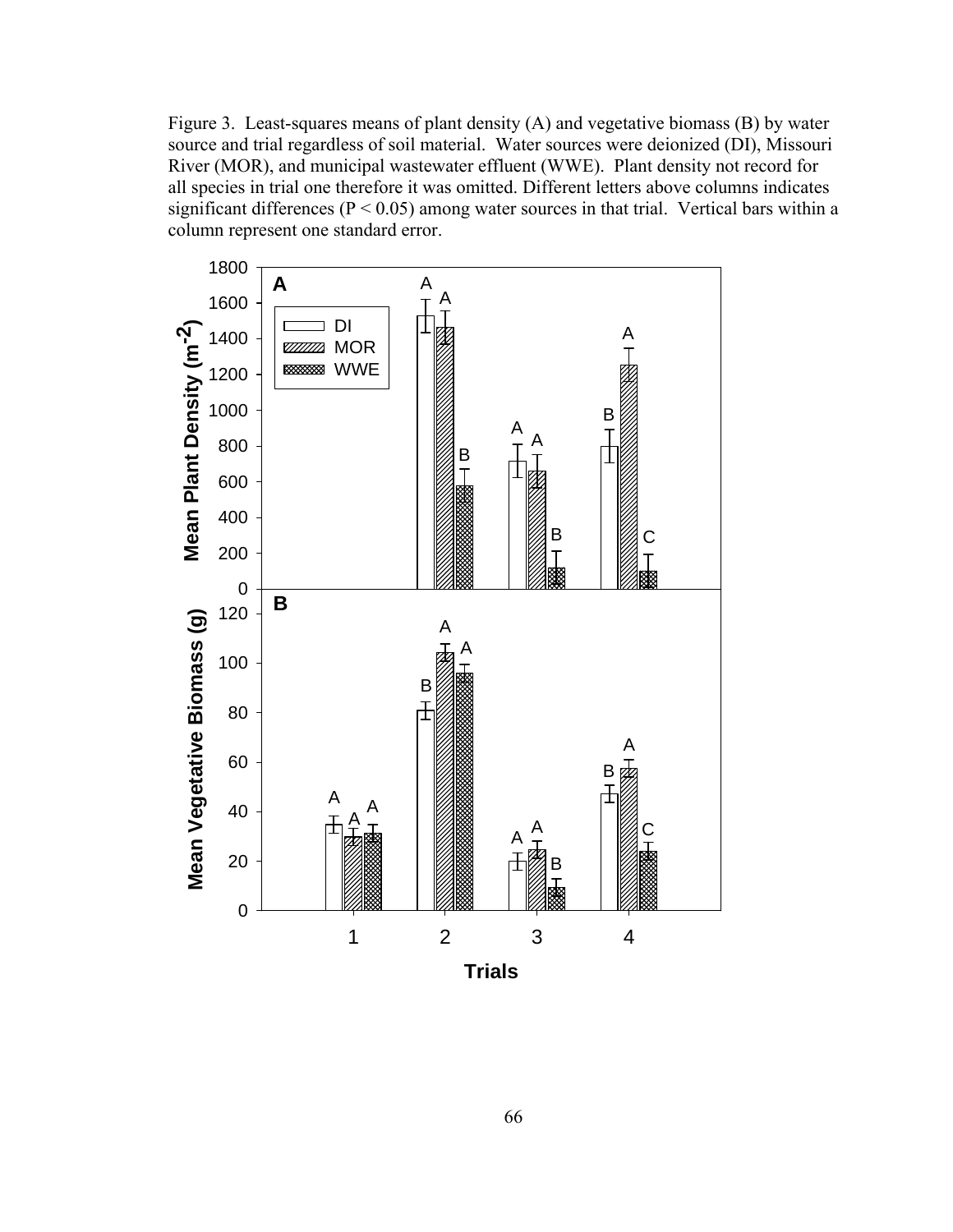Figure 3. Least-squares means of plant density (A) and vegetative biomass (B) by water source and trial regardless of soil material. Water sources were deionized (DI), Missouri River (MOR), and municipal wastewater effluent (WWE). Plant density not record for all species in trial one therefore it was omitted. Different letters above columns indicates significant differences ($P < 0.05$) among water sources in that trial. Vertical bars within a column represent one standard error.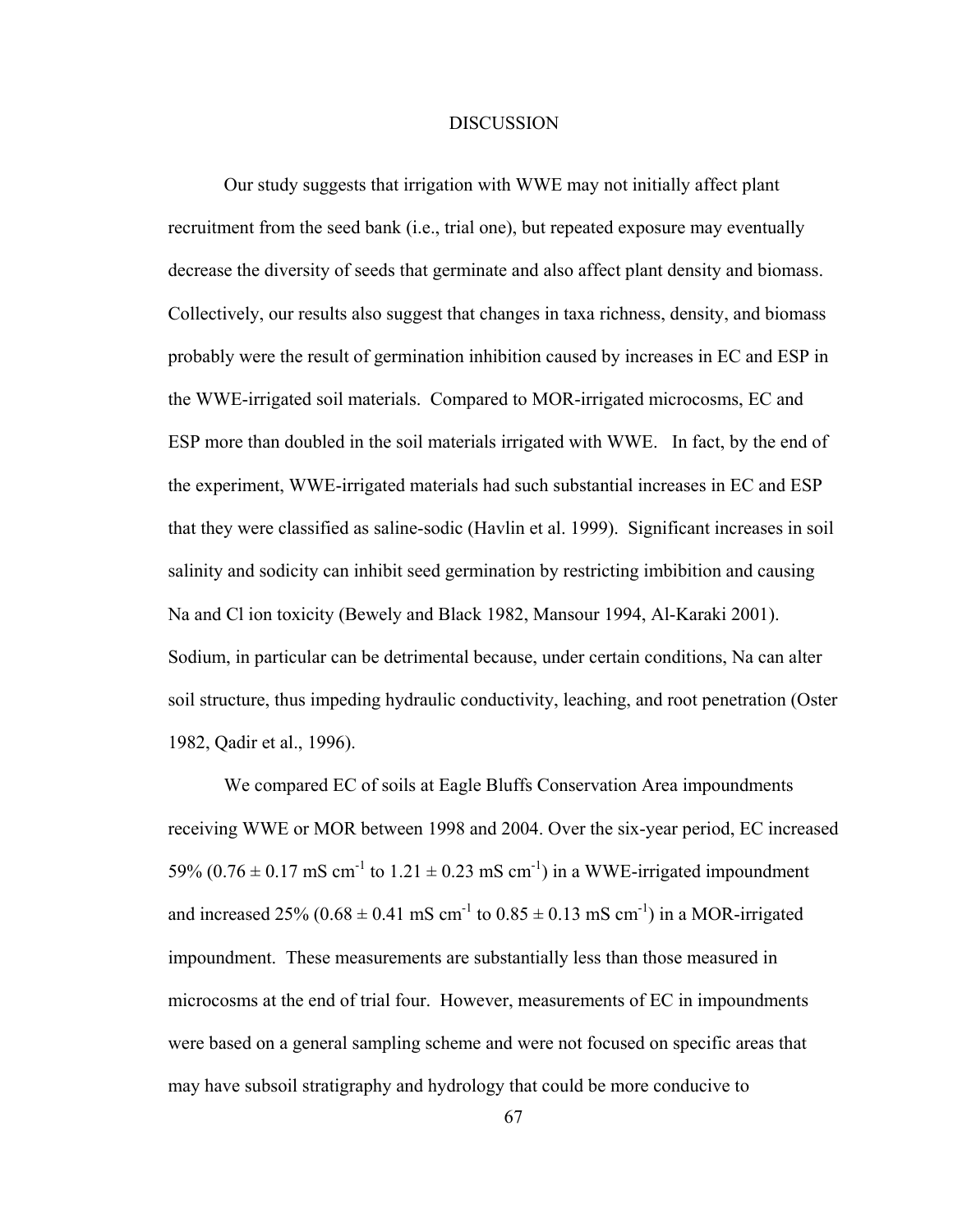# DISCUSSION

Our study suggests that irrigation with WWE may not initially affect plant recruitment from the seed bank (i.e., trial one), but repeated exposure may eventually decrease the diversity of seeds that germinate and also affect plant density and biomass. Collectively, our results also suggest that changes in taxa richness, density, and biomass probably were the result of germination inhibition caused by increases in EC and ESP in the WWE-irrigated soil materials. Compared to MOR-irrigated microcosms, EC and ESP more than doubled in the soil materials irrigated with WWE. In fact, by the end of the experiment, WWE-irrigated materials had such substantial increases in EC and ESP that they were classified as saline-sodic (Havlin et al. 1999). Significant increases in soil salinity and sodicity can inhibit seed germination by restricting imbibition and causing Na and Cl ion toxicity (Bewely and Black 1982, Mansour 1994, Al-Karaki 2001). Sodium, in particular can be detrimental because, under certain conditions, Na can alter soil structure, thus impeding hydraulic conductivity, leaching, and root penetration (Oster 1982, Qadir et al., 1996).

We compared EC of soils at Eagle Bluffs Conservation Area impoundments receiving WWE or MOR between 1998 and 2004. Over the six-year period, EC increased 59% ($0.76 \pm 0.17$ mS cm$^{-1}$ to $1.21 \pm 0.23$ mS cm$^{-1}$) in a WWE-irrigated impoundment and increased 25% ($0.68 \pm 0.41$ mS cm$^{-1}$ to $0.85 \pm 0.13$ mS cm$^{-1}$) in a MOR-irrigated impoundment. These measurements are substantially less than those measured in microcosms at the end of trial four. However, measurements of EC in impoundments were based on a general sampling scheme and were not focused on specific areas that may have subsoil stratigraphy and hydrology that could be more conducive to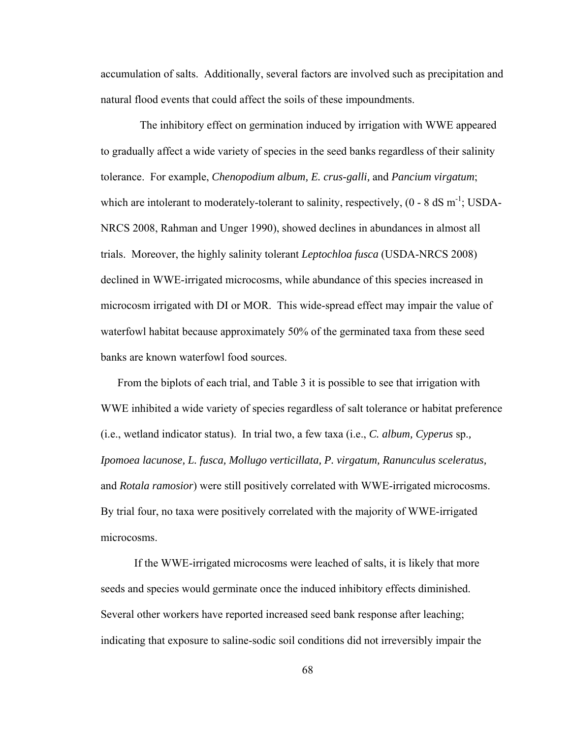accumulation of salts. Additionally, several factors are involved such as precipitation and natural flood events that could affect the soils of these impoundments.

The inhibitory effect on germination induced by irrigation with WWE appeared to gradually affect a wide variety of species in the seed banks regardless of their salinity tolerance. For example, *Chenopodium album, E. crus-galli,* and *Pancium virgatum*; which are intolerant to moderately-tolerant to salinity, respectively, (0 - 8 dS $m^{-1}$; USDA-NRCS 2008, Rahman and Unger 1990), showed declines in abundances in almost all trials. Moreover, the highly salinity tolerant *Leptochloa fusca* (USDA-NRCS 2008) declined in WWE-irrigated microcosms, while abundance of this species increased in microcosm irrigated with DI or MOR. This wide-spread effect may impair the value of waterfowl habitat because approximately 50% of the germinated taxa from these seed banks are known waterfowl food sources.

From the biplots of each trial, and Table 3 it is possible to see that irrigation with WWE inhibited a wide variety of species regardless of salt tolerance or habitat preference (i.e., wetland indicator status). In trial two, a few taxa (i.e., *C. album, Cyperus* sp.*, Ipomoea lacunose, L. fusca, Mollugo verticillata, P. virgatum, Ranunculus sceleratus,* and *Rotala ramosior*) were still positively correlated with WWE-irrigated microcosms. By trial four, no taxa were positively correlated with the majority of WWE-irrigated microcosms.

If the WWE-irrigated microcosms were leached of salts, it is likely that more seeds and species would germinate once the induced inhibitory effects diminished. Several other workers have reported increased seed bank response after leaching; indicating that exposure to saline-sodic soil conditions did not irreversibly impair the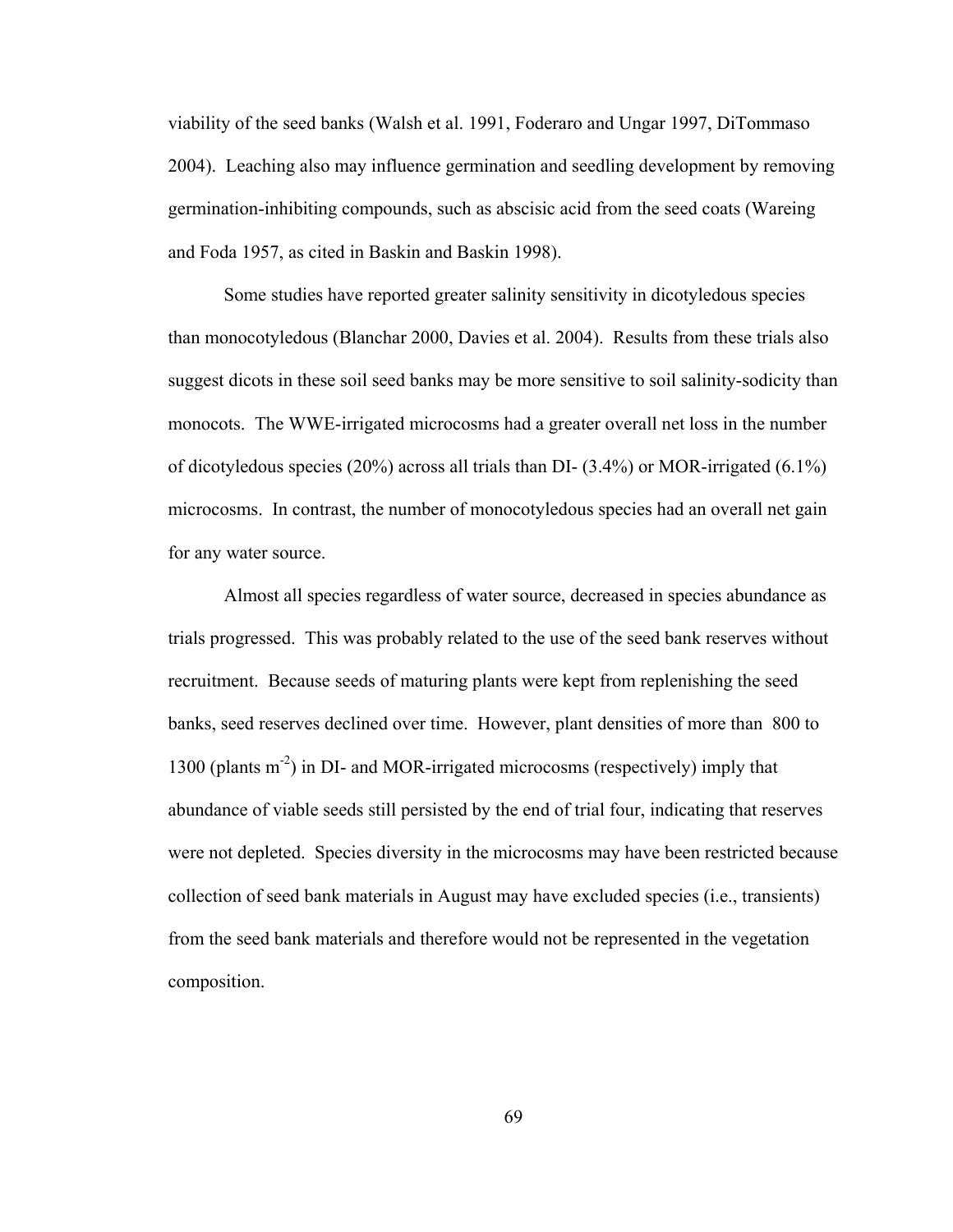viability of the seed banks (Walsh et al. 1991, Foderaro and Ungar 1997, DiTommaso 2004). Leaching also may influence germination and seedling development by removing germination-inhibiting compounds, such as abscisic acid from the seed coats (Wareing and Foda 1957, as cited in Baskin and Baskin 1998).

Some studies have reported greater salinity sensitivity in dicotyledous species than monocotyledous (Blanchar 2000, Davies et al. 2004). Results from these trials also suggest dicots in these soil seed banks may be more sensitive to soil salinity-sodicity than monocots. The WWE-irrigated microcosms had a greater overall net loss in the number of dicotyledous species (20%) across all trials than DI- (3.4%) or MOR-irrigated (6.1%) microcosms. In contrast, the number of monocotyledous species had an overall net gain for any water source.

Almost all species regardless of water source, decreased in species abundance as trials progressed. This was probably related to the use of the seed bank reserves without recruitment. Because seeds of maturing plants were kept from replenishing the seed banks, seed reserves declined over time. However, plant densities of more than 800 to 1300 (plants $m^{-2}$) in DI- and MOR-irrigated microcosms (respectively) imply that abundance of viable seeds still persisted by the end of trial four, indicating that reserves were not depleted. Species diversity in the microcosms may have been restricted because collection of seed bank materials in August may have excluded species (i.e., transients) from the seed bank materials and therefore would not be represented in the vegetation composition.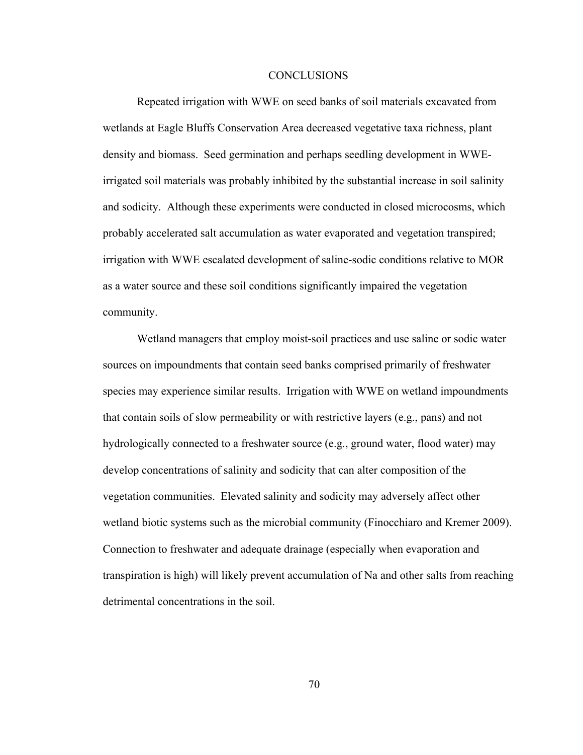# CONCLUSIONS

Repeated irrigation with WWE on seed banks of soil materials excavated from wetlands at Eagle Bluffs Conservation Area decreased vegetative taxa richness, plant density and biomass. Seed germination and perhaps seedling development in WWE-irrigated soil materials was probably inhibited by the substantial increase in soil salinity and sodicity. Although these experiments were conducted in closed microcosms, which probably accelerated salt accumulation as water evaporated and vegetation transpired; irrigation with WWE escalated development of saline-sodic conditions relative to MOR as a water source and these soil conditions significantly impaired the vegetation community.

Wetland managers that employ moist-soil practices and use saline or sodic water sources on impoundments that contain seed banks comprised primarily of freshwater species may experience similar results. Irrigation with WWE on wetland impoundments that contain soils of slow permeability or with restrictive layers (e.g., pans) and not hydrologically connected to a freshwater source (e.g., ground water, flood water) may develop concentrations of salinity and sodicity that can alter composition of the vegetation communities. Elevated salinity and sodicity may adversely affect other wetland biotic systems such as the microbial community (Finocchiaro and Kremer 2009). Connection to freshwater and adequate drainage (especially when evaporation and transpiration is high) will likely prevent accumulation of Na and other salts from reaching detrimental concentrations in the soil.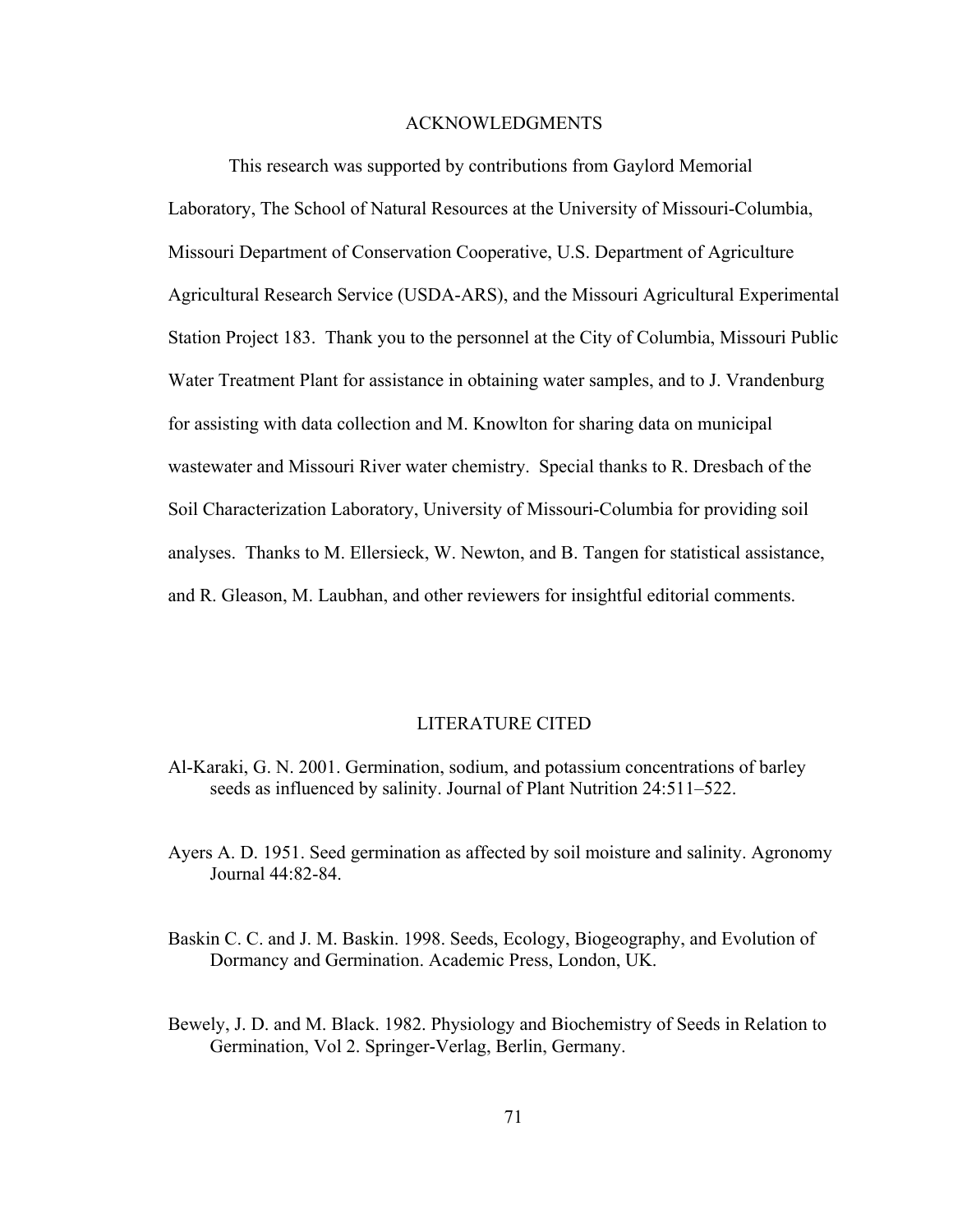## ACKNOWLEDGMENTS

This research was supported by contributions from Gaylord Memorial Laboratory, The School of Natural Resources at the University of Missouri-Columbia, Missouri Department of Conservation Cooperative, U.S. Department of Agriculture Agricultural Research Service (USDA-ARS), and the Missouri Agricultural Experimental Station Project 183. Thank you to the personnel at the City of Columbia, Missouri Public Water Treatment Plant for assistance in obtaining water samples, and to J. Vrandenburg for assisting with data collection and M. Knowlton for sharing data on municipal wastewater and Missouri River water chemistry. Special thanks to R. Dresbach of the Soil Characterization Laboratory, University of Missouri-Columbia for providing soil analyses. Thanks to M. Ellersieck, W. Newton, and B. Tangen for statistical assistance, and R. Gleason, M. Laubhan, and other reviewers for insightful editorial comments.

## LITERATURE CITED

Al-Karaki, G. N. 2001. Germination, sodium, and potassium concentrations of barley seeds as influenced by salinity. Journal of Plant Nutrition 24:511–522.

Ayers A. D. 1951. Seed germination as affected by soil moisture and salinity. Agronomy Journal 44:82-84.

Baskin C. C. and J. M. Baskin. 1998. Seeds, Ecology, Biogeography, and Evolution of Dormancy and Germination. Academic Press, London, UK.

Bewely, J. D. and M. Black. 1982. Physiology and Biochemistry of Seeds in Relation to Germination, Vol 2. Springer-Verlag, Berlin, Germany.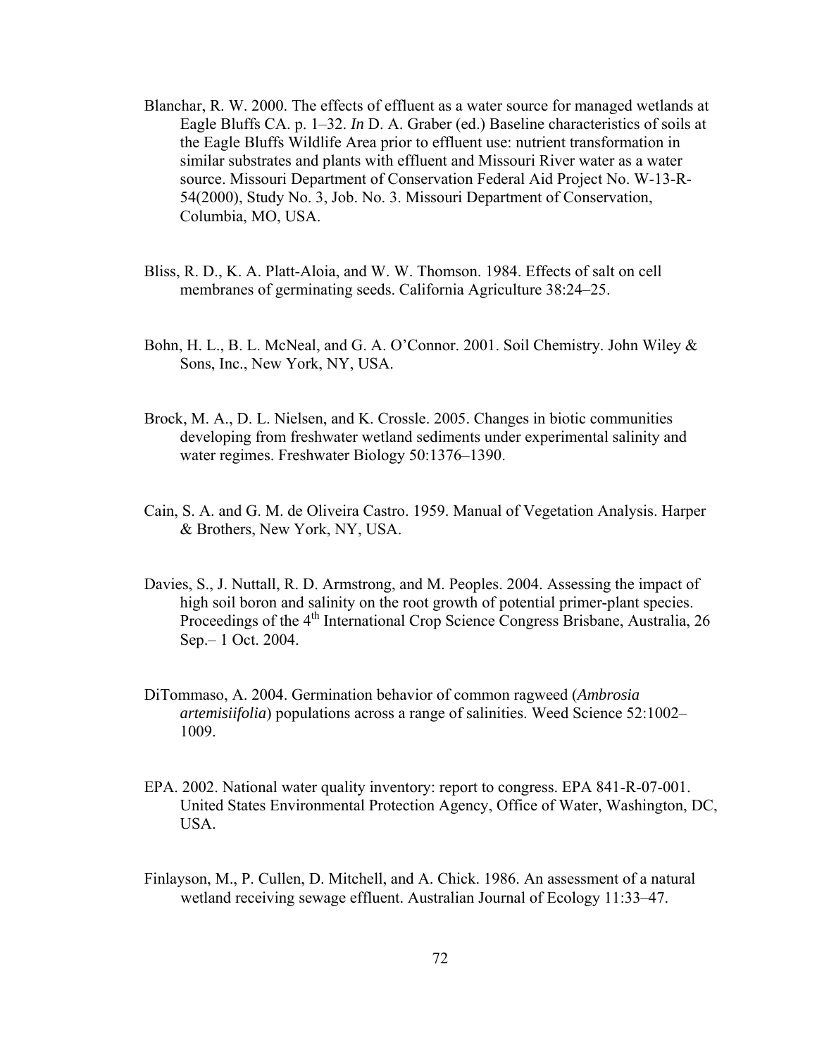Blanchar, R. W. 2000. The effects of effluent as a water source for managed wetlands at Eagle Bluffs CA. p. 1–32. *In* D. A. Graber (ed.) Baseline characteristics of soils at the Eagle Bluffs Wildlife Area prior to effluent use: nutrient transformation in similar substrates and plants with effluent and Missouri River water as a water source. Missouri Department of Conservation Federal Aid Project No. W-13-R-54(2000), Study No. 3, Job. No. 3. Missouri Department of Conservation, Columbia, MO, USA.

Bliss, R. D., K. A. Platt-Aloia, and W. W. Thomson. 1984. Effects of salt on cell membranes of germinating seeds. California Agriculture 38:24–25.

Bohn, H. L., B. L. McNeal, and G. A. O'Connor. 2001. Soil Chemistry. John Wiley & Sons, Inc., New York, NY, USA.

Brock, M. A., D. L. Nielsen, and K. Crossle. 2005. Changes in biotic communities developing from freshwater wetland sediments under experimental salinity and water regimes. Freshwater Biology 50:1376–1390.

Cain, S. A. and G. M. de Oliveira Castro. 1959. Manual of Vegetation Analysis. Harper & Brothers, New York, NY, USA.

Davies, S., J. Nuttall, R. D. Armstrong, and M. Peoples. 2004. Assessing the impact of high soil boron and salinity on the root growth of potential primer-plant species. Proceedings of the 4th International Crop Science Congress Brisbane, Australia, 26 Sep.– 1 Oct. 2004.

DiTommaso, A. 2004. Germination behavior of common ragweed (*Ambrosia artemisiifolia*) populations across a range of salinities. Weed Science 52:1002–1009.

EPA. 2002. National water quality inventory: report to congress. EPA 841-R-07-001. United States Environmental Protection Agency, Office of Water, Washington, DC, USA.

Finlayson, M., P. Cullen, D. Mitchell, and A. Chick. 1986. An assessment of a natural wetland receiving sewage effluent. Australian Journal of Ecology 11:33–47.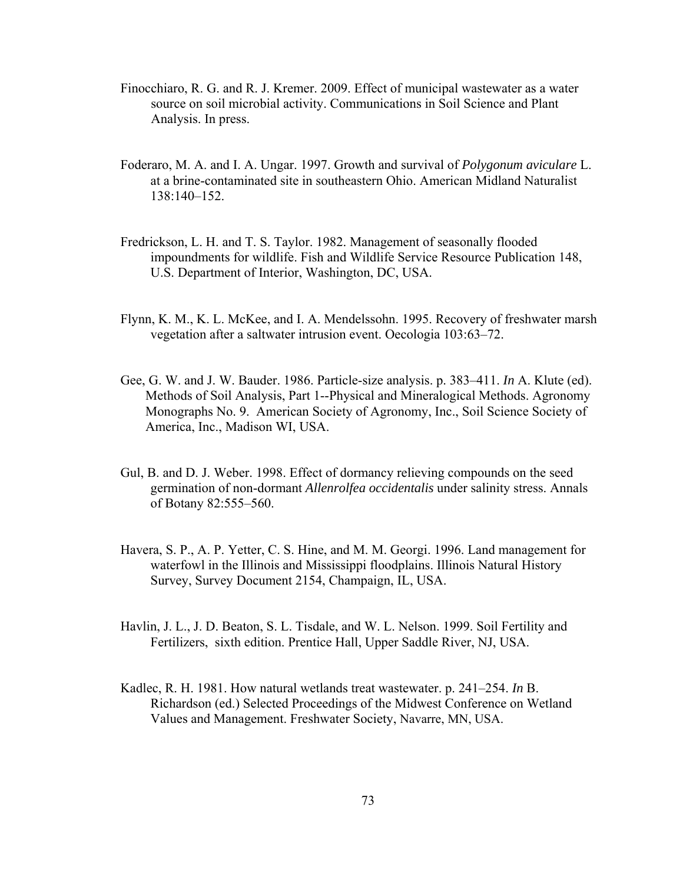Finocchiaro, R. G. and R. J. Kremer. 2009. Effect of municipal wastewater as a water source on soil microbial activity. Communications in Soil Science and Plant Analysis. In press.

Foderaro, M. A. and I. A. Ungar. 1997. Growth and survival of *Polygonum aviculare* L. at a brine-contaminated site in southeastern Ohio. American Midland Naturalist 138:140–152.

Fredrickson, L. H. and T. S. Taylor. 1982. Management of seasonally flooded impoundments for wildlife. Fish and Wildlife Service Resource Publication 148, U.S. Department of Interior, Washington, DC, USA.

Flynn, K. M., K. L. McKee, and I. A. Mendelssohn. 1995. Recovery of freshwater marsh vegetation after a saltwater intrusion event. Oecologia 103:63–72.

Gee, G. W. and J. W. Bauder. 1986. Particle-size analysis. p. 383–411. *In* A. Klute (ed). Methods of Soil Analysis, Part 1--Physical and Mineralogical Methods. Agronomy Monographs No. 9. American Society of Agronomy, Inc., Soil Science Society of America, Inc., Madison WI, USA.

Gul, B. and D. J. Weber. 1998. Effect of dormancy relieving compounds on the seed germination of non-dormant *Allenrolfea occidentalis* under salinity stress. Annals of Botany 82:555–560.

Havera, S. P., A. P. Yetter, C. S. Hine, and M. M. Georgi. 1996. Land management for waterfowl in the Illinois and Mississippi floodplains. Illinois Natural History Survey, Survey Document 2154, Champaign, IL, USA.

Havlin, J. L., J. D. Beaton, S. L. Tisdale, and W. L. Nelson. 1999. Soil Fertility and Fertilizers, sixth edition. Prentice Hall, Upper Saddle River, NJ, USA.

Kadlec, R. H. 1981. How natural wetlands treat wastewater. p. 241–254. *In* B. Richardson (ed.) Selected Proceedings of the Midwest Conference on Wetland Values and Management. Freshwater Society, Navarre, MN, USA.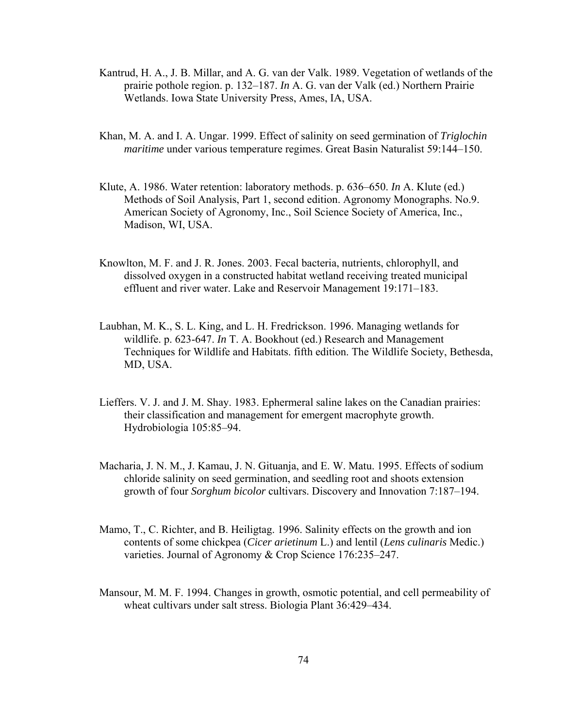Kantrud, H. A., J. B. Millar, and A. G. van der Valk. 1989. Vegetation of wetlands of the prairie pothole region. p. 132–187. *In* A. G. van der Valk (ed.) Northern Prairie Wetlands. Iowa State University Press, Ames, IA, USA.

Khan, M. A. and I. A. Ungar. 1999. Effect of salinity on seed germination of *Triglochin maritime* under various temperature regimes. Great Basin Naturalist 59:144–150.

Klute, A. 1986. Water retention: laboratory methods. p. 636–650. *In* A. Klute (ed.) Methods of Soil Analysis, Part 1, second edition. Agronomy Monographs. No.9. American Society of Agronomy, Inc., Soil Science Society of America, Inc., Madison, WI, USA.

Knowlton, M. F. and J. R. Jones. 2003. Fecal bacteria, nutrients, chlorophyll, and dissolved oxygen in a constructed habitat wetland receiving treated municipal effluent and river water. Lake and Reservoir Management 19:171–183.

Laubhan, M. K., S. L. King, and L. H. Fredrickson. 1996. Managing wetlands for wildlife. p. 623-647. *In* T. A. Bookhout (ed.) Research and Management Techniques for Wildlife and Habitats. fifth edition. The Wildlife Society, Bethesda, MD, USA.

Lieffers. V. J. and J. M. Shay. 1983. Ephermeral saline lakes on the Canadian prairies: their classification and management for emergent macrophyte growth. Hydrobiologia 105:85–94.

Macharia, J. N. M., J. Kamau, J. N. Gituanja, and E. W. Matu. 1995. Effects of sodium chloride salinity on seed germination, and seedling root and shoots extension growth of four *Sorghum bicolor* cultivars. Discovery and Innovation 7:187–194.

Mamo, T., C. Richter, and B. Heiligtag. 1996. Salinity effects on the growth and ion contents of some chickpea (*Cicer arietinum* L.) and lentil (*Lens culinaris* Medic.) varieties. Journal of Agronomy & Crop Science 176:235–247.

Mansour, M. M. F. 1994. Changes in growth, osmotic potential, and cell permeability of wheat cultivars under salt stress. Biologia Plant 36:429–434.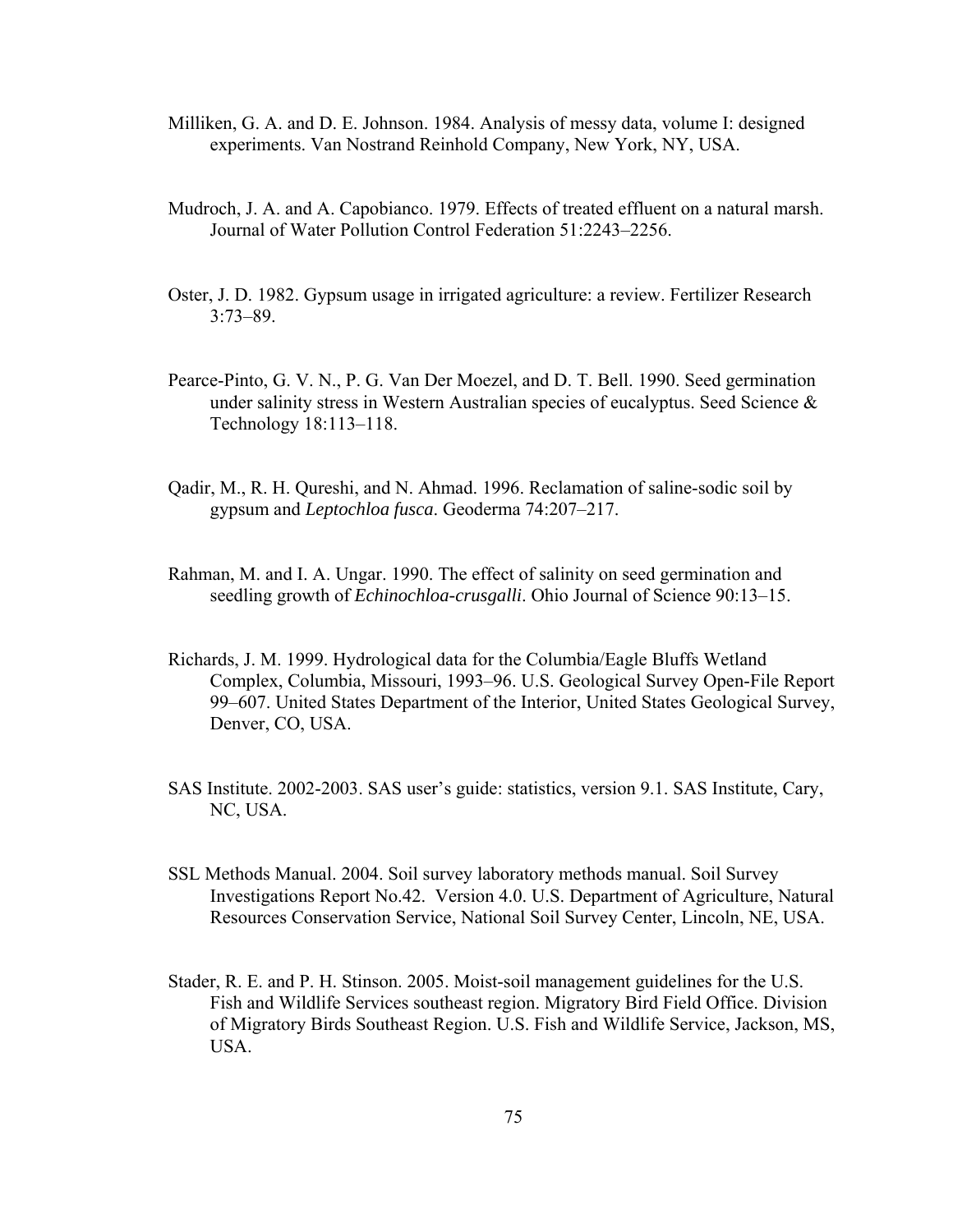Milliken, G. A. and D. E. Johnson. 1984. Analysis of messy data, volume I: designed experiments. Van Nostrand Reinhold Company, New York, NY, USA.

Mudroch, J. A. and A. Capobianco. 1979. Effects of treated effluent on a natural marsh. Journal of Water Pollution Control Federation 51:2243–2256.

Oster, J. D. 1982. Gypsum usage in irrigated agriculture: a review. Fertilizer Research 3:73–89.

Pearce-Pinto, G. V. N., P. G. Van Der Moezel, and D. T. Bell. 1990. Seed germination under salinity stress in Western Australian species of eucalyptus. Seed Science & Technology 18:113–118.

Qadir, M., R. H. Qureshi, and N. Ahmad. 1996. Reclamation of saline-sodic soil by gypsum and *Leptochloa fusca*. Geoderma 74:207–217.

Rahman, M. and I. A. Ungar. 1990. The effect of salinity on seed germination and seedling growth of *Echinochloa-crusgalli*. Ohio Journal of Science 90:13–15.

Richards, J. M. 1999. Hydrological data for the Columbia/Eagle Bluffs Wetland Complex, Columbia, Missouri, 1993–96. U.S. Geological Survey Open-File Report 99–607. United States Department of the Interior, United States Geological Survey, Denver, CO, USA.

SAS Institute. 2002-2003. SAS user's guide: statistics, version 9.1. SAS Institute, Cary, NC, USA.

SSL Methods Manual. 2004. Soil survey laboratory methods manual. Soil Survey Investigations Report No.42. Version 4.0. U.S. Department of Agriculture, Natural Resources Conservation Service, National Soil Survey Center, Lincoln, NE, USA.

Stader, R. E. and P. H. Stinson. 2005. Moist-soil management guidelines for the U.S. Fish and Wildlife Services southeast region. Migratory Bird Field Office. Division of Migratory Birds Southeast Region. U.S. Fish and Wildlife Service, Jackson, MS, USA.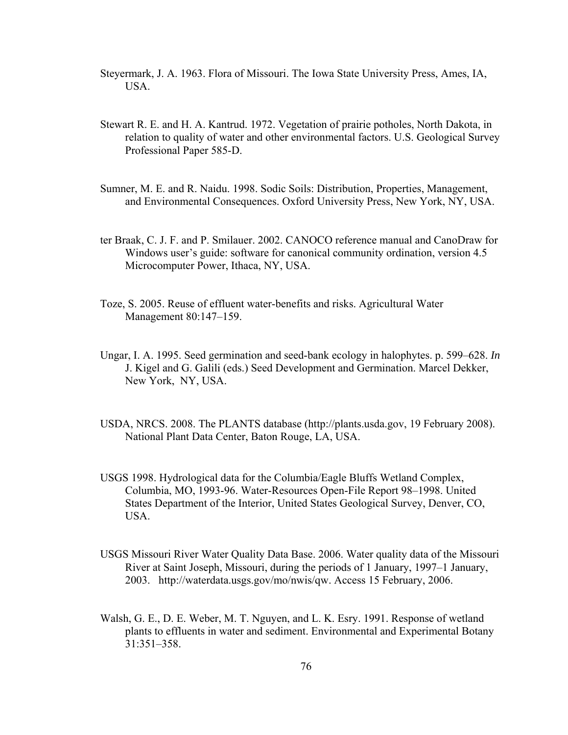Steyermark, J. A. 1963. Flora of Missouri. The Iowa State University Press, Ames, IA, USA.

Stewart R. E. and H. A. Kantrud. 1972. Vegetation of prairie potholes, North Dakota, in relation to quality of water and other environmental factors. U.S. Geological Survey Professional Paper 585-D.

Sumner, M. E. and R. Naidu. 1998. Sodic Soils: Distribution, Properties, Management, and Environmental Consequences. Oxford University Press, New York, NY, USA.

ter Braak, C. J. F. and P. Smilauer. 2002. CANOCO reference manual and CanoDraw for Windows user's guide: software for canonical community ordination, version 4.5 Microcomputer Power, Ithaca, NY, USA.

Toze, S. 2005. Reuse of effluent water-benefits and risks. Agricultural Water Management 80:147–159.

Ungar, I. A. 1995. Seed germination and seed-bank ecology in halophytes. p. 599–628. *In* J. Kigel and G. Galili (eds.) Seed Development and Germination. Marcel Dekker, New York, NY, USA.

USDA, NRCS. 2008. The PLANTS database (http://plants.usda.gov, 19 February 2008). National Plant Data Center, Baton Rouge, LA, USA.

USGS 1998. Hydrological data for the Columbia/Eagle Bluffs Wetland Complex, Columbia, MO, 1993-96. Water-Resources Open-File Report 98–1998. United States Department of the Interior, United States Geological Survey, Denver, CO, USA.

USGS Missouri River Water Quality Data Base. 2006. Water quality data of the Missouri River at Saint Joseph, Missouri, during the periods of 1 January, 1997–1 January, 2003. http://waterdata.usgs.gov/mo/nwis/qw. Access 15 February, 2006.

Walsh, G. E., D. E. Weber, M. T. Nguyen, and L. K. Esry. 1991. Response of wetland plants to effluents in water and sediment. Environmental and Experimental Botany 31:351–358.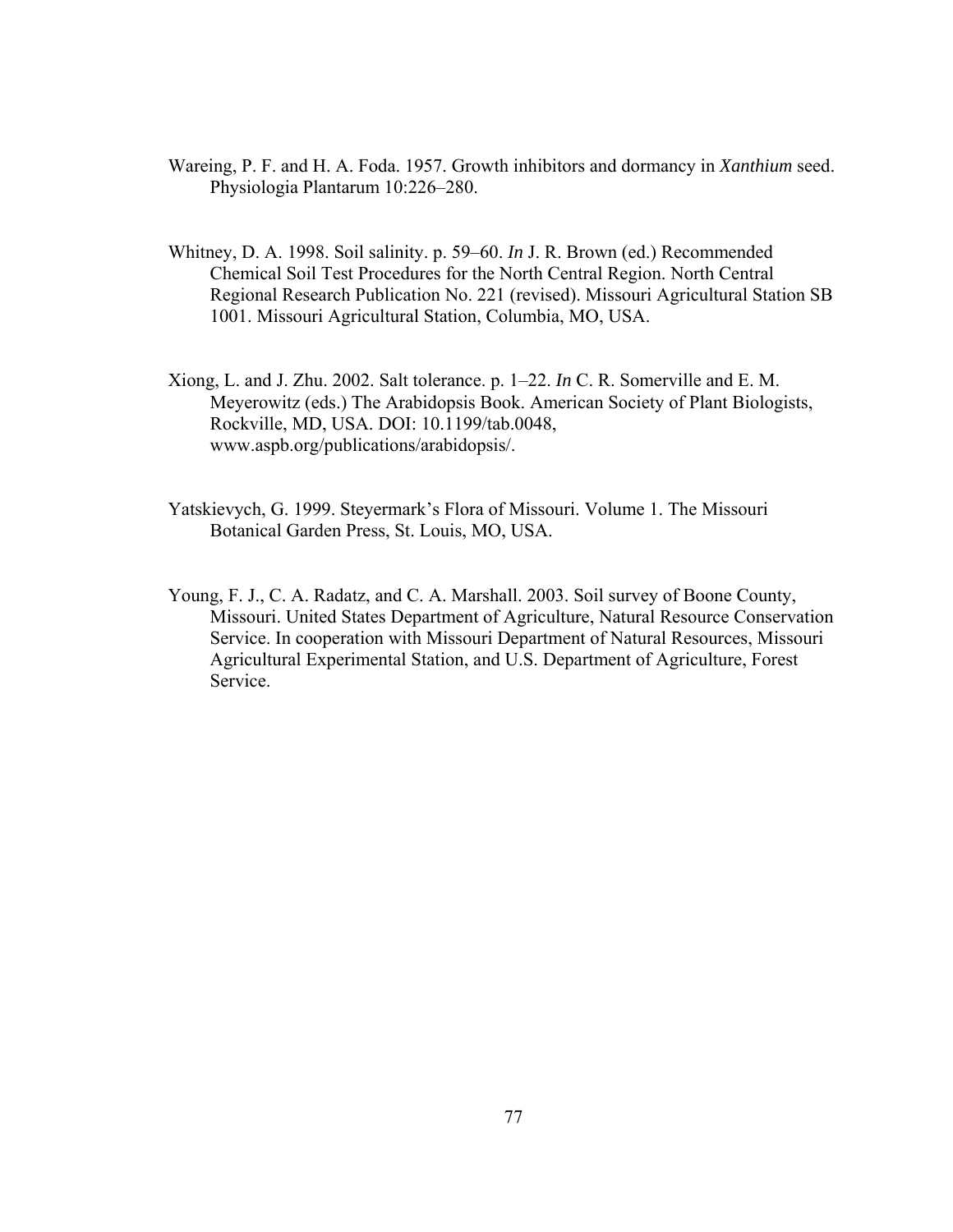Wareing, P. F. and H. A. Foda. 1957. Growth inhibitors and dormancy in *Xanthium* seed. Physiologia Plantarum 10:226–280.

Whitney, D. A. 1998. Soil salinity. p. 59–60. *In* J. R. Brown (ed.) Recommended Chemical Soil Test Procedures for the North Central Region. North Central Regional Research Publication No. 221 (revised). Missouri Agricultural Station SB 1001. Missouri Agricultural Station, Columbia, MO, USA.

Xiong, L. and J. Zhu. 2002. Salt tolerance. p. 1–22. *In* C. R. Somerville and E. M. Meyerowitz (eds.) The Arabidopsis Book. American Society of Plant Biologists, Rockville, MD, USA. DOI: 10.1199/tab.0048, www.aspb.org/publications/arabidopsis/.

Yatskievych, G. 1999. Steyermark's Flora of Missouri. Volume 1. The Missouri Botanical Garden Press, St. Louis, MO, USA.

Young, F. J., C. A. Radatz, and C. A. Marshall. 2003. Soil survey of Boone County, Missouri. United States Department of Agriculture, Natural Resource Conservation Service. In cooperation with Missouri Department of Natural Resources, Missouri Agricultural Experimental Station, and U.S. Department of Agriculture, Forest Service.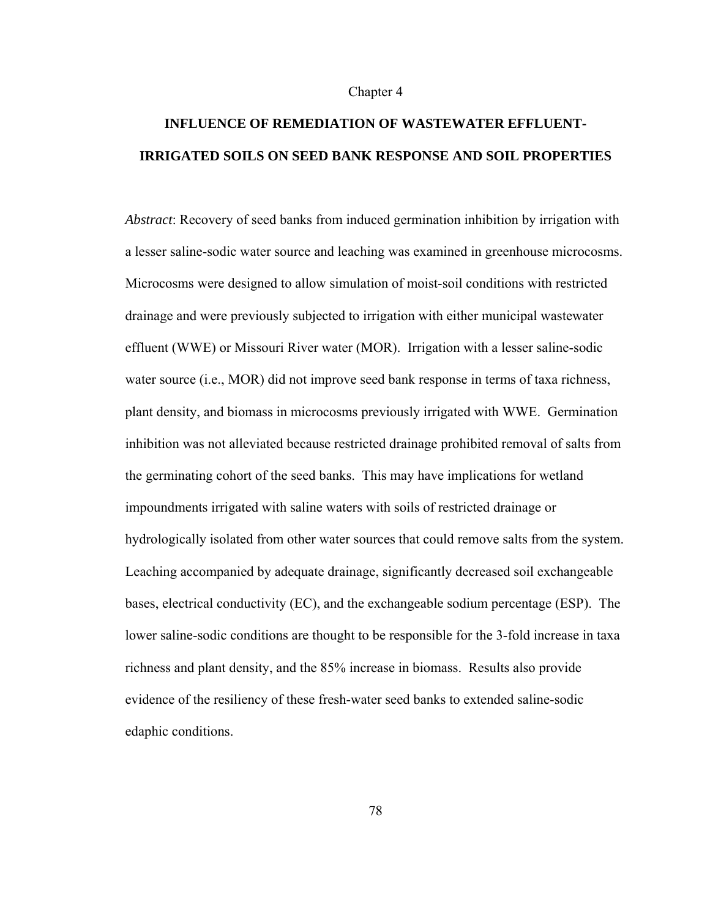Chapter 4

# INFLUENCE OF REMEDIATION OF WASTEWATER EFFLUENT-IRRIGATED SOILS ON SEED BANK RESPONSE AND SOIL PROPERTIES

*Abstract*: Recovery of seed banks from induced germination inhibition by irrigation with a lesser saline-sodic water source and leaching was examined in greenhouse microcosms. Microcosms were designed to allow simulation of moist-soil conditions with restricted drainage and were previously subjected to irrigation with either municipal wastewater effluent (WWE) or Missouri River water (MOR). Irrigation with a lesser saline-sodic water source (i.e., MOR) did not improve seed bank response in terms of taxa richness, plant density, and biomass in microcosms previously irrigated with WWE. Germination inhibition was not alleviated because restricted drainage prohibited removal of salts from the germinating cohort of the seed banks. This may have implications for wetland impoundments irrigated with saline waters with soils of restricted drainage or hydrologically isolated from other water sources that could remove salts from the system. Leaching accompanied by adequate drainage, significantly decreased soil exchangeable bases, electrical conductivity (EC), and the exchangeable sodium percentage (ESP). The lower saline-sodic conditions are thought to be responsible for the 3-fold increase in taxa richness and plant density, and the 85% increase in biomass. Results also provide evidence of the resiliency of these fresh-water seed banks to extended saline-sodic edaphic conditions.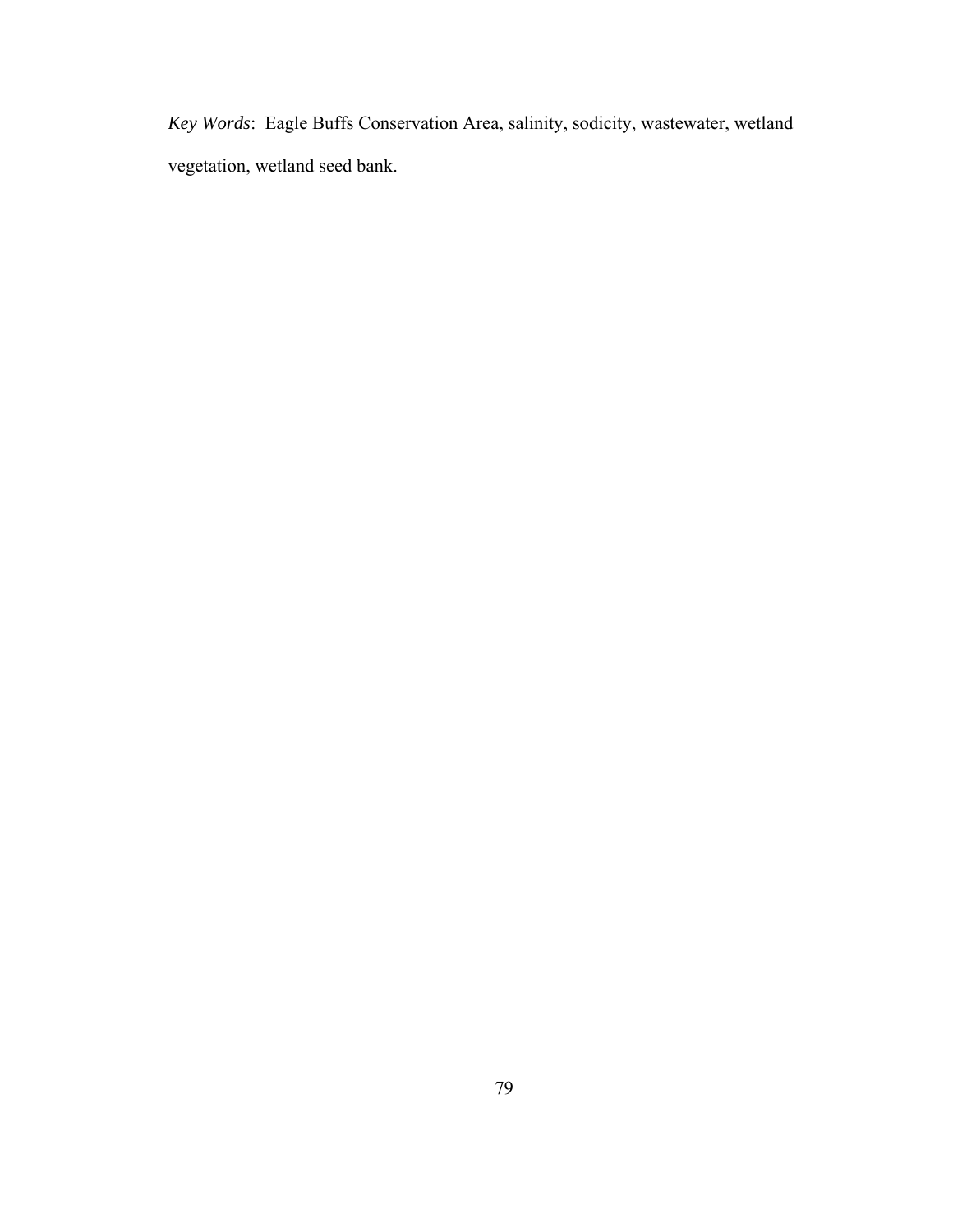*Key Words*: Eagle Buffs Conservation Area, salinity, sodicity, wastewater, wetland vegetation, wetland seed bank.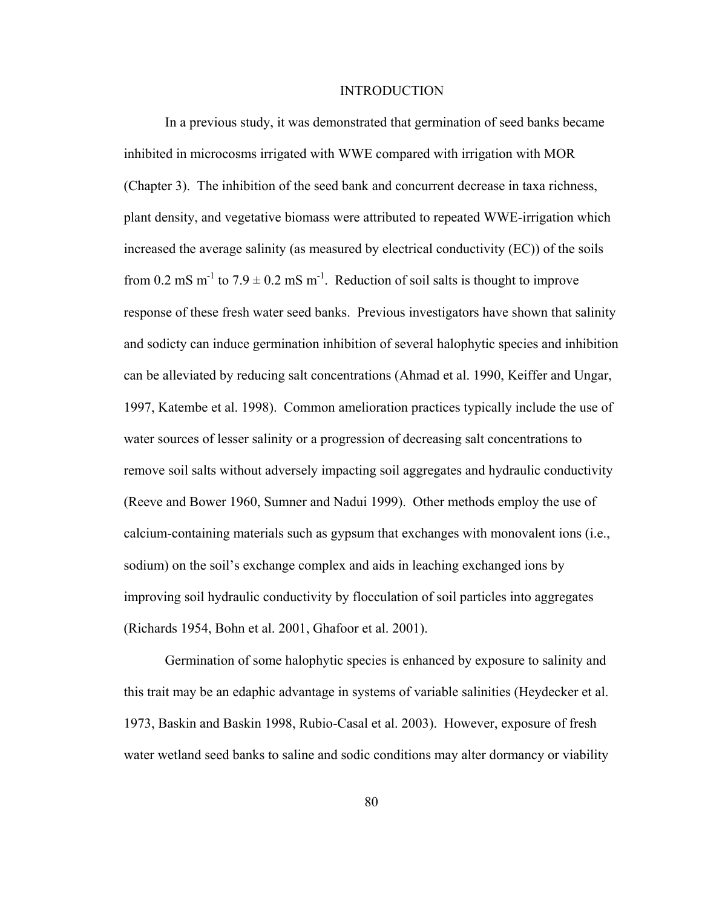# INTRODUCTION

In a previous study, it was demonstrated that germination of seed banks became inhibited in microcosms irrigated with WWE compared with irrigation with MOR (Chapter 3). The inhibition of the seed bank and concurrent decrease in taxa richness, plant density, and vegetative biomass were attributed to repeated WWE-irrigation which increased the average salinity (as measured by electrical conductivity (EC)) of the soils from 0.2 mS $m^{-1}$ to 7.9 ± 0.2 mS $m^{-1}$. Reduction of soil salts is thought to improve response of these fresh water seed banks. Previous investigators have shown that salinity and sodicty can induce germination inhibition of several halophytic species and inhibition can be alleviated by reducing salt concentrations (Ahmad et al. 1990, Keiffer and Ungar, 1997, Katembe et al. 1998). Common amelioration practices typically include the use of water sources of lesser salinity or a progression of decreasing salt concentrations to remove soil salts without adversely impacting soil aggregates and hydraulic conductivity (Reeve and Bower 1960, Sumner and Nadui 1999). Other methods employ the use of calcium-containing materials such as gypsum that exchanges with monovalent ions (i.e., sodium) on the soil's exchange complex and aids in leaching exchanged ions by improving soil hydraulic conductivity by flocculation of soil particles into aggregates (Richards 1954, Bohn et al. 2001, Ghafoor et al. 2001).

Germination of some halophytic species is enhanced by exposure to salinity and this trait may be an edaphic advantage in systems of variable salinities (Heydecker et al. 1973, Baskin and Baskin 1998, Rubio-Casal et al. 2003). However, exposure of fresh water wetland seed banks to saline and sodic conditions may alter dormancy or viability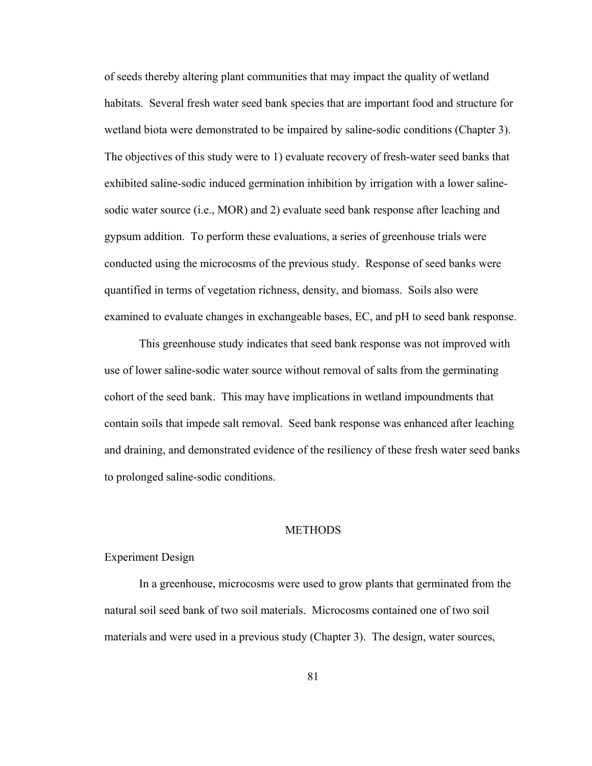of seeds thereby altering plant communities that may impact the quality of wetland habitats. Several fresh water seed bank species that are important food and structure for wetland biota were demonstrated to be impaired by saline-sodic conditions (Chapter 3). The objectives of this study were to 1) evaluate recovery of fresh-water seed banks that exhibited saline-sodic induced germination inhibition by irrigation with a lower saline-sodic water source (i.e., MOR) and 2) evaluate seed bank response after leaching and gypsum addition. To perform these evaluations, a series of greenhouse trials were conducted using the microcosms of the previous study. Response of seed banks were quantified in terms of vegetation richness, density, and biomass. Soils also were examined to evaluate changes in exchangeable bases, EC, and pH to seed bank response.

This greenhouse study indicates that seed bank response was not improved with use of lower saline-sodic water source without removal of salts from the germinating cohort of the seed bank. This may have implications in wetland impoundments that contain soils that impede salt removal. Seed bank response was enhanced after leaching and draining, and demonstrated evidence of the resiliency of these fresh water seed banks to prolonged saline-sodic conditions.

## METHODS

### Experiment Design

In a greenhouse, microcosms were used to grow plants that germinated from the natural soil seed bank of two soil materials. Microcosms contained one of two soil materials and were used in a previous study (Chapter 3). The design, water sources,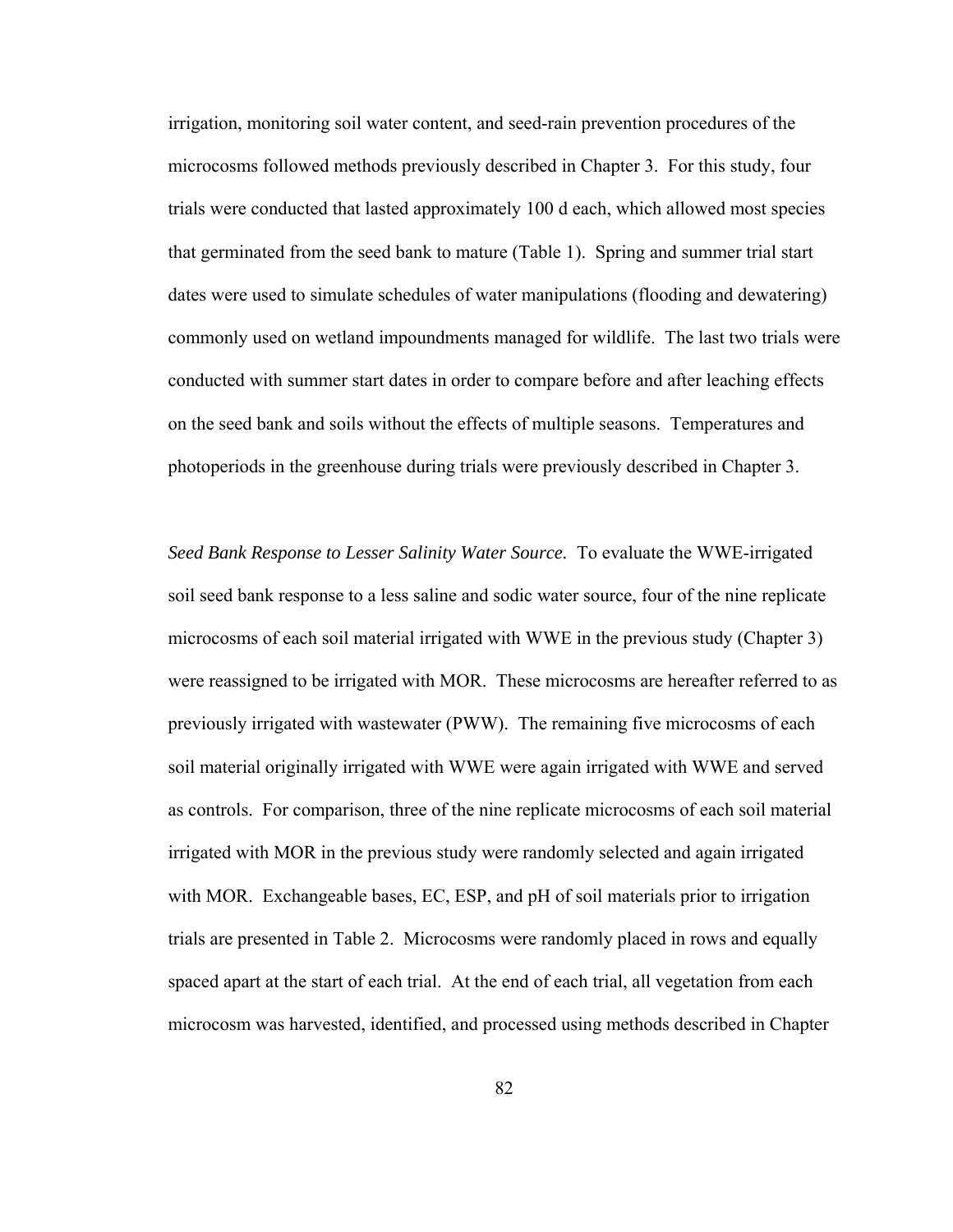irrigation, monitoring soil water content, and seed-rain prevention procedures of the microcosms followed methods previously described in Chapter 3. For this study, four trials were conducted that lasted approximately 100 d each, which allowed most species that germinated from the seed bank to mature (Table 1). Spring and summer trial start dates were used to simulate schedules of water manipulations (flooding and dewatering) commonly used on wetland impoundments managed for wildlife. The last two trials were conducted with summer start dates in order to compare before and after leaching effects on the seed bank and soils without the effects of multiple seasons. Temperatures and photoperiods in the greenhouse during trials were previously described in Chapter 3.

*Seed Bank Response to Lesser Salinity Water Source.* To evaluate the WWE-irrigated soil seed bank response to a less saline and sodic water source, four of the nine replicate microcosms of each soil material irrigated with WWE in the previous study (Chapter 3) were reassigned to be irrigated with MOR. These microcosms are hereafter referred to as previously irrigated with wastewater (PWW). The remaining five microcosms of each soil material originally irrigated with WWE were again irrigated with WWE and served as controls. For comparison, three of the nine replicate microcosms of each soil material irrigated with MOR in the previous study were randomly selected and again irrigated with MOR. Exchangeable bases, EC, ESP, and pH of soil materials prior to irrigation trials are presented in Table 2. Microcosms were randomly placed in rows and equally spaced apart at the start of each trial. At the end of each trial, all vegetation from each microcosm was harvested, identified, and processed using methods described in Chapter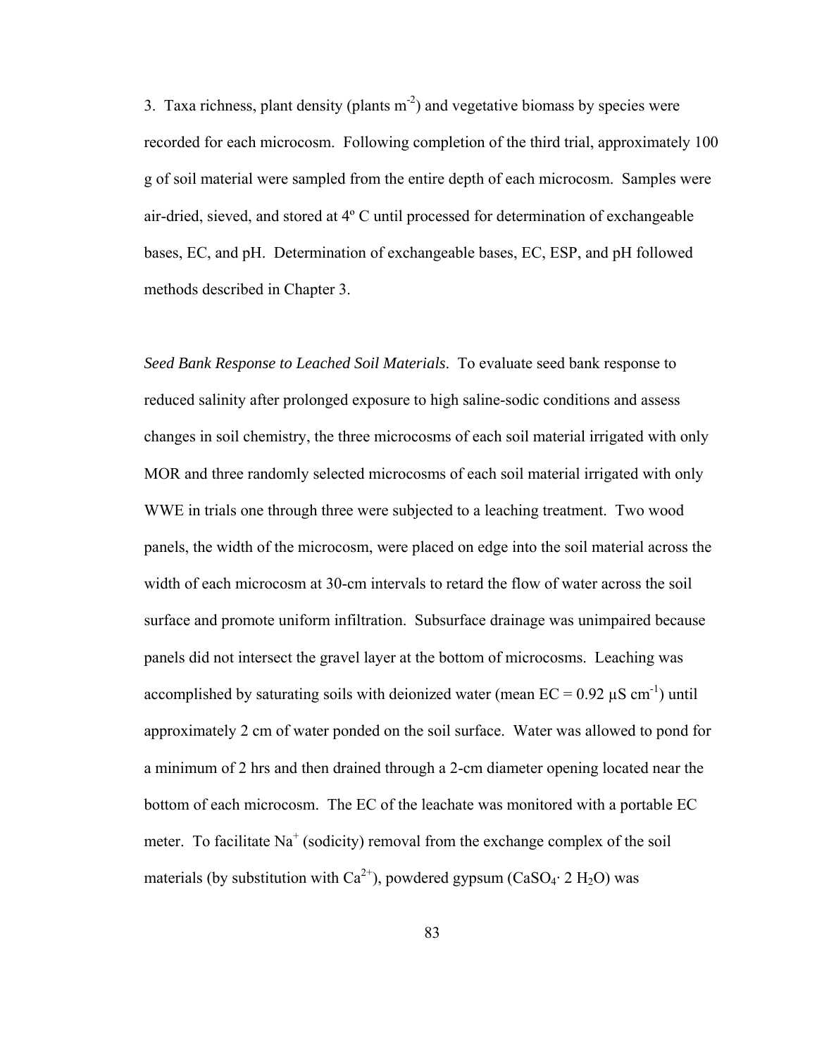3. Taxa richness, plant density (plants $m^{-2}$) and vegetative biomass by species were recorded for each microcosm. Following completion of the third trial, approximately 100 g of soil material were sampled from the entire depth of each microcosm. Samples were air-dried, sieved, and stored at 4º C until processed for determination of exchangeable bases, EC, and pH. Determination of exchangeable bases, EC, ESP, and pH followed methods described in Chapter 3.

*Seed Bank Response to Leached Soil Materials*. To evaluate seed bank response to reduced salinity after prolonged exposure to high saline-sodic conditions and assess changes in soil chemistry, the three microcosms of each soil material irrigated with only MOR and three randomly selected microcosms of each soil material irrigated with only WWE in trials one through three were subjected to a leaching treatment. Two wood panels, the width of the microcosm, were placed on edge into the soil material across the width of each microcosm at 30-cm intervals to retard the flow of water across the soil surface and promote uniform infiltration. Subsurface drainage was unimpaired because panels did not intersect the gravel layer at the bottom of microcosms. Leaching was accomplished by saturating soils with deionized water (mean EC = 0.92 $\mu S\ cm^{-1}$) until approximately 2 cm of water ponded on the soil surface. Water was allowed to pond for a minimum of 2 hrs and then drained through a 2-cm diameter opening located near the bottom of each microcosm. The EC of the leachate was monitored with a portable EC meter. To facilitate $Na^{+}$ (sodicity) removal from the exchange complex of the soil materials (by substitution with $Ca^{2+}$), powdered gypsum ($CaSO_4 \cdot 2\ H_2O$) was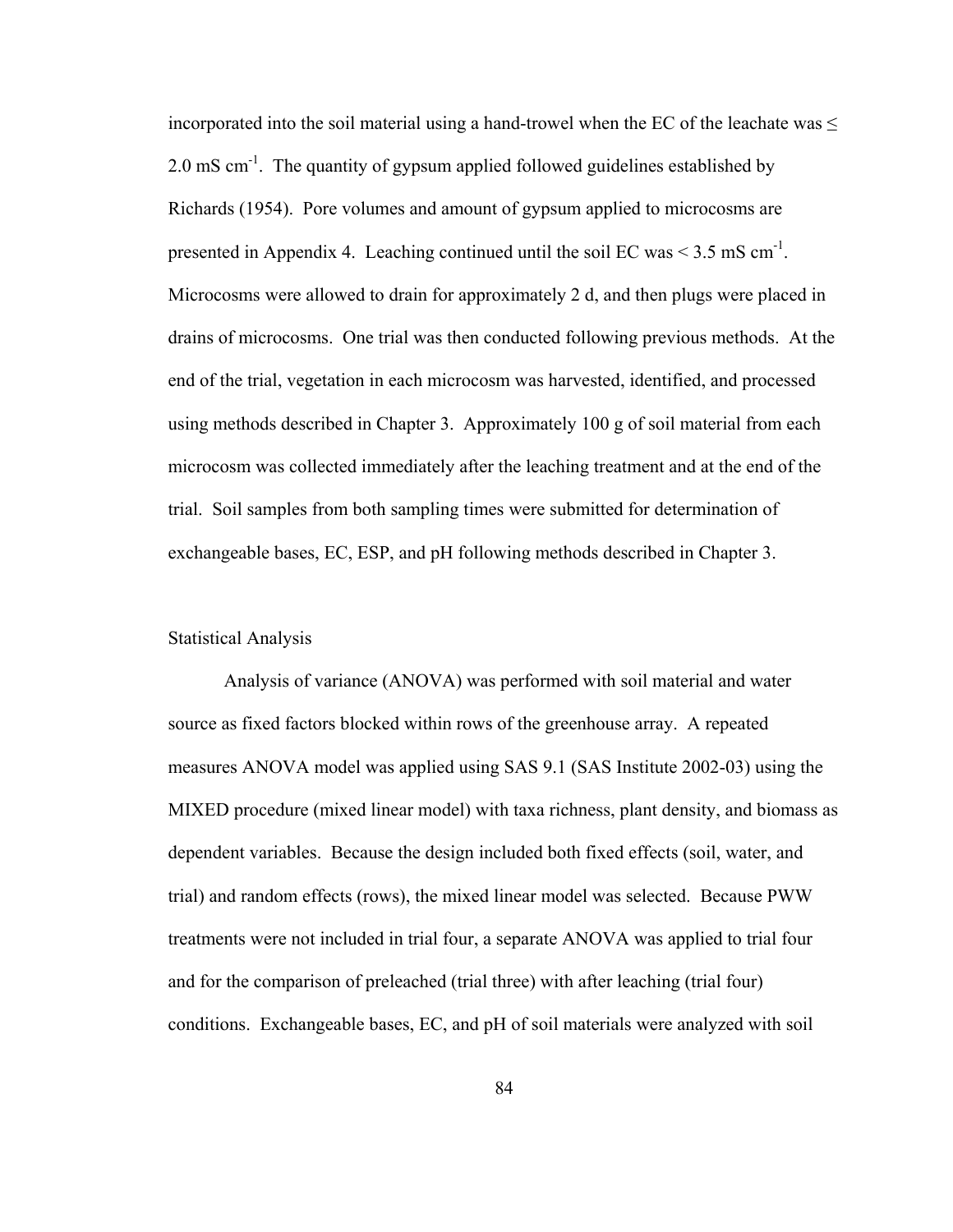incorporated into the soil material using a hand-trowel when the EC of the leachate was ≤ 2.0 mS $cm^{-1}$. The quantity of gypsum applied followed guidelines established by Richards (1954). Pore volumes and amount of gypsum applied to microcosms are presented in Appendix 4. Leaching continued until the soil EC was < 3.5 mS $cm^{-1}$. Microcosms were allowed to drain for approximately 2 d, and then plugs were placed in drains of microcosms. One trial was then conducted following previous methods. At the end of the trial, vegetation in each microcosm was harvested, identified, and processed using methods described in Chapter 3. Approximately 100 g of soil material from each microcosm was collected immediately after the leaching treatment and at the end of the trial. Soil samples from both sampling times were submitted for determination of exchangeable bases, EC, ESP, and pH following methods described in Chapter 3.

### Statistical Analysis

Analysis of variance (ANOVA) was performed with soil material and water source as fixed factors blocked within rows of the greenhouse array. A repeated measures ANOVA model was applied using SAS 9.1 (SAS Institute 2002-03) using the MIXED procedure (mixed linear model) with taxa richness, plant density, and biomass as dependent variables. Because the design included both fixed effects (soil, water, and trial) and random effects (rows), the mixed linear model was selected. Because PWW treatments were not included in trial four, a separate ANOVA was applied to trial four and for the comparison of preleached (trial three) with after leaching (trial four) conditions. Exchangeable bases, EC, and pH of soil materials were analyzed with soil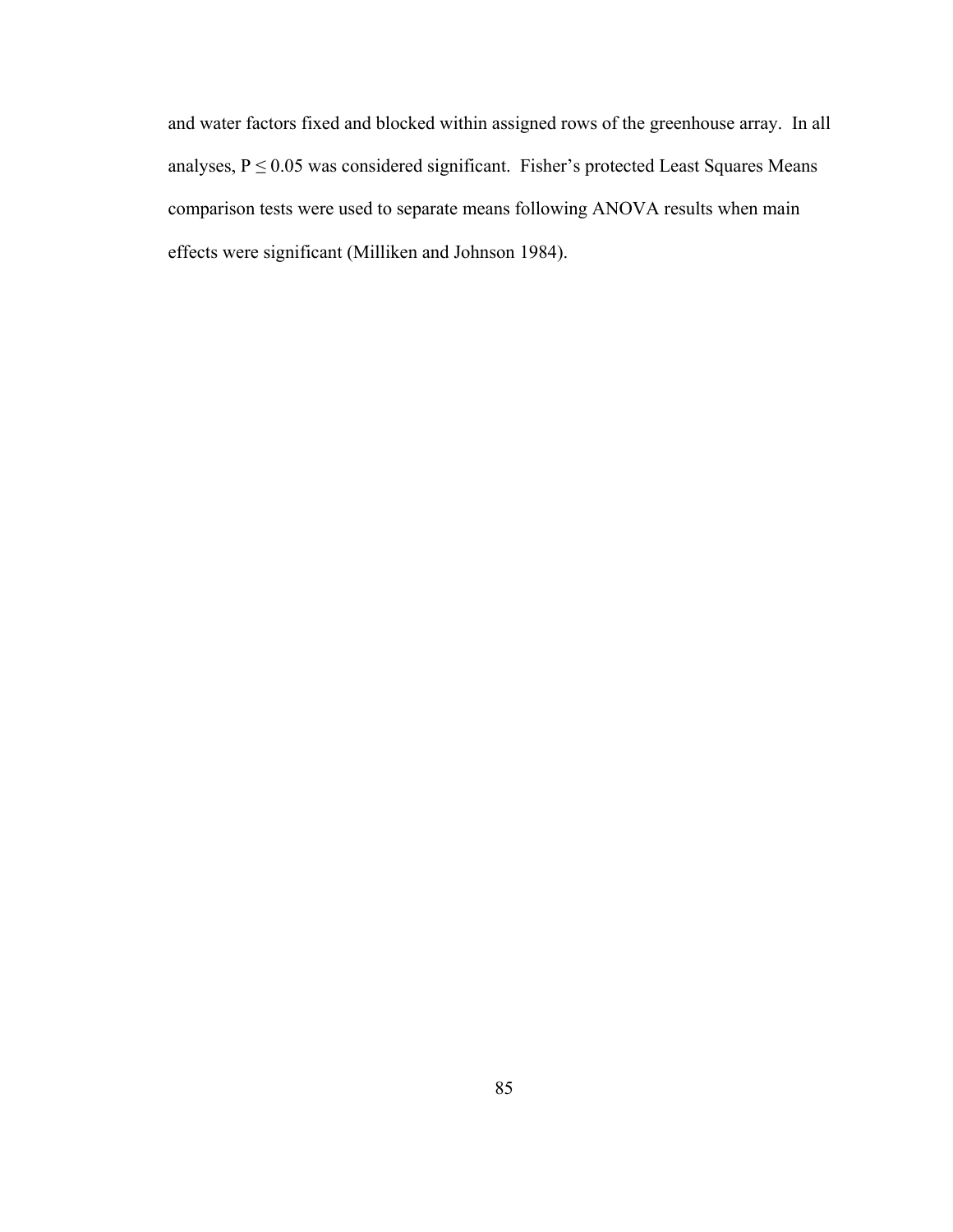and water factors fixed and blocked within assigned rows of the greenhouse array. In all analyses, $P \leq 0.05$ was considered significant. Fisher's protected Least Squares Means comparison tests were used to separate means following ANOVA results when main effects were significant (Milliken and Johnson 1984).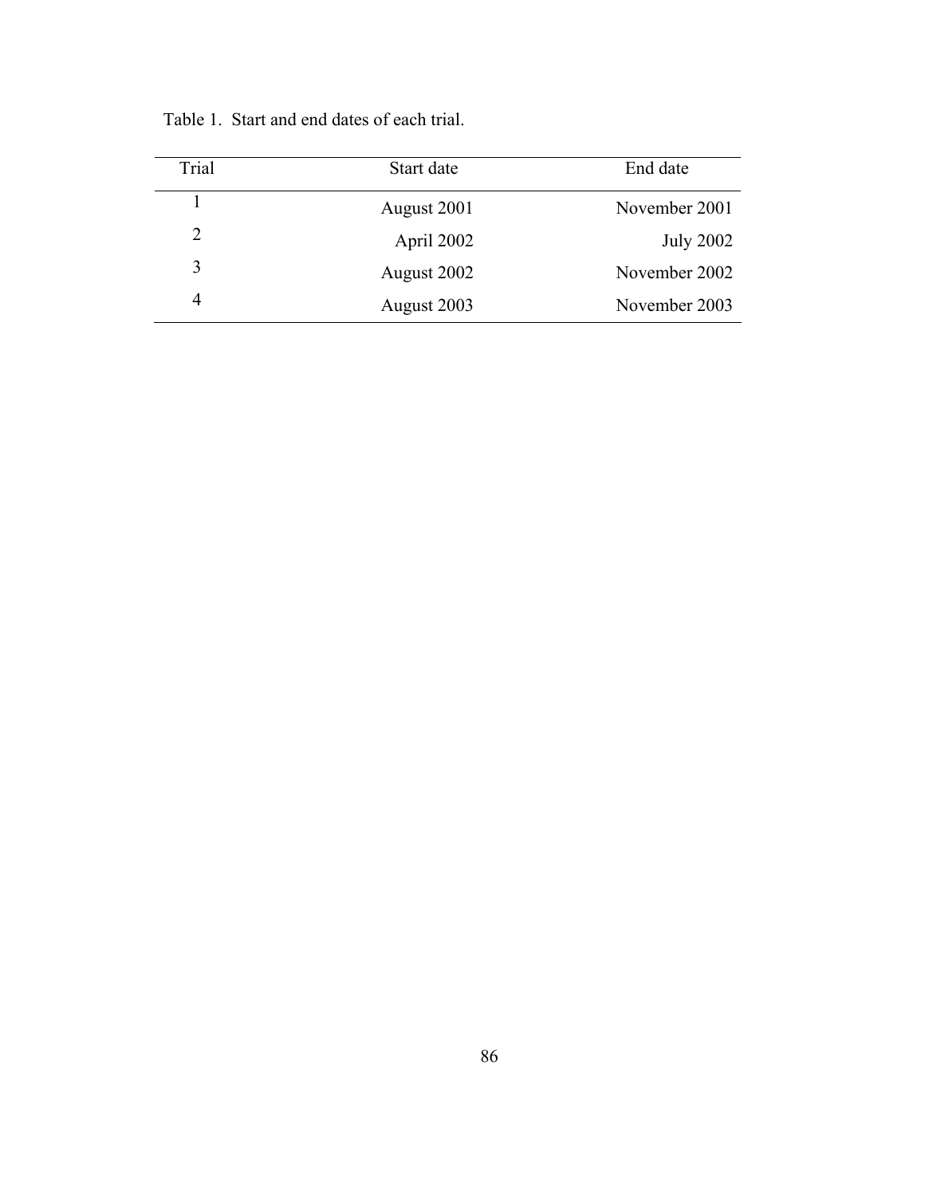Table 1. Start and end dates of each trial.

| Trial | Start date | End date |
|---|---|---|
| 1 | August 2001 | November 2001 |
| 2 | April 2002 | July 2002 |
| 3 | August 2002 | November 2002 |
| 4 | August 2003 | November 2003 |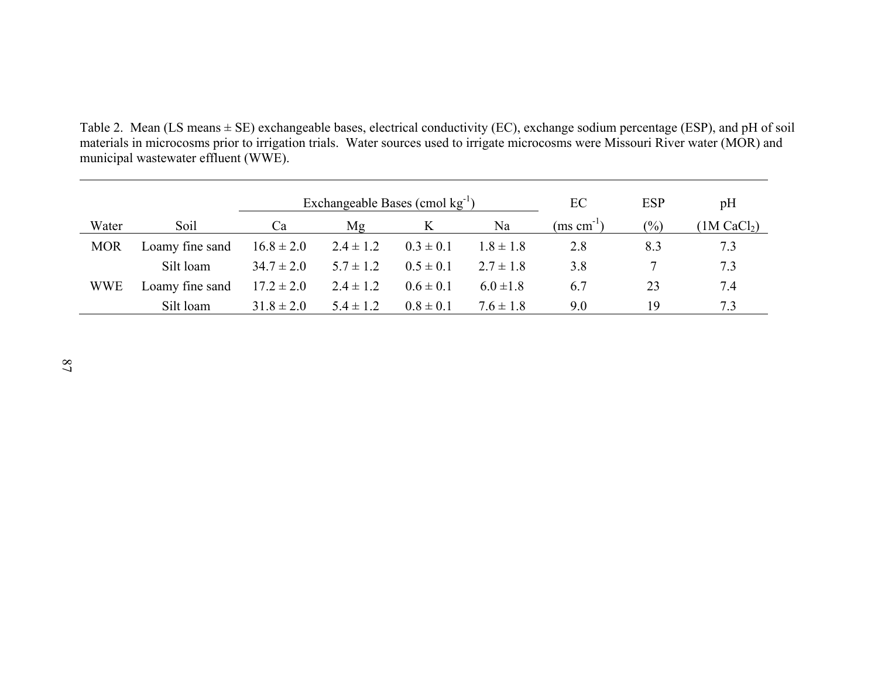Table 2. Mean (LS means ± SE) exchangeable bases, electrical conductivity (EC), exchange sodium percentage (ESP), and pH of soil materials in microcosms prior to irrigation trials. Water sources used to irrigate microcosms were Missouri River water (MOR) and municipal wastewater effluent (WWE).

| | | Exchangeable Bases (cmol kg$^{-1}$) | | | | EC | ESP | pH |
|---|---|---|---|---|---|---|---|---|
| Water | Soil | Ca | Mg | K | Na | (ms cm$^{-1}$) | (%) | (1M $CaCl_2$) |
| MOR | Loamy fine sand | 16.8 ± 2.0 | 2.4 ± 1.2 | 0.3 ± 0.1 | 1.8 ± 1.8 | 2.8 | 8.3 | 7.3 |
| | Silt loam | 34.7 ± 2.0 | 5.7 ± 1.2 | 0.5 ± 0.1 | 2.7 ± 1.8 | 3.8 | 7 | 7.3 |
| WWE | Loamy fine sand | 17.2 ± 2.0 | 2.4 ± 1.2 | 0.6 ± 0.1 | 6.0 ±1.8 | 6.7 | 23 | 7.4 |
| | Silt loam | 31.8 ± 2.0 | 5.4 ± 1.2 | 0.8 ± 0.1 | 7.6 ± 1.8 | 9.0 | 19 | 7.3 |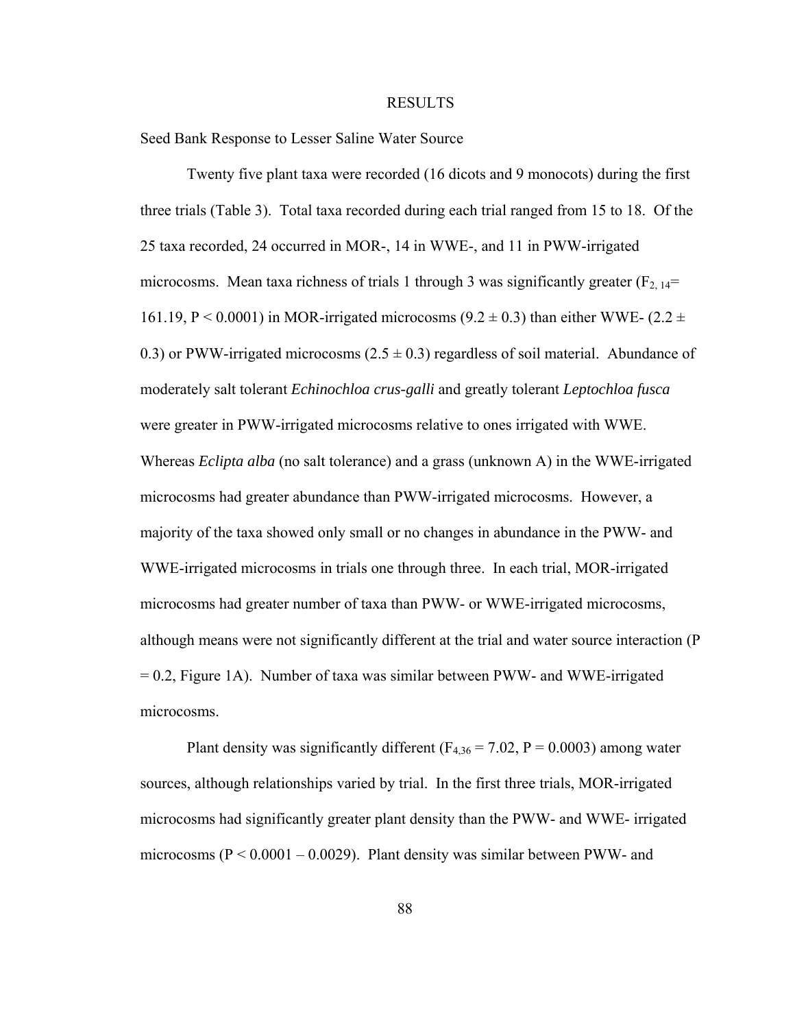# RESULTS

## Seed Bank Response to Lesser Saline Water Source

Twenty five plant taxa were recorded (16 dicots and 9 monocots) during the first three trials (Table 3). Total taxa recorded during each trial ranged from 15 to 18. Of the 25 taxa recorded, 24 occurred in MOR-, 14 in WWE-, and 11 in PWW-irrigated microcosms. Mean taxa richness of trials 1 through 3 was significantly greater ($F_{2, 14}$= 161.19, $P < 0.0001$) in MOR-irrigated microcosms ($9.2 \pm 0.3$) than either WWE- ($2.2 \pm 0.3$) or PWW-irrigated microcosms ($2.5 \pm 0.3$) regardless of soil material. Abundance of moderately salt tolerant *Echinochloa crus-galli* and greatly tolerant *Leptochloa fusca* were greater in PWW-irrigated microcosms relative to ones irrigated with WWE. Whereas *Eclipta alba* (no salt tolerance) and a grass (unknown A) in the WWE-irrigated microcosms had greater abundance than PWW-irrigated microcosms. However, a majority of the taxa showed only small or no changes in abundance in the PWW- and WWE-irrigated microcosms in trials one through three. In each trial, MOR-irrigated microcosms had greater number of taxa than PWW- or WWE-irrigated microcosms, although means were not significantly different at the trial and water source interaction ($P = 0.2$, Figure 1A). Number of taxa was similar between PWW- and WWE-irrigated microcosms.

Plant density was significantly different ($F_{4,36} = 7.02$, $P = 0.0003$) among water sources, although relationships varied by trial. In the first three trials, MOR-irrigated microcosms had significantly greater plant density than the PWW- and WWE- irrigated microcosms ($P < 0.0001 – 0.0029$). Plant density was similar between PWW- and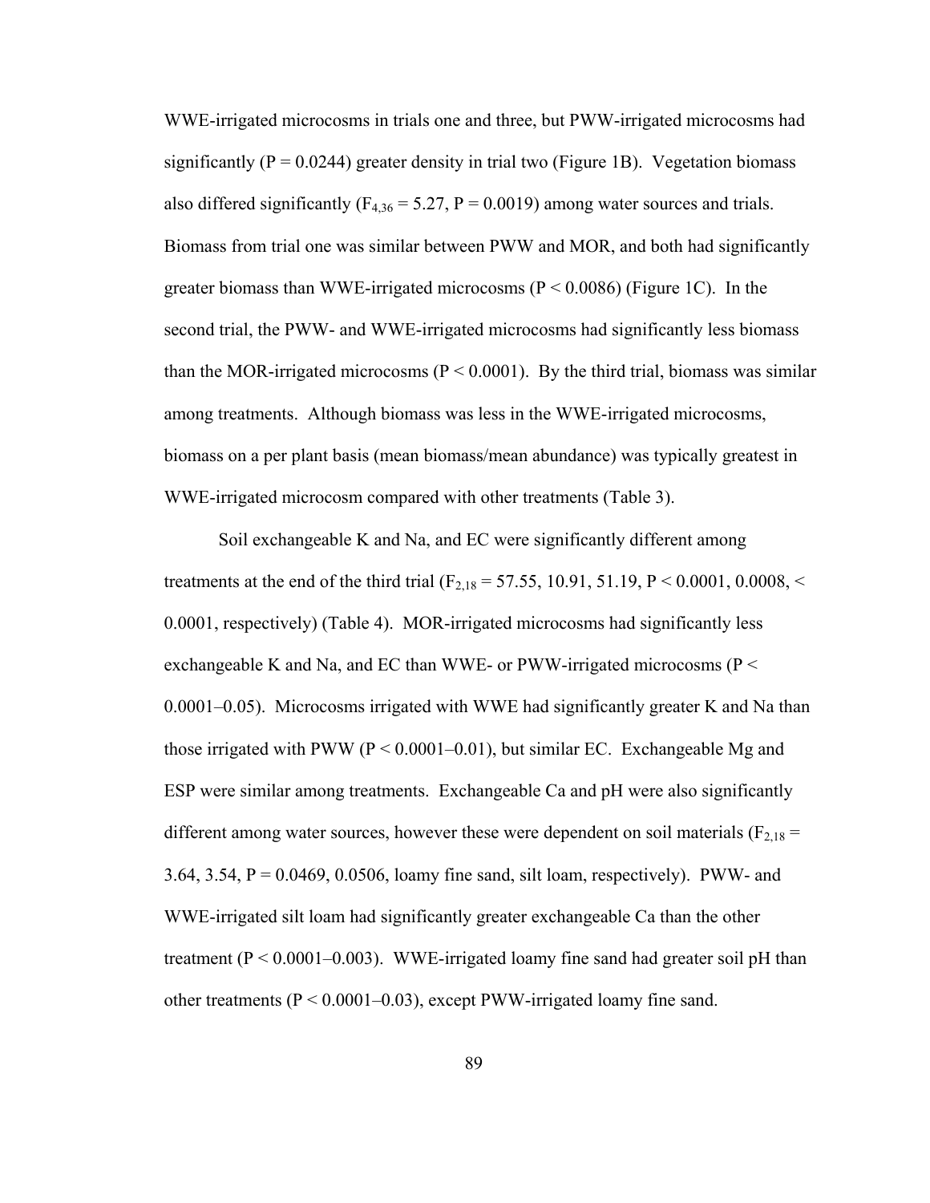WWE-irrigated microcosms in trials one and three, but PWW-irrigated microcosms had significantly ($P = 0.0244$) greater density in trial two (Figure 1B). Vegetation biomass also differed significantly ($F_{4,36} = 5.27$, $P = 0.0019$) among water sources and trials. Biomass from trial one was similar between PWW and MOR, and both had significantly greater biomass than WWE-irrigated microcosms ($P < 0.0086$) (Figure 1C). In the second trial, the PWW- and WWE-irrigated microcosms had significantly less biomass than the MOR-irrigated microcosms ($P < 0.0001$). By the third trial, biomass was similar among treatments. Although biomass was less in the WWE-irrigated microcosms, biomass on a per plant basis (mean biomass/mean abundance) was typically greatest in WWE-irrigated microcosm compared with other treatments (Table 3).

Soil exchangeable K and Na, and EC were significantly different among treatments at the end of the third trial ($F_{2,18} = 57.55, 10.91, 51.19$, $P < 0.0001, 0.0008, < 0.0001$, respectively) (Table 4). MOR-irrigated microcosms had significantly less exchangeable K and Na, and EC than WWE- or PWW-irrigated microcosms ($P < 0.0001$–$0.05$). Microcosms irrigated with WWE had significantly greater K and Na than those irrigated with PWW ($P < 0.0001$–$0.01$), but similar EC. Exchangeable Mg and ESP were similar among treatments. Exchangeable Ca and pH were also significantly different among water sources, however these were dependent on soil materials ($F_{2,18} = 3.64, 3.54$, $P = 0.0469, 0.0506$, loamy fine sand, silt loam, respectively). PWW- and WWE-irrigated silt loam had significantly greater exchangeable Ca than the other treatment ($P < 0.0001$–$0.003$). WWE-irrigated loamy fine sand had greater soil pH than other treatments ($P < 0.0001$–$0.03$), except PWW-irrigated loamy fine sand.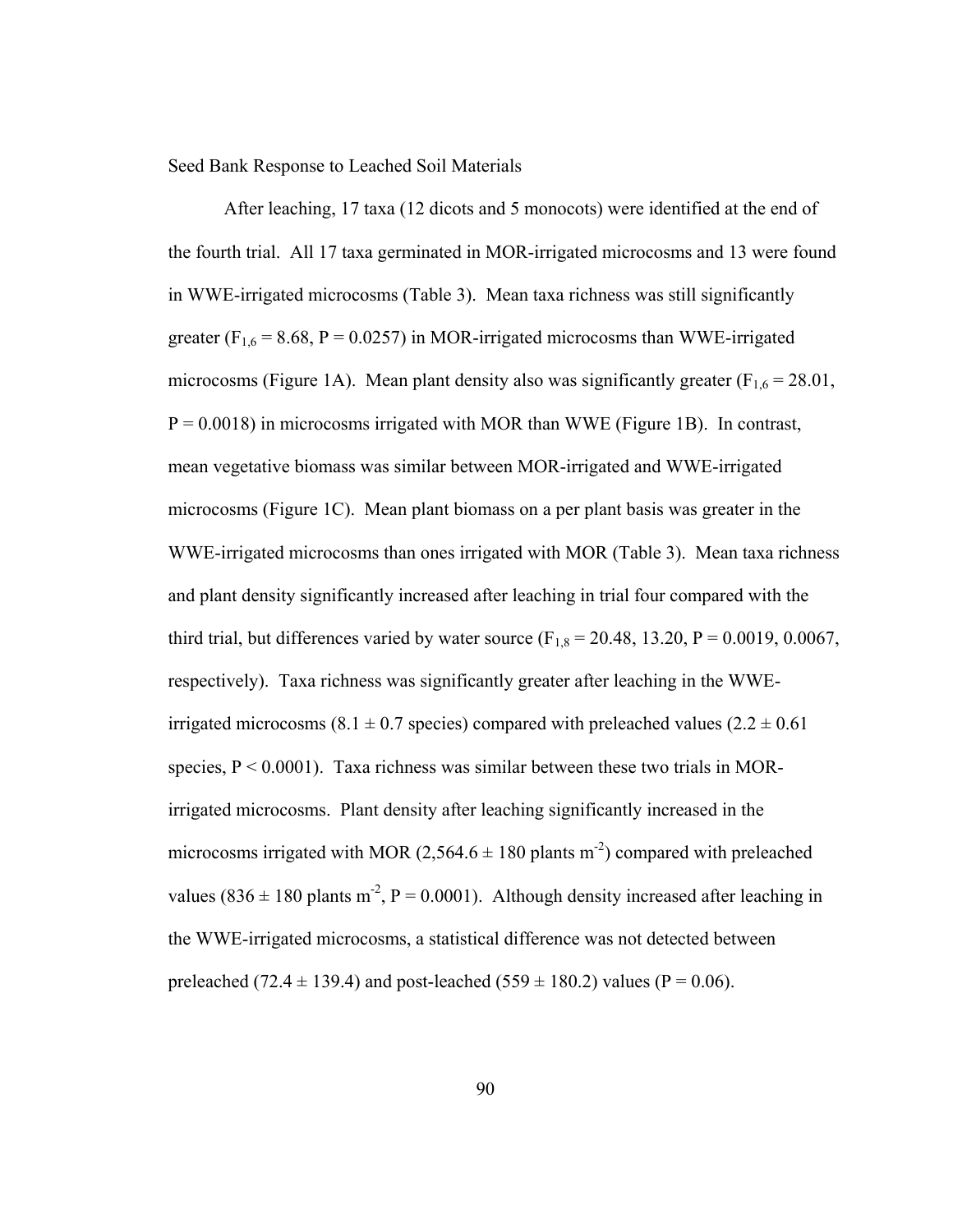## Seed Bank Response to Leached Soil Materials

After leaching, 17 taxa (12 dicots and 5 monocots) were identified at the end of the fourth trial. All 17 taxa germinated in MOR-irrigated microcosms and 13 were found in WWE-irrigated microcosms (Table 3). Mean taxa richness was still significantly greater ($F_{1,6} = 8.68$, $P = 0.0257$) in MOR-irrigated microcosms than WWE-irrigated microcosms (Figure 1A). Mean plant density also was significantly greater ($F_{1,6} = 28.01$, $P = 0.0018$) in microcosms irrigated with MOR than WWE (Figure 1B). In contrast, mean vegetative biomass was similar between MOR-irrigated and WWE-irrigated microcosms (Figure 1C). Mean plant biomass on a per plant basis was greater in the WWE-irrigated microcosms than ones irrigated with MOR (Table 3). Mean taxa richness and plant density significantly increased after leaching in trial four compared with the third trial, but differences varied by water source ($F_{1,8} = 20.48, 13.20$, $P = 0.0019, 0.0067$, respectively). Taxa richness was significantly greater after leaching in the WWE-irrigated microcosms ($8.1 \pm 0.7$ species) compared with preleached values ($2.2 \pm 0.61$ species, $P < 0.0001$). Taxa richness was similar between these two trials in MOR-irrigated microcosms. Plant density after leaching significantly increased in the microcosms irrigated with MOR ($2{,}564.6 \pm 180$ plants $m^{-2}$) compared with preleached values ($836 \pm 180$ plants $m^{-2}$, $P = 0.0001$). Although density increased after leaching in the WWE-irrigated microcosms, a statistical difference was not detected between preleached ($72.4 \pm 139.4$) and post-leached ($559 \pm 180.2$) values ($P = 0.06$).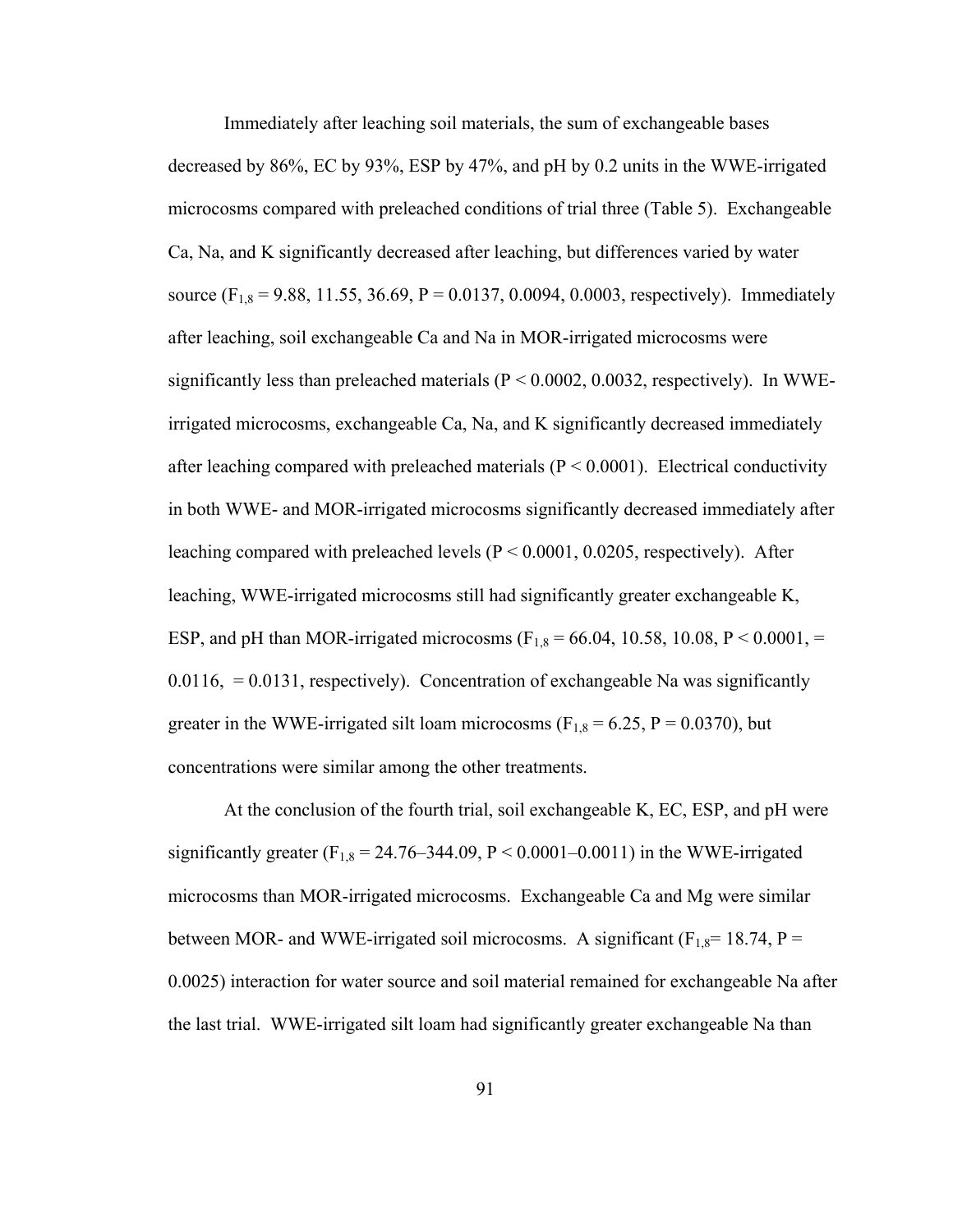Immediately after leaching soil materials, the sum of exchangeable bases decreased by 86%, EC by 93%, ESP by 47%, and pH by 0.2 units in the WWE-irrigated microcosms compared with preleached conditions of trial three (Table 5). Exchangeable Ca, Na, and K significantly decreased after leaching, but differences varied by water source ($F_{1,8}$ = 9.88, 11.55, 36.69, P = 0.0137, 0.0094, 0.0003, respectively). Immediately after leaching, soil exchangeable Ca and Na in MOR-irrigated microcosms were significantly less than preleached materials (P < 0.0002, 0.0032, respectively). In WWE-irrigated microcosms, exchangeable Ca, Na, and K significantly decreased immediately after leaching compared with preleached materials (P < 0.0001). Electrical conductivity in both WWE- and MOR-irrigated microcosms significantly decreased immediately after leaching compared with preleached levels (P < 0.0001, 0.0205, respectively). After leaching, WWE-irrigated microcosms still had significantly greater exchangeable K, ESP, and pH than MOR-irrigated microcosms ($F_{1,8}$ = 66.04, 10.58, 10.08, P < 0.0001, = 0.0116, = 0.0131, respectively). Concentration of exchangeable Na was significantly greater in the WWE-irrigated silt loam microcosms ($F_{1,8}$ = 6.25, P = 0.0370), but concentrations were similar among the other treatments.

At the conclusion of the fourth trial, soil exchangeable K, EC, ESP, and pH were significantly greater ($F_{1,8}$ = 24.76–344.09, P < 0.0001–0.0011) in the WWE-irrigated microcosms than MOR-irrigated microcosms. Exchangeable Ca and Mg were similar between MOR- and WWE-irrigated soil microcosms. A significant ($F_{1,8}$= 18.74, P = 0.0025) interaction for water source and soil material remained for exchangeable Na after the last trial. WWE-irrigated silt loam had significantly greater exchangeable Na than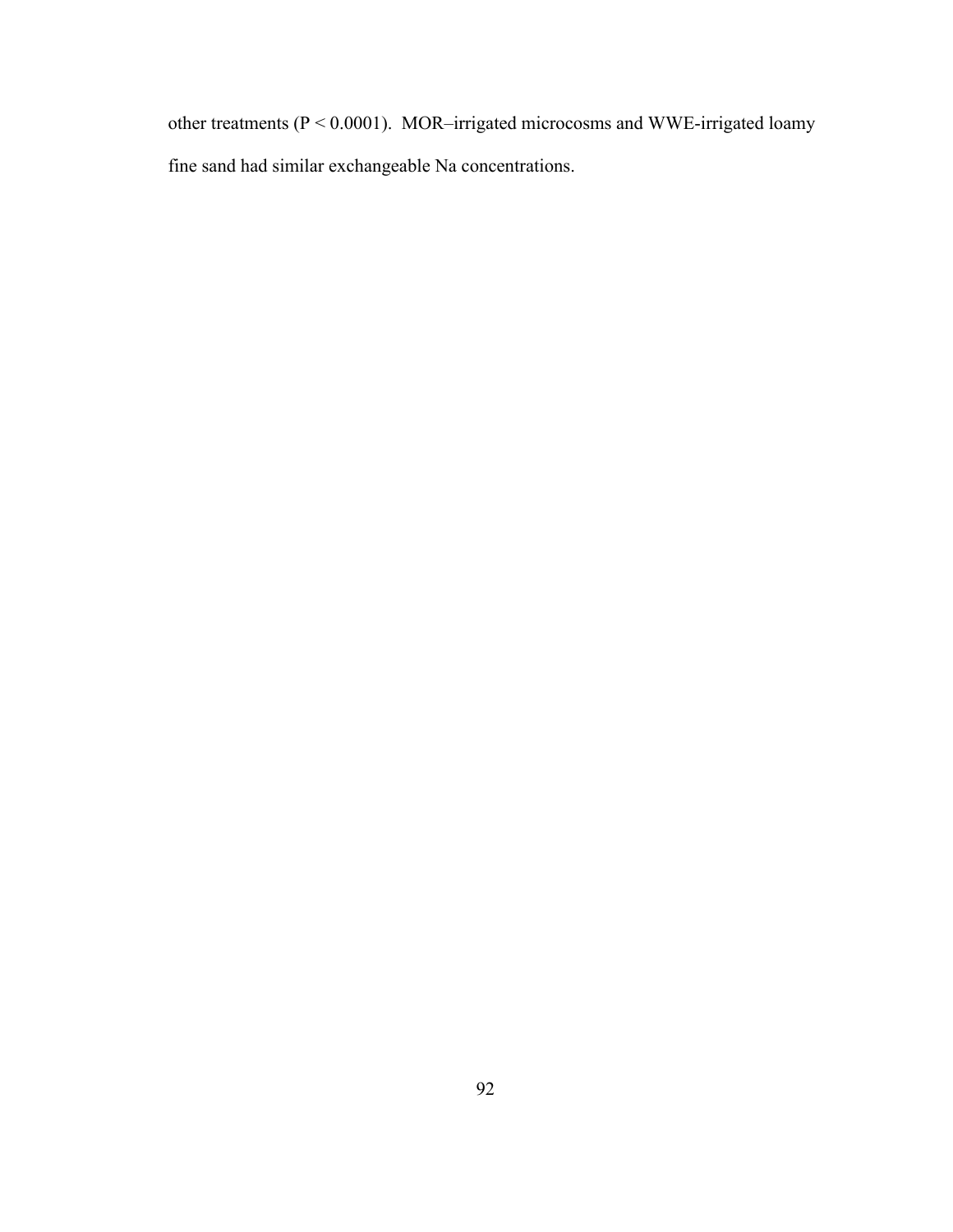other treatments ($P < 0.0001$). MOR–irrigated microcosms and WWE-irrigated loamy fine sand had similar exchangeable Na concentrations.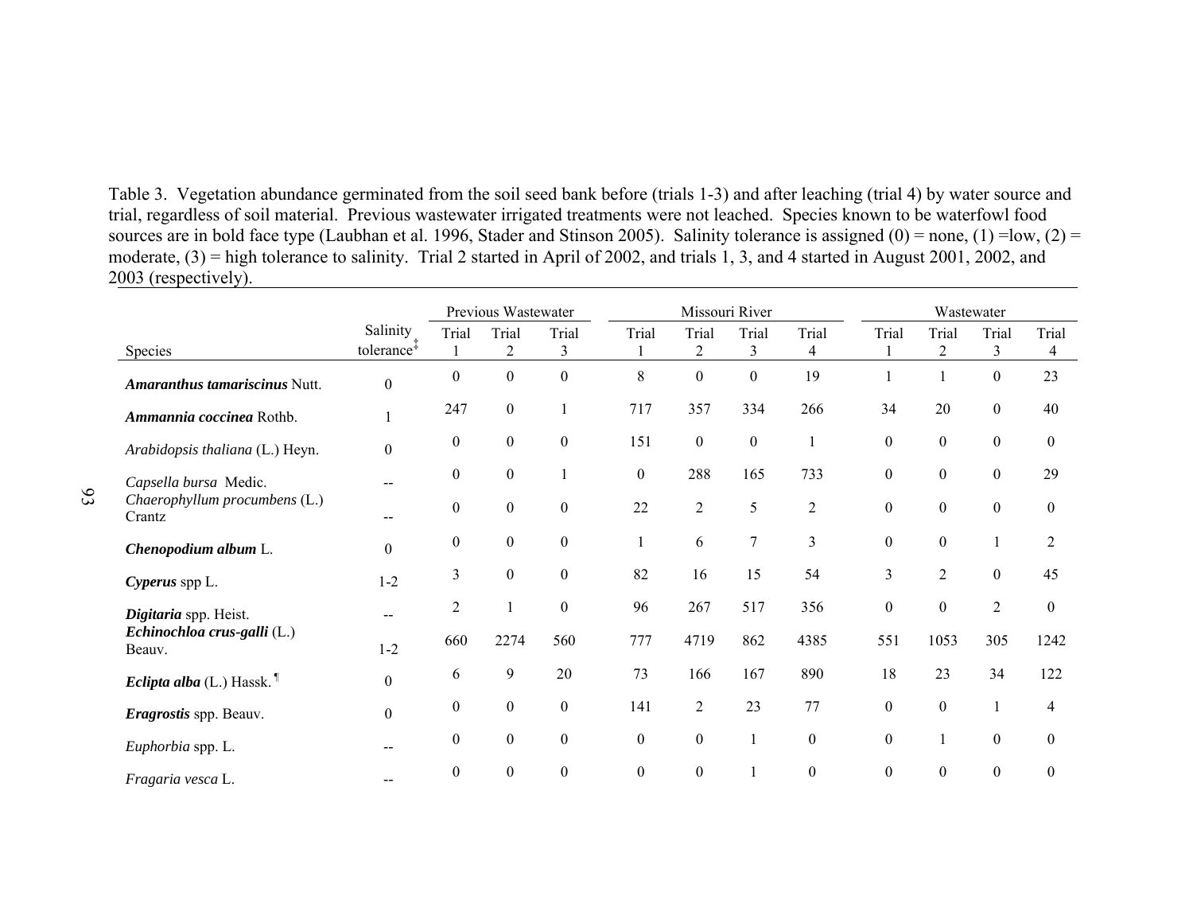Table 3. Vegetation abundance germinated from the soil seed bank before (trials 1-3) and after leaching (trial 4) by water source and trial, regardless of soil material. Previous wastewater irrigated treatments were not leached. Species known to be waterfowl food sources are in bold face type (Laubhan et al. 1996, Stader and Stinson 2005). Salinity tolerance is assigned (0) = none, (1) =low, (2) = moderate, (3) = high tolerance to salinity. Trial 2 started in April of 2002, and trials 1, 3, and 4 started in August 2001, 2002, and 2003 (respectively).

| | | Previous Wastewater | | | Missouri River | | | | Wastewater | | | |
|---|---|---|---|---|---|---|---|---|---|---|---|---|
| Species | Salinity tolerance[‡] | Trial 1 | Trial 2 | Trial 3 | Trial 1 | Trial 2 | Trial 3 | Trial 4 | Trial 1 | Trial 2 | Trial 3 | Trial 4 |
| ***Amaranthus tamariscinus*** **Nutt.** | 0 | 0 | 0 | 0 | 8 | 0 | 0 | 19 | 1 | 1 | 0 | 23 |
| ***Ammannia coccinea*** **Rothb.** | 1 | 247 | 0 | 1 | 717 | 357 | 334 | 266 | 34 | 20 | 0 | 40 |
| *Arabidopsis thaliana* (L.) Heyn. | 0 | 0 | 0 | 0 | 151 | 0 | 0 | 1 | 0 | 0 | 0 | 0 |
| *Capsella bursa* Medic. | -- | 0 | 0 | 1 | 0 | 288 | 165 | 733 | 0 | 0 | 0 | 29 |
| *Chaerophyllum procumbens* (L.) Crantz | -- | 0 | 0 | 0 | 22 | 2 | 5 | 2 | 0 | 0 | 0 | 0 |
| ***Chenopodium album*** **L.** | 0 | 0 | 0 | 0 | 1 | 6 | 7 | 3 | 0 | 0 | 1 | 2 |
| ***Cyperus*** **spp L.** | 1-2 | 3 | 0 | 0 | 82 | 16 | 15 | 54 | 3 | 2 | 0 | 45 |
| ***Digitaria*** **spp. Heist.** | -- | 2 | 1 | 0 | 96 | 267 | 517 | 356 | 0 | 0 | 2 | 0 |
| ***Echinochloa crus-galli*** **(L.) Beauv.** | 1-2 | 660 | 2274 | 560 | 777 | 4719 | 862 | 4385 | 551 | 1053 | 305 | 1242 |
| ***Eclipta alba*** **(L.) Hassk.**[¶] | 0 | 6 | 9 | 20 | 73 | 166 | 167 | 890 | 18 | 23 | 34 | 122 |
| ***Eragrostis*** **spp. Beauv.** | 0 | 0 | 0 | 0 | 141 | 2 | 23 | 77 | 0 | 0 | 1 | 4 |
| *Euphorbia* spp. L. | -- | 0 | 0 | 0 | 0 | 0 | 1 | 0 | 0 | 1 | 0 | 0 |
| *Fragaria vesca* L. | -- | 0 | 0 | 0 | 0 | 0 | 1 | 0 | 0 | 0 | 0 | 0 |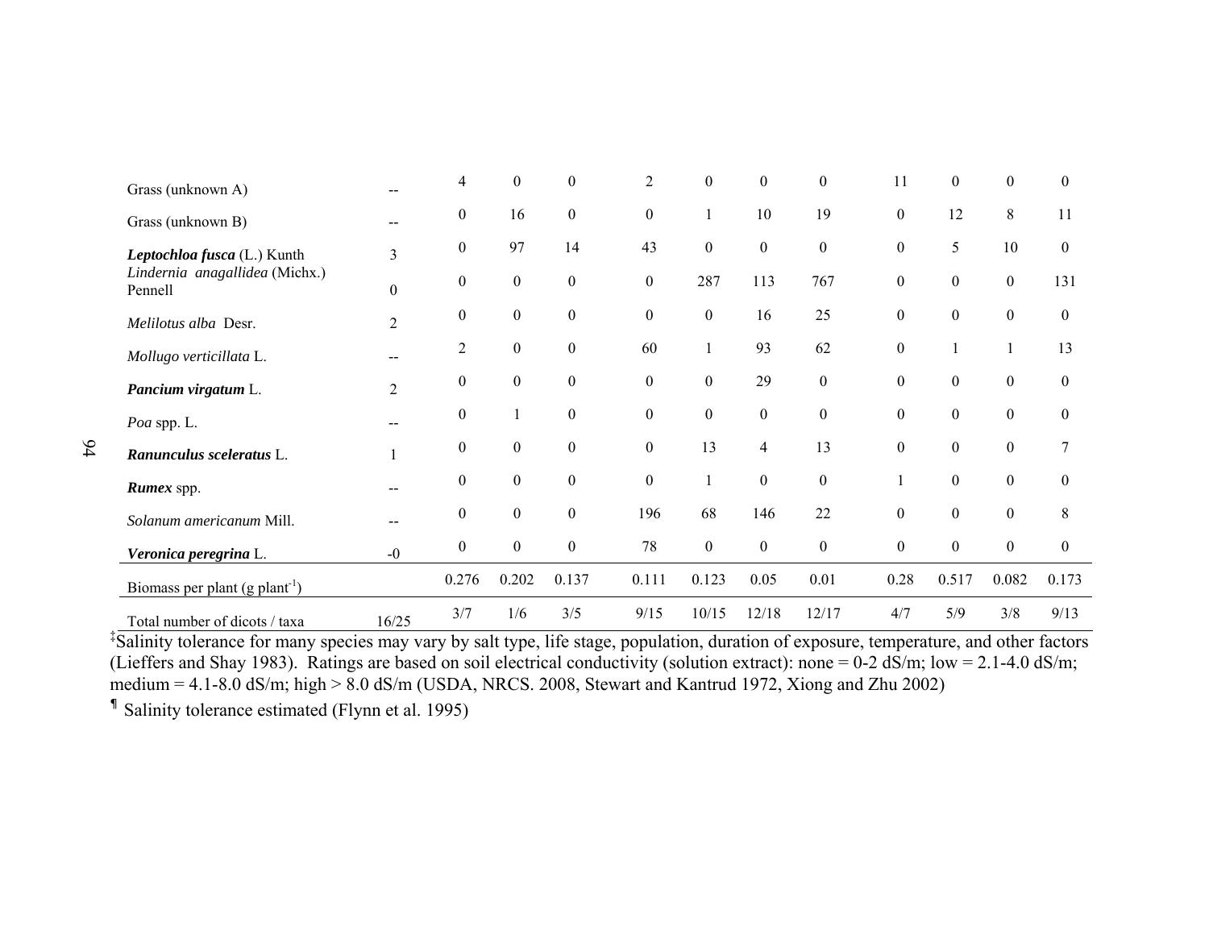| | | | | | | | | | | | | |
|---|---|---|---|---|---|---|---|---|---|---|---|---|
| Grass (unknown A) | -- | 4 | 0 | 0 | 2 | 0 | 0 | 0 | 11 | 0 | 0 | 0 |
| Grass (unknown B) | -- | 0 | 16 | 0 | 0 | 1 | 10 | 19 | 0 | 12 | 8 | 11 |
| ***Leptochloa fusca*** **(L.) Kunth** | 3 | 0 | 97 | 14 | 43 | 0 | 0 | 0 | 0 | 5 | 10 | 0 |
| *Lindernia anagallidea* (Michx.) Pennell | 0 | 0 | 0 | 0 | 0 | 287 | 113 | 767 | 0 | 0 | 0 | 131 |
| *Melilotus alba* Desr. | 2 | 0 | 0 | 0 | 0 | 0 | 16 | 25 | 0 | 0 | 0 | 0 |
| *Mollugo verticillata* L. | -- | 2 | 0 | 0 | 60 | 1 | 93 | 62 | 0 | 1 | 1 | 13 |
| ***Pancium virgatum*** L. | 2 | 0 | 0 | 0 | 0 | 0 | 29 | 0 | 0 | 0 | 0 | 0 |
| *Poa* spp. L. | -- | 0 | 1 | 0 | 0 | 0 | 0 | 0 | 0 | 0 | 0 | 0 |
| ***Ranunculus sceleratus*** L. | 1 | 0 | 0 | 0 | 0 | 13 | 4 | 13 | 0 | 0 | 0 | 7 |
| ***Rumex*** spp. | -- | 0 | 0 | 0 | 0 | 1 | 0 | 0 | 1 | 0 | 0 | 0 |
| *Solanum americanum* Mill. | -- | 0 | 0 | 0 | 196 | 68 | 146 | 22 | 0 | 0 | 0 | 8 |
| ***Veronica peregrina*** L. | -0 | 0 | 0 | 0 | 78 | 0 | 0 | 0 | 0 | 0 | 0 | 0 |
| Biomass per plant (g plant$^{-1}$) | | 0.276 | 0.202 | 0.137 | 0.111 | 0.123 | 0.05 | 0.01 | 0.28 | 0.517 | 0.082 | 0.173 |
| Total number of dicots / taxa | 16/25 | 3/7 | 1/6 | 3/5 | 9/15 | 10/15 | 12/18 | 12/17 | 4/7 | 5/9 | 3/8 | 9/13 |

‡Salinity tolerance for many species may vary by salt type, life stage, population, duration of exposure, temperature, and other factors (Lieffers and Shay 1983). Ratings are based on soil electrical conductivity (solution extract): none = 0-2 dS/m; low = 2.1-4.0 dS/m; medium = 4.1-8.0 dS/m; high > 8.0 dS/m (USDA, NRCS. 2008, Stewart and Kantrud 1972, Xiong and Zhu 2002)

¶ Salinity tolerance estimated (Flynn et al. 1995)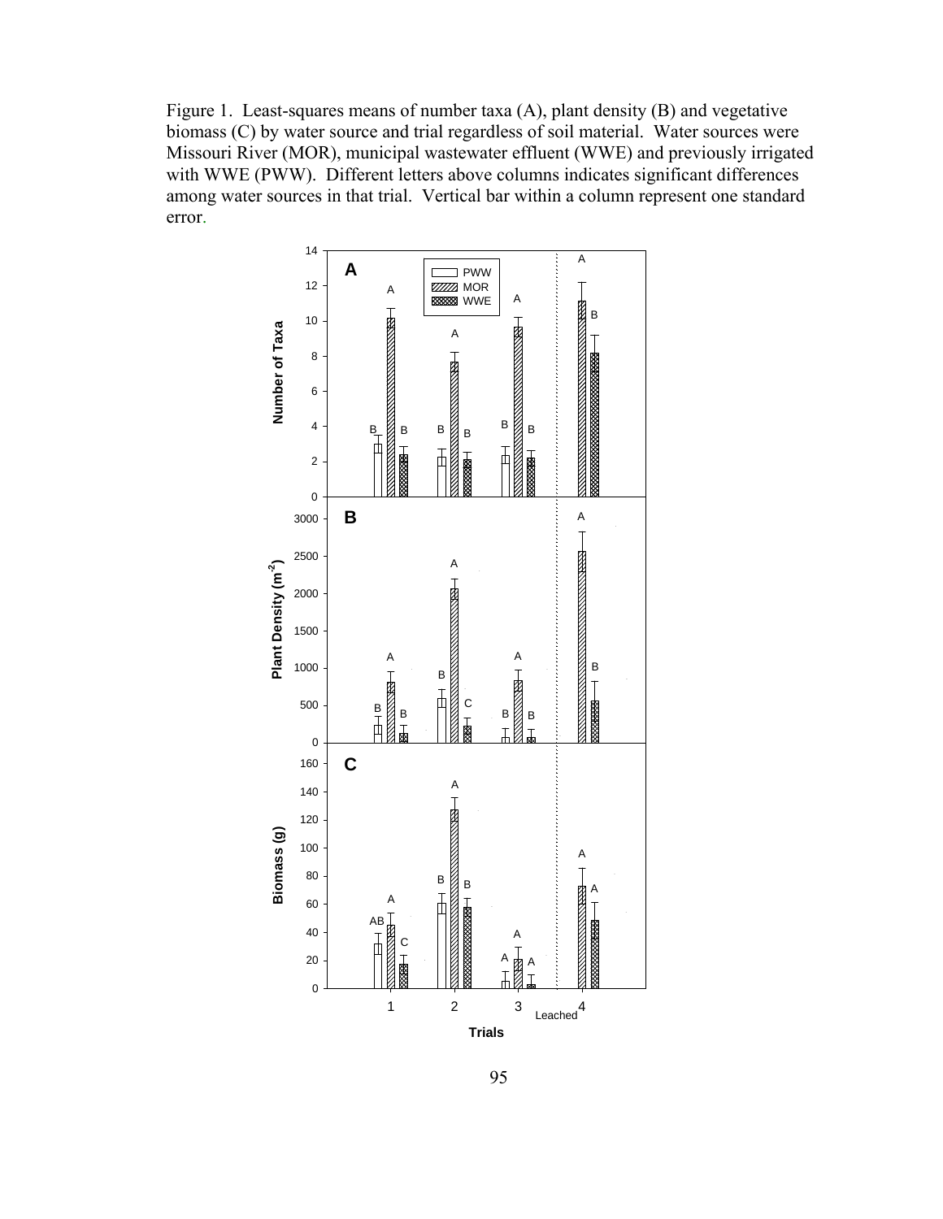Figure 1. Least-squares means of number taxa (A), plant density (B) and vegetative biomass (C) by water source and trial regardless of soil material. Water sources were Missouri River (MOR), municipal wastewater effluent (WWE) and previously irrigated with WWE (PWW). Different letters above columns indicates significant differences among water sources in that trial. Vertical bar within a column represent one standard error.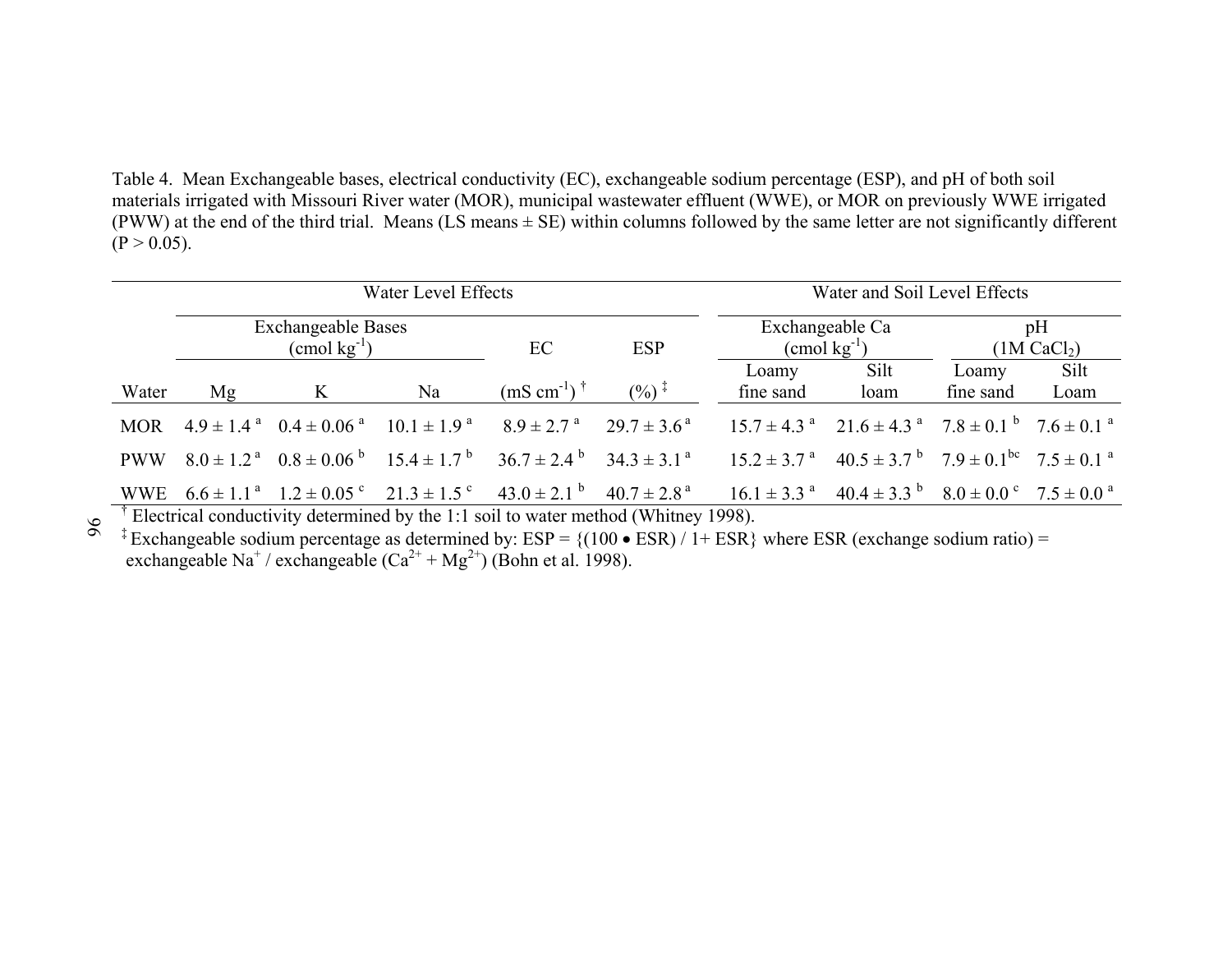Table 4. Mean Exchangeable bases, electrical conductivity (EC), exchangeable sodium percentage (ESP), and pH of both soil materials irrigated with Missouri River water (MOR), municipal wastewater effluent (WWE), or MOR on previously WWE irrigated (PWW) at the end of the third trial. Means (LS means ± SE) within columns followed by the same letter are not significantly different ($P > 0.05$).

| | Water Level Effects | | | | | Water and Soil Level Effects | | | |
|---|---|---|---|---|---|---|---|---|---|
| | Exchangeable Bases ($cmol\ kg^{-1}$) | | | EC | ESP | Exchangeable Ca ($cmol\ kg^{-1}$) | | pH ($1M\ CaCl_2$) | |
| Water | Mg | K | Na | ($mS\ cm^{-1}$) † | (%) ‡ | Loamy fine sand | Silt loam | Loamy fine sand | Silt Loam |
| MOR | 4.9 ± 1.4 [a] | 0.4 ± 0.06 [a] | 10.1 ± 1.9 [a] | 8.9 ± 2.7 [a] | 29.7 ± 3.6 [a] | 15.7 ± 4.3 [a] | 21.6 ± 4.3 [a] | 7.8 ± 0.1 [b] | 7.6 ± 0.1 [a] |
| PWW | 8.0 ± 1.2 [a] | 0.8 ± 0.06 [b] | 15.4 ± 1.7 [b] | 36.7 ± 2.4 [b] | 34.3 ± 3.1 [a] | 15.2 ± 3.7 [a] | 40.5 ± 3.7 [b] | 7.9 ± 0.1 [bc] | 7.5 ± 0.1 [a] |
| WWE | 6.6 ± 1.1 [a] | 1.2 ± 0.05 [c] | 21.3 ± 1.5 [c] | 43.0 ± 2.1 [b] | 40.7 ± 2.8 [a] | 16.1 ± 3.3 [a] | 40.4 ± 3.3 [b] | 8.0 ± 0.0 [c] | 7.5 ± 0.0 [a] |

† Electrical conductivity determined by the 1:1 soil to water method (Whitney 1998).

‡ Exchangeable sodium percentage as determined by: $ESP = \{(100 \bullet ESR) / 1 + ESR\}$ where ESR (exchange sodium ratio) = exchangeable $Na^{+}$ / exchangeable ($Ca^{2+} + Mg^{2+}$) (Bohn et al. 1998).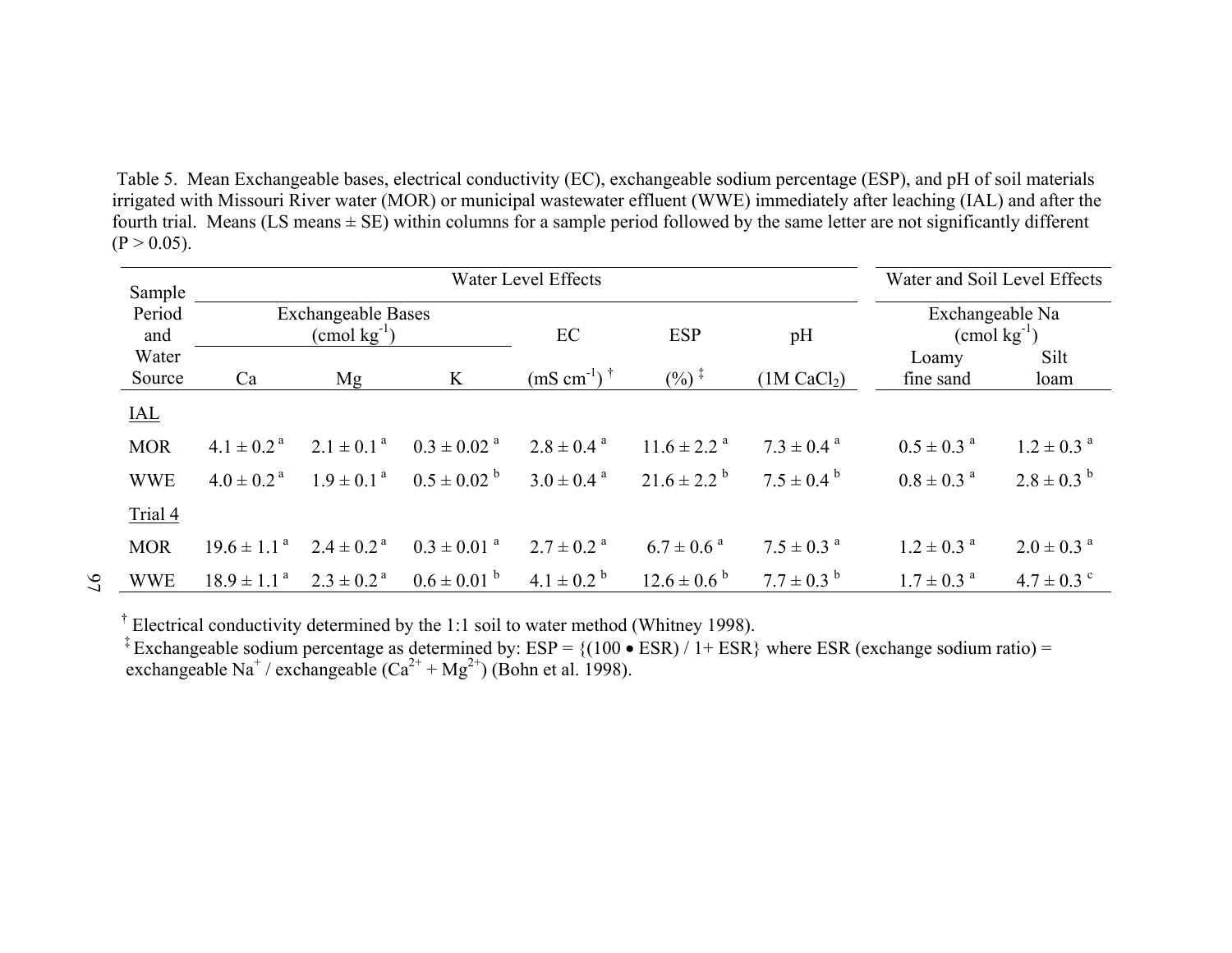Table 5. Mean Exchangeable bases, electrical conductivity (EC), exchangeable sodium percentage (ESP), and pH of soil materials irrigated with Missouri River water (MOR) or municipal wastewater effluent (WWE) immediately after leaching (IAL) and after the fourth trial. Means (LS means ± SE) within columns for a sample period followed by the same letter are not significantly different (P > 0.05).

| Sample Period and Water Source | Water Level Effects | | | | | | Water and Soil Level Effects | |
|---|---|---|---|---|---|---|---|---|
| | Exchangeable Bases ($cmol\ kg^{-1}$) | | | EC | ESP | pH | Exchangeable Na ($cmol\ kg^{-1}$) | |
| | Ca | Mg | K | ($mS\ cm^{-1}$) † | (%) ‡ | (1M $CaCl_2$) | Loamy fine sand | Silt loam |
| IAL | | | | | | | | |
| MOR | 4.1 ± 0.2 [a] | 2.1 ± 0.1 [a] | 0.3 ± 0.02 [a] | 2.8 ± 0.4 [a] | 11.6 ± 2.2 [a] | 7.3 ± 0.4 [a] | 0.5 ± 0.3 [a] | 1.2 ± 0.3 [a] |
| WWE | 4.0 ± 0.2 [a] | 1.9 ± 0.1 [a] | 0.5 ± 0.02 [b] | 3.0 ± 0.4 [a] | 21.6 ± 2.2 [b] | 7.5 ± 0.4 [b] | 0.8 ± 0.3 [a] | 2.8 ± 0.3 [b] |
| Trial 4 | | | | | | | | |
| MOR | 19.6 ± 1.1 [a] | 2.4 ± 0.2 [a] | 0.3 ± 0.01 [a] | 2.7 ± 0.2 [a] | 6.7 ± 0.6 [a] | 7.5 ± 0.3 [a] | 1.2 ± 0.3 [a] | 2.0 ± 0.3 [a] |
| WWE | 18.9 ± 1.1 [a] | 2.3 ± 0.2 [a] | 0.6 ± 0.01 [b] | 4.1 ± 0.2 [b] | 12.6 ± 0.6 [b] | 7.7 ± 0.3 [b] | 1.7 ± 0.3 [a] | 4.7 ± 0.3 [c] |

† Electrical conductivity determined by the 1:1 soil to water method (Whitney 1998).

‡ Exchangeable sodium percentage as determined by: ESP = {(100 • ESR) / 1+ ESR} where ESR (exchange sodium ratio) = exchangeable $Na^{+}$ / exchangeable ($Ca^{2+} + Mg^{2+}$) (Bohn et al. 1998).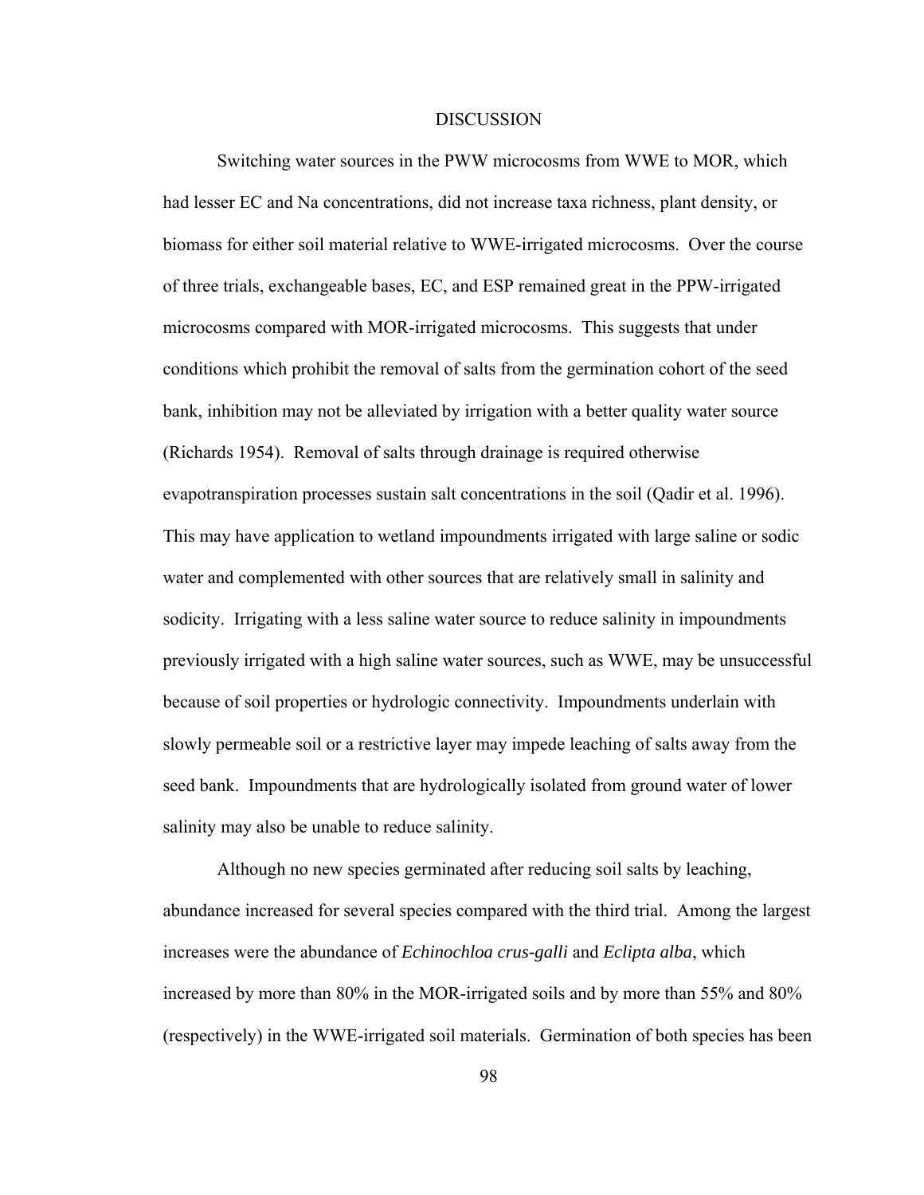# DISCUSSION

Switching water sources in the PWW microcosms from WWE to MOR, which had lesser EC and Na concentrations, did not increase taxa richness, plant density, or biomass for either soil material relative to WWE-irrigated microcosms. Over the course of three trials, exchangeable bases, EC, and ESP remained great in the PPW-irrigated microcosms compared with MOR-irrigated microcosms. This suggests that under conditions which prohibit the removal of salts from the germination cohort of the seed bank, inhibition may not be alleviated by irrigation with a better quality water source (Richards 1954). Removal of salts through drainage is required otherwise evapotranspiration processes sustain salt concentrations in the soil (Qadir et al. 1996). This may have application to wetland impoundments irrigated with large saline or sodic water and complemented with other sources that are relatively small in salinity and sodicity. Irrigating with a less saline water source to reduce salinity in impoundments previously irrigated with a high saline water sources, such as WWE, may be unsuccessful because of soil properties or hydrologic connectivity. Impoundments underlain with slowly permeable soil or a restrictive layer may impede leaching of salts away from the seed bank. Impoundments that are hydrologically isolated from ground water of lower salinity may also be unable to reduce salinity.

Although no new species germinated after reducing soil salts by leaching, abundance increased for several species compared with the third trial. Among the largest increases were the abundance of *Echinochloa crus-galli* and *Eclipta alba*, which increased by more than 80% in the MOR-irrigated soils and by more than 55% and 80% (respectively) in the WWE-irrigated soil materials. Germination of both species has been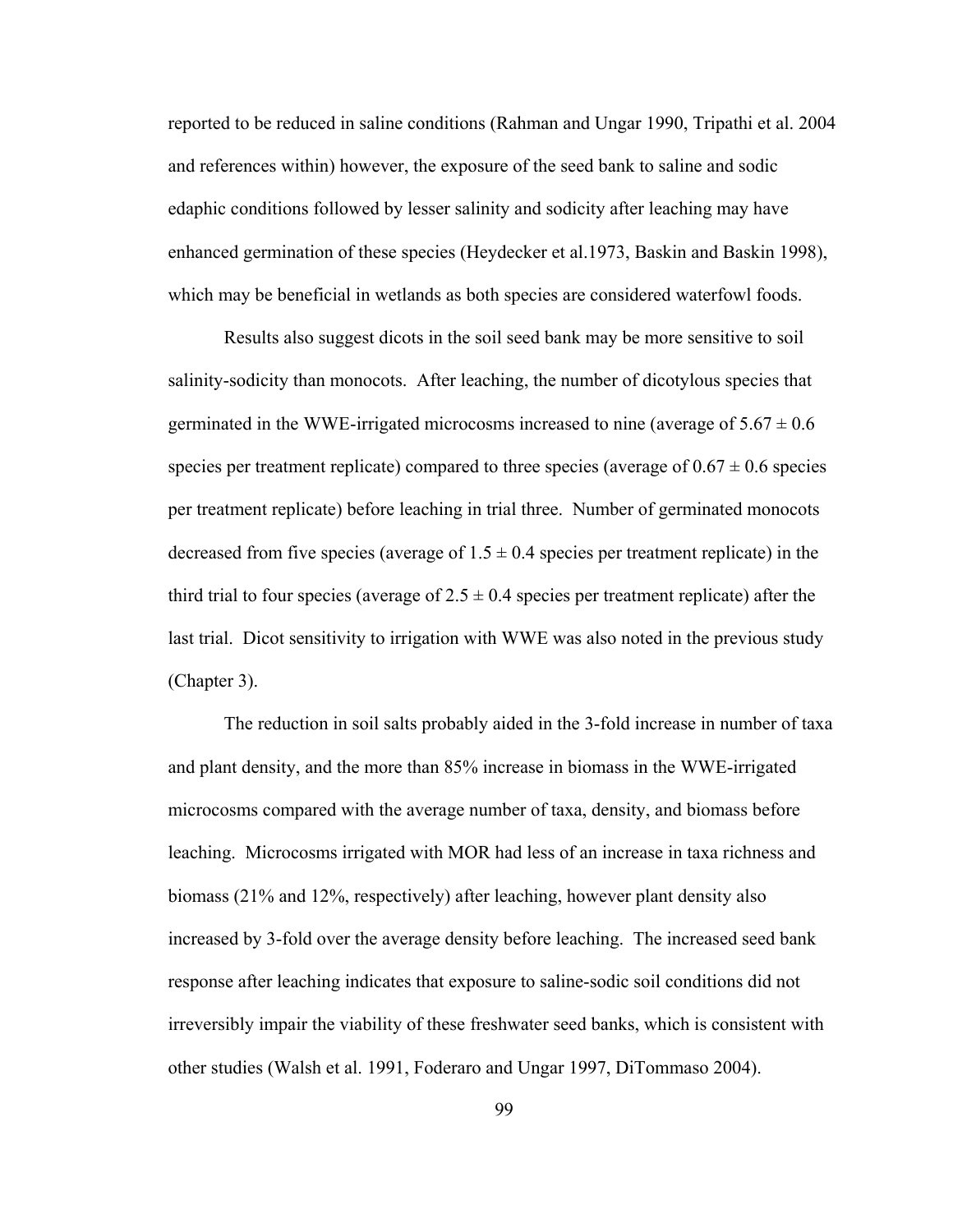reported to be reduced in saline conditions (Rahman and Ungar 1990, Tripathi et al. 2004 and references within) however, the exposure of the seed bank to saline and sodic edaphic conditions followed by lesser salinity and sodicity after leaching may have enhanced germination of these species (Heydecker et al.1973, Baskin and Baskin 1998), which may be beneficial in wetlands as both species are considered waterfowl foods.

Results also suggest dicots in the soil seed bank may be more sensitive to soil salinity-sodicity than monocots. After leaching, the number of dicotylous species that germinated in the WWE-irrigated microcosms increased to nine (average of $5.67 \pm 0.6$ species per treatment replicate) compared to three species (average of $0.67 \pm 0.6$ species per treatment replicate) before leaching in trial three. Number of germinated monocots decreased from five species (average of $1.5 \pm 0.4$ species per treatment replicate) in the third trial to four species (average of $2.5 \pm 0.4$ species per treatment replicate) after the last trial. Dicot sensitivity to irrigation with WWE was also noted in the previous study (Chapter 3).

The reduction in soil salts probably aided in the 3-fold increase in number of taxa and plant density, and the more than 85% increase in biomass in the WWE-irrigated microcosms compared with the average number of taxa, density, and biomass before leaching. Microcosms irrigated with MOR had less of an increase in taxa richness and biomass (21% and 12%, respectively) after leaching, however plant density also increased by 3-fold over the average density before leaching. The increased seed bank response after leaching indicates that exposure to saline-sodic soil conditions did not irreversibly impair the viability of these freshwater seed banks, which is consistent with other studies (Walsh et al. 1991, Foderaro and Ungar 1997, DiTommaso 2004).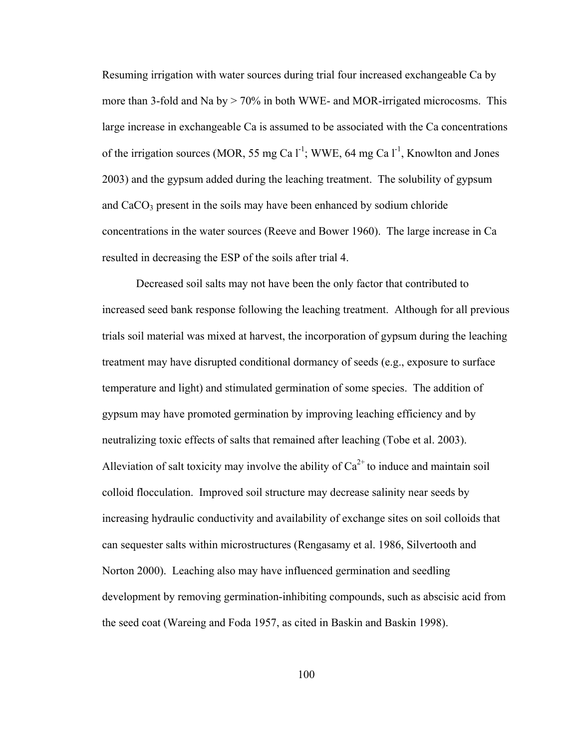Resuming irrigation with water sources during trial four increased exchangeable Ca by more than 3-fold and Na by > 70% in both WWE- and MOR-irrigated microcosms. This large increase in exchangeable Ca is assumed to be associated with the Ca concentrations of the irrigation sources (MOR, 55 mg Ca $l^{-1}$; WWE, 64 mg Ca $l^{-1}$, Knowlton and Jones 2003) and the gypsum added during the leaching treatment. The solubility of gypsum and $CaCO_3$ present in the soils may have been enhanced by sodium chloride concentrations in the water sources (Reeve and Bower 1960). The large increase in Ca resulted in decreasing the ESP of the soils after trial 4.

Decreased soil salts may not have been the only factor that contributed to increased seed bank response following the leaching treatment. Although for all previous trials soil material was mixed at harvest, the incorporation of gypsum during the leaching treatment may have disrupted conditional dormancy of seeds (e.g., exposure to surface temperature and light) and stimulated germination of some species. The addition of gypsum may have promoted germination by improving leaching efficiency and by neutralizing toxic effects of salts that remained after leaching (Tobe et al. 2003). Alleviation of salt toxicity may involve the ability of $Ca^{2+}$ to induce and maintain soil colloid flocculation. Improved soil structure may decrease salinity near seeds by increasing hydraulic conductivity and availability of exchange sites on soil colloids that can sequester salts within microstructures (Rengasamy et al. 1986, Silvertooth and Norton 2000). Leaching also may have influenced germination and seedling development by removing germination-inhibiting compounds, such as abscisic acid from the seed coat (Wareing and Foda 1957, as cited in Baskin and Baskin 1998).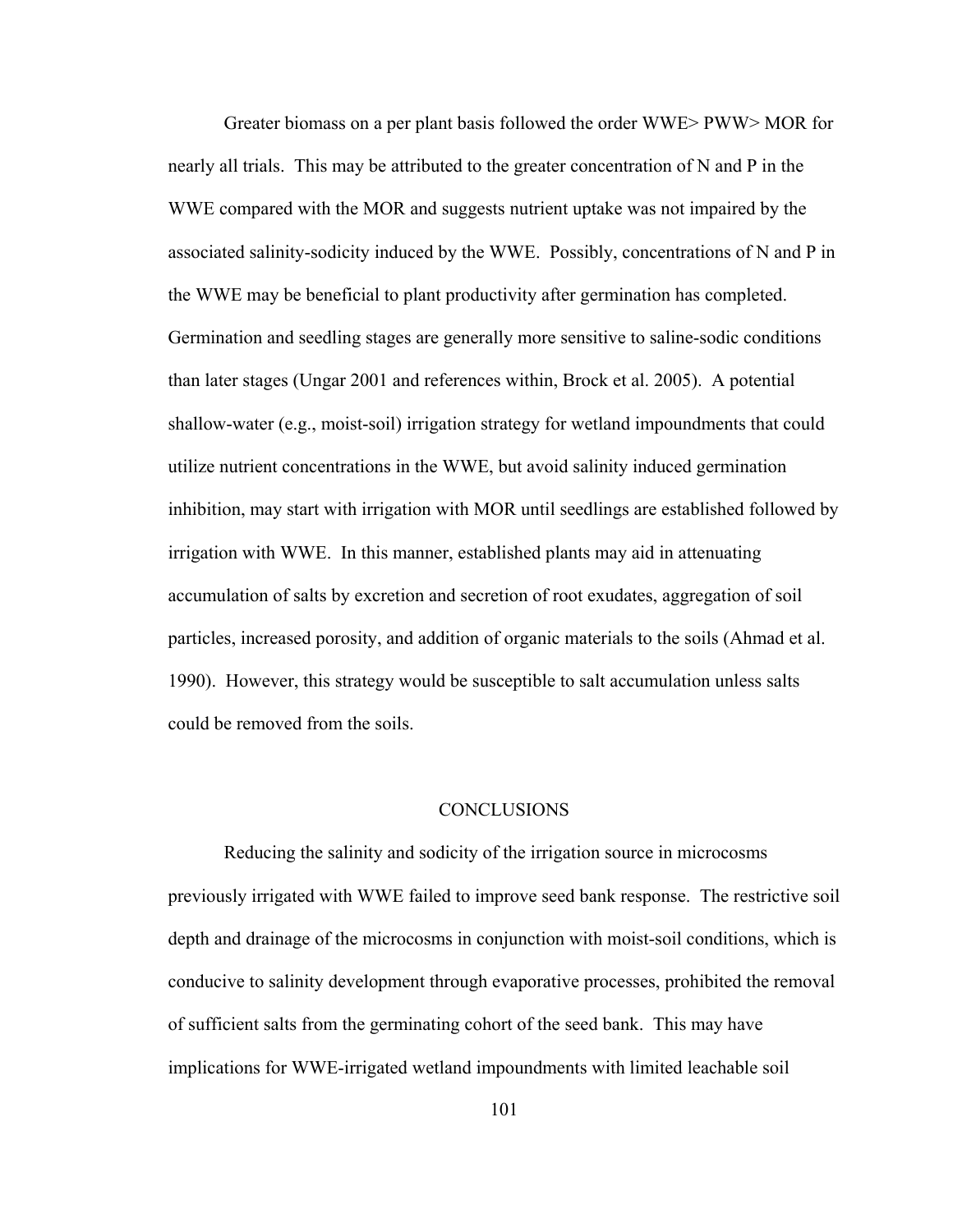Greater biomass on a per plant basis followed the order WWE> PWW> MOR for nearly all trials. This may be attributed to the greater concentration of N and P in the WWE compared with the MOR and suggests nutrient uptake was not impaired by the associated salinity-sodicity induced by the WWE. Possibly, concentrations of N and P in the WWE may be beneficial to plant productivity after germination has completed. Germination and seedling stages are generally more sensitive to saline-sodic conditions than later stages (Ungar 2001 and references within, Brock et al. 2005). A potential shallow-water (e.g., moist-soil) irrigation strategy for wetland impoundments that could utilize nutrient concentrations in the WWE, but avoid salinity induced germination inhibition, may start with irrigation with MOR until seedlings are established followed by irrigation with WWE. In this manner, established plants may aid in attenuating accumulation of salts by excretion and secretion of root exudates, aggregation of soil particles, increased porosity, and addition of organic materials to the soils (Ahmad et al. 1990). However, this strategy would be susceptible to salt accumulation unless salts could be removed from the soils.

## CONCLUSIONS

Reducing the salinity and sodicity of the irrigation source in microcosms previously irrigated with WWE failed to improve seed bank response. The restrictive soil depth and drainage of the microcosms in conjunction with moist-soil conditions, which is conducive to salinity development through evaporative processes, prohibited the removal of sufficient salts from the germinating cohort of the seed bank. This may have implications for WWE-irrigated wetland impoundments with limited leachable soil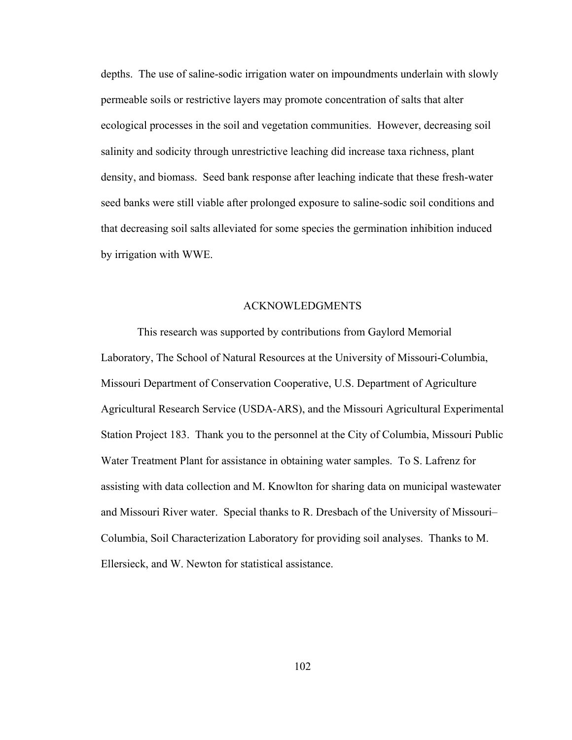depths. The use of saline-sodic irrigation water on impoundments underlain with slowly permeable soils or restrictive layers may promote concentration of salts that alter ecological processes in the soil and vegetation communities. However, decreasing soil salinity and sodicity through unrestrictive leaching did increase taxa richness, plant density, and biomass. Seed bank response after leaching indicate that these fresh-water seed banks were still viable after prolonged exposure to saline-sodic soil conditions and that decreasing soil salts alleviated for some species the germination inhibition induced by irrigation with WWE.

## ACKNOWLEDGMENTS

This research was supported by contributions from Gaylord Memorial Laboratory, The School of Natural Resources at the University of Missouri-Columbia, Missouri Department of Conservation Cooperative, U.S. Department of Agriculture Agricultural Research Service (USDA-ARS), and the Missouri Agricultural Experimental Station Project 183. Thank you to the personnel at the City of Columbia, Missouri Public Water Treatment Plant for assistance in obtaining water samples. To S. Lafrenz for assisting with data collection and M. Knowlton for sharing data on municipal wastewater and Missouri River water. Special thanks to R. Dresbach of the University of Missouri–Columbia, Soil Characterization Laboratory for providing soil analyses. Thanks to M. Ellersieck, and W. Newton for statistical assistance.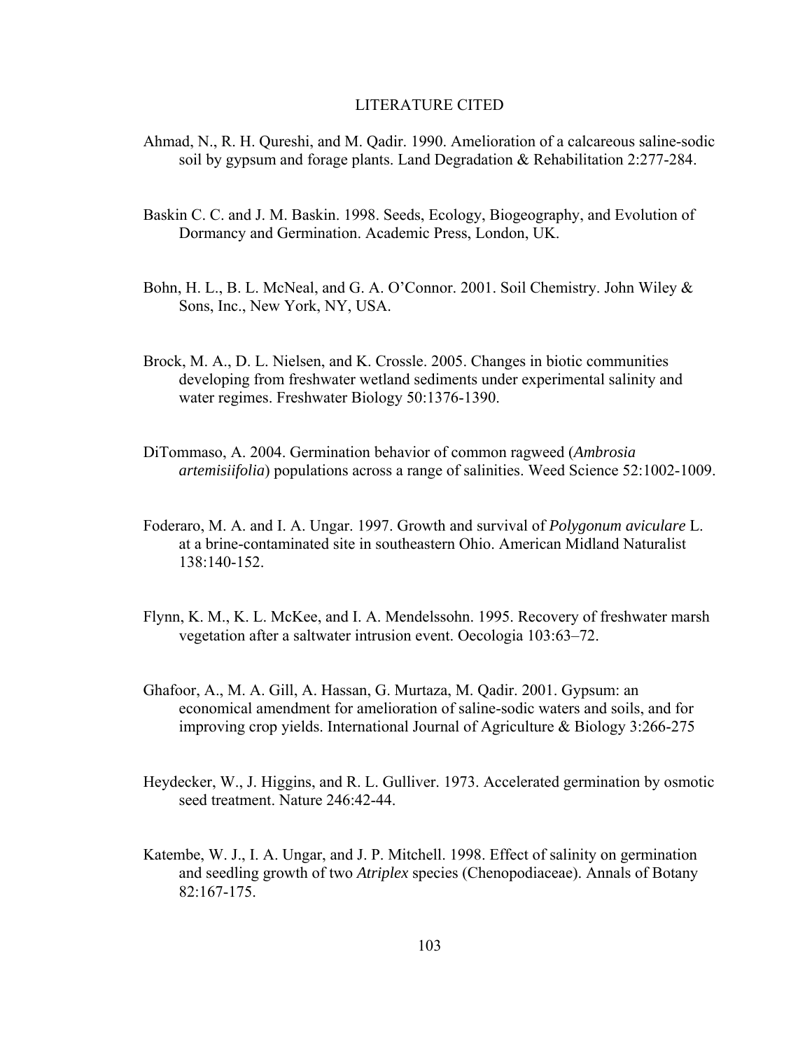## LITERATURE CITED

Ahmad, N., R. H. Qureshi, and M. Qadir. 1990. Amelioration of a calcareous saline-sodic soil by gypsum and forage plants. Land Degradation & Rehabilitation 2:277-284.

Baskin C. C. and J. M. Baskin. 1998. Seeds, Ecology, Biogeography, and Evolution of Dormancy and Germination. Academic Press, London, UK.

Bohn, H. L., B. L. McNeal, and G. A. O'Connor. 2001. Soil Chemistry. John Wiley & Sons, Inc., New York, NY, USA.

Brock, M. A., D. L. Nielsen, and K. Crossle. 2005. Changes in biotic communities developing from freshwater wetland sediments under experimental salinity and water regimes. Freshwater Biology 50:1376-1390.

DiTommaso, A. 2004. Germination behavior of common ragweed (*Ambrosia artemisiifolia*) populations across a range of salinities. Weed Science 52:1002-1009.

Foderaro, M. A. and I. A. Ungar. 1997. Growth and survival of *Polygonum aviculare* L. at a brine-contaminated site in southeastern Ohio. American Midland Naturalist 138:140-152.

Flynn, K. M., K. L. McKee, and I. A. Mendelssohn. 1995. Recovery of freshwater marsh vegetation after a saltwater intrusion event. Oecologia 103:63–72.

Ghafoor, A., M. A. Gill, A. Hassan, G. Murtaza, M. Qadir. 2001. Gypsum: an economical amendment for amelioration of saline-sodic waters and soils, and for improving crop yields. International Journal of Agriculture & Biology 3:266-275

Heydecker, W., J. Higgins, and R. L. Gulliver. 1973. Accelerated germination by osmotic seed treatment. Nature 246:42-44.

Katembe, W. J., I. A. Ungar, and J. P. Mitchell. 1998. Effect of salinity on germination and seedling growth of two *Atriplex* species (Chenopodiaceae). Annals of Botany 82:167-175.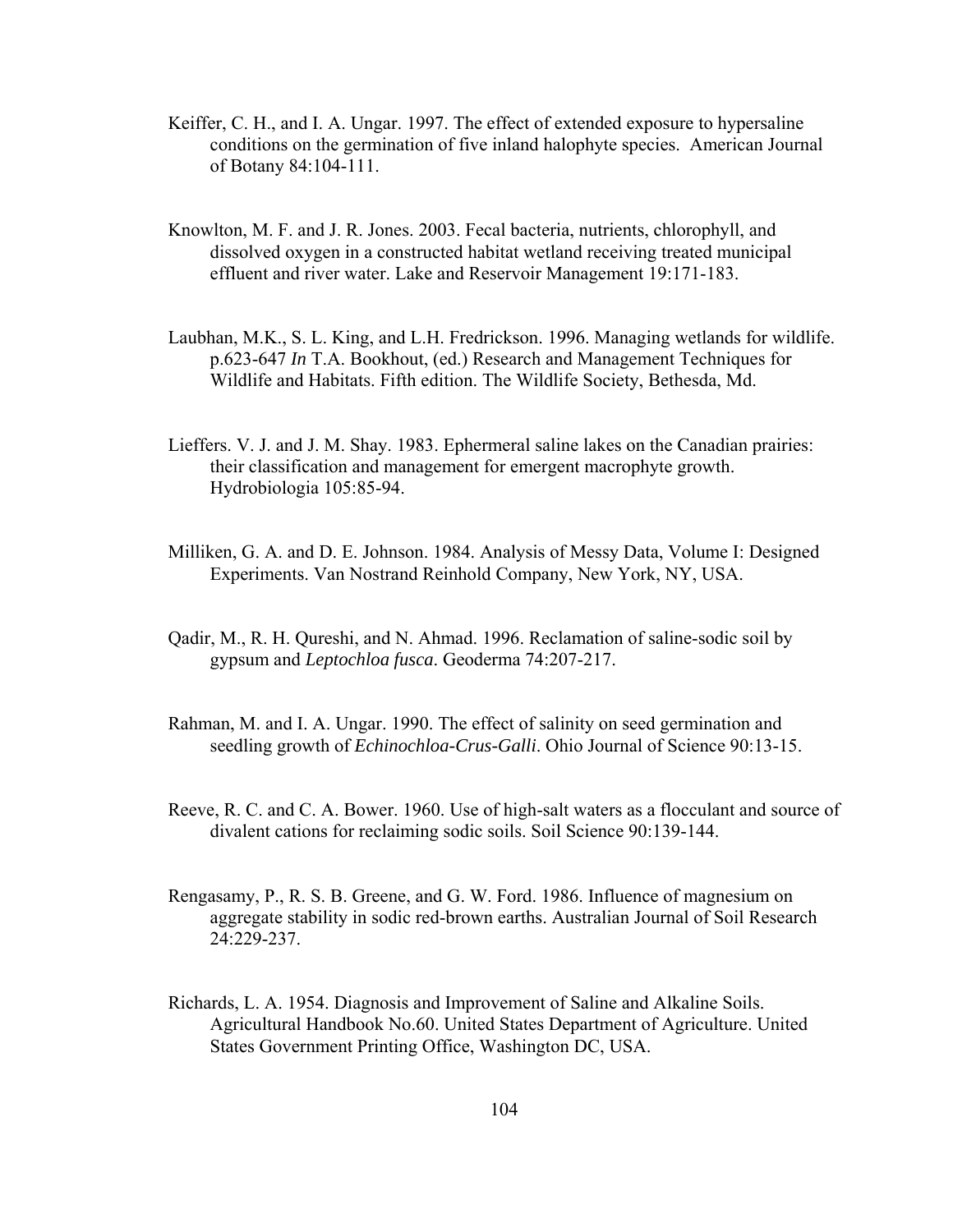Keiffer, C. H., and I. A. Ungar. 1997. The effect of extended exposure to hypersaline conditions on the germination of five inland halophyte species. American Journal of Botany 84:104-111.

Knowlton, M. F. and J. R. Jones. 2003. Fecal bacteria, nutrients, chlorophyll, and dissolved oxygen in a constructed habitat wetland receiving treated municipal effluent and river water. Lake and Reservoir Management 19:171-183.

Laubhan, M.K., S. L. King, and L.H. Fredrickson. 1996. Managing wetlands for wildlife. p.623-647 *In* T.A. Bookhout, (ed.) Research and Management Techniques for Wildlife and Habitats. Fifth edition. The Wildlife Society, Bethesda, Md.

Lieffers. V. J. and J. M. Shay. 1983. Ephermeral saline lakes on the Canadian prairies: their classification and management for emergent macrophyte growth. Hydrobiologia 105:85-94.

Milliken, G. A. and D. E. Johnson. 1984. Analysis of Messy Data, Volume I: Designed Experiments. Van Nostrand Reinhold Company, New York, NY, USA.

Qadir, M., R. H. Qureshi, and N. Ahmad. 1996. Reclamation of saline-sodic soil by gypsum and *Leptochloa fusca*. Geoderma 74:207-217.

Rahman, M. and I. A. Ungar. 1990. The effect of salinity on seed germination and seedling growth of *Echinochloa-Crus-Galli*. Ohio Journal of Science 90:13-15.

Reeve, R. C. and C. A. Bower. 1960. Use of high-salt waters as a flocculant and source of divalent cations for reclaiming sodic soils. Soil Science 90:139-144.

Rengasamy, P., R. S. B. Greene, and G. W. Ford. 1986. Influence of magnesium on aggregate stability in sodic red-brown earths. Australian Journal of Soil Research 24:229-237.

Richards, L. A. 1954. Diagnosis and Improvement of Saline and Alkaline Soils. Agricultural Handbook No.60. United States Department of Agriculture. United States Government Printing Office, Washington DC, USA.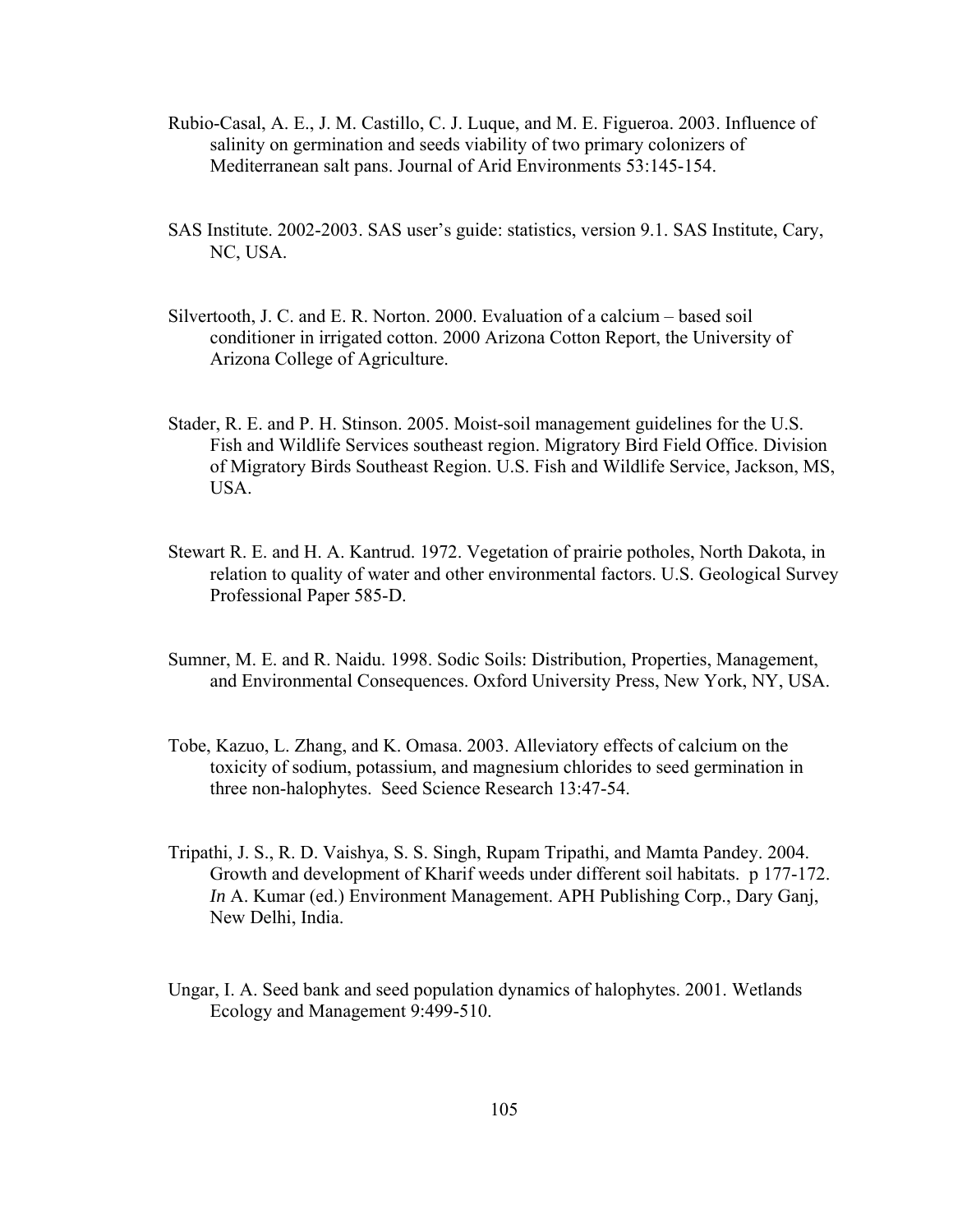Rubio-Casal, A. E., J. M. Castillo, C. J. Luque, and M. E. Figueroa. 2003. Influence of salinity on germination and seeds viability of two primary colonizers of Mediterranean salt pans. Journal of Arid Environments 53:145-154.

SAS Institute. 2002-2003. SAS user's guide: statistics, version 9.1. SAS Institute, Cary, NC, USA.

Silvertooth, J. C. and E. R. Norton. 2000. Evaluation of a calcium – based soil conditioner in irrigated cotton. 2000 Arizona Cotton Report, the University of Arizona College of Agriculture.

Stader, R. E. and P. H. Stinson. 2005. Moist-soil management guidelines for the U.S. Fish and Wildlife Services southeast region. Migratory Bird Field Office. Division of Migratory Birds Southeast Region. U.S. Fish and Wildlife Service, Jackson, MS, USA.

Stewart R. E. and H. A. Kantrud. 1972. Vegetation of prairie potholes, North Dakota, in relation to quality of water and other environmental factors. U.S. Geological Survey Professional Paper 585-D.

Sumner, M. E. and R. Naidu. 1998. Sodic Soils: Distribution, Properties, Management, and Environmental Consequences. Oxford University Press, New York, NY, USA.

Tobe, Kazuo, L. Zhang, and K. Omasa. 2003. Alleviatory effects of calcium on the toxicity of sodium, potassium, and magnesium chlorides to seed germination in three non-halophytes. Seed Science Research 13:47-54.

Tripathi, J. S., R. D. Vaishya, S. S. Singh, Rupam Tripathi, and Mamta Pandey. 2004. Growth and development of Kharif weeds under different soil habitats. p 177-172. *In* A. Kumar (ed.) Environment Management. APH Publishing Corp., Dary Ganj, New Delhi, India.

Ungar, I. A. Seed bank and seed population dynamics of halophytes. 2001. Wetlands Ecology and Management 9:499-510.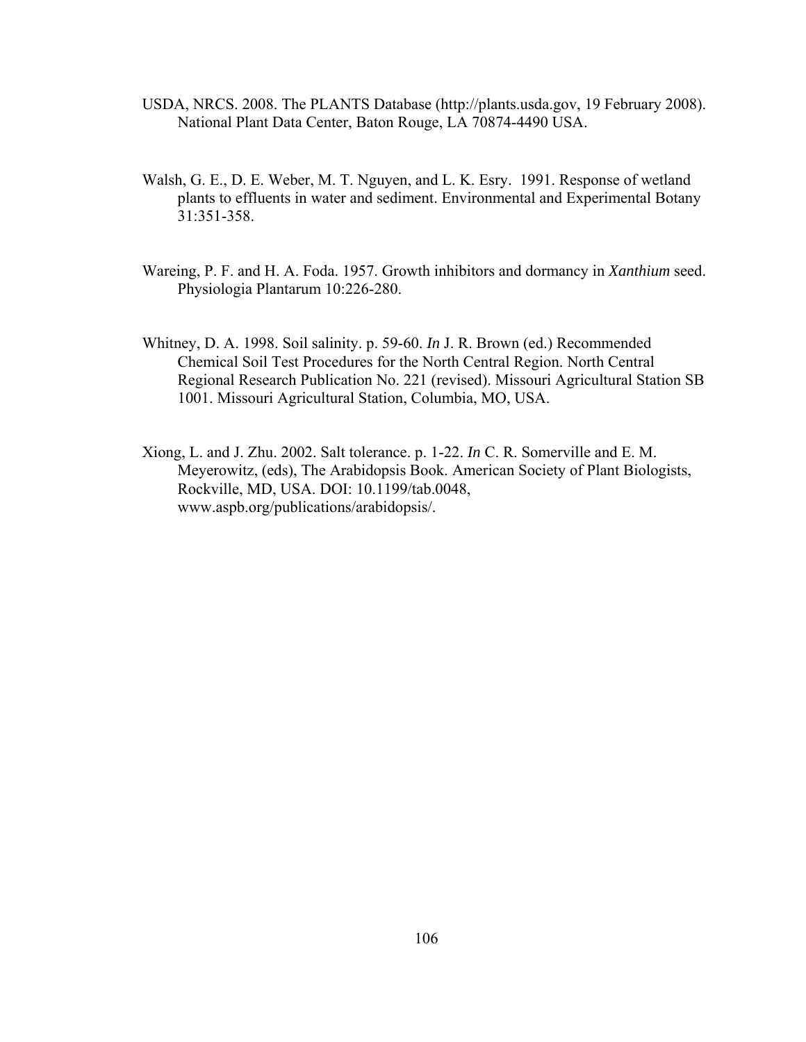USDA, NRCS. 2008. The PLANTS Database (http://plants.usda.gov, 19 February 2008). National Plant Data Center, Baton Rouge, LA 70874-4490 USA.

Walsh, G. E., D. E. Weber, M. T. Nguyen, and L. K. Esry. 1991. Response of wetland plants to effluents in water and sediment. Environmental and Experimental Botany 31:351-358.

Wareing, P. F. and H. A. Foda. 1957. Growth inhibitors and dormancy in *Xanthium* seed. Physiologia Plantarum 10:226-280.

Whitney, D. A. 1998. Soil salinity. p. 59-60. *In* J. R. Brown (ed.) Recommended Chemical Soil Test Procedures for the North Central Region. North Central Regional Research Publication No. 221 (revised). Missouri Agricultural Station SB 1001. Missouri Agricultural Station, Columbia, MO, USA.

Xiong, L. and J. Zhu. 2002. Salt tolerance. p. 1-22. *In* C. R. Somerville and E. M. Meyerowitz, (eds), The Arabidopsis Book. American Society of Plant Biologists, Rockville, MD, USA. DOI: 10.1199/tab.0048, www.aspb.org/publications/arabidopsis/.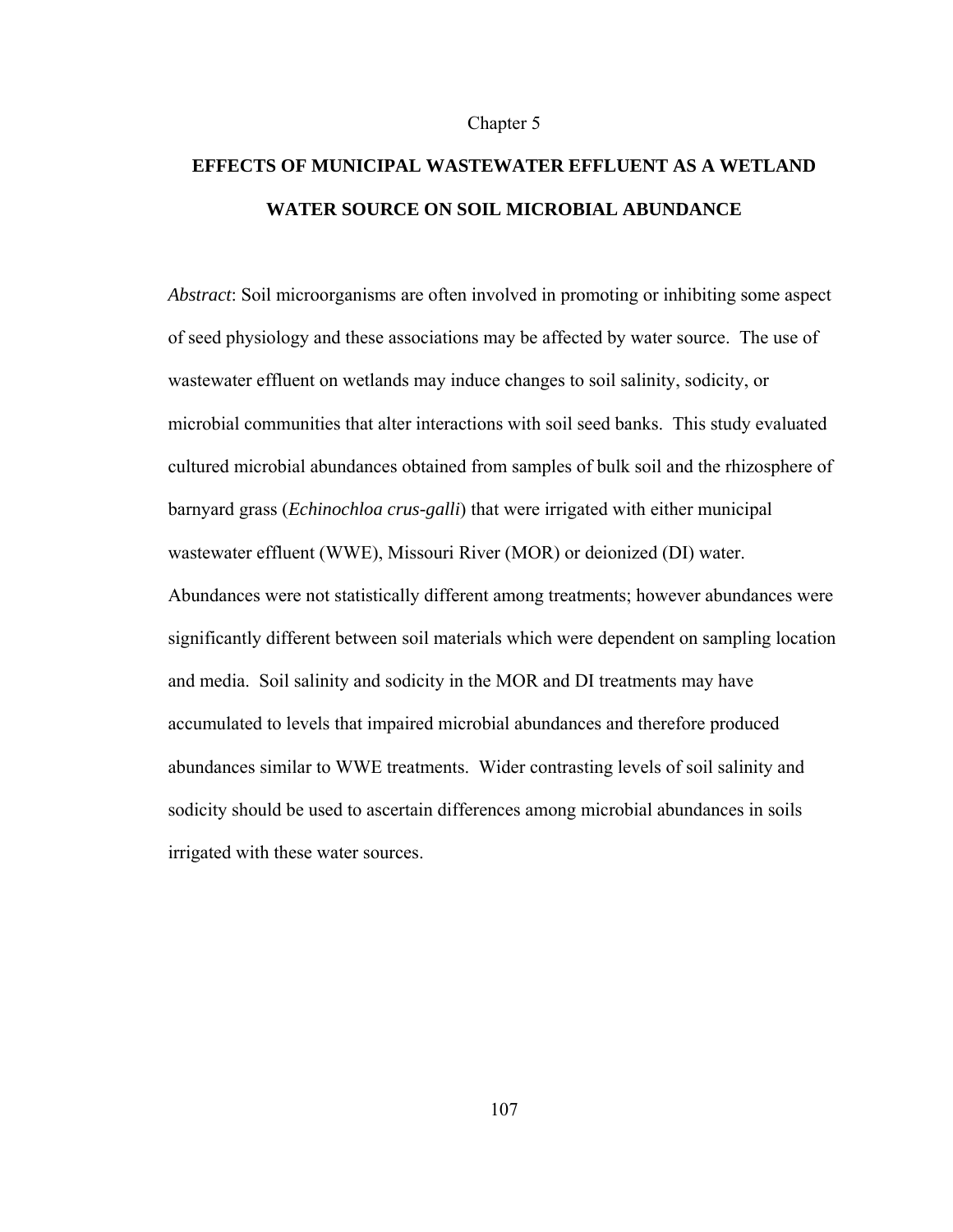Chapter 5

# EFFECTS OF MUNICIPAL WASTEWATER EFFLUENT AS A WETLAND WATER SOURCE ON SOIL MICROBIAL ABUNDANCE

*Abstract*: Soil microorganisms are often involved in promoting or inhibiting some aspect of seed physiology and these associations may be affected by water source. The use of wastewater effluent on wetlands may induce changes to soil salinity, sodicity, or microbial communities that alter interactions with soil seed banks. This study evaluated cultured microbial abundances obtained from samples of bulk soil and the rhizosphere of barnyard grass (*Echinochloa crus-galli*) that were irrigated with either municipal wastewater effluent (WWE), Missouri River (MOR) or deionized (DI) water. Abundances were not statistically different among treatments; however abundances were significantly different between soil materials which were dependent on sampling location and media. Soil salinity and sodicity in the MOR and DI treatments may have accumulated to levels that impaired microbial abundances and therefore produced abundances similar to WWE treatments. Wider contrasting levels of soil salinity and sodicity should be used to ascertain differences among microbial abundances in soils irrigated with these water sources.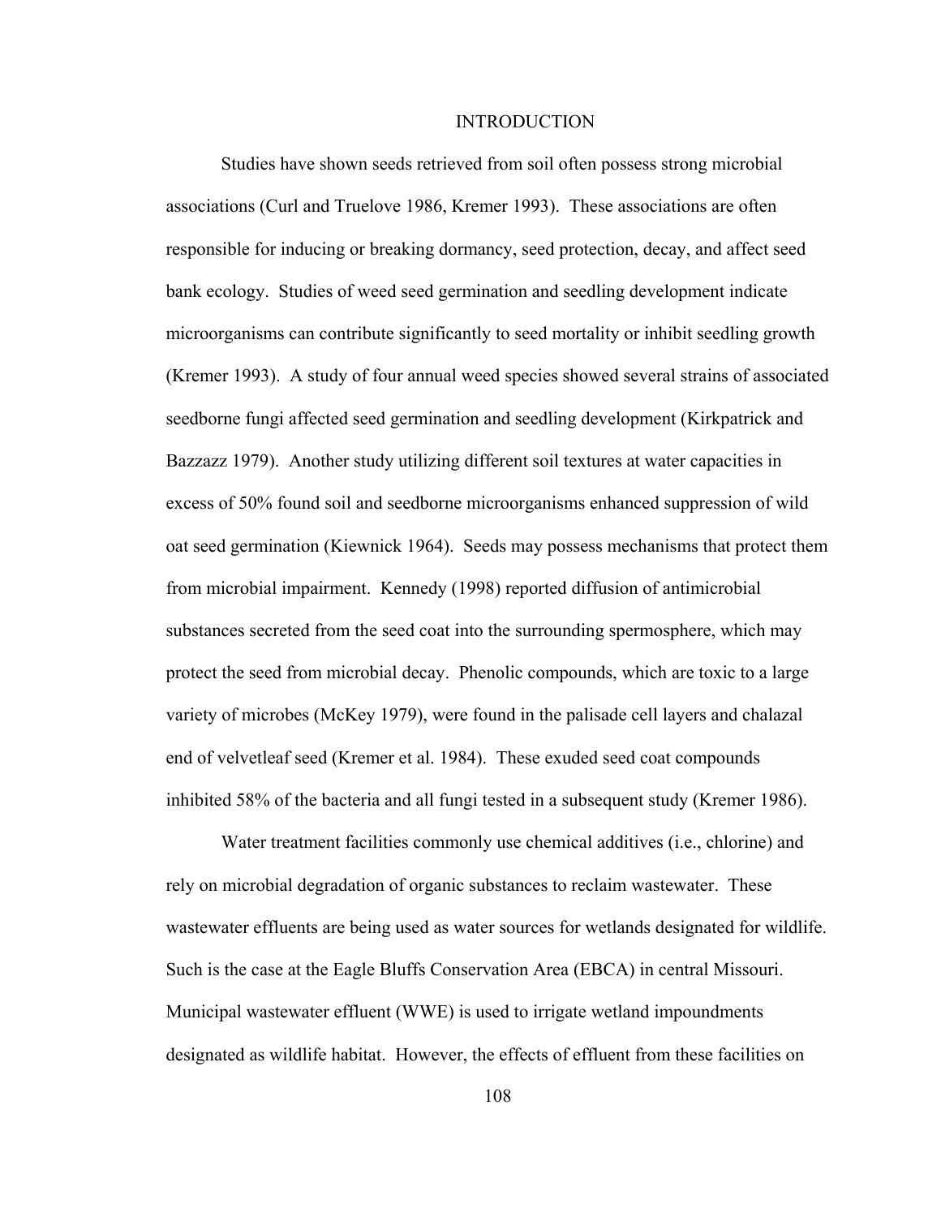# INTRODUCTION

Studies have shown seeds retrieved from soil often possess strong microbial associations (Curl and Truelove 1986, Kremer 1993). These associations are often responsible for inducing or breaking dormancy, seed protection, decay, and affect seed bank ecology. Studies of weed seed germination and seedling development indicate microorganisms can contribute significantly to seed mortality or inhibit seedling growth (Kremer 1993). A study of four annual weed species showed several strains of associated seedborne fungi affected seed germination and seedling development (Kirkpatrick and Bazzazz 1979). Another study utilizing different soil textures at water capacities in excess of 50% found soil and seedborne microorganisms enhanced suppression of wild oat seed germination (Kiewnick 1964). Seeds may possess mechanisms that protect them from microbial impairment. Kennedy (1998) reported diffusion of antimicrobial substances secreted from the seed coat into the surrounding spermosphere, which may protect the seed from microbial decay. Phenolic compounds, which are toxic to a large variety of microbes (McKey 1979), were found in the palisade cell layers and chalazal end of velvetleaf seed (Kremer et al. 1984). These exuded seed coat compounds inhibited 58% of the bacteria and all fungi tested in a subsequent study (Kremer 1986).

Water treatment facilities commonly use chemical additives (i.e., chlorine) and rely on microbial degradation of organic substances to reclaim wastewater. These wastewater effluents are being used as water sources for wetlands designated for wildlife. Such is the case at the Eagle Bluffs Conservation Area (EBCA) in central Missouri. Municipal wastewater effluent (WWE) is used to irrigate wetland impoundments designated as wildlife habitat. However, the effects of effluent from these facilities on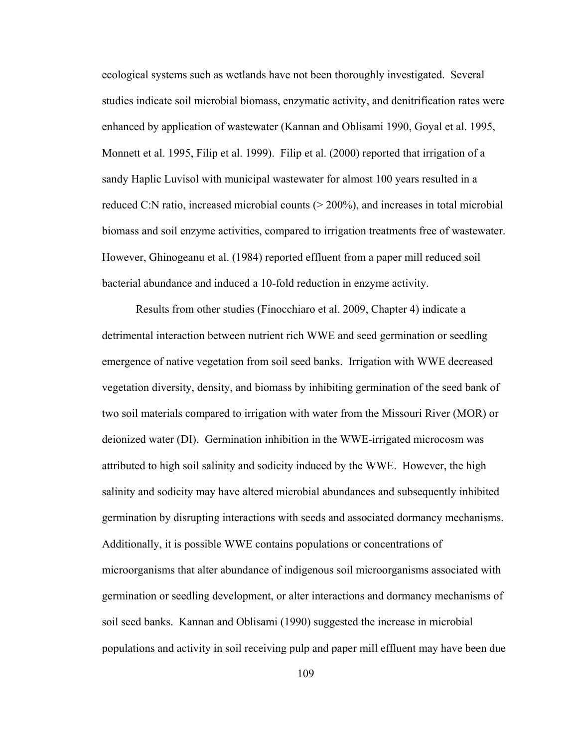ecological systems such as wetlands have not been thoroughly investigated. Several studies indicate soil microbial biomass, enzymatic activity, and denitrification rates were enhanced by application of wastewater (Kannan and Oblisami 1990, Goyal et al. 1995, Monnett et al. 1995, Filip et al. 1999). Filip et al. (2000) reported that irrigation of a sandy Haplic Luvisol with municipal wastewater for almost 100 years resulted in a reduced C:N ratio, increased microbial counts (> 200%), and increases in total microbial biomass and soil enzyme activities, compared to irrigation treatments free of wastewater. However, Ghinogeanu et al. (1984) reported effluent from a paper mill reduced soil bacterial abundance and induced a 10-fold reduction in enzyme activity.

Results from other studies (Finocchiaro et al. 2009, Chapter 4) indicate a detrimental interaction between nutrient rich WWE and seed germination or seedling emergence of native vegetation from soil seed banks. Irrigation with WWE decreased vegetation diversity, density, and biomass by inhibiting germination of the seed bank of two soil materials compared to irrigation with water from the Missouri River (MOR) or deionized water (DI). Germination inhibition in the WWE-irrigated microcosm was attributed to high soil salinity and sodicity induced by the WWE. However, the high salinity and sodicity may have altered microbial abundances and subsequently inhibited germination by disrupting interactions with seeds and associated dormancy mechanisms. Additionally, it is possible WWE contains populations or concentrations of microorganisms that alter abundance of indigenous soil microorganisms associated with germination or seedling development, or alter interactions and dormancy mechanisms of soil seed banks. Kannan and Oblisami (1990) suggested the increase in microbial populations and activity in soil receiving pulp and paper mill effluent may have been due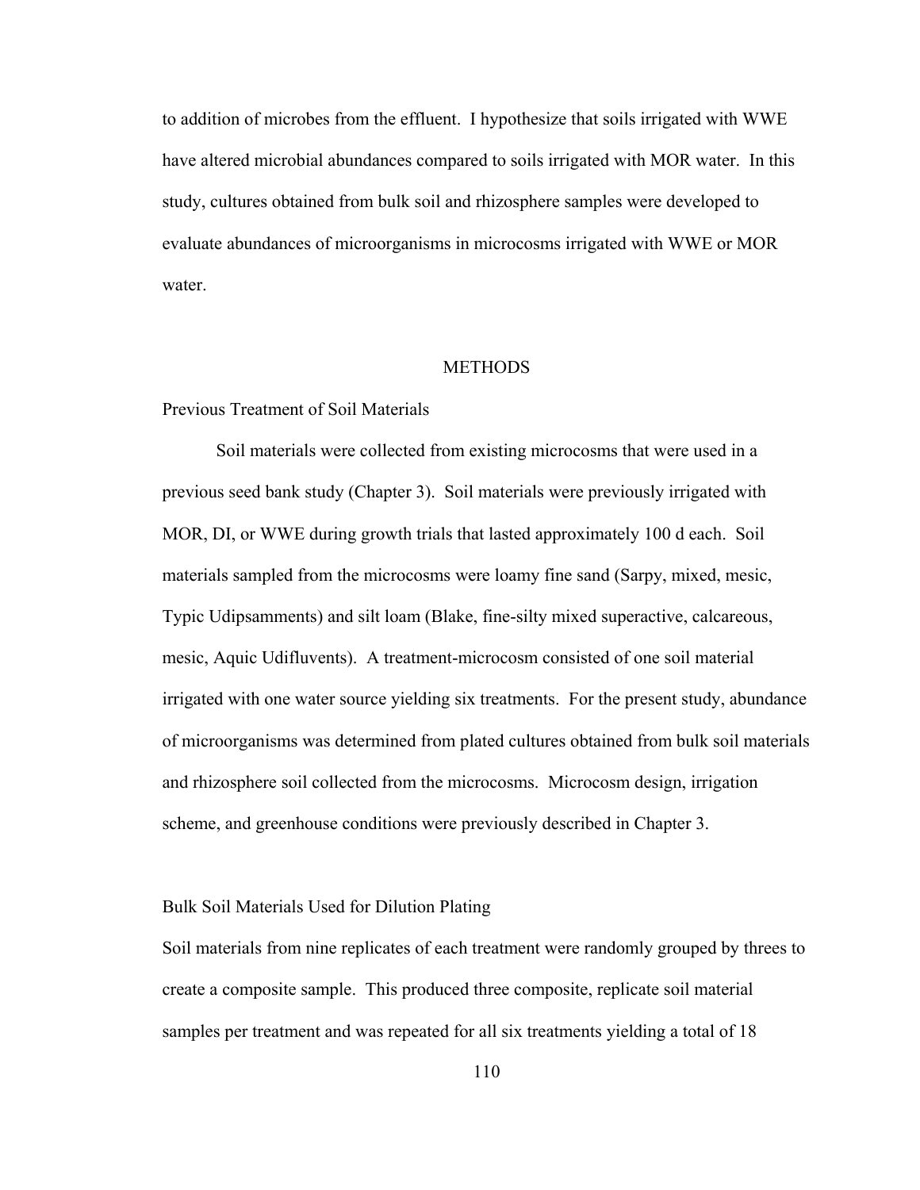to addition of microbes from the effluent. I hypothesize that soils irrigated with WWE have altered microbial abundances compared to soils irrigated with MOR water. In this study, cultures obtained from bulk soil and rhizosphere samples were developed to evaluate abundances of microorganisms in microcosms irrigated with WWE or MOR water.

## METHODS

### Previous Treatment of Soil Materials

Soil materials were collected from existing microcosms that were used in a previous seed bank study (Chapter 3). Soil materials were previously irrigated with MOR, DI, or WWE during growth trials that lasted approximately 100 d each. Soil materials sampled from the microcosms were loamy fine sand (Sarpy, mixed, mesic, Typic Udipsamments) and silt loam (Blake, fine-silty mixed superactive, calcareous, mesic, Aquic Udifluvents). A treatment-microcosm consisted of one soil material irrigated with one water source yielding six treatments. For the present study, abundance of microorganisms was determined from plated cultures obtained from bulk soil materials and rhizosphere soil collected from the microcosms. Microcosm design, irrigation scheme, and greenhouse conditions were previously described in Chapter 3.

### Bulk Soil Materials Used for Dilution Plating

Soil materials from nine replicates of each treatment were randomly grouped by threes to create a composite sample. This produced three composite, replicate soil material samples per treatment and was repeated for all six treatments yielding a total of 18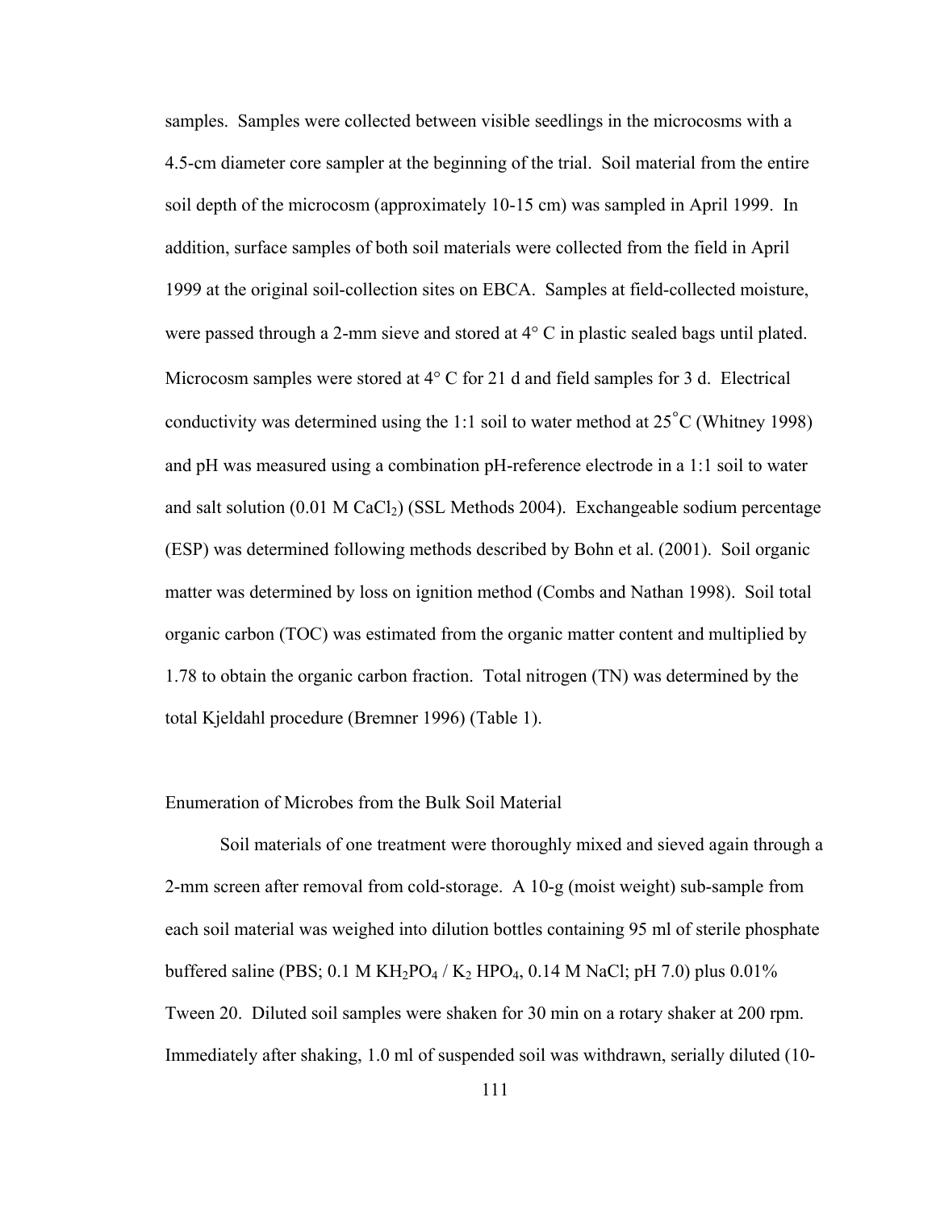samples. Samples were collected between visible seedlings in the microcosms with a 4.5-cm diameter core sampler at the beginning of the trial. Soil material from the entire soil depth of the microcosm (approximately 10-15 cm) was sampled in April 1999. In addition, surface samples of both soil materials were collected from the field in April 1999 at the original soil-collection sites on EBCA. Samples at field-collected moisture, were passed through a 2-mm sieve and stored at 4° C in plastic sealed bags until plated. Microcosm samples were stored at 4° C for 21 d and field samples for 3 d. Electrical conductivity was determined using the 1:1 soil to water method at 25˚C (Whitney 1998) and pH was measured using a combination pH-reference electrode in a 1:1 soil to water and salt solution (0.01 M $CaCl_2$) (SSL Methods 2004). Exchangeable sodium percentage (ESP) was determined following methods described by Bohn et al. (2001). Soil organic matter was determined by loss on ignition method (Combs and Nathan 1998). Soil total organic carbon (TOC) was estimated from the organic matter content and multiplied by 1.78 to obtain the organic carbon fraction. Total nitrogen (TN) was determined by the total Kjeldahl procedure (Bremner 1996) (Table 1).

## Enumeration of Microbes from the Bulk Soil Material

Soil materials of one treatment were thoroughly mixed and sieved again through a 2-mm screen after removal from cold-storage. A 10-g (moist weight) sub-sample from each soil material was weighed into dilution bottles containing 95 ml of sterile phosphate buffered saline (PBS; 0.1 M $KH_2PO_4$ / $K_2HPO_4$, 0.14 M NaCl; pH 7.0) plus 0.01% Tween 20. Diluted soil samples were shaken for 30 min on a rotary shaker at 200 rpm. Immediately after shaking, 1.0 ml of suspended soil was withdrawn, serially diluted (10-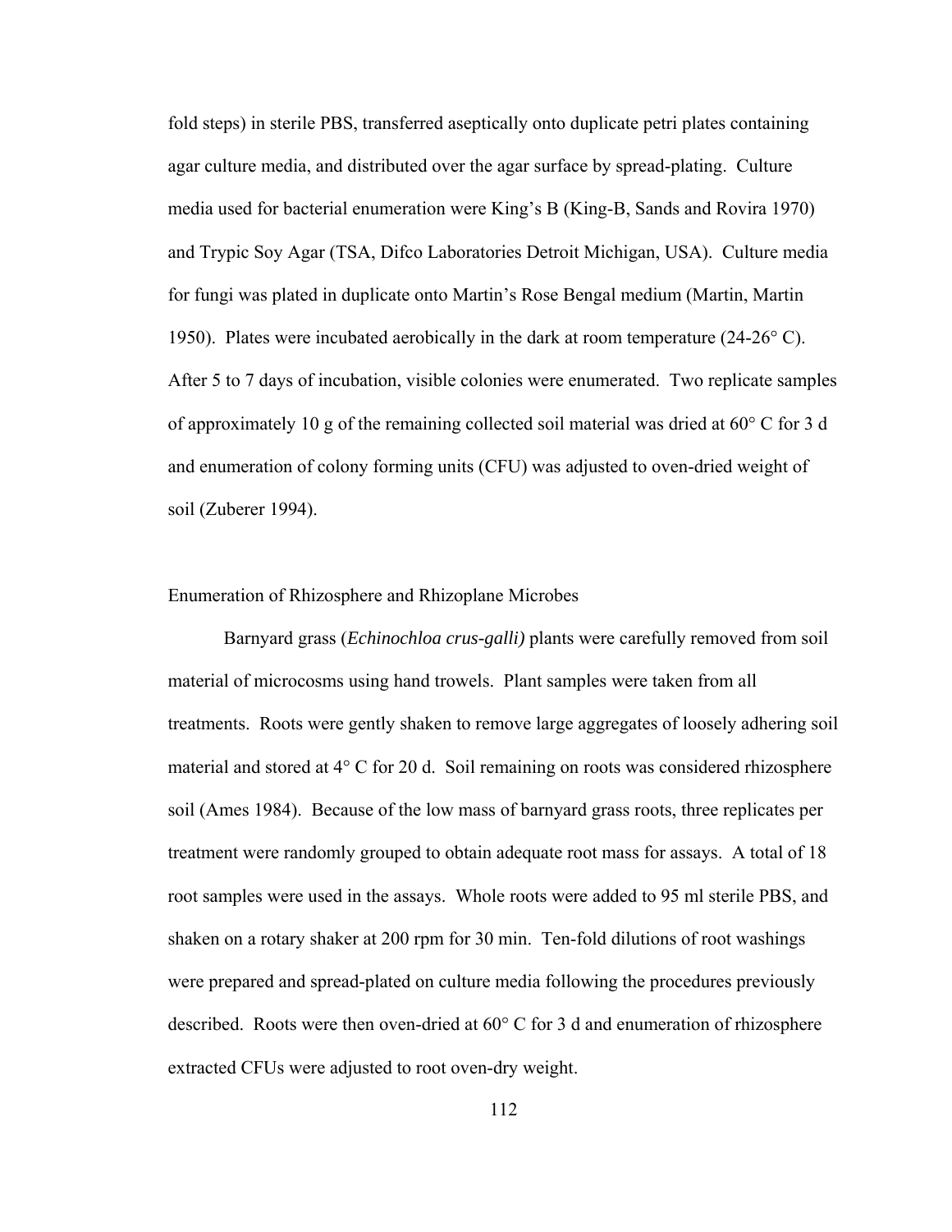fold steps) in sterile PBS, transferred aseptically onto duplicate petri plates containing agar culture media, and distributed over the agar surface by spread-plating. Culture media used for bacterial enumeration were King's B (King-B, Sands and Rovira 1970) and Trypic Soy Agar (TSA, Difco Laboratories Detroit Michigan, USA). Culture media for fungi was plated in duplicate onto Martin's Rose Bengal medium (Martin, Martin 1950). Plates were incubated aerobically in the dark at room temperature (24-26° C). After 5 to 7 days of incubation, visible colonies were enumerated. Two replicate samples of approximately 10 g of the remaining collected soil material was dried at 60° C for 3 d and enumeration of colony forming units (CFU) was adjusted to oven-dried weight of soil (Zuberer 1994).

### Enumeration of Rhizosphere and Rhizoplane Microbes

Barnyard grass (*Echinochloa crus-galli)* plants were carefully removed from soil material of microcosms using hand trowels. Plant samples were taken from all treatments. Roots were gently shaken to remove large aggregates of loosely adhering soil material and stored at 4° C for 20 d. Soil remaining on roots was considered rhizosphere soil (Ames 1984). Because of the low mass of barnyard grass roots, three replicates per treatment were randomly grouped to obtain adequate root mass for assays. A total of 18 root samples were used in the assays. Whole roots were added to 95 ml sterile PBS, and shaken on a rotary shaker at 200 rpm for 30 min. Ten-fold dilutions of root washings were prepared and spread-plated on culture media following the procedures previously described. Roots were then oven-dried at 60° C for 3 d and enumeration of rhizosphere extracted CFUs were adjusted to root oven-dry weight.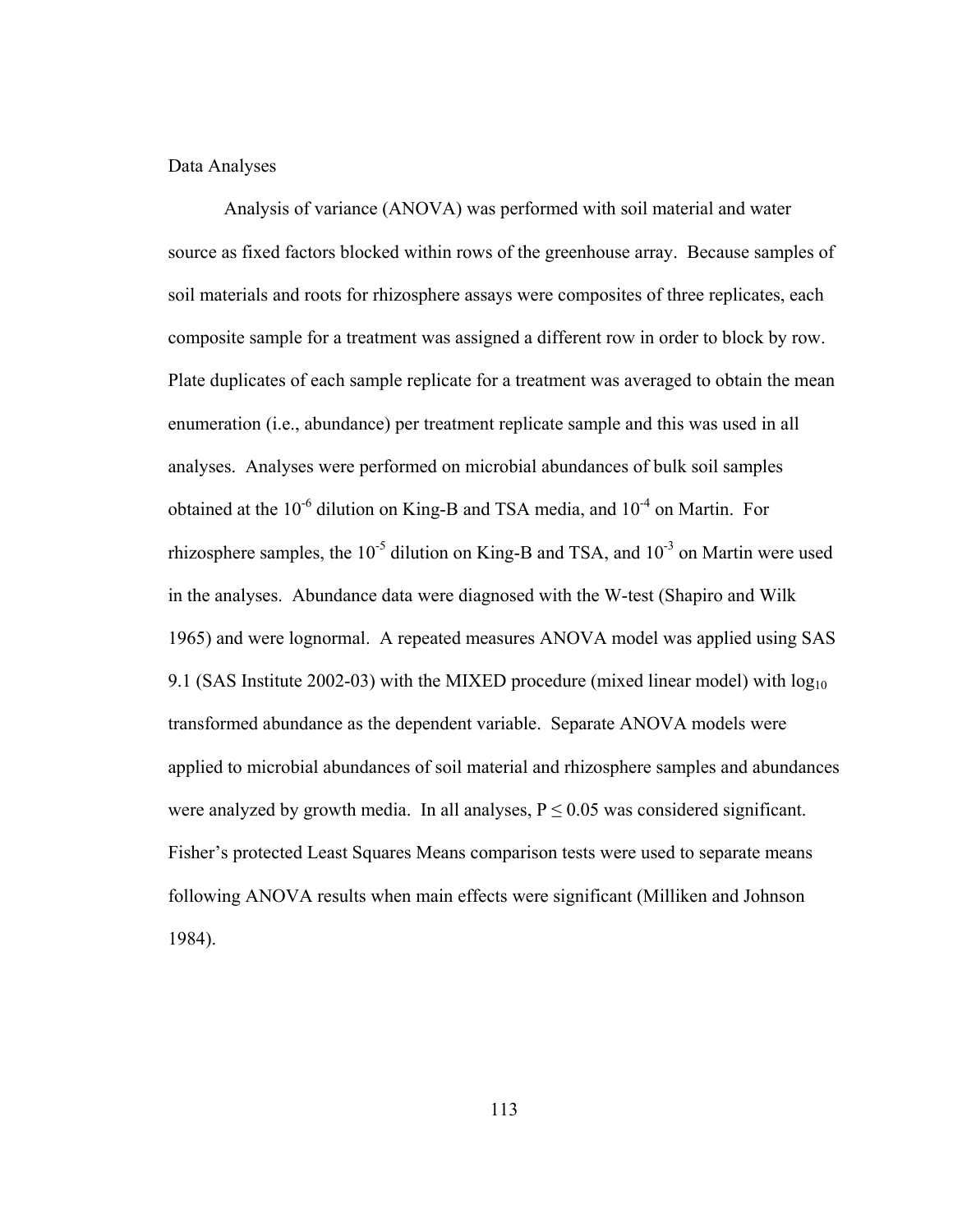## Data Analyses

Analysis of variance (ANOVA) was performed with soil material and water source as fixed factors blocked within rows of the greenhouse array. Because samples of soil materials and roots for rhizosphere assays were composites of three replicates, each composite sample for a treatment was assigned a different row in order to block by row. Plate duplicates of each sample replicate for a treatment was averaged to obtain the mean enumeration (i.e., abundance) per treatment replicate sample and this was used in all analyses. Analyses were performed on microbial abundances of bulk soil samples obtained at the $10^{-6}$ dilution on King-B and TSA media, and $10^{-4}$ on Martin. For rhizosphere samples, the $10^{-5}$ dilution on King-B and TSA, and $10^{-3}$ on Martin were used in the analyses. Abundance data were diagnosed with the W-test (Shapiro and Wilk 1965) and were lognormal. A repeated measures ANOVA model was applied using SAS 9.1 (SAS Institute 2002-03) with the MIXED procedure (mixed linear model) with $\log_{10}$ transformed abundance as the dependent variable. Separate ANOVA models were applied to microbial abundances of soil material and rhizosphere samples and abundances were analyzed by growth media. In all analyses, $P \leq 0.05$ was considered significant. Fisher's protected Least Squares Means comparison tests were used to separate means following ANOVA results when main effects were significant (Milliken and Johnson 1984).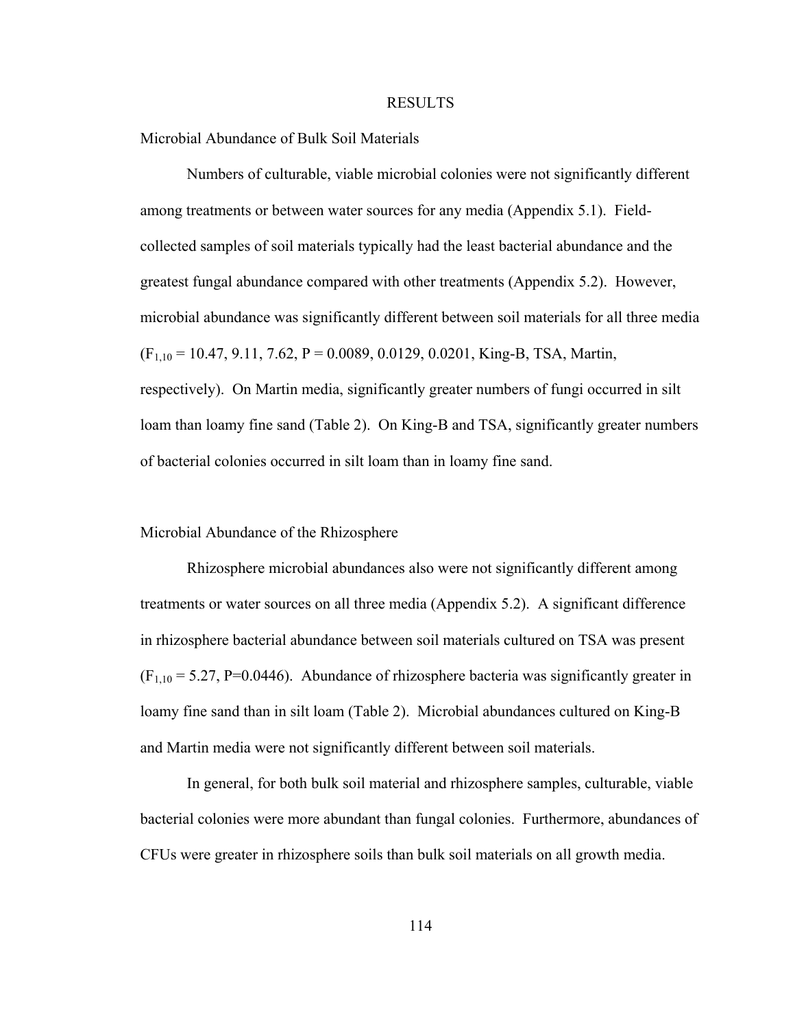# RESULTS

## Microbial Abundance of Bulk Soil Materials

Numbers of culturable, viable microbial colonies were not significantly different among treatments or between water sources for any media (Appendix 5.1). Field-collected samples of soil materials typically had the least bacterial abundance and the greatest fungal abundance compared with other treatments (Appendix 5.2). However, microbial abundance was significantly different between soil materials for all three media ($F_{1,10}$ = 10.47, 9.11, 7.62, P = 0.0089, 0.0129, 0.0201, King-B, TSA, Martin, respectively). On Martin media, significantly greater numbers of fungi occurred in silt loam than loamy fine sand (Table 2). On King-B and TSA, significantly greater numbers of bacterial colonies occurred in silt loam than in loamy fine sand.

## Microbial Abundance of the Rhizosphere

Rhizosphere microbial abundances also were not significantly different among treatments or water sources on all three media (Appendix 5.2). A significant difference in rhizosphere bacterial abundance between soil materials cultured on TSA was present ($F_{1,10}$ = 5.27, P=0.0446). Abundance of rhizosphere bacteria was significantly greater in loamy fine sand than in silt loam (Table 2). Microbial abundances cultured on King-B and Martin media were not significantly different between soil materials.

In general, for both bulk soil material and rhizosphere samples, culturable, viable bacterial colonies were more abundant than fungal colonies. Furthermore, abundances of CFUs were greater in rhizosphere soils than bulk soil materials on all growth media.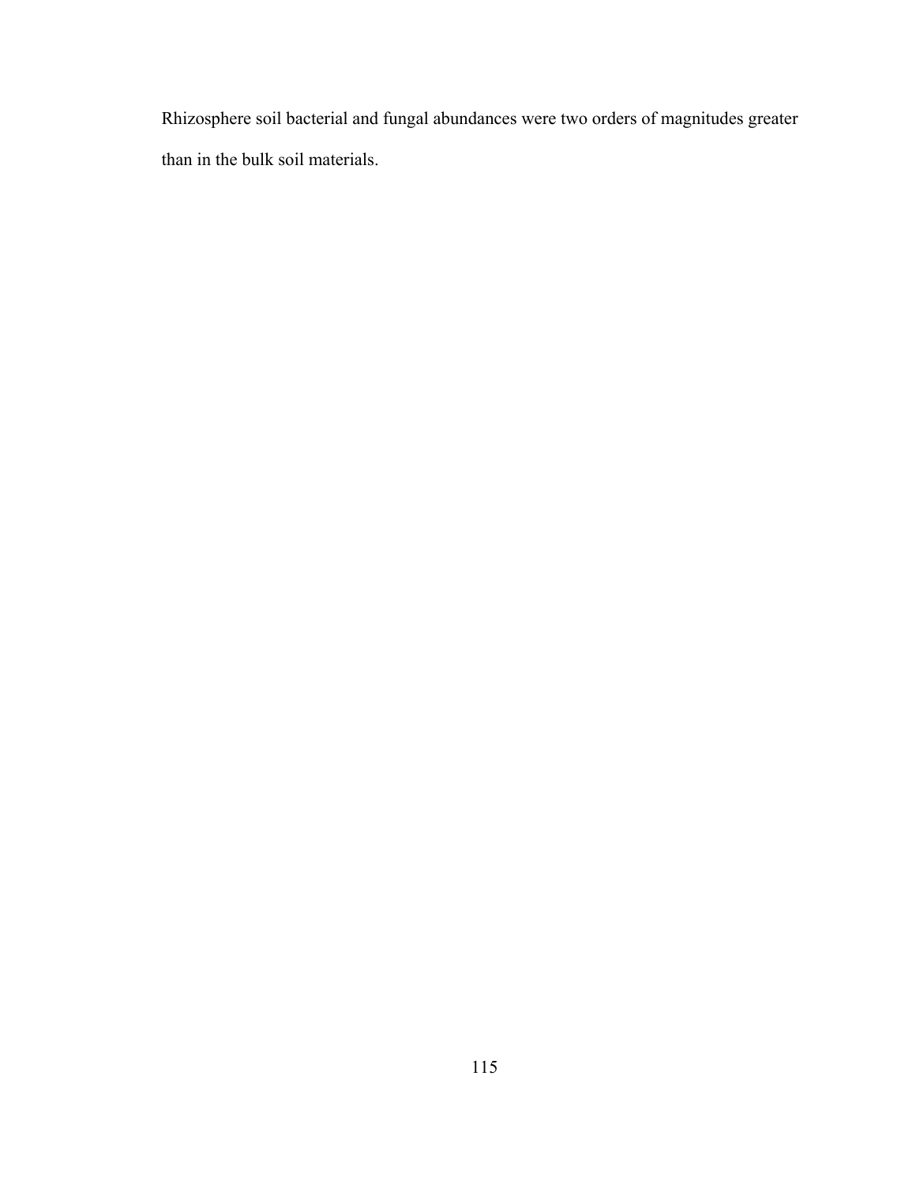Rhizosphere soil bacterial and fungal abundances were two orders of magnitudes greater than in the bulk soil materials.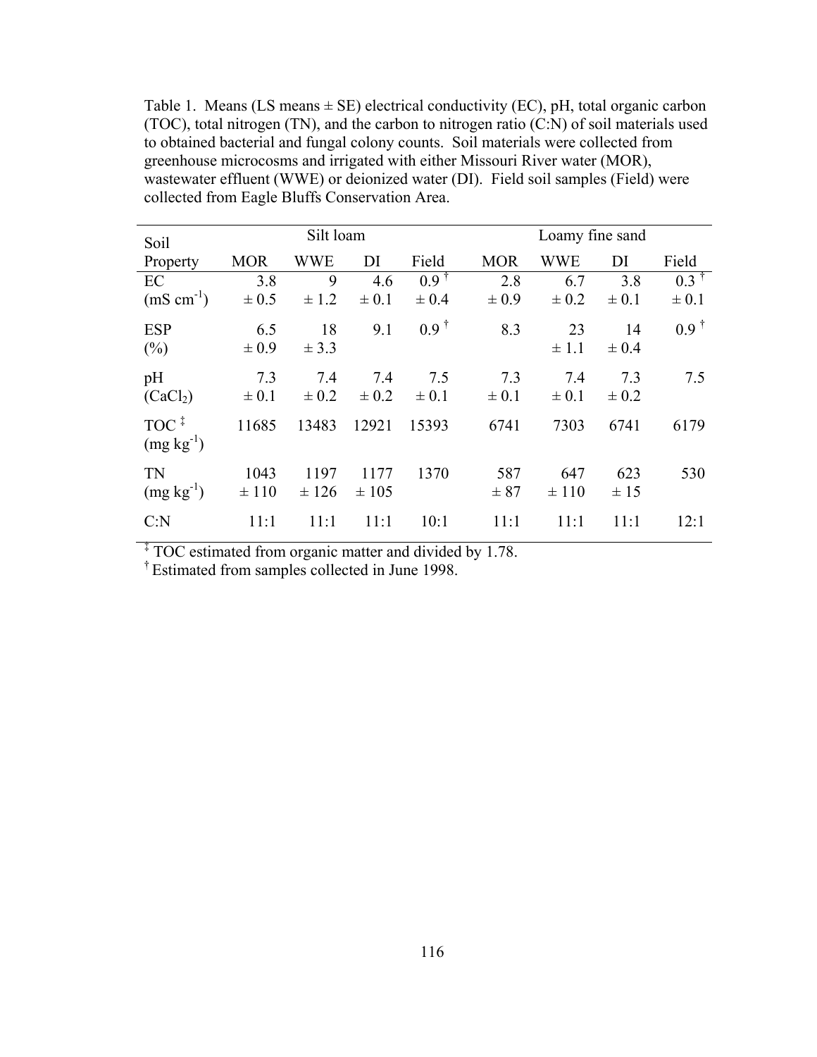Table 1. Means (LS means ± SE) electrical conductivity (EC), pH, total organic carbon (TOC), total nitrogen (TN), and the carbon to nitrogen ratio (C:N) of soil materials used to obtained bacterial and fungal colony counts. Soil materials were collected from greenhouse microcosms and irrigated with either Missouri River water (MOR), wastewater effluent (WWE) or deionized water (DI). Field soil samples (Field) were collected from Eagle Bluffs Conservation Area.

| Soil | Silt loam | | | | Loamy fine sand | | | |
|---|---|---|---|---|---|---|---|---|
| Property | MOR | WWE | DI | Field | MOR | WWE | DI | Field |
| EC ($mS\ cm^{-1}$) | 3.8 ± 0.5 | 9 ± 1.2 | 4.6 ± 0.1 | 0.9 † ± 0.4 | 2.8 ± 0.9 | 6.7 ± 0.2 | 3.8 ± 0.1 | 0.3 † ± 0.1 |
| ESP (%) | 6.5 ± 0.9 | 18 ± 3.3 | 9.1 | 0.9 † | 8.3 | 23 ± 1.1 | 14 ± 0.4 | 0.9 † |
| pH ($CaCl_2$) | 7.3 ± 0.1 | 7.4 ± 0.2 | 7.4 ± 0.2 | 7.5 ± 0.1 | 7.3 ± 0.1 | 7.4 ± 0.1 | 7.3 ± 0.2 | 7.5 |
| TOC ‡ ($mg\ kg^{-1}$) | 11685 | 13483 | 12921 | 15393 | 6741 | 7303 | 6741 | 6179 |
| TN ($mg\ kg^{-1}$) | 1043 ± 110 | 1197 ± 126 | 1177 ± 105 | 1370 | 587 ± 87 | 647 ± 110 | 623 ± 15 | 530 |
| C:N | 11:1 | 11:1 | 11:1 | 10:1 | 11:1 | 11:1 | 11:1 | 12:1 |

‡ TOC estimated from organic matter and divided by 1.78.
† Estimated from samples collected in June 1998.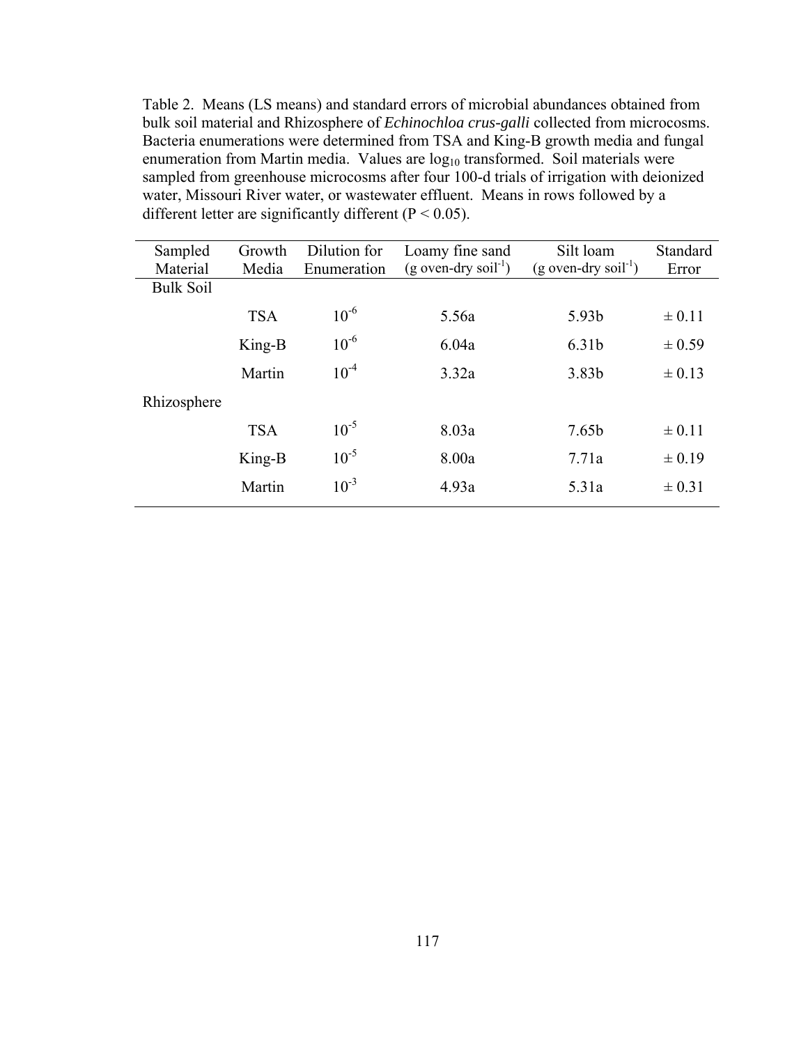Table 2. Means (LS means) and standard errors of microbial abundances obtained from bulk soil material and Rhizosphere of *Echinochloa crus-galli* collected from microcosms. Bacteria enumerations were determined from TSA and King-B growth media and fungal enumeration from Martin media. Values are $\log_{10}$ transformed. Soil materials were sampled from greenhouse microcosms after four 100-d trials of irrigation with deionized water, Missouri River water, or wastewater effluent. Means in rows followed by a different letter are significantly different ($P < 0.05$).

| Sampled Material | Growth Media | Dilution for Enumeration | Loamy fine sand (g oven-dry soil$^{-1}$) | Silt loam (g oven-dry soil$^{-1}$) | Standard Error |
|---|---|---|---|---|---|
| Bulk Soil | | | | | |
| | TSA | $10^{-6}$ | 5.56a | 5.93b | ± 0.11 |
| | King-B | $10^{-6}$ | 6.04a | 6.31b | ± 0.59 |
| | Martin | $10^{-4}$ | 3.32a | 3.83b | ± 0.13 |
| Rhizosphere | | | | | |
| | TSA | $10^{-5}$ | 8.03a | 7.65b | ± 0.11 |
| | King-B | $10^{-5}$ | 8.00a | 7.71a | ± 0.19 |
| | Martin | $10^{-3}$ | 4.93a | 5.31a | ± 0.31 |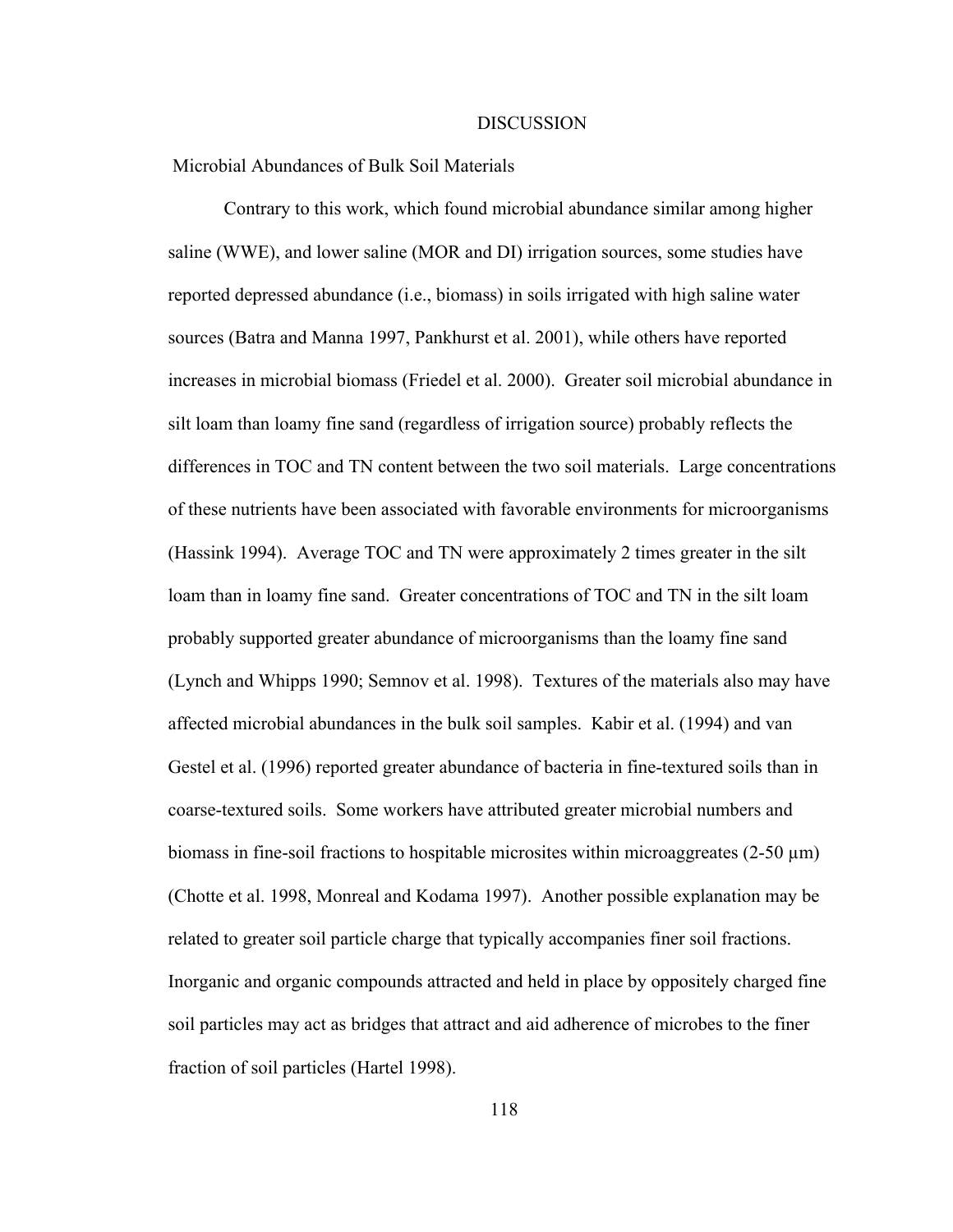# DISCUSSION

## Microbial Abundances of Bulk Soil Materials

Contrary to this work, which found microbial abundance similar among higher saline (WWE), and lower saline (MOR and DI) irrigation sources, some studies have reported depressed abundance (i.e., biomass) in soils irrigated with high saline water sources (Batra and Manna 1997, Pankhurst et al. 2001), while others have reported increases in microbial biomass (Friedel et al. 2000). Greater soil microbial abundance in silt loam than loamy fine sand (regardless of irrigation source) probably reflects the differences in TOC and TN content between the two soil materials. Large concentrations of these nutrients have been associated with favorable environments for microorganisms (Hassink 1994). Average TOC and TN were approximately 2 times greater in the silt loam than in loamy fine sand. Greater concentrations of TOC and TN in the silt loam probably supported greater abundance of microorganisms than the loamy fine sand (Lynch and Whipps 1990; Semnov et al. 1998). Textures of the materials also may have affected microbial abundances in the bulk soil samples. Kabir et al. (1994) and van Gestel et al. (1996) reported greater abundance of bacteria in fine-textured soils than in coarse-textured soils. Some workers have attributed greater microbial numbers and biomass in fine-soil fractions to hospitable microsites within microaggreates (2-50 μm) (Chotte et al. 1998, Monreal and Kodama 1997). Another possible explanation may be related to greater soil particle charge that typically accompanies finer soil fractions. Inorganic and organic compounds attracted and held in place by oppositely charged fine soil particles may act as bridges that attract and aid adherence of microbes to the finer fraction of soil particles (Hartel 1998).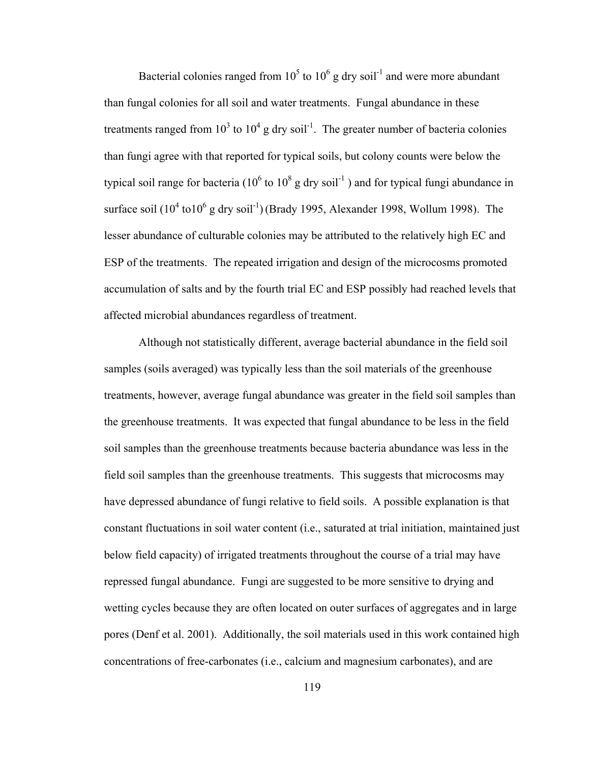Bacterial colonies ranged from $10^5$ to $10^6$ g dry soil$^{-1}$ and were more abundant than fungal colonies for all soil and water treatments. Fungal abundance in these treatments ranged from $10^3$ to $10^4$ g dry soil$^{-1}$. The greater number of bacteria colonies than fungi agree with that reported for typical soils, but colony counts were below the typical soil range for bacteria ($10^6$ to $10^8$ g dry soil$^{-1}$ ) and for typical fungi abundance in surface soil ($10^4$ to$10^6$ g dry soil$^{-1}$) (Brady 1995, Alexander 1998, Wollum 1998). The lesser abundance of culturable colonies may be attributed to the relatively high EC and ESP of the treatments. The repeated irrigation and design of the microcosms promoted accumulation of salts and by the fourth trial EC and ESP possibly had reached levels that affected microbial abundances regardless of treatment.

Although not statistically different, average bacterial abundance in the field soil samples (soils averaged) was typically less than the soil materials of the greenhouse treatments, however, average fungal abundance was greater in the field soil samples than the greenhouse treatments. It was expected that fungal abundance to be less in the field soil samples than the greenhouse treatments because bacteria abundance was less in the field soil samples than the greenhouse treatments. This suggests that microcosms may have depressed abundance of fungi relative to field soils. A possible explanation is that constant fluctuations in soil water content (i.e., saturated at trial initiation, maintained just below field capacity) of irrigated treatments throughout the course of a trial may have repressed fungal abundance. Fungi are suggested to be more sensitive to drying and wetting cycles because they are often located on outer surfaces of aggregates and in large pores (Denf et al. 2001). Additionally, the soil materials used in this work contained high concentrations of free-carbonates (i.e., calcium and magnesium carbonates), and are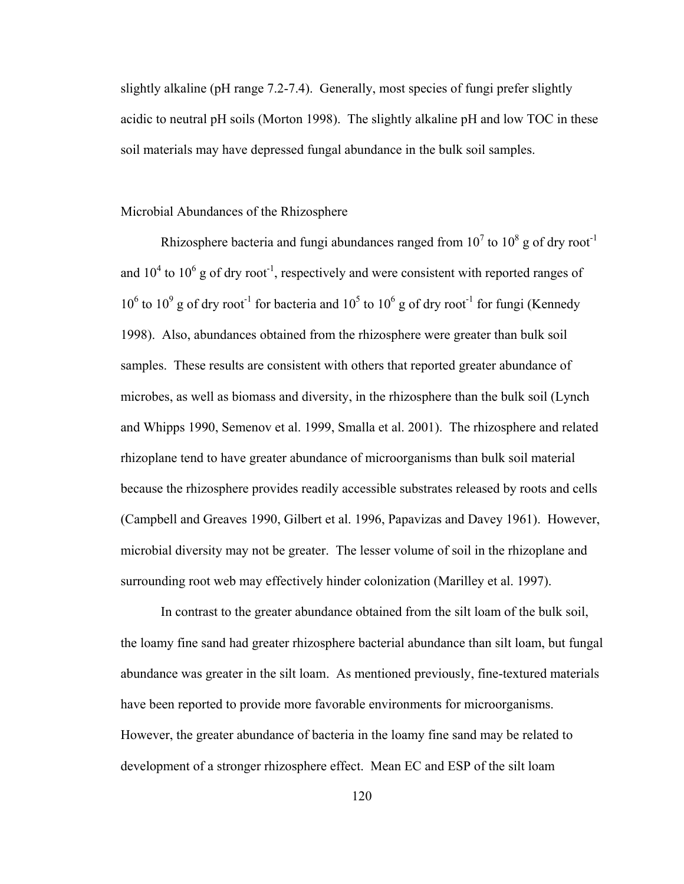slightly alkaline (pH range 7.2-7.4). Generally, most species of fungi prefer slightly acidic to neutral pH soils (Morton 1998). The slightly alkaline pH and low TOC in these soil materials may have depressed fungal abundance in the bulk soil samples.

## Microbial Abundances of the Rhizosphere

Rhizosphere bacteria and fungi abundances ranged from $10^7$ to $10^8$ g of dry root$^{-1}$ and $10^4$ to $10^6$ g of dry root$^{-1}$, respectively and were consistent with reported ranges of $10^6$ to $10^9$ g of dry root$^{-1}$ for bacteria and $10^5$ to $10^6$ g of dry root$^{-1}$ for fungi (Kennedy 1998). Also, abundances obtained from the rhizosphere were greater than bulk soil samples. These results are consistent with others that reported greater abundance of microbes, as well as biomass and diversity, in the rhizosphere than the bulk soil (Lynch and Whipps 1990, Semenov et al. 1999, Smalla et al. 2001). The rhizosphere and related rhizoplane tend to have greater abundance of microorganisms than bulk soil material because the rhizosphere provides readily accessible substrates released by roots and cells (Campbell and Greaves 1990, Gilbert et al. 1996, Papavizas and Davey 1961). However, microbial diversity may not be greater. The lesser volume of soil in the rhizoplane and surrounding root web may effectively hinder colonization (Marilley et al. 1997).

In contrast to the greater abundance obtained from the silt loam of the bulk soil, the loamy fine sand had greater rhizosphere bacterial abundance than silt loam, but fungal abundance was greater in the silt loam. As mentioned previously, fine-textured materials have been reported to provide more favorable environments for microorganisms. However, the greater abundance of bacteria in the loamy fine sand may be related to development of a stronger rhizosphere effect. Mean EC and ESP of the silt loam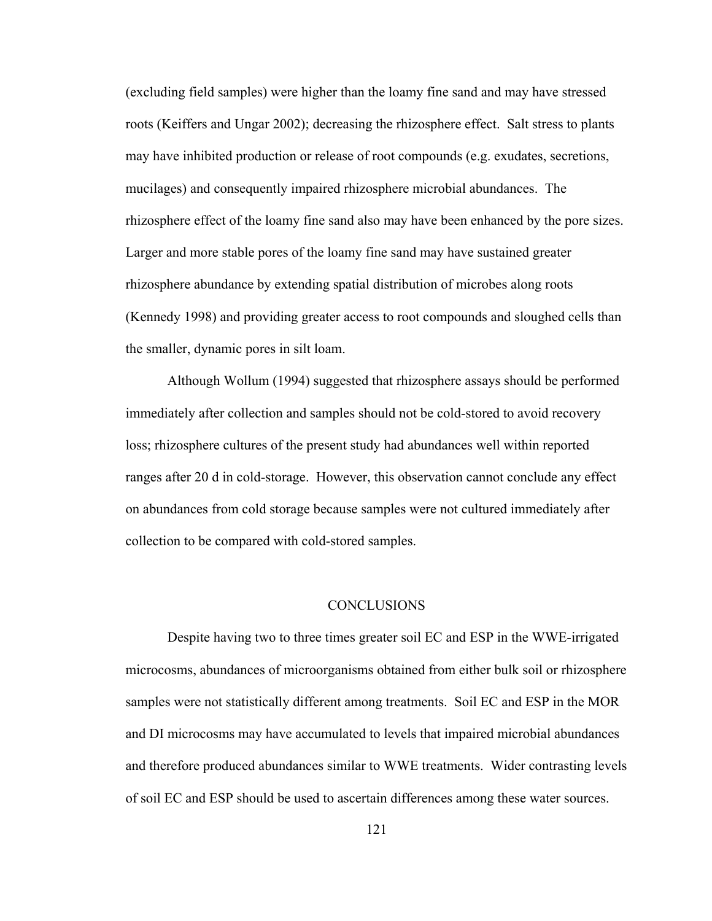(excluding field samples) were higher than the loamy fine sand and may have stressed roots (Keiffers and Ungar 2002); decreasing the rhizosphere effect. Salt stress to plants may have inhibited production or release of root compounds (e.g. exudates, secretions, mucilages) and consequently impaired rhizosphere microbial abundances. The rhizosphere effect of the loamy fine sand also may have been enhanced by the pore sizes. Larger and more stable pores of the loamy fine sand may have sustained greater rhizosphere abundance by extending spatial distribution of microbes along roots (Kennedy 1998) and providing greater access to root compounds and sloughed cells than the smaller, dynamic pores in silt loam.

Although Wollum (1994) suggested that rhizosphere assays should be performed immediately after collection and samples should not be cold-stored to avoid recovery loss; rhizosphere cultures of the present study had abundances well within reported ranges after 20 d in cold-storage. However, this observation cannot conclude any effect on abundances from cold storage because samples were not cultured immediately after collection to be compared with cold-stored samples.

## CONCLUSIONS

Despite having two to three times greater soil EC and ESP in the WWE-irrigated microcosms, abundances of microorganisms obtained from either bulk soil or rhizosphere samples were not statistically different among treatments. Soil EC and ESP in the MOR and DI microcosms may have accumulated to levels that impaired microbial abundances and therefore produced abundances similar to WWE treatments. Wider contrasting levels of soil EC and ESP should be used to ascertain differences among these water sources.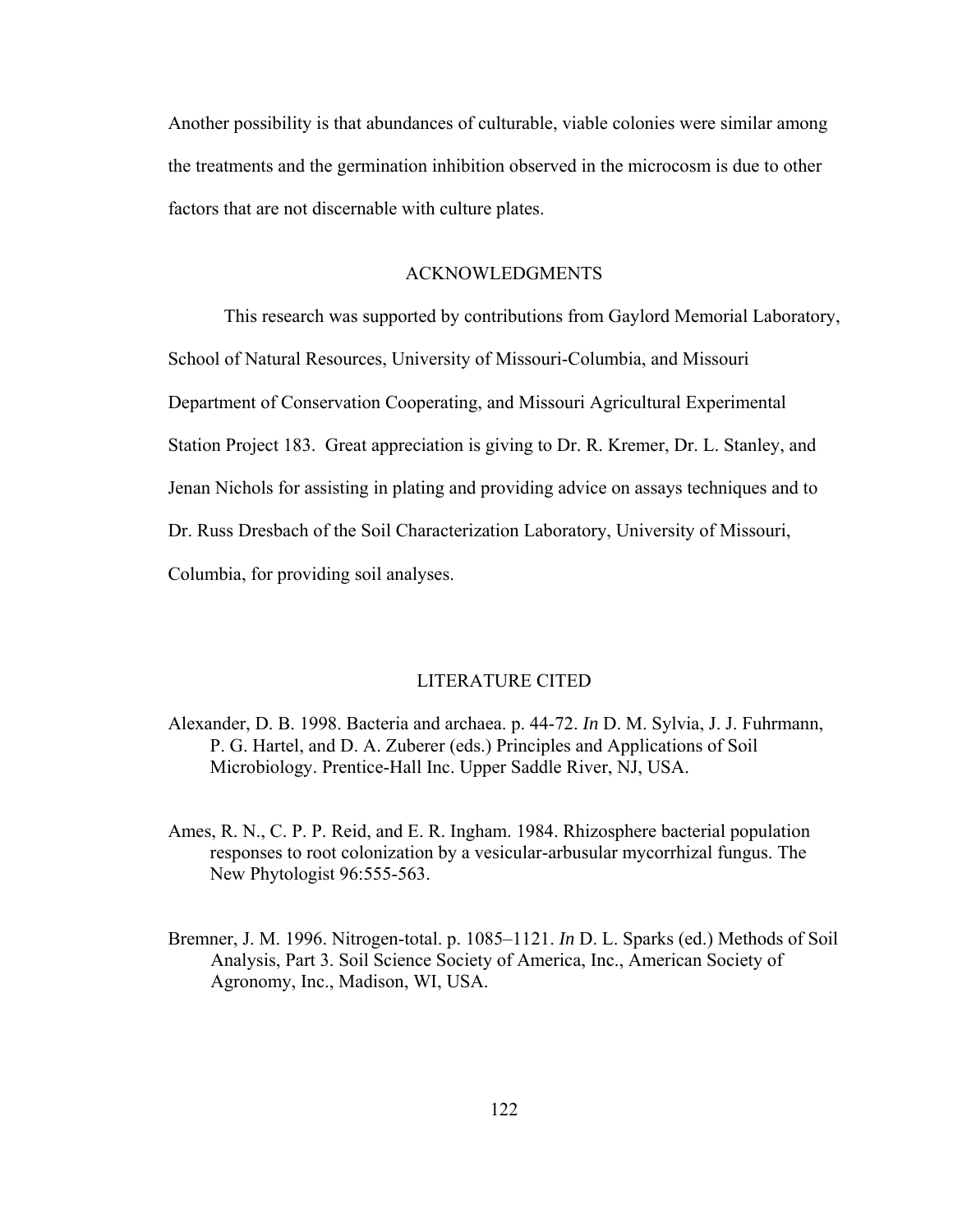Another possibility is that abundances of culturable, viable colonies were similar among the treatments and the germination inhibition observed in the microcosm is due to other factors that are not discernable with culture plates.

## ACKNOWLEDGMENTS

This research was supported by contributions from Gaylord Memorial Laboratory, School of Natural Resources, University of Missouri-Columbia, and Missouri Department of Conservation Cooperating, and Missouri Agricultural Experimental Station Project 183. Great appreciation is giving to Dr. R. Kremer, Dr. L. Stanley, and Jenan Nichols for assisting in plating and providing advice on assays techniques and to Dr. Russ Dresbach of the Soil Characterization Laboratory, University of Missouri, Columbia, for providing soil analyses.

## LITERATURE CITED

Alexander, D. B. 1998. Bacteria and archaea. p. 44-72. *In* D. M. Sylvia, J. J. Fuhrmann, P. G. Hartel, and D. A. Zuberer (eds.) Principles and Applications of Soil Microbiology. Prentice-Hall Inc. Upper Saddle River, NJ, USA.

Ames, R. N., C. P. P. Reid, and E. R. Ingham. 1984. Rhizosphere bacterial population responses to root colonization by a vesicular-arbusular mycorrhizal fungus. The New Phytologist 96:555-563.

Bremner, J. M. 1996. Nitrogen-total. p. 1085–1121. *In* D. L. Sparks (ed.) Methods of Soil Analysis, Part 3. Soil Science Society of America, Inc., American Society of Agronomy, Inc., Madison, WI, USA.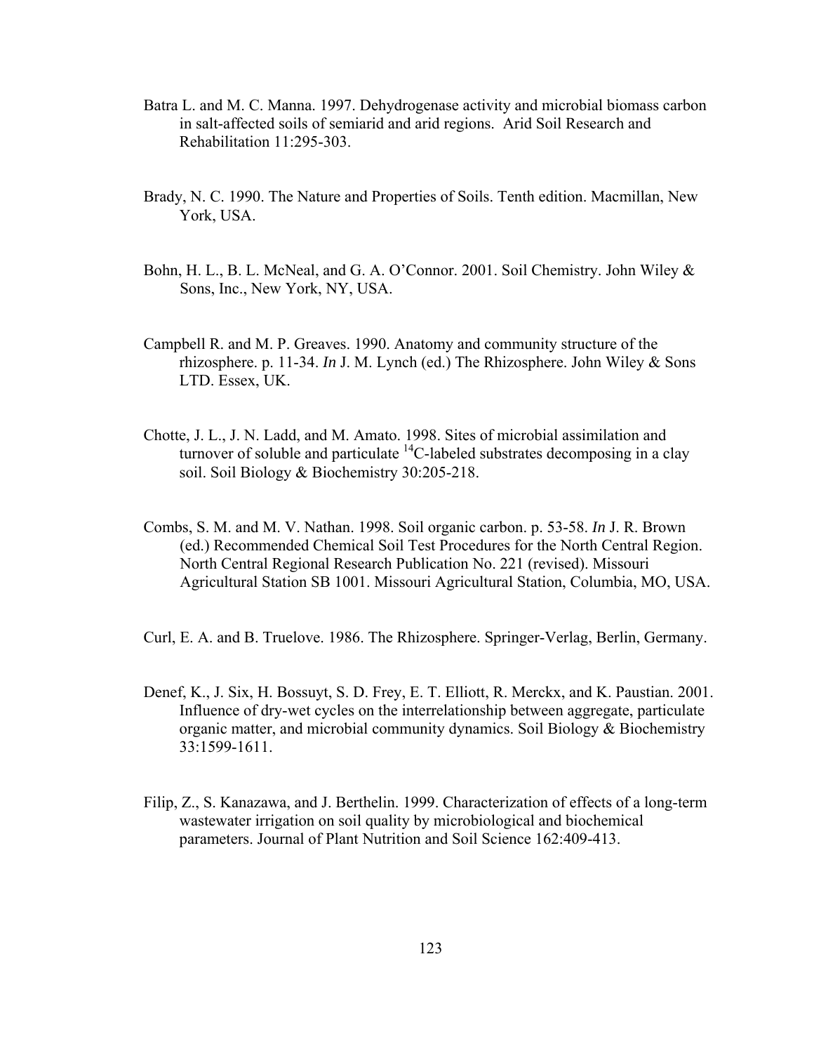Batra L. and M. C. Manna. 1997. Dehydrogenase activity and microbial biomass carbon in salt-affected soils of semiarid and arid regions. Arid Soil Research and Rehabilitation 11:295-303.

Brady, N. C. 1990. The Nature and Properties of Soils. Tenth edition. Macmillan, New York, USA.

Bohn, H. L., B. L. McNeal, and G. A. O'Connor. 2001. Soil Chemistry. John Wiley & Sons, Inc., New York, NY, USA.

Campbell R. and M. P. Greaves. 1990. Anatomy and community structure of the rhizosphere. p. 11-34. *In* J. M. Lynch (ed.) The Rhizosphere. John Wiley & Sons LTD. Essex, UK.

Chotte, J. L., J. N. Ladd, and M. Amato. 1998. Sites of microbial assimilation and turnover of soluble and particulate $^{14}$C-labeled substrates decomposing in a clay soil. Soil Biology & Biochemistry 30:205-218.

Combs, S. M. and M. V. Nathan. 1998. Soil organic carbon. p. 53-58. *In* J. R. Brown (ed.) Recommended Chemical Soil Test Procedures for the North Central Region. North Central Regional Research Publication No. 221 (revised). Missouri Agricultural Station SB 1001. Missouri Agricultural Station, Columbia, MO, USA.

Curl, E. A. and B. Truelove. 1986. The Rhizosphere. Springer-Verlag, Berlin, Germany.

Denef, K., J. Six, H. Bossuyt, S. D. Frey, E. T. Elliott, R. Merckx, and K. Paustian. 2001. Influence of dry-wet cycles on the interrelationship between aggregate, particulate organic matter, and microbial community dynamics. Soil Biology & Biochemistry 33:1599-1611.

Filip, Z., S. Kanazawa, and J. Berthelin. 1999. Characterization of effects of a long-term wastewater irrigation on soil quality by microbiological and biochemical parameters. Journal of Plant Nutrition and Soil Science 162:409-413.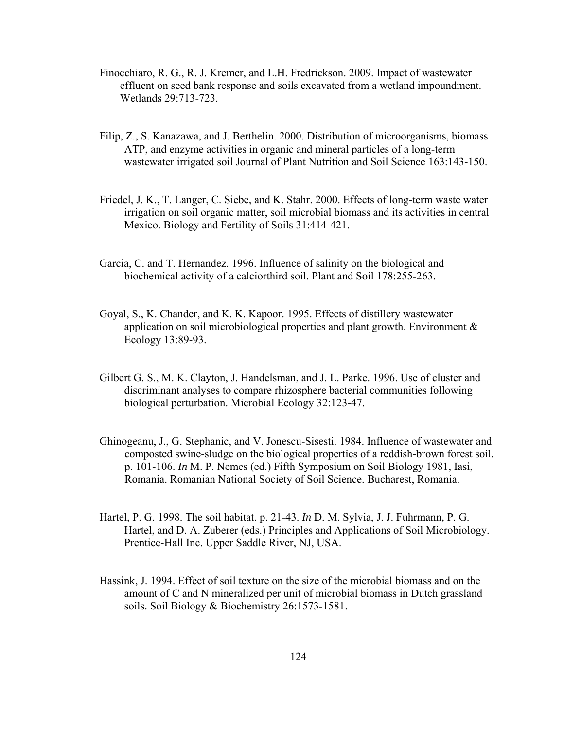Finocchiaro, R. G., R. J. Kremer, and L.H. Fredrickson. 2009. Impact of wastewater effluent on seed bank response and soils excavated from a wetland impoundment. Wetlands 29:713-723.

Filip, Z., S. Kanazawa, and J. Berthelin. 2000. Distribution of microorganisms, biomass ATP, and enzyme activities in organic and mineral particles of a long-term wastewater irrigated soil Journal of Plant Nutrition and Soil Science 163:143-150.

Friedel, J. K., T. Langer, C. Siebe, and K. Stahr. 2000. Effects of long-term waste water irrigation on soil organic matter, soil microbial biomass and its activities in central Mexico. Biology and Fertility of Soils 31:414-421.

Garcia, C. and T. Hernandez. 1996. Influence of salinity on the biological and biochemical activity of a calciorthird soil. Plant and Soil 178:255-263.

Goyal, S., K. Chander, and K. K. Kapoor. 1995. Effects of distillery wastewater application on soil microbiological properties and plant growth. Environment & Ecology 13:89-93.

Gilbert G. S., M. K. Clayton, J. Handelsman, and J. L. Parke. 1996. Use of cluster and discriminant analyses to compare rhizosphere bacterial communities following biological perturbation. Microbial Ecology 32:123-47.

Ghinogeanu, J., G. Stephanic, and V. Jonescu-Sisesti. 1984. Influence of wastewater and composted swine-sludge on the biological properties of a reddish-brown forest soil. p. 101-106. *In* M. P. Nemes (ed.) Fifth Symposium on Soil Biology 1981, Iasi, Romania. Romanian National Society of Soil Science. Bucharest, Romania.

Hartel, P. G. 1998. The soil habitat. p. 21-43. *In* D. M. Sylvia, J. J. Fuhrmann, P. G. Hartel, and D. A. Zuberer (eds.) Principles and Applications of Soil Microbiology. Prentice-Hall Inc. Upper Saddle River, NJ, USA.

Hassink, J. 1994. Effect of soil texture on the size of the microbial biomass and on the amount of C and N mineralized per unit of microbial biomass in Dutch grassland soils. Soil Biology & Biochemistry 26:1573-1581.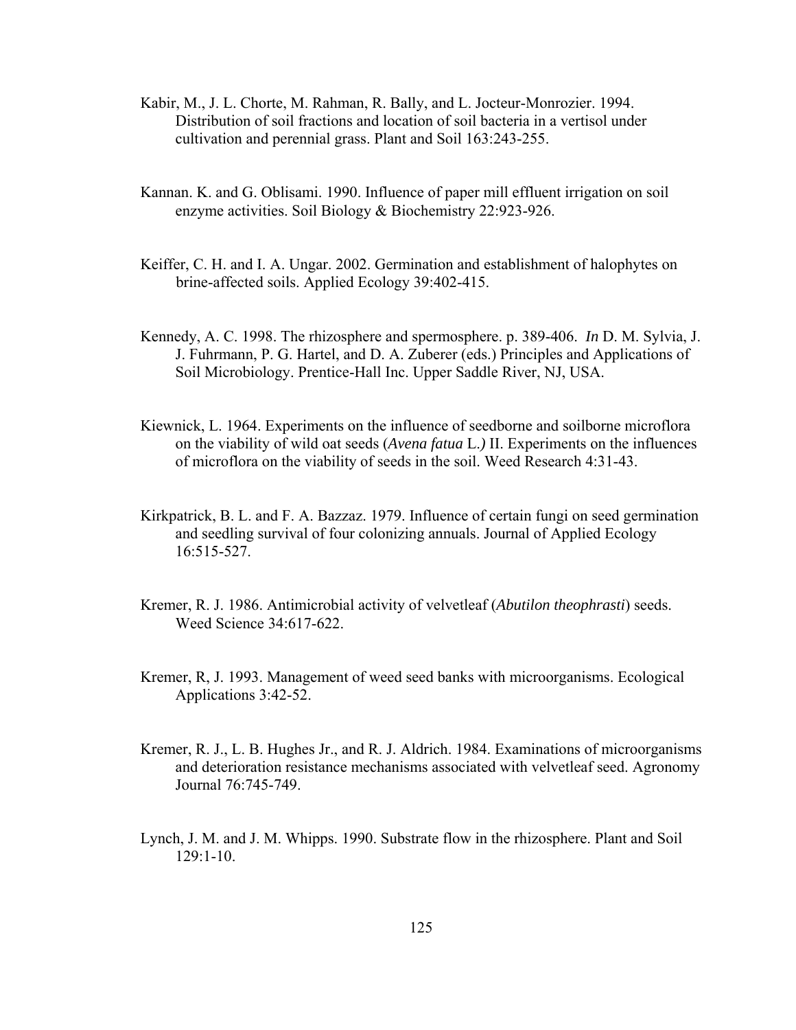Kabir, M., J. L. Chorte, M. Rahman, R. Bally, and L. Jocteur-Monrozier. 1994. Distribution of soil fractions and location of soil bacteria in a vertisol under cultivation and perennial grass. Plant and Soil 163:243-255.

Kannan. K. and G. Oblisami. 1990. Influence of paper mill effluent irrigation on soil enzyme activities. Soil Biology & Biochemistry 22:923-926.

Keiffer, C. H. and I. A. Ungar. 2002. Germination and establishment of halophytes on brine-affected soils. Applied Ecology 39:402-415.

Kennedy, A. C. 1998. The rhizosphere and spermosphere. p. 389-406. *In* D. M. Sylvia, J. J. Fuhrmann, P. G. Hartel, and D. A. Zuberer (eds.) Principles and Applications of Soil Microbiology. Prentice-Hall Inc. Upper Saddle River, NJ, USA.

Kiewnick, L. 1964. Experiments on the influence of seedborne and soilborne microflora on the viability of wild oat seeds (*Avena fatua* L.*)* II. Experiments on the influences of microflora on the viability of seeds in the soil. Weed Research 4:31-43.

Kirkpatrick, B. L. and F. A. Bazzaz. 1979. Influence of certain fungi on seed germination and seedling survival of four colonizing annuals. Journal of Applied Ecology 16:515-527.

Kremer, R. J. 1986. Antimicrobial activity of velvetleaf (*Abutilon theophrasti*) seeds. Weed Science 34:617-622.

Kremer, R, J. 1993. Management of weed seed banks with microorganisms. Ecological Applications 3:42-52.

Kremer, R. J., L. B. Hughes Jr., and R. J. Aldrich. 1984. Examinations of microorganisms and deterioration resistance mechanisms associated with velvetleaf seed. Agronomy Journal 76:745-749.

Lynch, J. M. and J. M. Whipps. 1990. Substrate flow in the rhizosphere. Plant and Soil 129:1-10.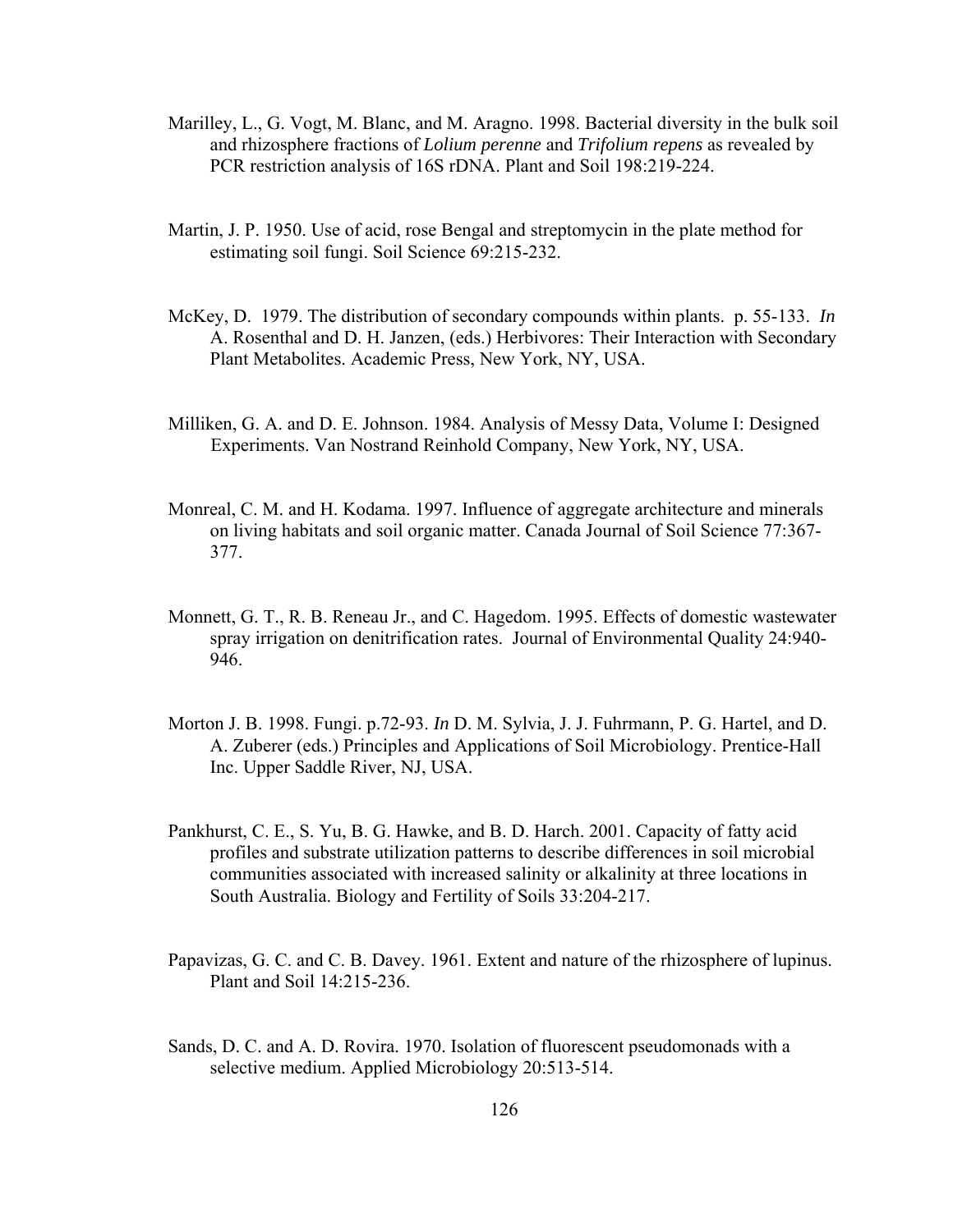Marilley, L., G. Vogt, M. Blanc, and M. Aragno. 1998. Bacterial diversity in the bulk soil and rhizosphere fractions of *Lolium perenne* and *Trifolium repens* as revealed by PCR restriction analysis of 16S rDNA. Plant and Soil 198:219-224.

Martin, J. P. 1950. Use of acid, rose Bengal and streptomycin in the plate method for estimating soil fungi. Soil Science 69:215-232.

McKey, D. 1979. The distribution of secondary compounds within plants. p. 55-133. *In* A. Rosenthal and D. H. Janzen, (eds.) Herbivores: Their Interaction with Secondary Plant Metabolites. Academic Press, New York, NY, USA.

Milliken, G. A. and D. E. Johnson. 1984. Analysis of Messy Data, Volume I: Designed Experiments. Van Nostrand Reinhold Company, New York, NY, USA.

Monreal, C. M. and H. Kodama. 1997. Influence of aggregate architecture and minerals on living habitats and soil organic matter. Canada Journal of Soil Science 77:367-377.

Monnett, G. T., R. B. Reneau Jr., and C. Hagedom. 1995. Effects of domestic wastewater spray irrigation on denitrification rates. Journal of Environmental Quality 24:940-946.

Morton J. B. 1998. Fungi. p.72-93. *In* D. M. Sylvia, J. J. Fuhrmann, P. G. Hartel, and D. A. Zuberer (eds.) Principles and Applications of Soil Microbiology. Prentice-Hall Inc. Upper Saddle River, NJ, USA.

Pankhurst, C. E., S. Yu, B. G. Hawke, and B. D. Harch. 2001. Capacity of fatty acid profiles and substrate utilization patterns to describe differences in soil microbial communities associated with increased salinity or alkalinity at three locations in South Australia. Biology and Fertility of Soils 33:204-217.

Papavizas, G. C. and C. B. Davey. 1961. Extent and nature of the rhizosphere of lupinus. Plant and Soil 14:215-236.

Sands, D. C. and A. D. Rovira. 1970. Isolation of fluorescent pseudomonads with a selective medium. Applied Microbiology 20:513-514.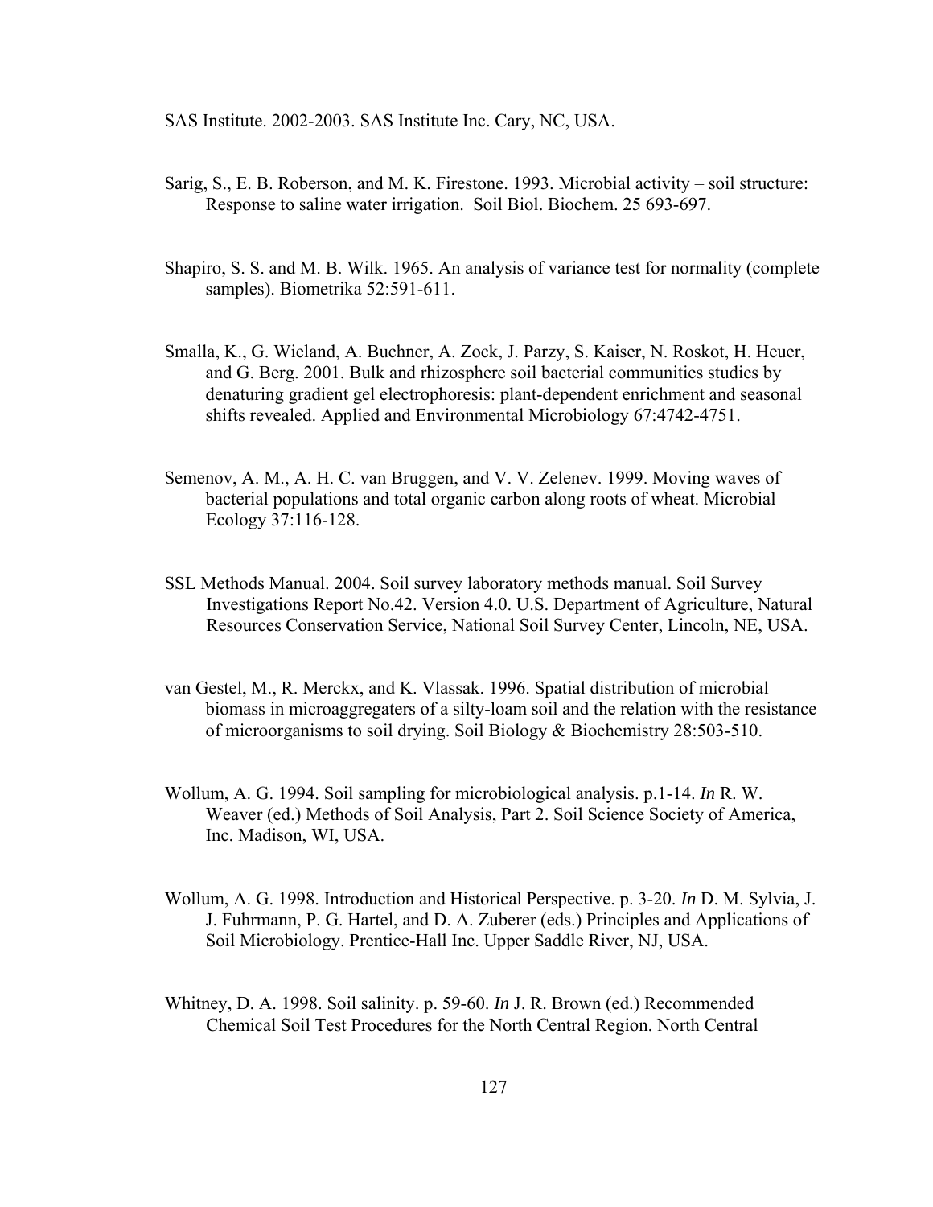SAS Institute. 2002-2003. SAS Institute Inc. Cary, NC, USA.

Sarig, S., E. B. Roberson, and M. K. Firestone. 1993. Microbial activity – soil structure: Response to saline water irrigation. Soil Biol. Biochem. 25 693-697.

Shapiro, S. S. and M. B. Wilk. 1965. An analysis of variance test for normality (complete samples). Biometrika 52:591-611.

Smalla, K., G. Wieland, A. Buchner, A. Zock, J. Parzy, S. Kaiser, N. Roskot, H. Heuer, and G. Berg. 2001. Bulk and rhizosphere soil bacterial communities studies by denaturing gradient gel electrophoresis: plant-dependent enrichment and seasonal shifts revealed. Applied and Environmental Microbiology 67:4742-4751.

Semenov, A. M., A. H. C. van Bruggen, and V. V. Zelenev. 1999. Moving waves of bacterial populations and total organic carbon along roots of wheat. Microbial Ecology 37:116-128.

SSL Methods Manual. 2004. Soil survey laboratory methods manual. Soil Survey Investigations Report No.42. Version 4.0. U.S. Department of Agriculture, Natural Resources Conservation Service, National Soil Survey Center, Lincoln, NE, USA.

van Gestel, M., R. Merckx, and K. Vlassak. 1996. Spatial distribution of microbial biomass in microaggregaters of a silty-loam soil and the relation with the resistance of microorganisms to soil drying. Soil Biology & Biochemistry 28:503-510.

Wollum, A. G. 1994. Soil sampling for microbiological analysis. p.1-14. *In* R. W. Weaver (ed.) Methods of Soil Analysis, Part 2. Soil Science Society of America, Inc. Madison, WI, USA.

Wollum, A. G. 1998. Introduction and Historical Perspective. p. 3-20. *In* D. M. Sylvia, J. J. Fuhrmann, P. G. Hartel, and D. A. Zuberer (eds.) Principles and Applications of Soil Microbiology. Prentice-Hall Inc. Upper Saddle River, NJ, USA.

Whitney, D. A. 1998. Soil salinity. p. 59-60. *In* J. R. Brown (ed.) Recommended Chemical Soil Test Procedures for the North Central Region. North Central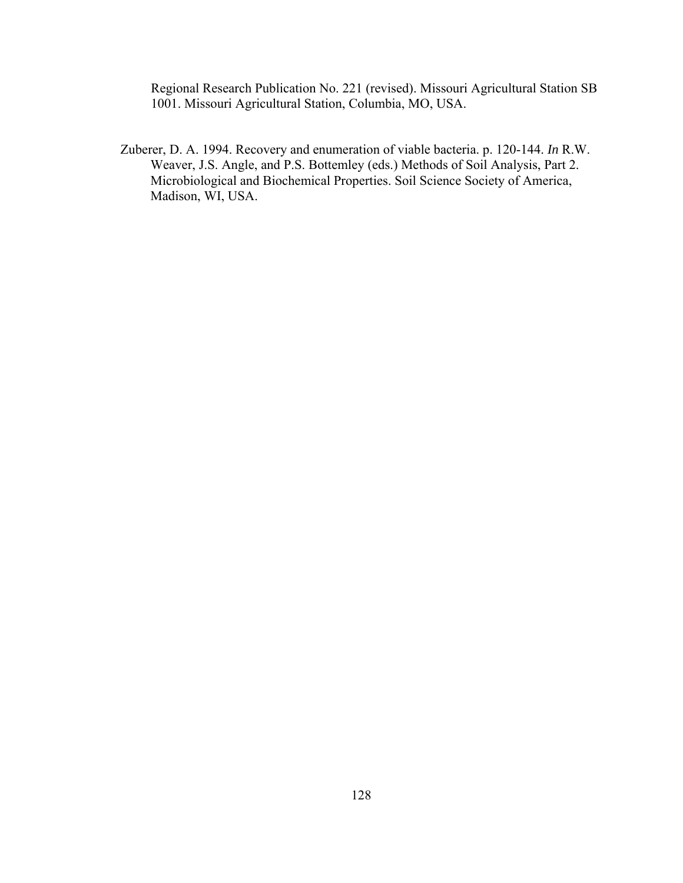Regional Research Publication No. 221 (revised). Missouri Agricultural Station SB 1001. Missouri Agricultural Station, Columbia, MO, USA.

Zuberer, D. A. 1994. Recovery and enumeration of viable bacteria. p. 120-144. *In* R.W. Weaver, J.S. Angle, and P.S. Bottemley (eds.) Methods of Soil Analysis, Part 2. Microbiological and Biochemical Properties. Soil Science Society of America, Madison, WI, USA.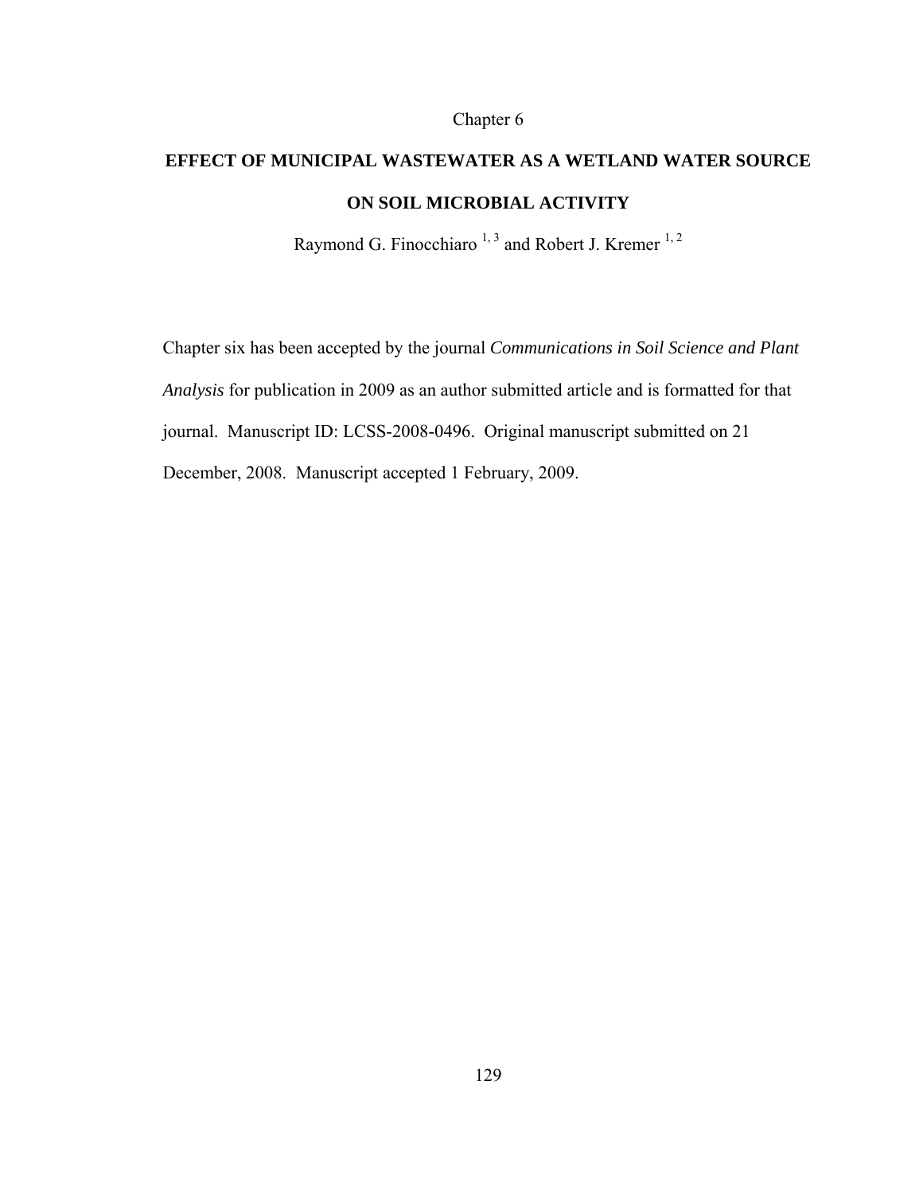Chapter 6

# EFFECT OF MUNICIPAL WASTEWATER AS A WETLAND WATER SOURCE ON SOIL MICROBIAL ACTIVITY

Raymond G. Finocchiaro [1, 3] and Robert J. Kremer [1, 2]

Chapter six has been accepted by the journal *Communications in Soil Science and Plant Analysis* for publication in 2009 as an author submitted article and is formatted for that journal. Manuscript ID: LCSS-2008-0496. Original manuscript submitted on 21 December, 2008. Manuscript accepted 1 February, 2009.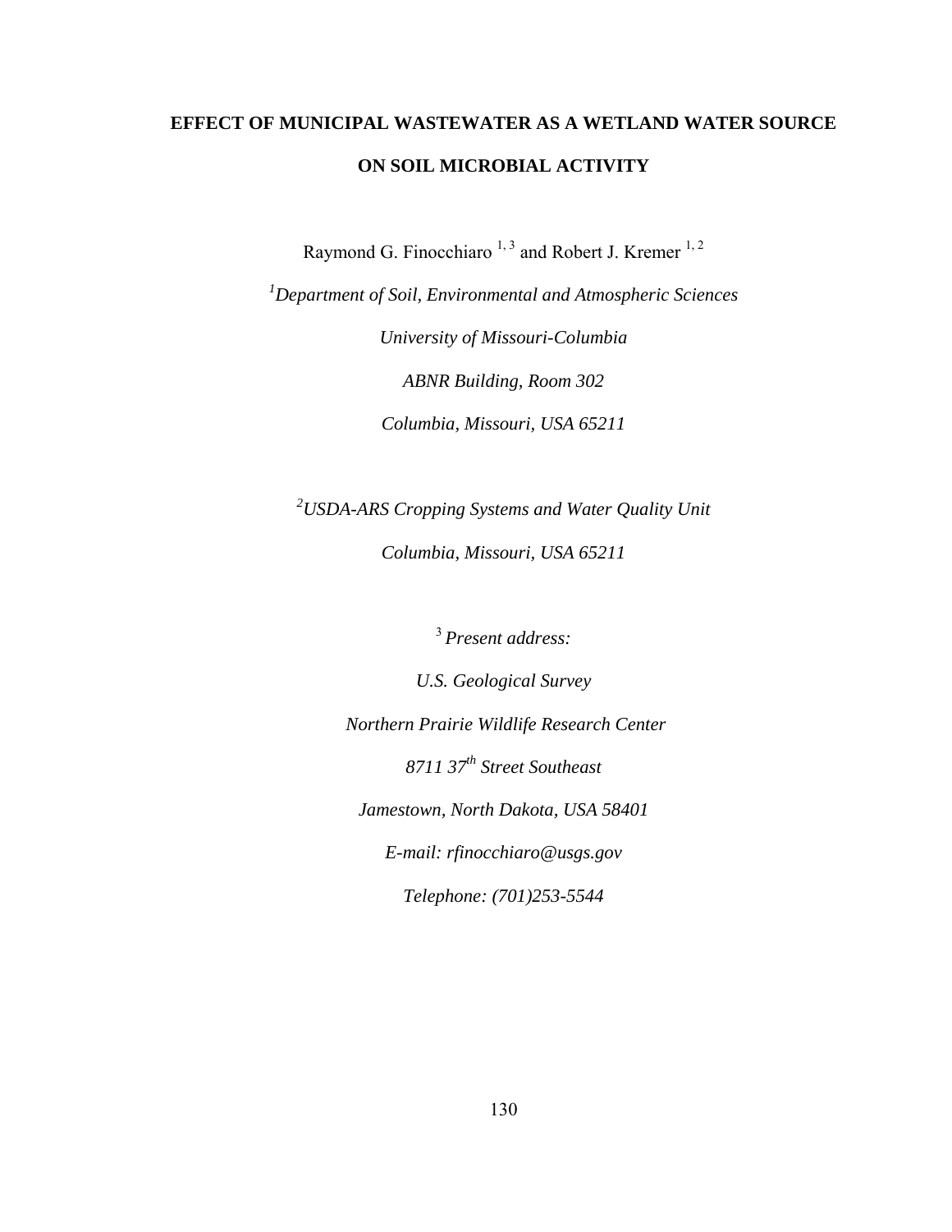# EFFECT OF MUNICIPAL WASTEWATER AS A WETLAND WATER SOURCE ON SOIL MICROBIAL ACTIVITY

Raymond G. Finocchiaro [1, 3] and Robert J. Kremer [1, 2]

[1]*Department of Soil, Environmental and Atmospheric Sciences*

*University of Missouri-Columbia*

*ABNR Building, Room 302*

*Columbia, Missouri, USA 65211*

[2]*USDA-ARS Cropping Systems and Water Quality Unit*

*Columbia, Missouri, USA 65211*

[3] *Present address:*

*U.S. Geological Survey*

*Northern Prairie Wildlife Research Center*

*8711 37th Street Southeast*

*Jamestown, North Dakota, USA 58401*

*E-mail: rfinocchiaro@usgs.gov*

*Telephone: (701)253-5544*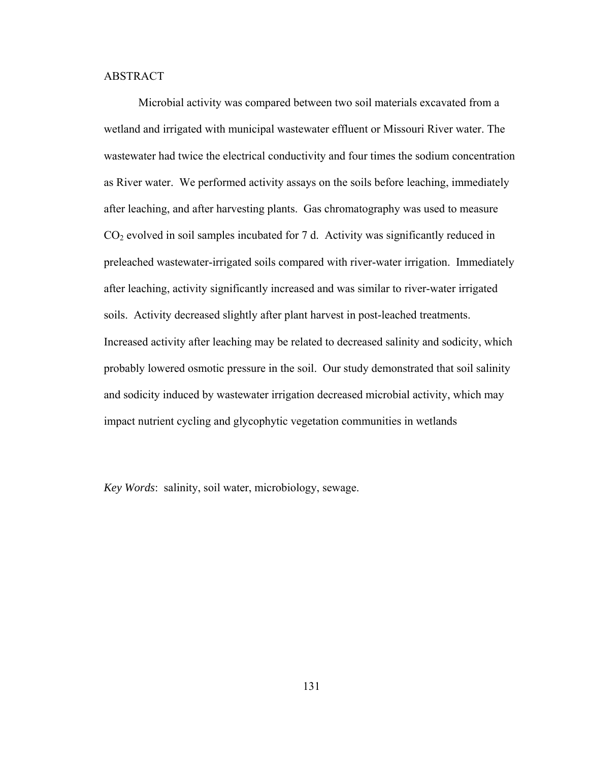## ABSTRACT

Microbial activity was compared between two soil materials excavated from a wetland and irrigated with municipal wastewater effluent or Missouri River water. The wastewater had twice the electrical conductivity and four times the sodium concentration as River water. We performed activity assays on the soils before leaching, immediately after leaching, and after harvesting plants. Gas chromatography was used to measure $CO_2$ evolved in soil samples incubated for 7 d. Activity was significantly reduced in preleached wastewater-irrigated soils compared with river-water irrigation. Immediately after leaching, activity significantly increased and was similar to river-water irrigated soils. Activity decreased slightly after plant harvest in post-leached treatments. Increased activity after leaching may be related to decreased salinity and sodicity, which probably lowered osmotic pressure in the soil. Our study demonstrated that soil salinity and sodicity induced by wastewater irrigation decreased microbial activity, which may impact nutrient cycling and glycophytic vegetation communities in wetlands

*Key Words*: salinity, soil water, microbiology, sewage.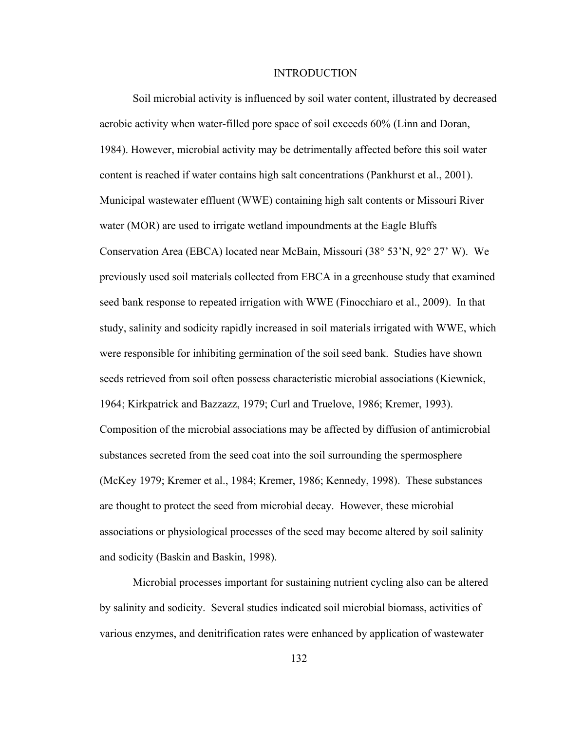# INTRODUCTION

Soil microbial activity is influenced by soil water content, illustrated by decreased aerobic activity when water-filled pore space of soil exceeds 60% (Linn and Doran, 1984). However, microbial activity may be detrimentally affected before this soil water content is reached if water contains high salt concentrations (Pankhurst et al., 2001). Municipal wastewater effluent (WWE) containing high salt contents or Missouri River water (MOR) are used to irrigate wetland impoundments at the Eagle Bluffs Conservation Area (EBCA) located near McBain, Missouri (38° 53'N, 92° 27' W). We previously used soil materials collected from EBCA in a greenhouse study that examined seed bank response to repeated irrigation with WWE (Finocchiaro et al., 2009). In that study, salinity and sodicity rapidly increased in soil materials irrigated with WWE, which were responsible for inhibiting germination of the soil seed bank. Studies have shown seeds retrieved from soil often possess characteristic microbial associations (Kiewnick, 1964; Kirkpatrick and Bazzazz, 1979; Curl and Truelove, 1986; Kremer, 1993). Composition of the microbial associations may be affected by diffusion of antimicrobial substances secreted from the seed coat into the soil surrounding the spermosphere (McKey 1979; Kremer et al., 1984; Kremer, 1986; Kennedy, 1998). These substances are thought to protect the seed from microbial decay. However, these microbial associations or physiological processes of the seed may become altered by soil salinity and sodicity (Baskin and Baskin, 1998).

Microbial processes important for sustaining nutrient cycling also can be altered by salinity and sodicity. Several studies indicated soil microbial biomass, activities of various enzymes, and denitrification rates were enhanced by application of wastewater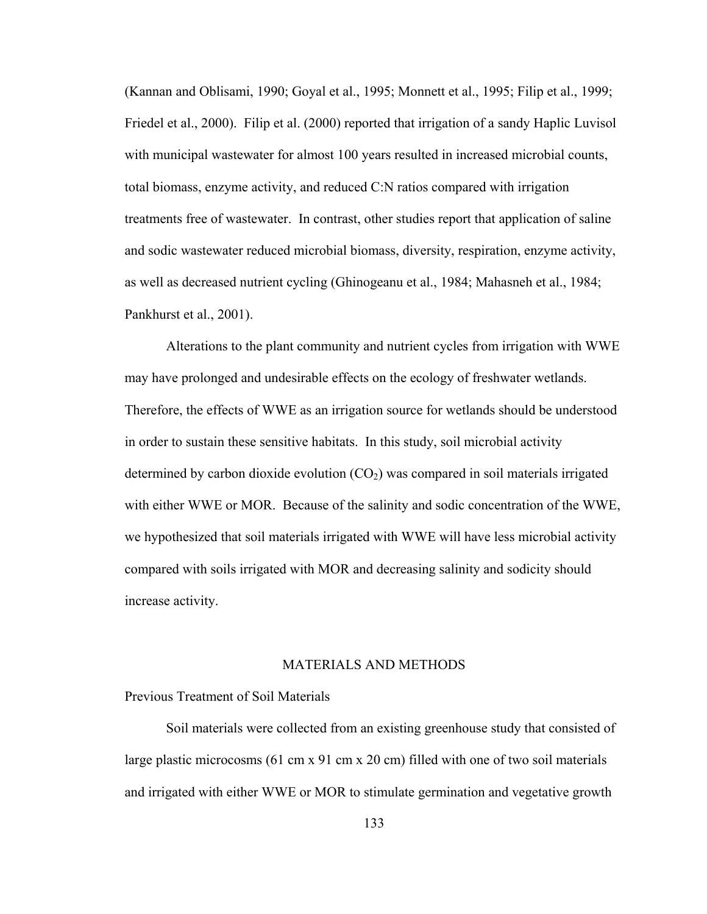(Kannan and Oblisami, 1990; Goyal et al., 1995; Monnett et al., 1995; Filip et al., 1999; Friedel et al., 2000). Filip et al. (2000) reported that irrigation of a sandy Haplic Luvisol with municipal wastewater for almost 100 years resulted in increased microbial counts, total biomass, enzyme activity, and reduced C:N ratios compared with irrigation treatments free of wastewater. In contrast, other studies report that application of saline and sodic wastewater reduced microbial biomass, diversity, respiration, enzyme activity, as well as decreased nutrient cycling (Ghinogeanu et al., 1984; Mahasneh et al., 1984; Pankhurst et al., 2001).

Alterations to the plant community and nutrient cycles from irrigation with WWE may have prolonged and undesirable effects on the ecology of freshwater wetlands. Therefore, the effects of WWE as an irrigation source for wetlands should be understood in order to sustain these sensitive habitats. In this study, soil microbial activity determined by carbon dioxide evolution ($CO_2$) was compared in soil materials irrigated with either WWE or MOR. Because of the salinity and sodic concentration of the WWE, we hypothesized that soil materials irrigated with WWE will have less microbial activity compared with soils irrigated with MOR and decreasing salinity and sodicity should increase activity.

## MATERIALS AND METHODS

### Previous Treatment of Soil Materials

Soil materials were collected from an existing greenhouse study that consisted of large plastic microcosms (61 cm x 91 cm x 20 cm) filled with one of two soil materials and irrigated with either WWE or MOR to stimulate germination and vegetative growth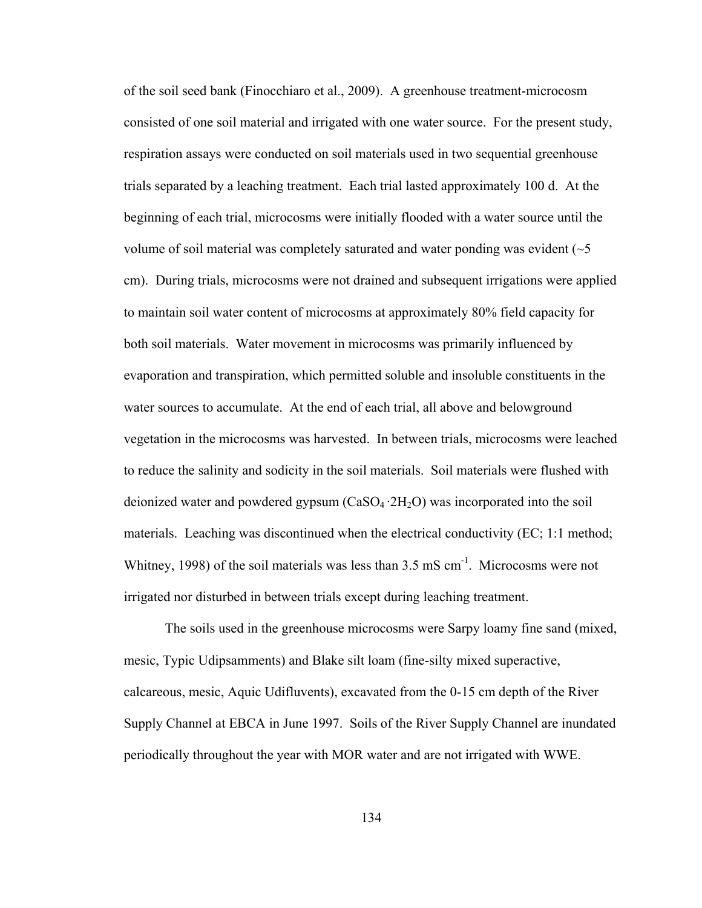of the soil seed bank (Finocchiaro et al., 2009). A greenhouse treatment-microcosm consisted of one soil material and irrigated with one water source. For the present study, respiration assays were conducted on soil materials used in two sequential greenhouse trials separated by a leaching treatment. Each trial lasted approximately 100 d. At the beginning of each trial, microcosms were initially flooded with a water source until the volume of soil material was completely saturated and water ponding was evident (~5 cm). During trials, microcosms were not drained and subsequent irrigations were applied to maintain soil water content of microcosms at approximately 80% field capacity for both soil materials. Water movement in microcosms was primarily influenced by evaporation and transpiration, which permitted soluble and insoluble constituents in the water sources to accumulate. At the end of each trial, all above and belowground vegetation in the microcosms was harvested. In between trials, microcosms were leached to reduce the salinity and sodicity in the soil materials. Soil materials were flushed with deionized water and powdered gypsum ($CaSO_4 \cdot 2H_2O$) was incorporated into the soil materials. Leaching was discontinued when the electrical conductivity (EC; 1:1 method; Whitney, 1998) of the soil materials was less than 3.5 mS $cm^{-1}$. Microcosms were not irrigated nor disturbed in between trials except during leaching treatment.

The soils used in the greenhouse microcosms were Sarpy loamy fine sand (mixed, mesic, Typic Udipsamments) and Blake silt loam (fine-silty mixed superactive, calcareous, mesic, Aquic Udifluvents), excavated from the 0-15 cm depth of the River Supply Channel at EBCA in June 1997. Soils of the River Supply Channel are inundated periodically throughout the year with MOR water and are not irrigated with WWE.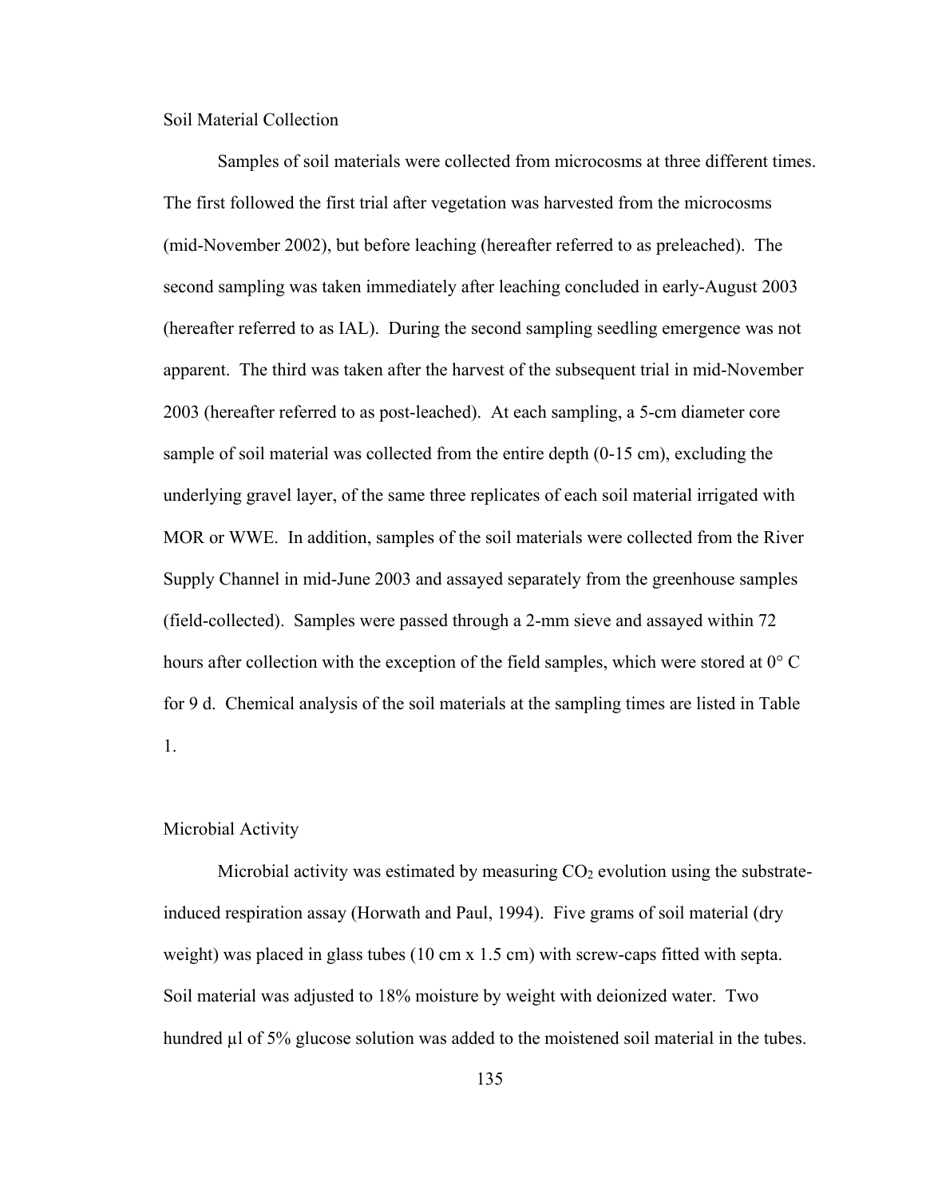### Soil Material Collection

Samples of soil materials were collected from microcosms at three different times. The first followed the first trial after vegetation was harvested from the microcosms (mid-November 2002), but before leaching (hereafter referred to as preleached). The second sampling was taken immediately after leaching concluded in early-August 2003 (hereafter referred to as IAL). During the second sampling seedling emergence was not apparent. The third was taken after the harvest of the subsequent trial in mid-November 2003 (hereafter referred to as post-leached). At each sampling, a 5-cm diameter core sample of soil material was collected from the entire depth (0-15 cm), excluding the underlying gravel layer, of the same three replicates of each soil material irrigated with MOR or WWE. In addition, samples of the soil materials were collected from the River Supply Channel in mid-June 2003 and assayed separately from the greenhouse samples (field-collected). Samples were passed through a 2-mm sieve and assayed within 72 hours after collection with the exception of the field samples, which were stored at 0° C for 9 d. Chemical analysis of the soil materials at the sampling times are listed in Table 1.

### Microbial Activity

Microbial activity was estimated by measuring $CO_2$ evolution using the substrate-induced respiration assay (Horwath and Paul, 1994). Five grams of soil material (dry weight) was placed in glass tubes (10 cm x 1.5 cm) with screw-caps fitted with septa. Soil material was adjusted to 18% moisture by weight with deionized water. Two hundred µl of 5% glucose solution was added to the moistened soil material in the tubes.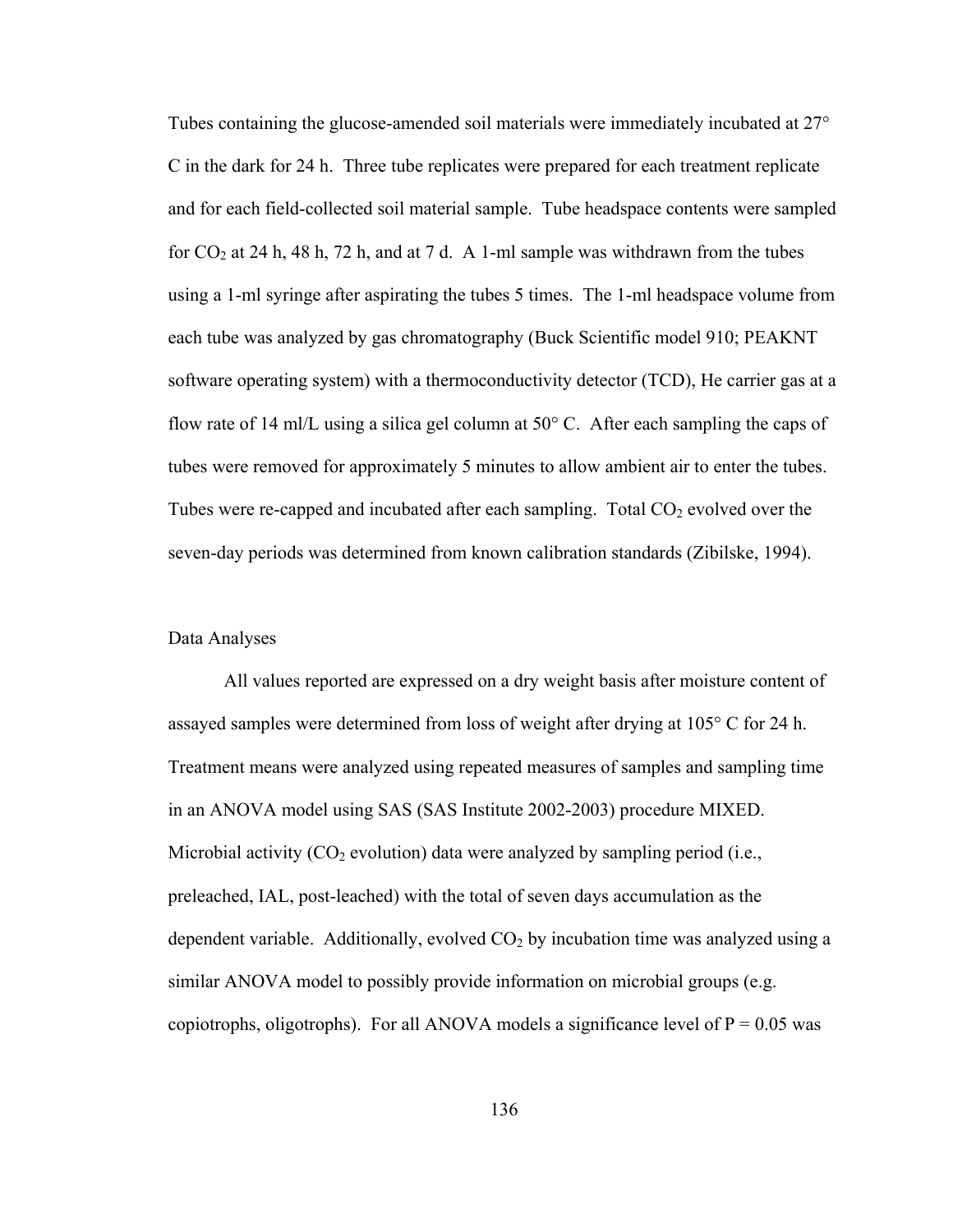Tubes containing the glucose-amended soil materials were immediately incubated at 27° C in the dark for 24 h. Three tube replicates were prepared for each treatment replicate and for each field-collected soil material sample. Tube headspace contents were sampled for $CO_2$ at 24 h, 48 h, 72 h, and at 7 d. A 1-ml sample was withdrawn from the tubes using a 1-ml syringe after aspirating the tubes 5 times. The 1-ml headspace volume from each tube was analyzed by gas chromatography (Buck Scientific model 910; PEAKNT software operating system) with a thermoconductivity detector (TCD), He carrier gas at a flow rate of 14 ml/L using a silica gel column at 50° C. After each sampling the caps of tubes were removed for approximately 5 minutes to allow ambient air to enter the tubes. Tubes were re-capped and incubated after each sampling. Total $CO_2$ evolved over the seven-day periods was determined from known calibration standards (Zibilske, 1994).

### Data Analyses

All values reported are expressed on a dry weight basis after moisture content of assayed samples were determined from loss of weight after drying at 105° C for 24 h. Treatment means were analyzed using repeated measures of samples and sampling time in an ANOVA model using SAS (SAS Institute 2002-2003) procedure MIXED. Microbial activity ($CO_2$ evolution) data were analyzed by sampling period (i.e., preleached, IAL, post-leached) with the total of seven days accumulation as the dependent variable. Additionally, evolved $CO_2$ by incubation time was analyzed using a similar ANOVA model to possibly provide information on microbial groups (e.g. copiotrophs, oligotrophs). For all ANOVA models a significance level of $P = 0.05$ was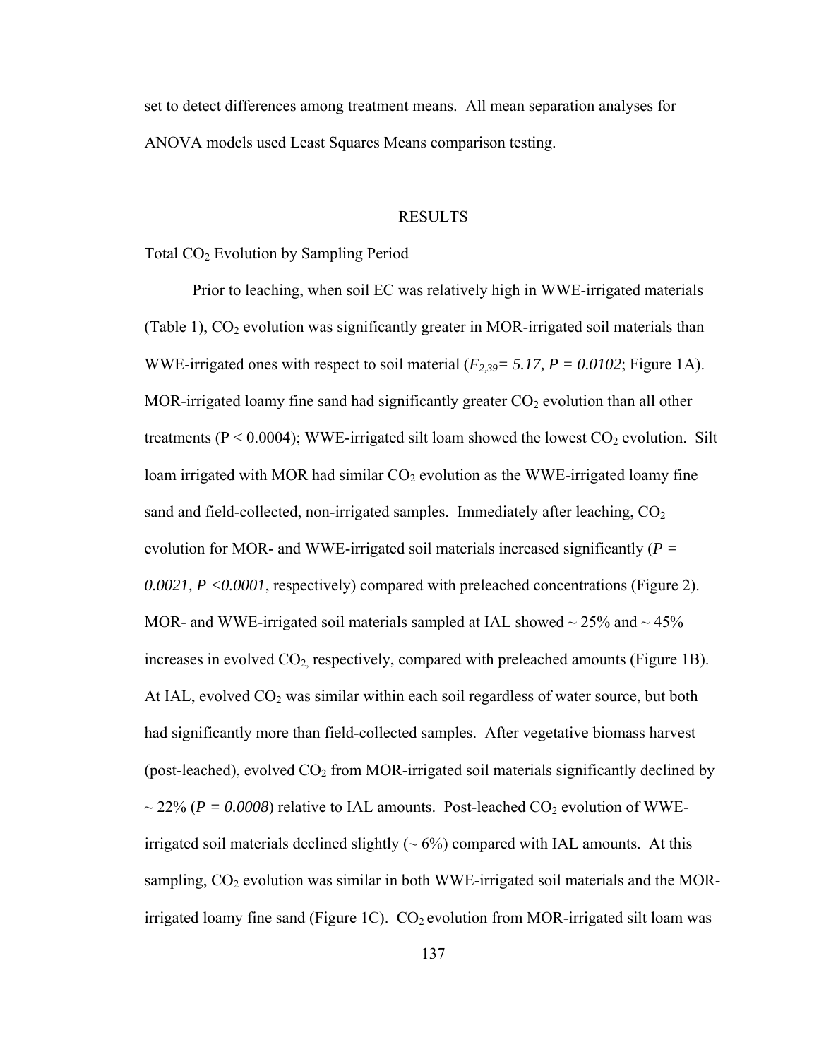set to detect differences among treatment means. All mean separation analyses for ANOVA models used Least Squares Means comparison testing.

## RESULTS

### Total $CO_2$ Evolution by Sampling Period

Prior to leaching, when soil EC was relatively high in WWE-irrigated materials (Table 1), $CO_2$ evolution was significantly greater in MOR-irrigated soil materials than WWE-irrigated ones with respect to soil material ($F_{2,39} = 5.17, P = 0.0102$; Figure 1A). MOR-irrigated loamy fine sand had significantly greater $CO_2$ evolution than all other treatments ($P < 0.0004$); WWE-irrigated silt loam showed the lowest $CO_2$ evolution. Silt loam irrigated with MOR had similar $CO_2$ evolution as the WWE-irrigated loamy fine sand and field-collected, non-irrigated samples. Immediately after leaching, $CO_2$ evolution for MOR- and WWE-irrigated soil materials increased significantly ($P = 0.0021, P < 0.0001$, respectively) compared with preleached concentrations (Figure 2). MOR- and WWE-irrigated soil materials sampled at IAL showed ~ 25% and ~ 45% increases in evolved $CO_2$, respectively, compared with preleached amounts (Figure 1B). At IAL, evolved $CO_2$ was similar within each soil regardless of water source, but both had significantly more than field-collected samples. After vegetative biomass harvest (post-leached), evolved $CO_2$ from MOR-irrigated soil materials significantly declined by ~ 22% ($P = 0.0008$) relative to IAL amounts. Post-leached $CO_2$ evolution of WWE-irrigated soil materials declined slightly (~ 6%) compared with IAL amounts. At this sampling, $CO_2$ evolution was similar in both WWE-irrigated soil materials and the MOR-irrigated loamy fine sand (Figure 1C). $CO_2$ evolution from MOR-irrigated silt loam was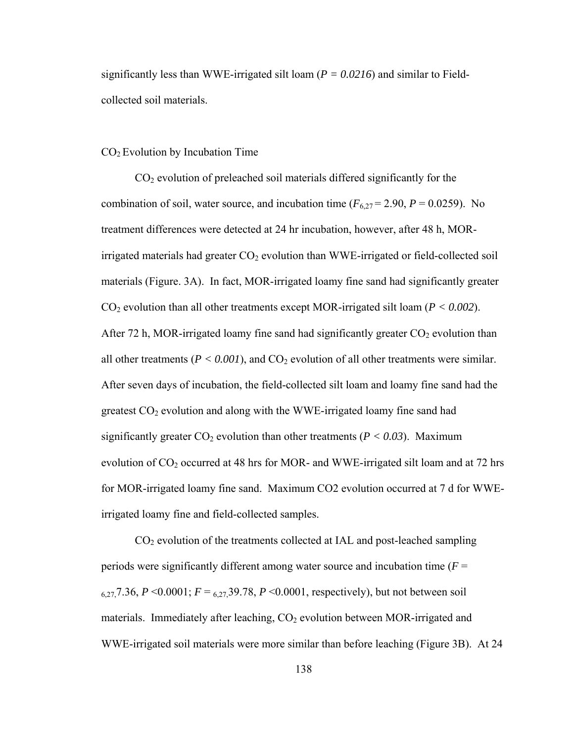significantly less than WWE-irrigated silt loam (*P = 0.0216*) and similar to Field-collected soil materials.

### $CO_2$ Evolution by Incubation Time

$CO_2$ evolution of preleached soil materials differed significantly for the combination of soil, water source, and incubation time ($F_{6,27} = 2.90$, $P = 0.0259$). No treatment differences were detected at 24 hr incubation, however, after 48 h, MOR-irrigated materials had greater $CO_2$ evolution than WWE-irrigated or field-collected soil materials (Figure. 3A). In fact, MOR-irrigated loamy fine sand had significantly greater $CO_2$ evolution than all other treatments except MOR-irrigated silt loam ($P < 0.002$). After 72 h, MOR-irrigated loamy fine sand had significantly greater $CO_2$ evolution than all other treatments ($P < 0.001$), and $CO_2$ evolution of all other treatments were similar. After seven days of incubation, the field-collected silt loam and loamy fine sand had the greatest $CO_2$ evolution and along with the WWE-irrigated loamy fine sand had significantly greater $CO_2$ evolution than other treatments ($P < 0.03$). Maximum evolution of $CO_2$ occurred at 48 hrs for MOR- and WWE-irrigated silt loam and at 72 hrs for MOR-irrigated loamy fine sand. Maximum CO2 evolution occurred at 7 d for WWE-irrigated loamy fine and field-collected samples.

$CO_2$ evolution of the treatments collected at IAL and post-leached sampling periods were significantly different among water source and incubation time ($F = {}_{6,27,}7.36$, $P < 0.0001$; $F = {}_{6,27,}39.78$, $P < 0.0001$, respectively), but not between soil materials. Immediately after leaching, $CO_2$ evolution between MOR-irrigated and WWE-irrigated soil materials were more similar than before leaching (Figure 3B). At 24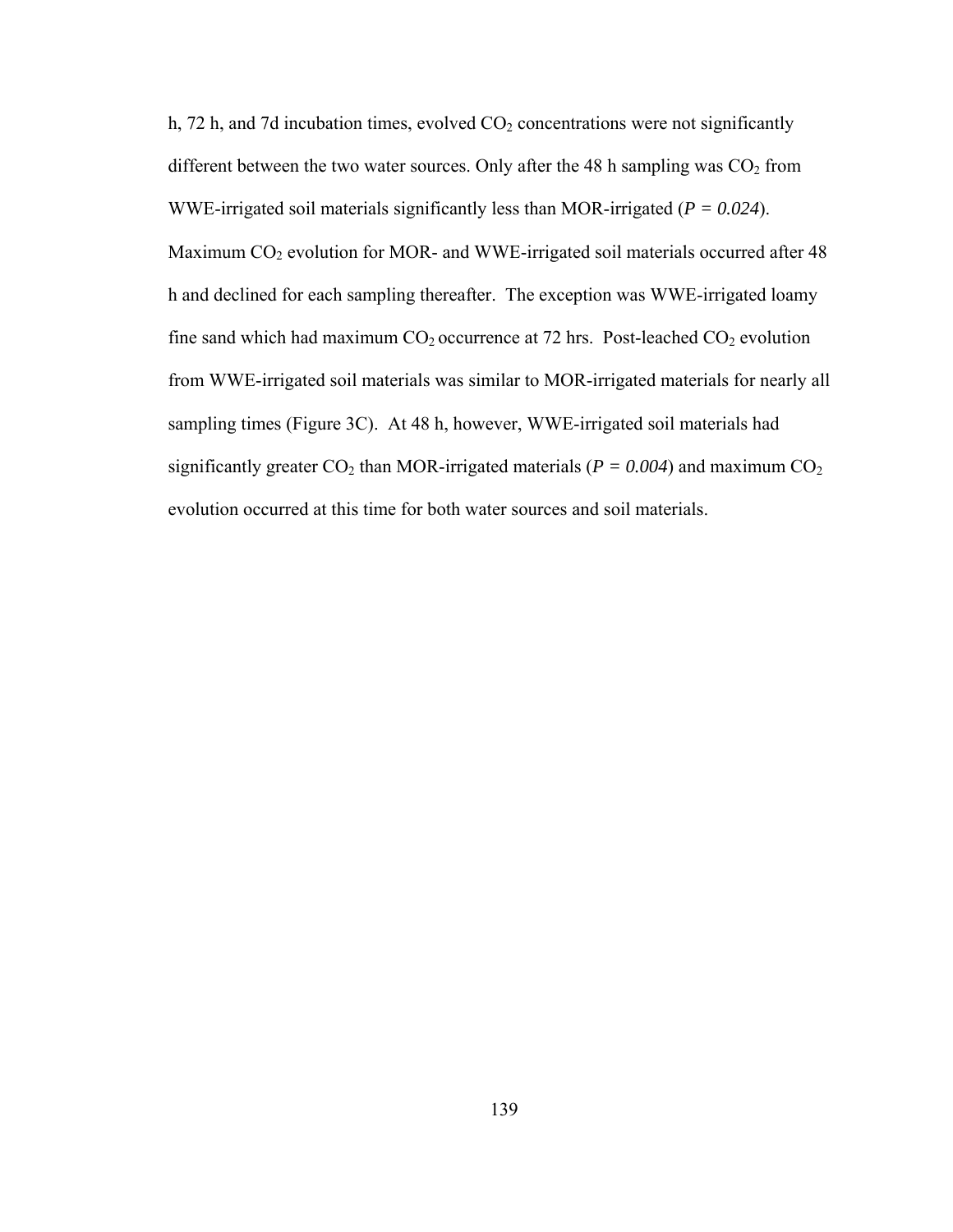h, 72 h, and 7d incubation times, evolved $CO_2$ concentrations were not significantly different between the two water sources. Only after the 48 h sampling was $CO_2$ from WWE-irrigated soil materials significantly less than MOR-irrigated ($P = 0.024$). Maximum $CO_2$ evolution for MOR- and WWE-irrigated soil materials occurred after 48 h and declined for each sampling thereafter. The exception was WWE-irrigated loamy fine sand which had maximum $CO_2$ occurrence at 72 hrs. Post-leached $CO_2$ evolution from WWE-irrigated soil materials was similar to MOR-irrigated materials for nearly all sampling times (Figure 3C). At 48 h, however, WWE-irrigated soil materials had significantly greater $CO_2$ than MOR-irrigated materials ($P = 0.004$) and maximum $CO_2$ evolution occurred at this time for both water sources and soil materials.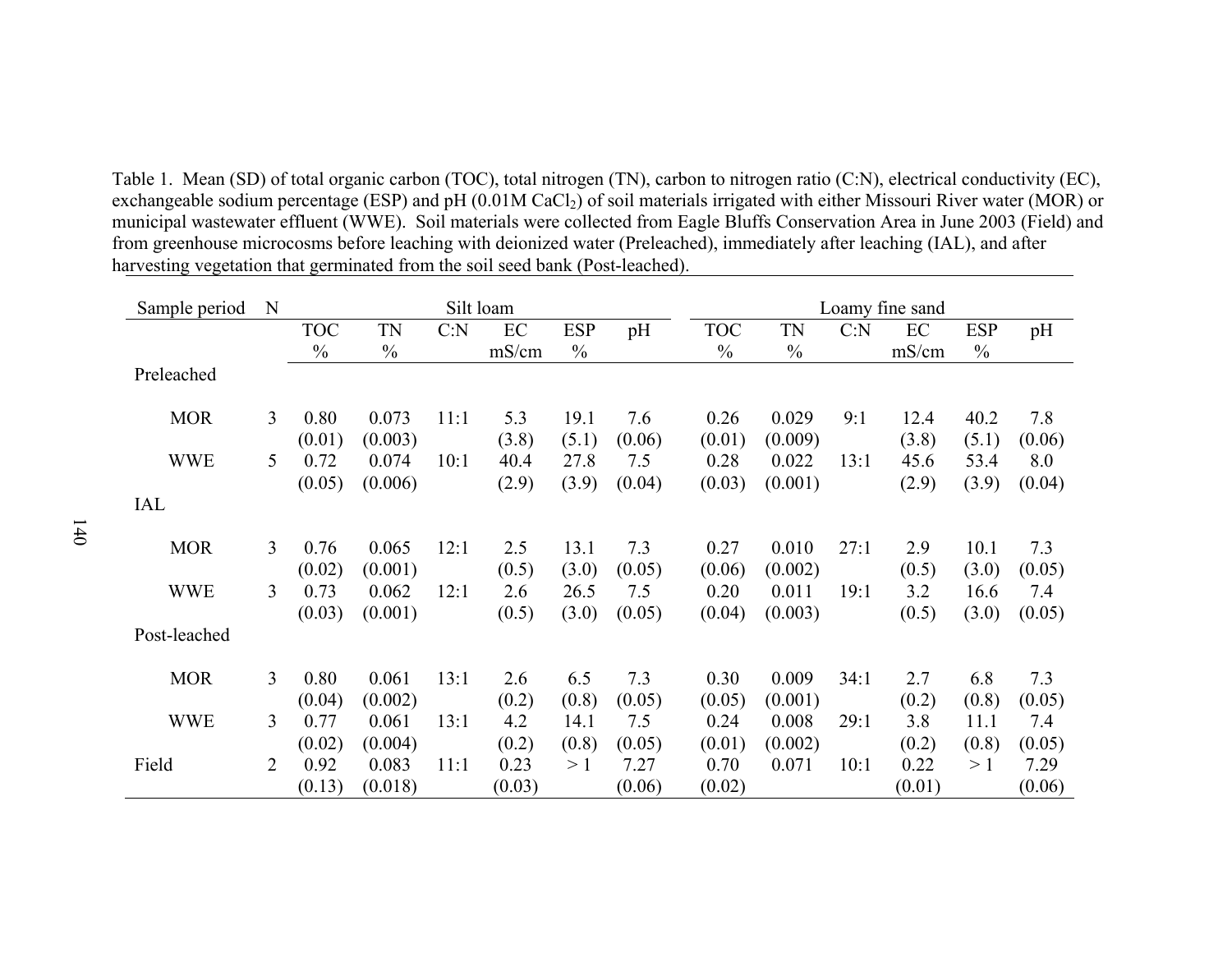Table 1. Mean (SD) of total organic carbon (TOC), total nitrogen (TN), carbon to nitrogen ratio (C:N), electrical conductivity (EC), exchangeable sodium percentage (ESP) and pH (0.01M $CaCl_2$) of soil materials irrigated with either Missouri River water (MOR) or municipal wastewater effluent (WWE). Soil materials were collected from Eagle Bluffs Conservation Area in June 2003 (Field) and from greenhouse microcosms before leaching with deionized water (Preleached), immediately after leaching (IAL), and after harvesting vegetation that germinated from the soil seed bank (Post-leached).

| Sample period | N | Silt loam | | | | | | Loamy fine sand | | | | | |
|---|---|---|---|---|---|---|---|---|---|---|---|---|---|
| | | TOC % | TN % | C:N | EC mS/cm | ESP % | pH | TOC % | TN % | C:N | EC mS/cm | ESP % | pH |
| Preleached | | | | | | | | | | | | | |
| MOR | 3 | 0.80 (0.01) | 0.073 (0.003) | 11:1 | 5.3 (3.8) | 19.1 (5.1) | 7.6 (0.06) | 0.26 (0.01) | 0.029 (0.009) | 9:1 | 12.4 (3.8) | 40.2 (5.1) | 7.8 (0.06) |
| WWE | 5 | 0.72 (0.05) | 0.074 (0.006) | 10:1 | 40.4 (2.9) | 27.8 (3.9) | 7.5 (0.04) | 0.28 (0.03) | 0.022 (0.001) | 13:1 | 45.6 (2.9) | 53.4 (3.9) | 8.0 (0.04) |
| IAL | | | | | | | | | | | | | |
| MOR | 3 | 0.76 (0.02) | 0.065 (0.001) | 12:1 | 2.5 (0.5) | 13.1 (3.0) | 7.3 (0.05) | 0.27 (0.06) | 0.010 (0.002) | 27:1 | 2.9 (0.5) | 10.1 (3.0) | 7.3 (0.05) |
| WWE | 3 | 0.73 (0.03) | 0.062 (0.001) | 12:1 | 2.6 (0.5) | 26.5 (3.0) | 7.5 (0.05) | 0.20 (0.04) | 0.011 (0.003) | 19:1 | 3.2 (0.5) | 16.6 (3.0) | 7.4 (0.05) |
| Post-leached | | | | | | | | | | | | | |
| MOR | 3 | 0.80 (0.04) | 0.061 (0.002) | 13:1 | 2.6 (0.2) | 6.5 (0.8) | 7.3 (0.05) | 0.30 (0.05) | 0.009 (0.001) | 34:1 | 2.7 (0.2) | 6.8 (0.8) | 7.3 (0.05) |
| WWE | 3 | 0.77 (0.02) | 0.061 (0.004) | 13:1 | 4.2 (0.2) | 14.1 (0.8) | 7.5 (0.05) | 0.24 (0.01) | 0.008 (0.002) | 29:1 | 3.8 (0.2) | 11.1 (0.8) | 7.4 (0.05) |
| Field | 2 | 0.92 (0.13) | 0.083 (0.018) | 11:1 | 0.23 (0.03) | > 1 | 7.27 (0.06) | 0.70 (0.02) | 0.071 | 10:1 | 0.22 (0.01) | > 1 | 7.29 (0.06) |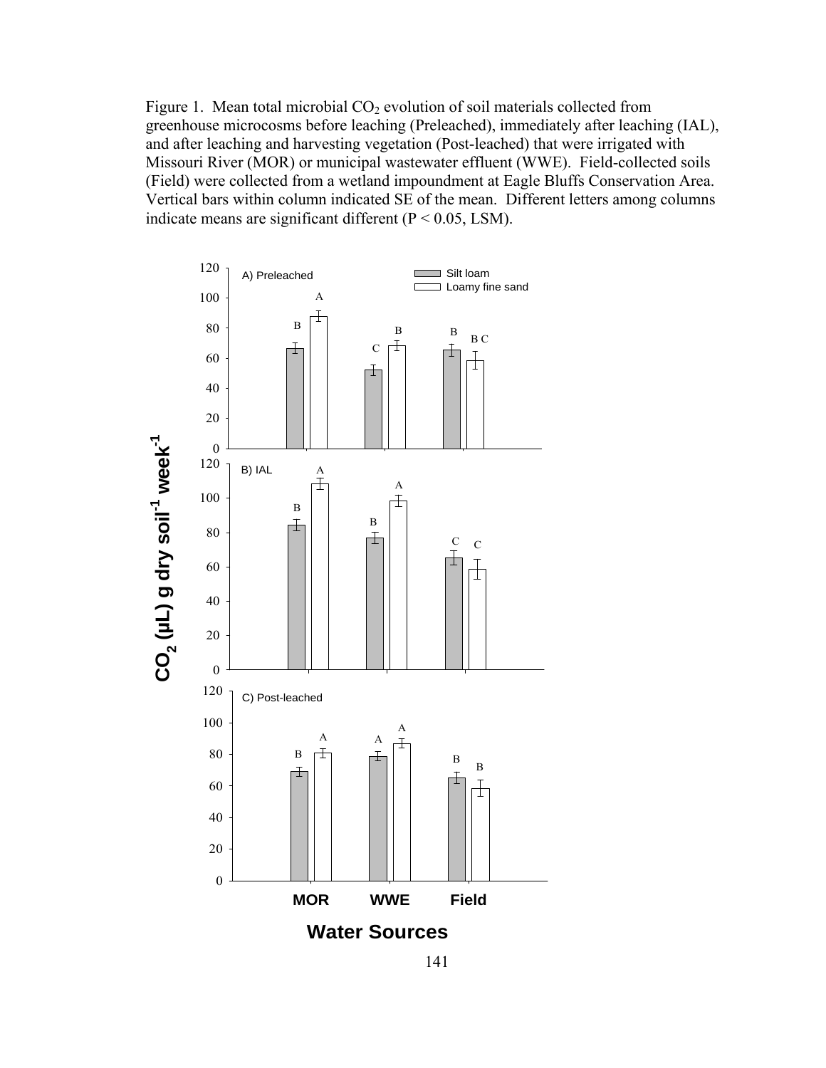Figure 1. Mean total microbial $CO_2$ evolution of soil materials collected from greenhouse microcosms before leaching (Preleached), immediately after leaching (IAL), and after leaching and harvesting vegetation (Post-leached) that were irrigated with Missouri River (MOR) or municipal wastewater effluent (WWE). Field-collected soils (Field) were collected from a wetland impoundment at Eagle Bluffs Conservation Area. Vertical bars within column indicated SE of the mean. Different letters among columns indicate means are significant different ($P < 0.05$, LSM).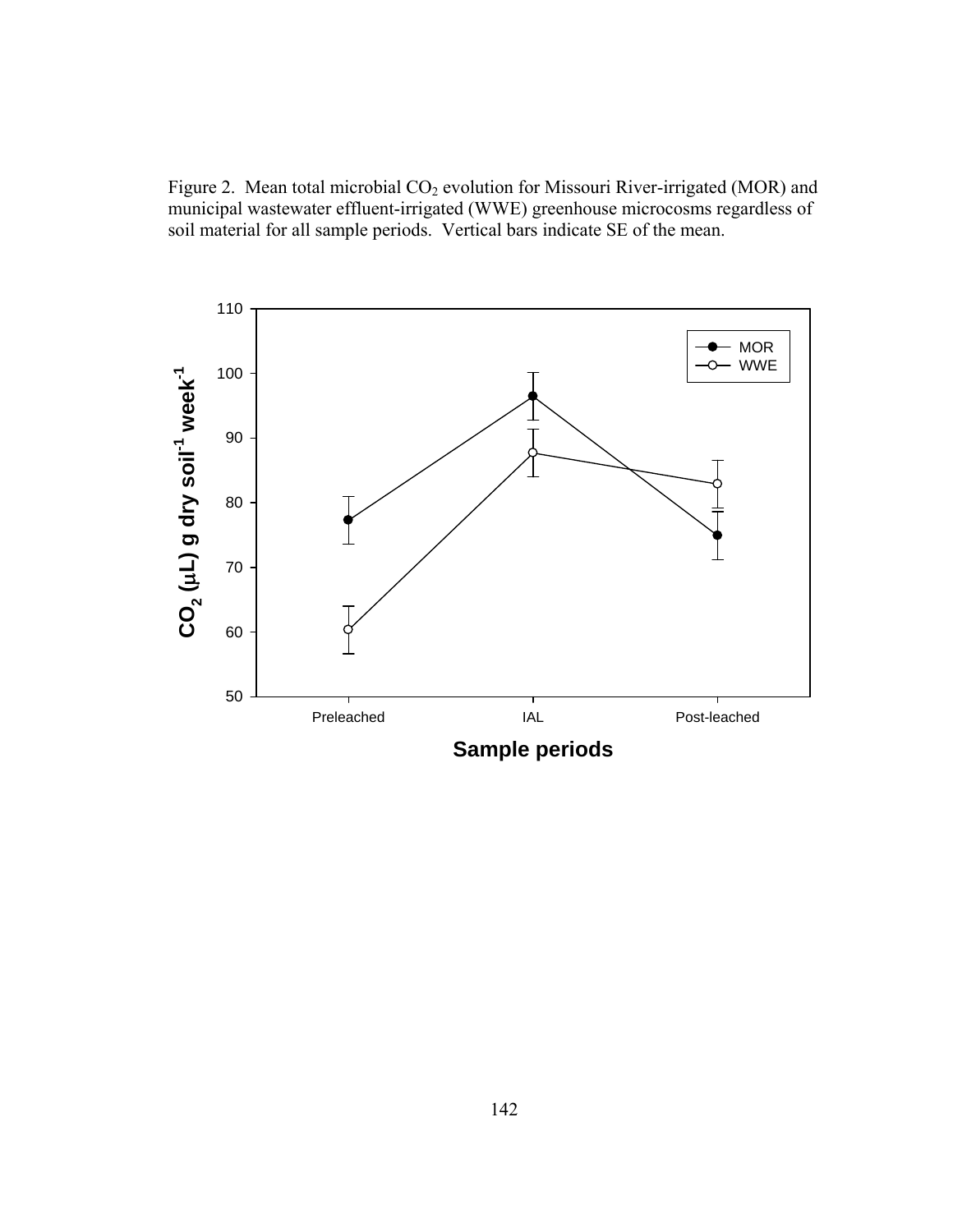Figure 2. Mean total microbial $CO_2$ evolution for Missouri River-irrigated (MOR) and municipal wastewater effluent-irrigated (WWE) greenhouse microcosms regardless of soil material for all sample periods. Vertical bars indicate SE of the mean.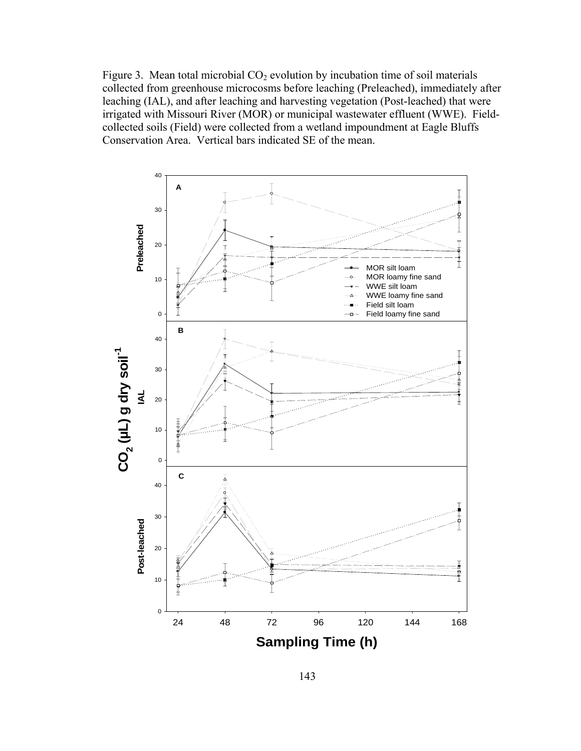Figure 3. Mean total microbial $CO_2$ evolution by incubation time of soil materials collected from greenhouse microcosms before leaching (Preleached), immediately after leaching (IAL), and after leaching and harvesting vegetation (Post-leached) that were irrigated with Missouri River (MOR) or municipal wastewater effluent (WWE). Field-collected soils (Field) were collected from a wetland impoundment at Eagle Bluffs Conservation Area. Vertical bars indicated SE of the mean.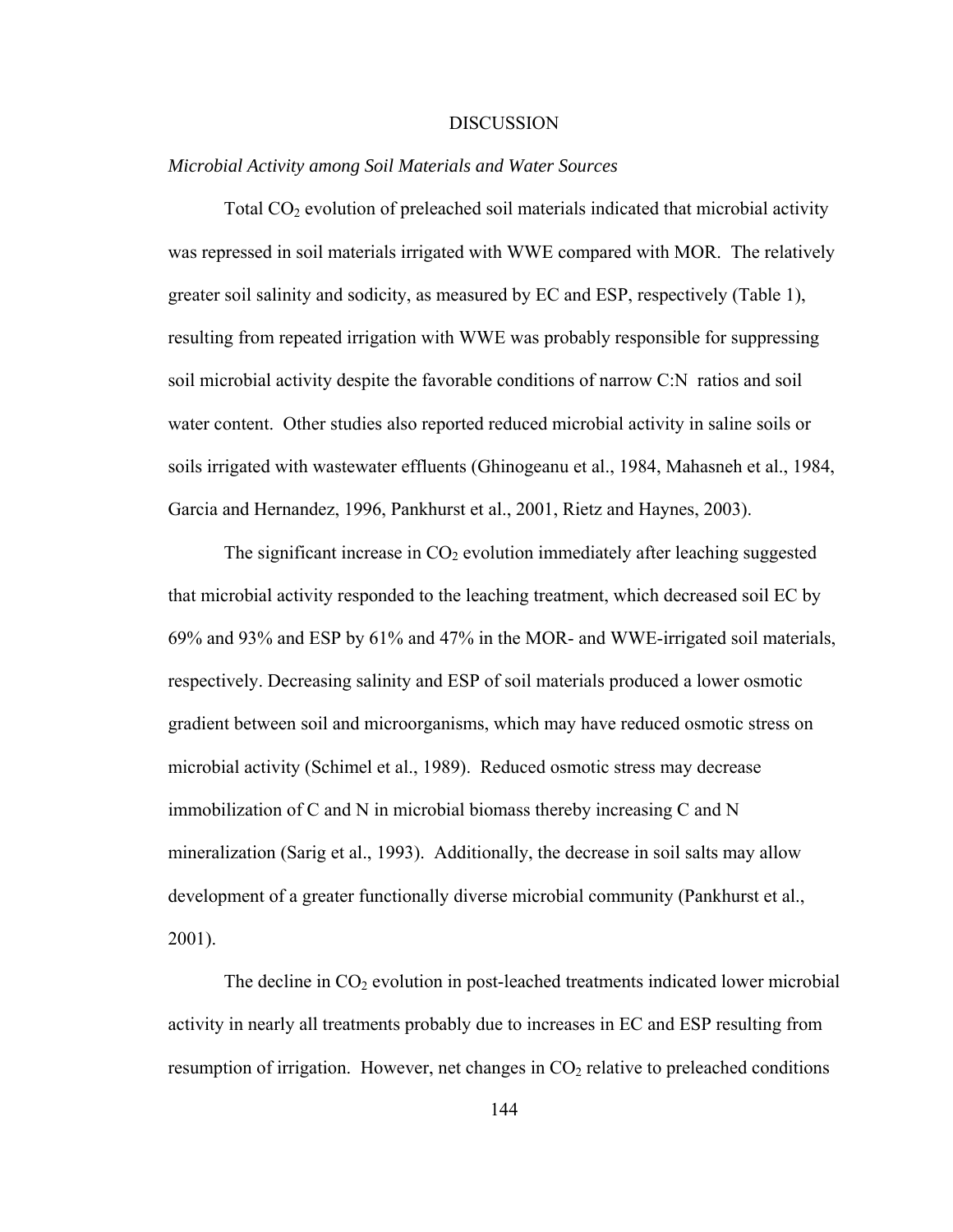# DISCUSSION

## *Microbial Activity among Soil Materials and Water Sources*

Total $CO_2$ evolution of preleached soil materials indicated that microbial activity was repressed in soil materials irrigated with WWE compared with MOR. The relatively greater soil salinity and sodicity, as measured by EC and ESP, respectively (Table 1), resulting from repeated irrigation with WWE was probably responsible for suppressing soil microbial activity despite the favorable conditions of narrow C:N ratios and soil water content. Other studies also reported reduced microbial activity in saline soils or soils irrigated with wastewater effluents (Ghinogeanu et al., 1984, Mahasneh et al., 1984, Garcia and Hernandez, 1996, Pankhurst et al., 2001, Rietz and Haynes, 2003).

The significant increase in $CO_2$ evolution immediately after leaching suggested that microbial activity responded to the leaching treatment, which decreased soil EC by 69% and 93% and ESP by 61% and 47% in the MOR- and WWE-irrigated soil materials, respectively. Decreasing salinity and ESP of soil materials produced a lower osmotic gradient between soil and microorganisms, which may have reduced osmotic stress on microbial activity (Schimel et al., 1989). Reduced osmotic stress may decrease immobilization of C and N in microbial biomass thereby increasing C and N mineralization (Sarig et al., 1993). Additionally, the decrease in soil salts may allow development of a greater functionally diverse microbial community (Pankhurst et al., 2001).

The decline in $CO_2$ evolution in post-leached treatments indicated lower microbial activity in nearly all treatments probably due to increases in EC and ESP resulting from resumption of irrigation. However, net changes in $CO_2$ relative to preleached conditions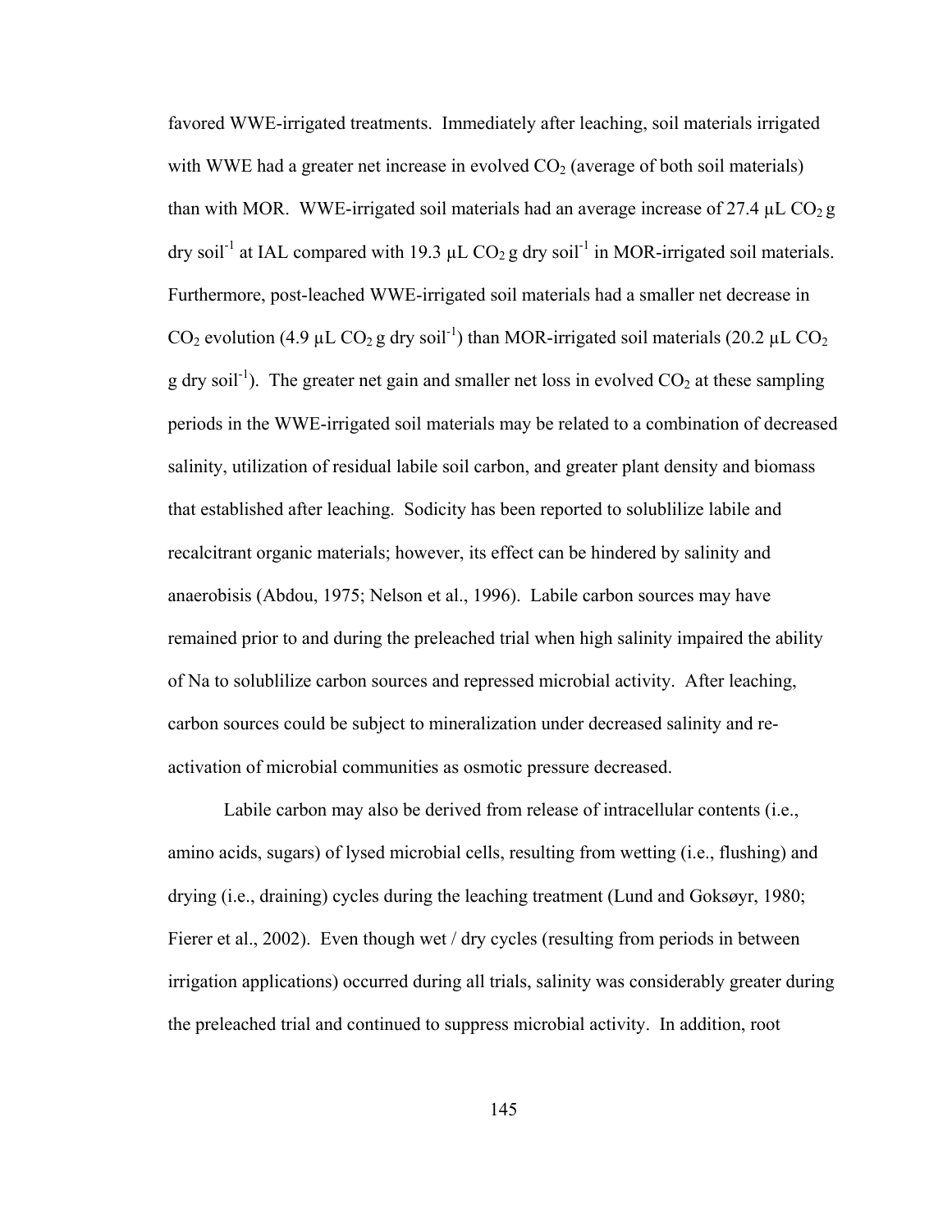favored WWE-irrigated treatments. Immediately after leaching, soil materials irrigated with WWE had a greater net increase in evolved $CO_2$ (average of both soil materials) than with MOR. WWE-irrigated soil materials had an average increase of 27.4 μL $CO_2$ g dry soil$^{-1}$ at IAL compared with 19.3 μL $CO_2$ g dry soil$^{-1}$ in MOR-irrigated soil materials. Furthermore, post-leached WWE-irrigated soil materials had a smaller net decrease in $CO_2$ evolution (4.9 μL $CO_2$ g dry soil$^{-1}$) than MOR-irrigated soil materials (20.2 μL $CO_2$ g dry soil$^{-1}$). The greater net gain and smaller net loss in evolved $CO_2$ at these sampling periods in the WWE-irrigated soil materials may be related to a combination of decreased salinity, utilization of residual labile soil carbon, and greater plant density and biomass that established after leaching. Sodicity has been reported to soublilize labile and recalcitrant organic materials; however, its effect can be hindered by salinity and anaerobisis (Abdou, 1975; Nelson et al., 1996). Labile carbon sources may have remained prior to and during the preleached trial when high salinity impaired the ability of Na to soublilize carbon sources and repressed microbial activity. After leaching, carbon sources could be subject to mineralization under decreased salinity and re-activation of microbial communities as osmotic pressure decreased.

Labile carbon may also be derived from release of intracellular contents (i.e., amino acids, sugars) of lysed microbial cells, resulting from wetting (i.e., flushing) and drying (i.e., draining) cycles during the leaching treatment (Lund and Goksøyr, 1980; Fierer et al., 2002). Even though wet / dry cycles (resulting from periods in between irrigation applications) occurred during all trials, salinity was considerably greater during the preleached trial and continued to suppress microbial activity. In addition, root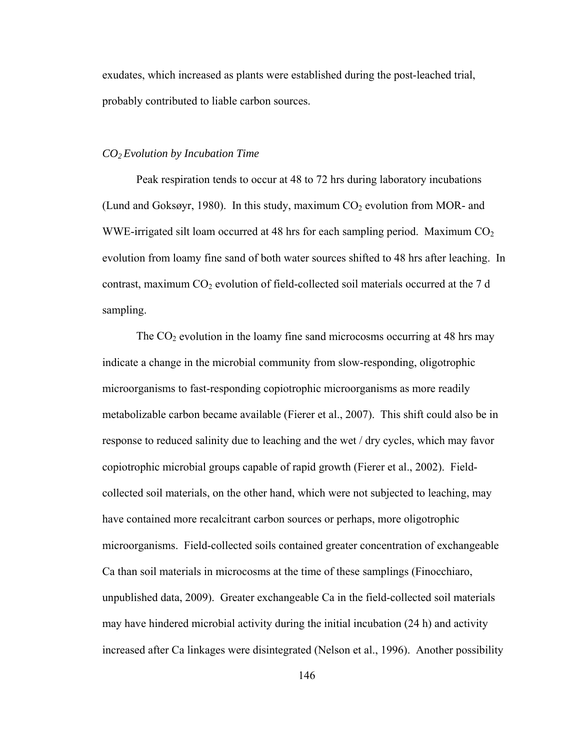exudates, which increased as plants were established during the post-leached trial, probably contributed to liable carbon sources.

### *$CO_2$ Evolution by Incubation Time*

Peak respiration tends to occur at 48 to 72 hrs during laboratory incubations (Lund and Goksøyr, 1980). In this study, maximum $CO_2$ evolution from MOR- and WWE-irrigated silt loam occurred at 48 hrs for each sampling period. Maximum $CO_2$ evolution from loamy fine sand of both water sources shifted to 48 hrs after leaching. In contrast, maximum $CO_2$ evolution of field-collected soil materials occurred at the 7 d sampling.

The $CO_2$ evolution in the loamy fine sand microcosms occurring at 48 hrs may indicate a change in the microbial community from slow-responding, oligotrophic microorganisms to fast-responding copiotrophic microorganisms as more readily metabolizable carbon became available (Fierer et al., 2007). This shift could also be in response to reduced salinity due to leaching and the wet / dry cycles, which may favor copiotrophic microbial groups capable of rapid growth (Fierer et al., 2002). Field-collected soil materials, on the other hand, which were not subjected to leaching, may have contained more recalcitrant carbon sources or perhaps, more oligotrophic microorganisms. Field-collected soils contained greater concentration of exchangeable Ca than soil materials in microcosms at the time of these samplings (Finocchiaro, unpublished data, 2009). Greater exchangeable Ca in the field-collected soil materials may have hindered microbial activity during the initial incubation (24 h) and activity increased after Ca linkages were disintegrated (Nelson et al., 1996). Another possibility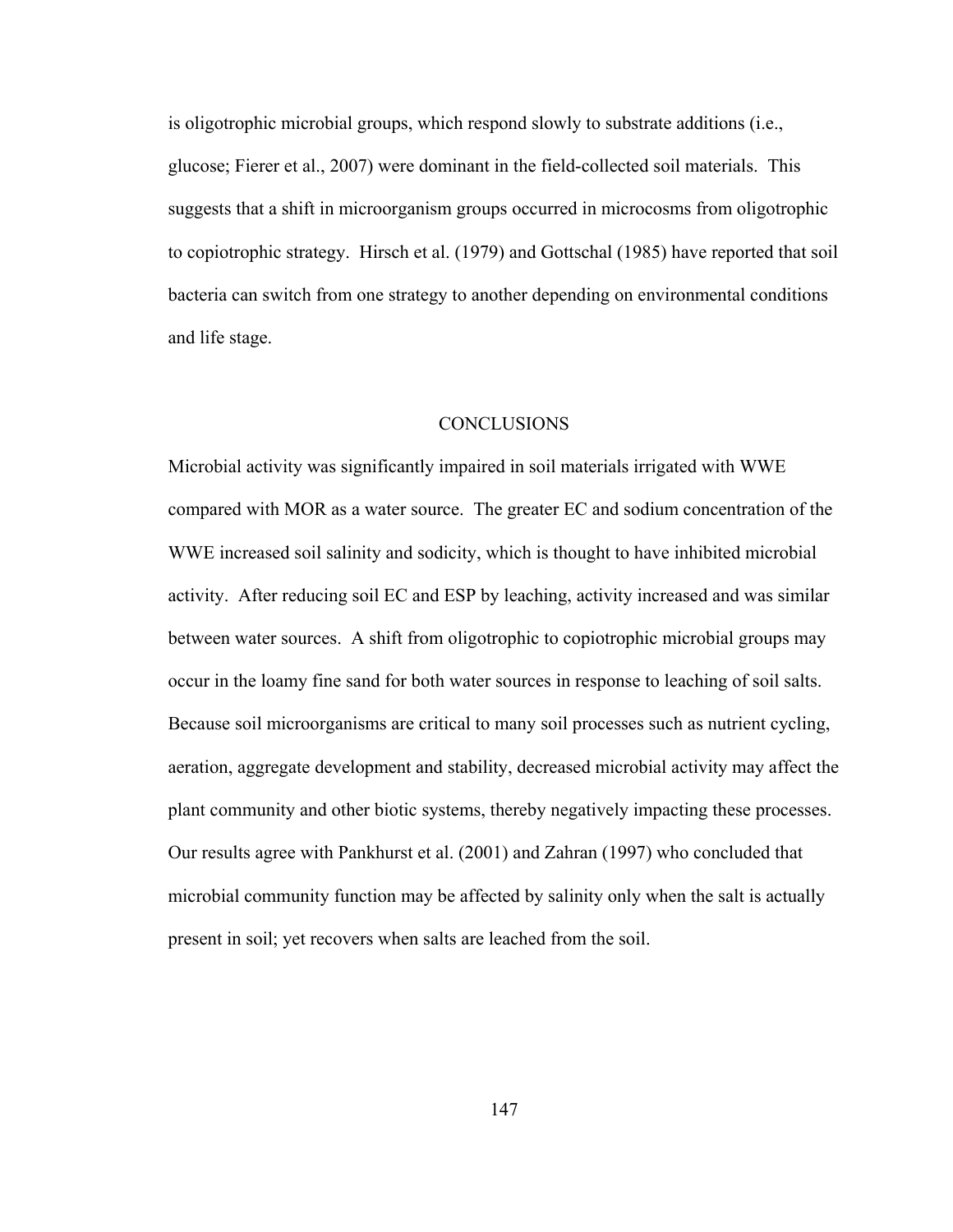is oligotrophic microbial groups, which respond slowly to substrate additions (i.e., glucose; Fierer et al., 2007) were dominant in the field-collected soil materials. This suggests that a shift in microorganism groups occurred in microcosms from oligotrophic to copiotrophic strategy. Hirsch et al. (1979) and Gottschal (1985) have reported that soil bacteria can switch from one strategy to another depending on environmental conditions and life stage.

## CONCLUSIONS

Microbial activity was significantly impaired in soil materials irrigated with WWE compared with MOR as a water source. The greater EC and sodium concentration of the WWE increased soil salinity and sodicity, which is thought to have inhibited microbial activity. After reducing soil EC and ESP by leaching, activity increased and was similar between water sources. A shift from oligotrophic to copiotrophic microbial groups may occur in the loamy fine sand for both water sources in response to leaching of soil salts. Because soil microorganisms are critical to many soil processes such as nutrient cycling, aeration, aggregate development and stability, decreased microbial activity may affect the plant community and other biotic systems, thereby negatively impacting these processes. Our results agree with Pankhurst et al. (2001) and Zahran (1997) who concluded that microbial community function may be affected by salinity only when the salt is actually present in soil; yet recovers when salts are leached from the soil.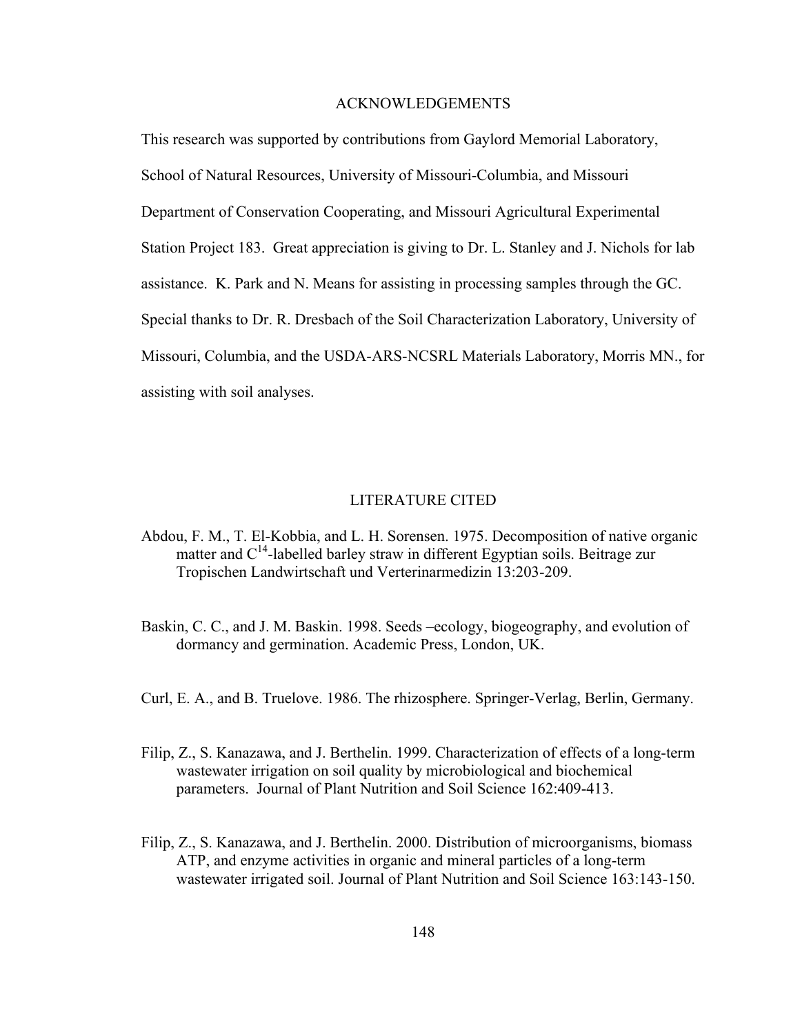## ACKNOWLEDGEMENTS

This research was supported by contributions from Gaylord Memorial Laboratory, School of Natural Resources, University of Missouri-Columbia, and Missouri Department of Conservation Cooperating, and Missouri Agricultural Experimental Station Project 183. Great appreciation is giving to Dr. L. Stanley and J. Nichols for lab assistance. K. Park and N. Means for assisting in processing samples through the GC. Special thanks to Dr. R. Dresbach of the Soil Characterization Laboratory, University of Missouri, Columbia, and the USDA-ARS-NCSRL Materials Laboratory, Morris MN., for assisting with soil analyses.

## LITERATURE CITED

Abdou, F. M., T. El-Kobbia, and L. H. Sorensen. 1975. Decomposition of native organic matter and $C^{14}$-labelled barley straw in different Egyptian soils. Beitrage zur Tropischen Landwirtschaft und Verterinarmedizin 13:203-209.

Baskin, C. C., and J. M. Baskin. 1998. Seeds –ecology, biogeography, and evolution of dormancy and germination. Academic Press, London, UK.

Curl, E. A., and B. Truelove. 1986. The rhizosphere. Springer-Verlag, Berlin, Germany.

Filip, Z., S. Kanazawa, and J. Berthelin. 1999. Characterization of effects of a long-term wastewater irrigation on soil quality by microbiological and biochemical parameters. Journal of Plant Nutrition and Soil Science 162:409-413.

Filip, Z., S. Kanazawa, and J. Berthelin. 2000. Distribution of microorganisms, biomass ATP, and enzyme activities in organic and mineral particles of a long-term wastewater irrigated soil. Journal of Plant Nutrition and Soil Science 163:143-150.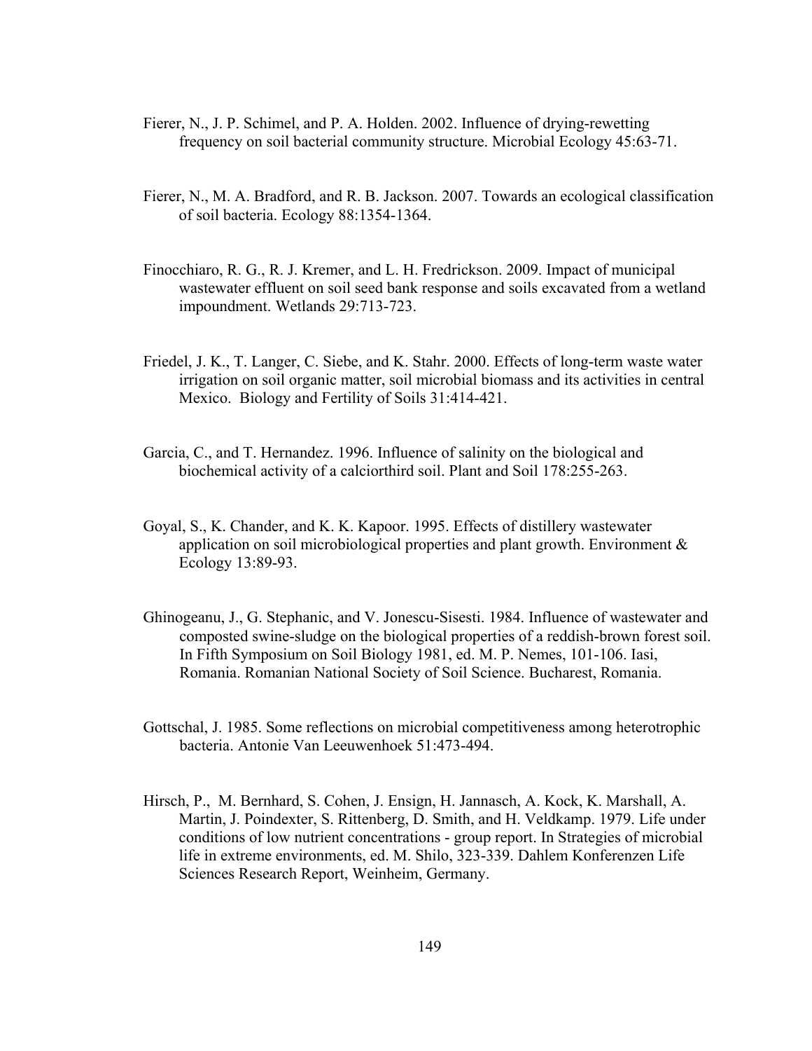Fierer, N., J. P. Schimel, and P. A. Holden. 2002. Influence of drying-rewetting frequency on soil bacterial community structure. Microbial Ecology 45:63-71.

Fierer, N., M. A. Bradford, and R. B. Jackson. 2007. Towards an ecological classification of soil bacteria. Ecology 88:1354-1364.

Finocchiaro, R. G., R. J. Kremer, and L. H. Fredrickson. 2009. Impact of municipal wastewater effluent on soil seed bank response and soils excavated from a wetland impoundment. Wetlands 29:713-723.

Friedel, J. K., T. Langer, C. Siebe, and K. Stahr. 2000. Effects of long-term waste water irrigation on soil organic matter, soil microbial biomass and its activities in central Mexico. Biology and Fertility of Soils 31:414-421.

Garcia, C., and T. Hernandez. 1996. Influence of salinity on the biological and biochemical activity of a calciorthird soil. Plant and Soil 178:255-263.

Goyal, S., K. Chander, and K. K. Kapoor. 1995. Effects of distillery wastewater application on soil microbiological properties and plant growth. Environment & Ecology 13:89-93.

Ghinogeanu, J., G. Stephanic, and V. Jonescu-Sisesti. 1984. Influence of wastewater and composted swine-sludge on the biological properties of a reddish-brown forest soil. In Fifth Symposium on Soil Biology 1981, ed. M. P. Nemes, 101-106. Iasi, Romania. Romanian National Society of Soil Science. Bucharest, Romania.

Gottschal, J. 1985. Some reflections on microbial competitiveness among heterotrophic bacteria. Antonie Van Leeuwenhoek 51:473-494.

Hirsch, P., M. Bernhard, S. Cohen, J. Ensign, H. Jannasch, A. Kock, K. Marshall, A. Martin, J. Poindexter, S. Rittenberg, D. Smith, and H. Veldkamp. 1979. Life under conditions of low nutrient concentrations - group report. In Strategies of microbial life in extreme environments, ed. M. Shilo, 323-339. Dahlem Konferenzen Life Sciences Research Report, Weinheim, Germany.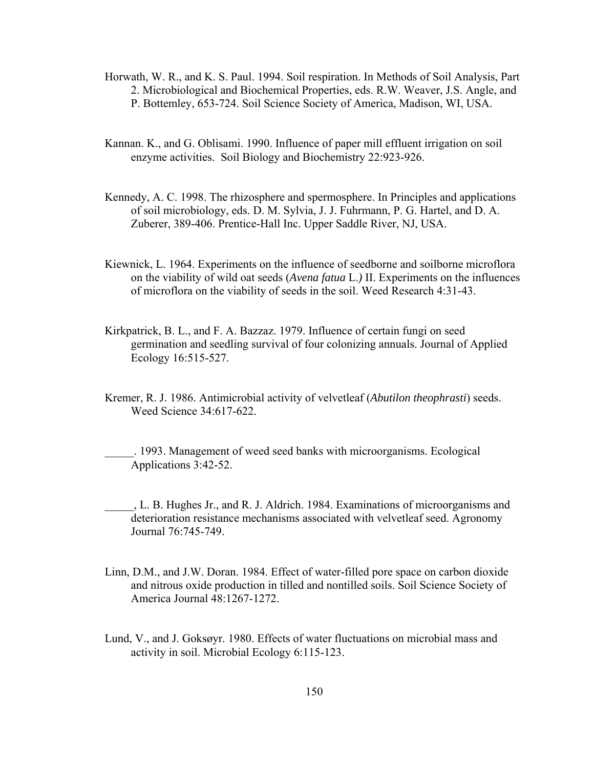Horwath, W. R., and K. S. Paul. 1994. Soil respiration. In Methods of Soil Analysis, Part 2. Microbiological and Biochemical Properties, eds. R.W. Weaver, J.S. Angle, and P. Bottemley, 653-724. Soil Science Society of America, Madison, WI, USA.

Kannan. K., and G. Oblisami. 1990. Influence of paper mill effluent irrigation on soil enzyme activities. Soil Biology and Biochemistry 22:923-926.

Kennedy, A. C. 1998. The rhizosphere and spermosphere. In Principles and applications of soil microbiology, eds. D. M. Sylvia, J. J. Fuhrmann, P. G. Hartel, and D. A. Zuberer, 389-406. Prentice-Hall Inc. Upper Saddle River, NJ, USA.

Kiewnick, L. 1964. Experiments on the influence of seedborne and soilborne microflora on the viability of wild oat seeds (*Avena fatua* L.*)* II. Experiments on the influences of microflora on the viability of seeds in the soil. Weed Research 4:31-43.

Kirkpatrick, B. L., and F. A. Bazzaz. 1979. Influence of certain fungi on seed germination and seedling survival of four colonizing annuals. Journal of Applied Ecology 16:515-527.

Kremer, R. J. 1986. Antimicrobial activity of velvetleaf (*Abutilon theophrasti*) seeds. Weed Science 34:617-622.

_____. 1993. Management of weed seed banks with microorganisms. Ecological Applications 3:42-52.

_____, L. B. Hughes Jr., and R. J. Aldrich. 1984. Examinations of microorganisms and deterioration resistance mechanisms associated with velvetleaf seed. Agronomy Journal 76:745-749.

Linn, D.M., and J.W. Doran. 1984. Effect of water-filled pore space on carbon dioxide and nitrous oxide production in tilled and nontilled soils. Soil Science Society of America Journal 48:1267-1272.

Lund, V., and J. Goksøyr. 1980. Effects of water fluctuations on microbial mass and activity in soil. Microbial Ecology 6:115-123.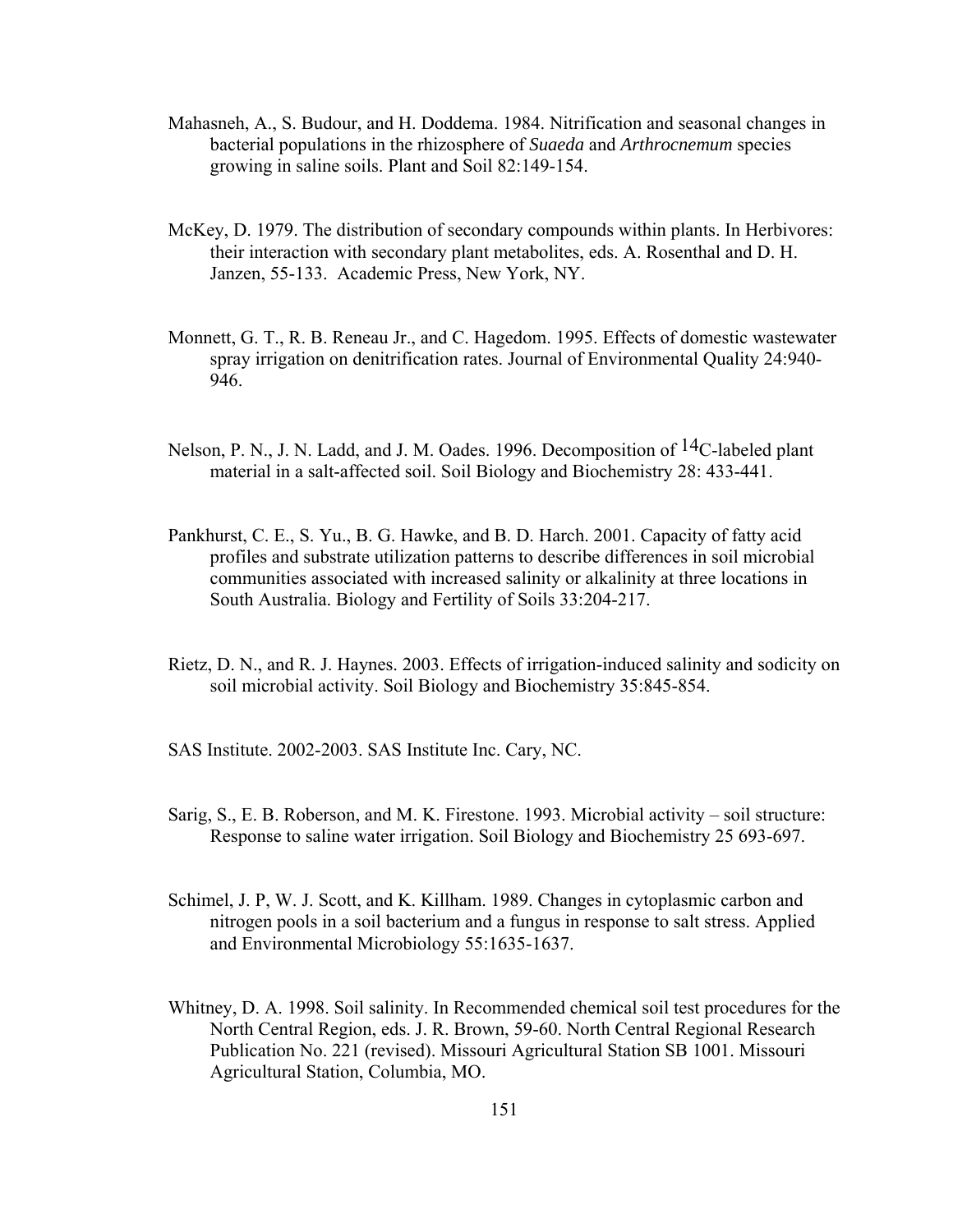Mahasneh, A., S. Budour, and H. Doddema. 1984. Nitrification and seasonal changes in bacterial populations in the rhizosphere of *Suaeda* and *Arthrocnemum* species growing in saline soils. Plant and Soil 82:149-154.

McKey, D. 1979. The distribution of secondary compounds within plants. In Herbivores: their interaction with secondary plant metabolites, eds. A. Rosenthal and D. H. Janzen, 55-133. Academic Press, New York, NY.

Monnett, G. T., R. B. Reneau Jr., and C. Hagedom. 1995. Effects of domestic wastewater spray irrigation on denitrification rates. Journal of Environmental Quality 24:940-946.

Nelson, P. N., J. N. Ladd, and J. M. Oades. 1996. Decomposition of $^{14}C$-labeled plant material in a salt-affected soil. Soil Biology and Biochemistry 28: 433-441.

Pankhurst, C. E., S. Yu., B. G. Hawke, and B. D. Harch. 2001. Capacity of fatty acid profiles and substrate utilization patterns to describe differences in soil microbial communities associated with increased salinity or alkalinity at three locations in South Australia. Biology and Fertility of Soils 33:204-217.

Rietz, D. N., and R. J. Haynes. 2003. Effects of irrigation-induced salinity and sodicity on soil microbial activity. Soil Biology and Biochemistry 35:845-854.

SAS Institute. 2002-2003. SAS Institute Inc. Cary, NC.

Sarig, S., E. B. Roberson, and M. K. Firestone. 1993. Microbial activity – soil structure: Response to saline water irrigation. Soil Biology and Biochemistry 25 693-697.

Schimel, J. P, W. J. Scott, and K. Killham. 1989. Changes in cytoplasmic carbon and nitrogen pools in a soil bacterium and a fungus in response to salt stress. Applied and Environmental Microbiology 55:1635-1637.

Whitney, D. A. 1998. Soil salinity. In Recommended chemical soil test procedures for the North Central Region, eds. J. R. Brown, 59-60. North Central Regional Research Publication No. 221 (revised). Missouri Agricultural Station SB 1001. Missouri Agricultural Station, Columbia, MO.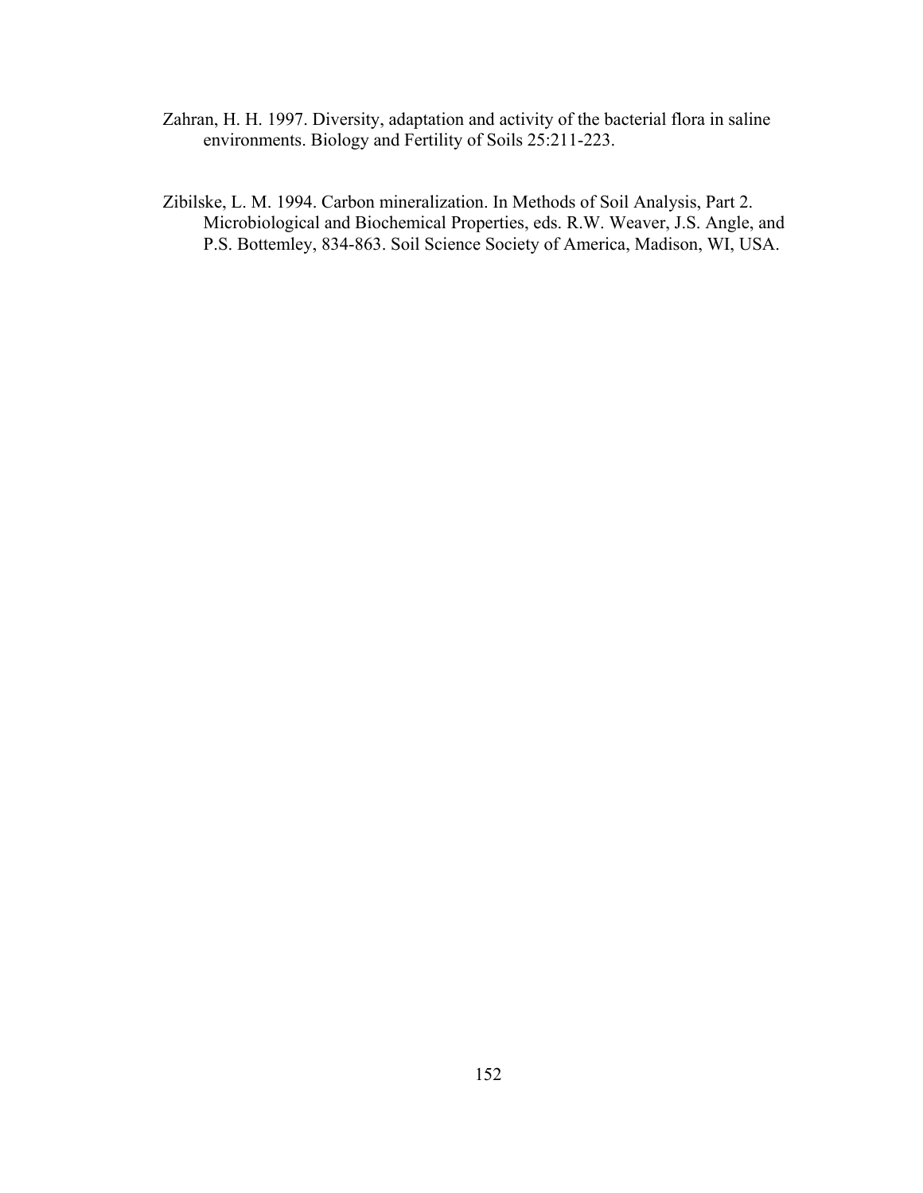Zahran, H. H. 1997. Diversity, adaptation and activity of the bacterial flora in saline environments. Biology and Fertility of Soils 25:211-223.

Zibilske, L. M. 1994. Carbon mineralization. In Methods of Soil Analysis, Part 2. Microbiological and Biochemical Properties, eds. R.W. Weaver, J.S. Angle, and P.S. Bottemley, 834-863. Soil Science Society of America, Madison, WI, USA.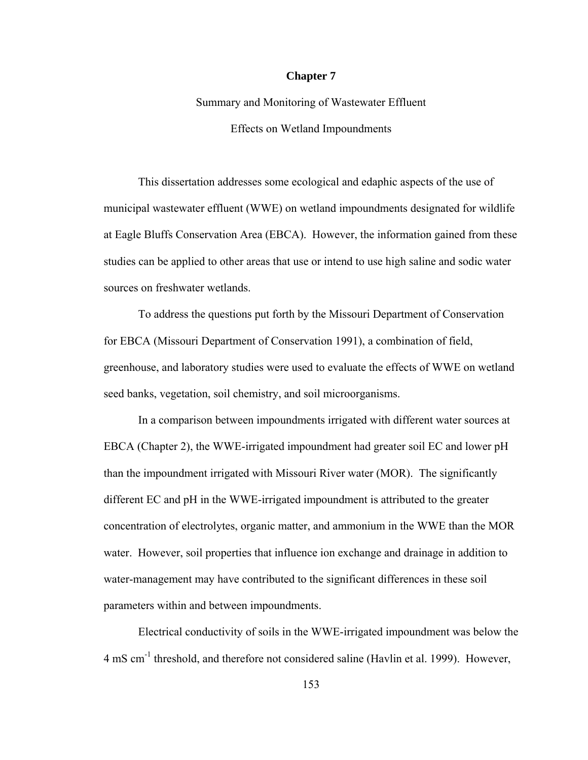# Chapter 7

## Summary and Monitoring of Wastewater Effluent Effects on Wetland Impoundments

This dissertation addresses some ecological and edaphic aspects of the use of municipal wastewater effluent (WWE) on wetland impoundments designated for wildlife at Eagle Bluffs Conservation Area (EBCA). However, the information gained from these studies can be applied to other areas that use or intend to use high saline and sodic water sources on freshwater wetlands.

To address the questions put forth by the Missouri Department of Conservation for EBCA (Missouri Department of Conservation 1991), a combination of field, greenhouse, and laboratory studies were used to evaluate the effects of WWE on wetland seed banks, vegetation, soil chemistry, and soil microorganisms.

In a comparison between impoundments irrigated with different water sources at EBCA (Chapter 2), the WWE-irrigated impoundment had greater soil EC and lower pH than the impoundment irrigated with Missouri River water (MOR). The significantly different EC and pH in the WWE-irrigated impoundment is attributed to the greater concentration of electrolytes, organic matter, and ammonium in the WWE than the MOR water. However, soil properties that influence ion exchange and drainage in addition to water-management may have contributed to the significant differences in these soil parameters within and between impoundments.

Electrical conductivity of soils in the WWE-irrigated impoundment was below the 4 mS $cm^{-1}$ threshold, and therefore not considered saline (Havlin et al. 1999). However,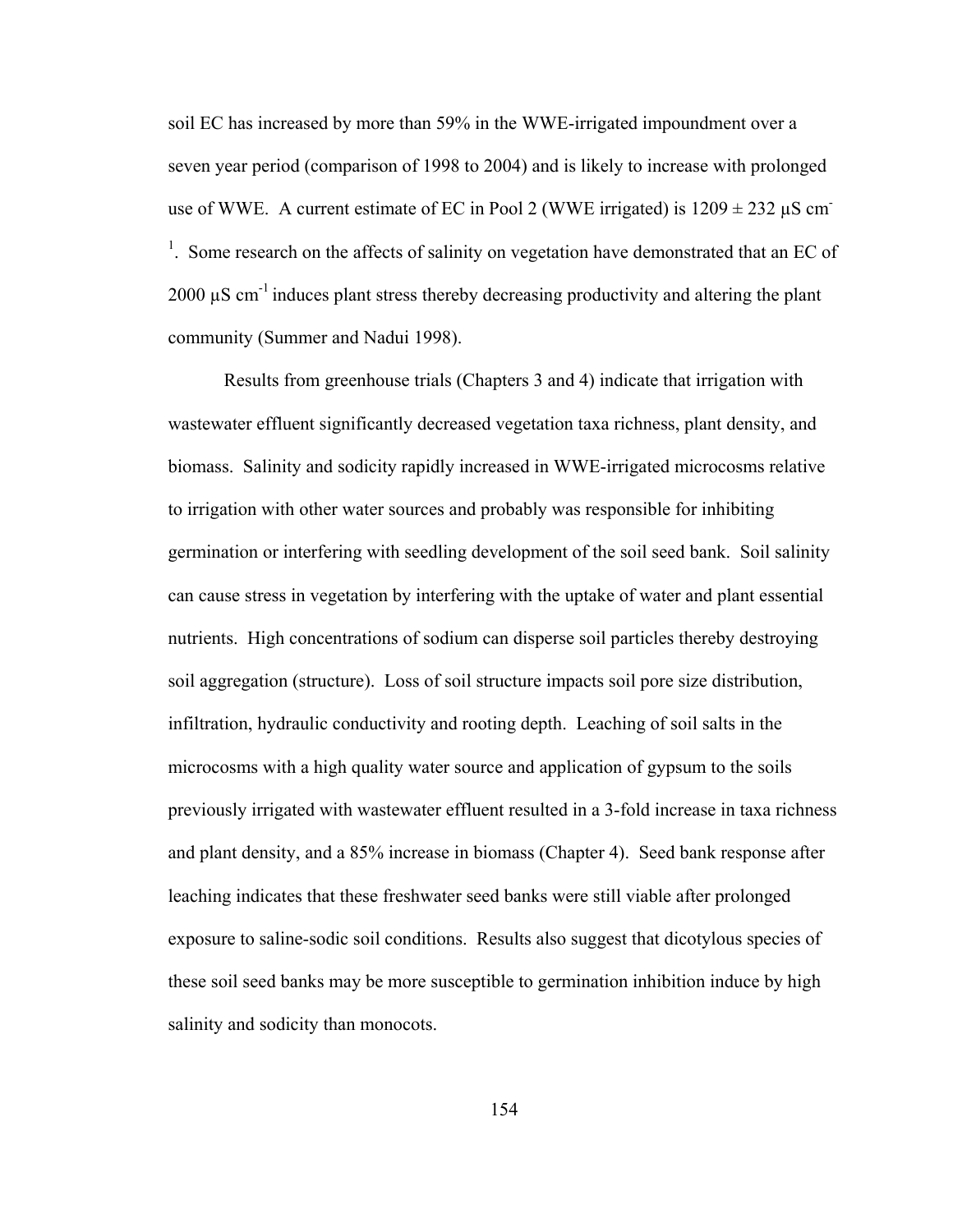soil EC has increased by more than 59% in the WWE-irrigated impoundment over a seven year period (comparison of 1998 to 2004) and is likely to increase with prolonged use of WWE. A current estimate of EC in Pool 2 (WWE irrigated) is $1209 \pm 232$ µS $cm^{-1}$. Some research on the affects of salinity on vegetation have demonstrated that an EC of 2000 µS $cm^{-1}$ induces plant stress thereby decreasing productivity and altering the plant community (Summer and Nadui 1998).

Results from greenhouse trials (Chapters 3 and 4) indicate that irrigation with wastewater effluent significantly decreased vegetation taxa richness, plant density, and biomass. Salinity and sodicity rapidly increased in WWE-irrigated microcosms relative to irrigation with other water sources and probably was responsible for inhibiting germination or interfering with seedling development of the soil seed bank. Soil salinity can cause stress in vegetation by interfering with the uptake of water and plant essential nutrients. High concentrations of sodium can disperse soil particles thereby destroying soil aggregation (structure). Loss of soil structure impacts soil pore size distribution, infiltration, hydraulic conductivity and rooting depth. Leaching of soil salts in the microcosms with a high quality water source and application of gypsum to the soils previously irrigated with wastewater effluent resulted in a 3-fold increase in taxa richness and plant density, and a 85% increase in biomass (Chapter 4). Seed bank response after leaching indicates that these freshwater seed banks were still viable after prolonged exposure to saline-sodic soil conditions. Results also suggest that dicotylous species of these soil seed banks may be more susceptible to germination inhibition induce by high salinity and sodicity than monocots.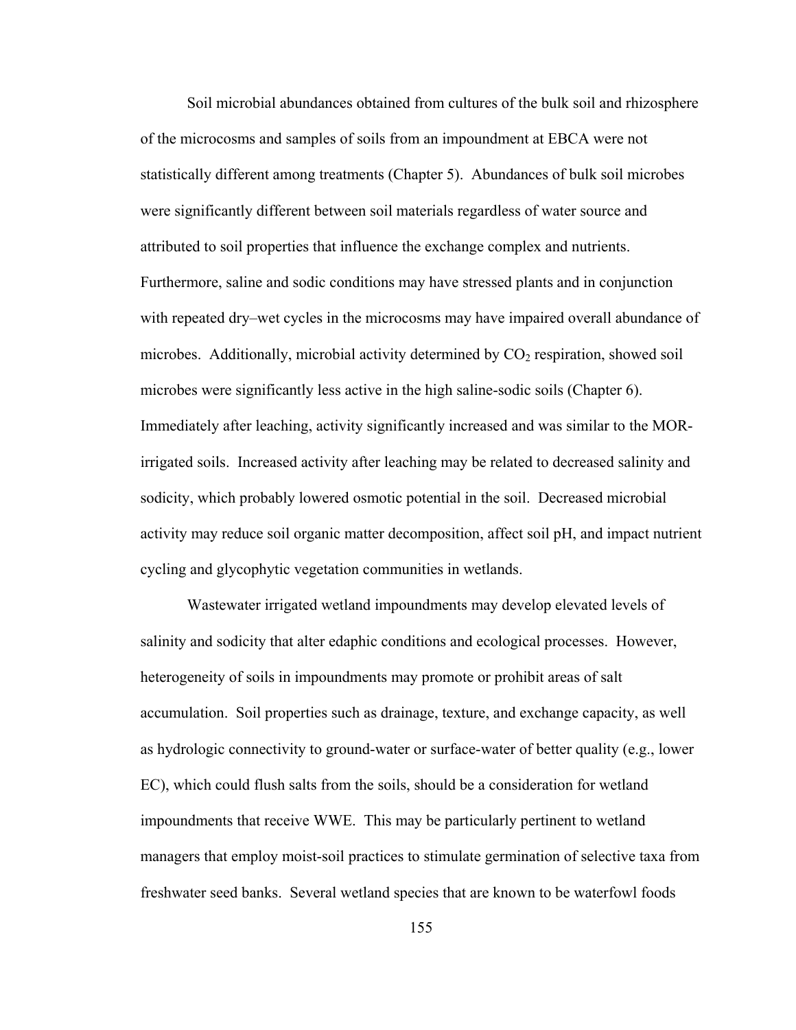Soil microbial abundances obtained from cultures of the bulk soil and rhizosphere of the microcosms and samples of soils from an impoundment at EBCA were not statistically different among treatments (Chapter 5). Abundances of bulk soil microbes were significantly different between soil materials regardless of water source and attributed to soil properties that influence the exchange complex and nutrients. Furthermore, saline and sodic conditions may have stressed plants and in conjunction with repeated dry–wet cycles in the microcosms may have impaired overall abundance of microbes. Additionally, microbial activity determined by $CO_2$ respiration, showed soil microbes were significantly less active in the high saline-sodic soils (Chapter 6). Immediately after leaching, activity significantly increased and was similar to the MOR-irrigated soils. Increased activity after leaching may be related to decreased salinity and sodicity, which probably lowered osmotic potential in the soil. Decreased microbial activity may reduce soil organic matter decomposition, affect soil pH, and impact nutrient cycling and glycophytic vegetation communities in wetlands.

Wastewater irrigated wetland impoundments may develop elevated levels of salinity and sodicity that alter edaphic conditions and ecological processes. However, heterogeneity of soils in impoundments may promote or prohibit areas of salt accumulation. Soil properties such as drainage, texture, and exchange capacity, as well as hydrologic connectivity to ground-water or surface-water of better quality (e.g., lower EC), which could flush salts from the soils, should be a consideration for wetland impoundments that receive WWE. This may be particularly pertinent to wetland managers that employ moist-soil practices to stimulate germination of selective taxa from freshwater seed banks. Several wetland species that are known to be waterfowl foods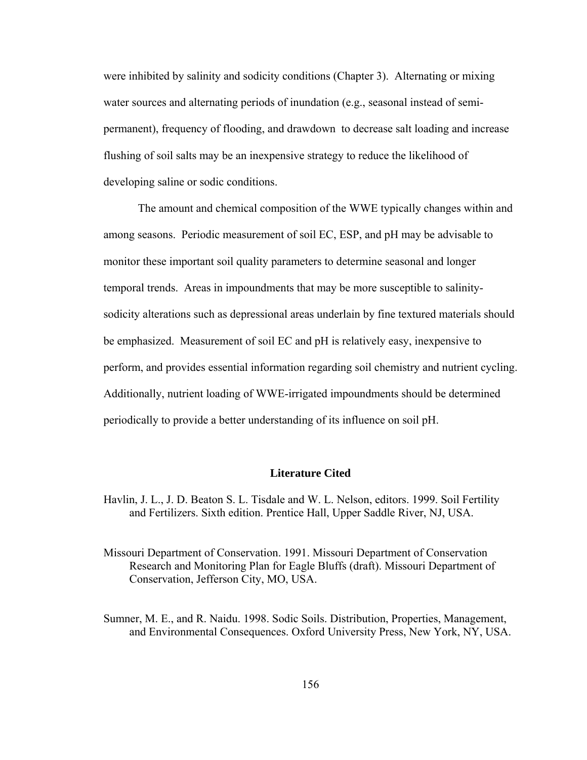were inhibited by salinity and sodicity conditions (Chapter 3). Alternating or mixing water sources and alternating periods of inundation (e.g., seasonal instead of semi-permanent), frequency of flooding, and drawdown to decrease salt loading and increase flushing of soil salts may be an inexpensive strategy to reduce the likelihood of developing saline or sodic conditions.

The amount and chemical composition of the WWE typically changes within and among seasons. Periodic measurement of soil EC, ESP, and pH may be advisable to monitor these important soil quality parameters to determine seasonal and longer temporal trends. Areas in impoundments that may be more susceptible to salinity-sodicity alterations such as depressional areas underlain by fine textured materials should be emphasized. Measurement of soil EC and pH is relatively easy, inexpensive to perform, and provides essential information regarding soil chemistry and nutrient cycling. Additionally, nutrient loading of WWE-irrigated impoundments should be determined periodically to provide a better understanding of its influence on soil pH.

## Literature Cited

Havlin, J. L., J. D. Beaton S. L. Tisdale and W. L. Nelson, editors. 1999. Soil Fertility and Fertilizers. Sixth edition. Prentice Hall, Upper Saddle River, NJ, USA.

Missouri Department of Conservation. 1991. Missouri Department of Conservation Research and Monitoring Plan for Eagle Bluffs (draft). Missouri Department of Conservation, Jefferson City, MO, USA.

Sumner, M. E., and R. Naidu. 1998. Sodic Soils. Distribution, Properties, Management, and Environmental Consequences. Oxford University Press, New York, NY, USA.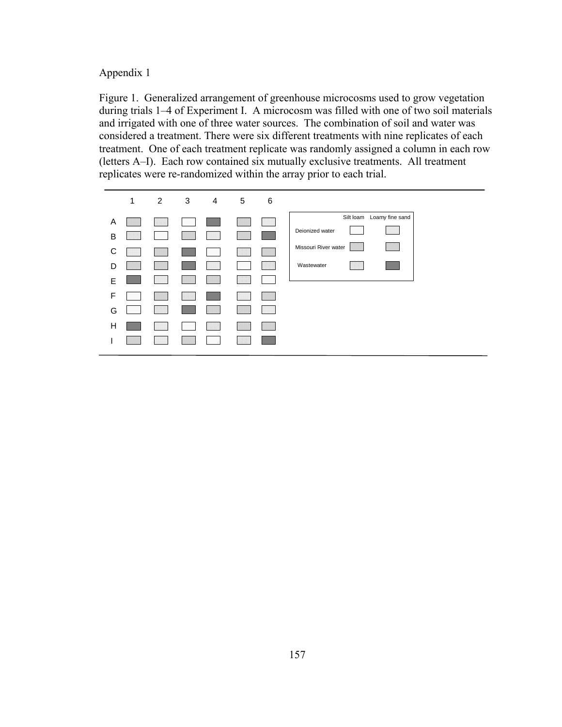Appendix 1

Figure 1. Generalized arrangement of greenhouse microcosms used to grow vegetation during trials 1–4 of Experiment I. A microcosm was filled with one of two soil materials and irrigated with one of three water sources. The combination of soil and water was considered a treatment. There were six different treatments with nine replicates of each treatment. One of each treatment replicate was randomly assigned a column in each row (letters A–I). Each row contained six mutually exclusive treatments. All treatment replicates were re-randomized within the array prior to each trial.

|   | 1 | 2 | 3 | 4 | 5 | 6 |
|---|---|---|---|---|---|---|
| A | | | | | | |
| B | | | | | | |
| C | | | | | | |
| D | | | | | | |
| E | | | | | | |
| F | | | | | | |
| G | | | | | | |
| H | | | | | | |
| I | | | | | | |

| | Silt loam | Loamy fine sand |
|---|---|---|
| Deionized water | | |
| Missouri River water | | |
| Wastewater | | |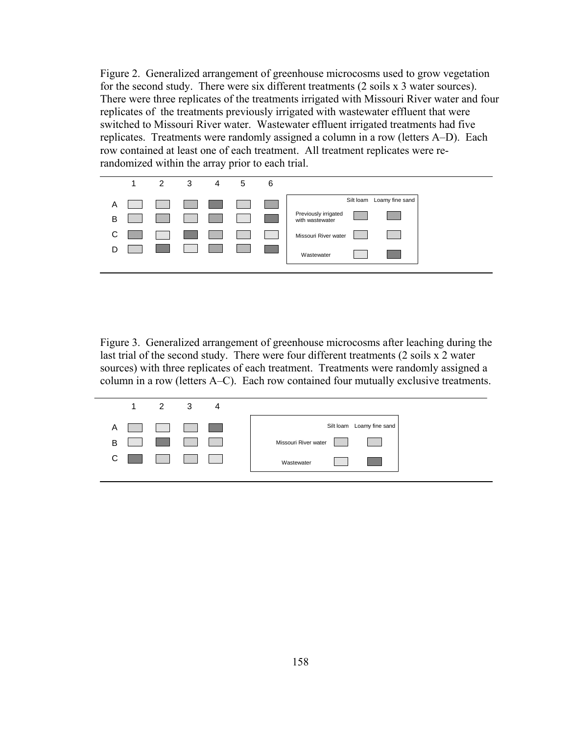Figure 2. Generalized arrangement of greenhouse microcosms used to grow vegetation for the second study. There were six different treatments (2 soils x 3 water sources). There were three replicates of the treatments irrigated with Missouri River water and four replicates of the treatments previously irrigated with wastewater effluent that were switched to Missouri River water. Wastewater effluent irrigated treatments had five replicates. Treatments were randomly assigned a column in a row (letters A–D). Each row contained at least one of each treatment. All treatment replicates were re-randomized within the array prior to each trial.

|   | 1 | 2 | 3 | 4 | 5 | 6 |
|---|---|---|---|---|---|---|
| A | | | | | | |
| B | | | | | | |
| C | | | | | | |
| D | | | | | | |

|   | Silt loam | Loamy fine sand |
|---|---|---|
| Previously irrigated with wastewater | | |
| Missouri River water | | |
| Wastewater | | |

Figure 3. Generalized arrangement of greenhouse microcosms after leaching during the last trial of the second study. There were four different treatments (2 soils x 2 water sources) with three replicates of each treatment. Treatments were randomly assigned a column in a row (letters A–C). Each row contained four mutually exclusive treatments.

|   | 1 | 2 | 3 | 4 |
|---|---|---|---|---|
| A | | | | |
| B | | | | |
| C | | | | |

|   | Silt loam | Loamy fine sand |
|---|---|---|
| Missouri River water | | |
| Wastewater | | |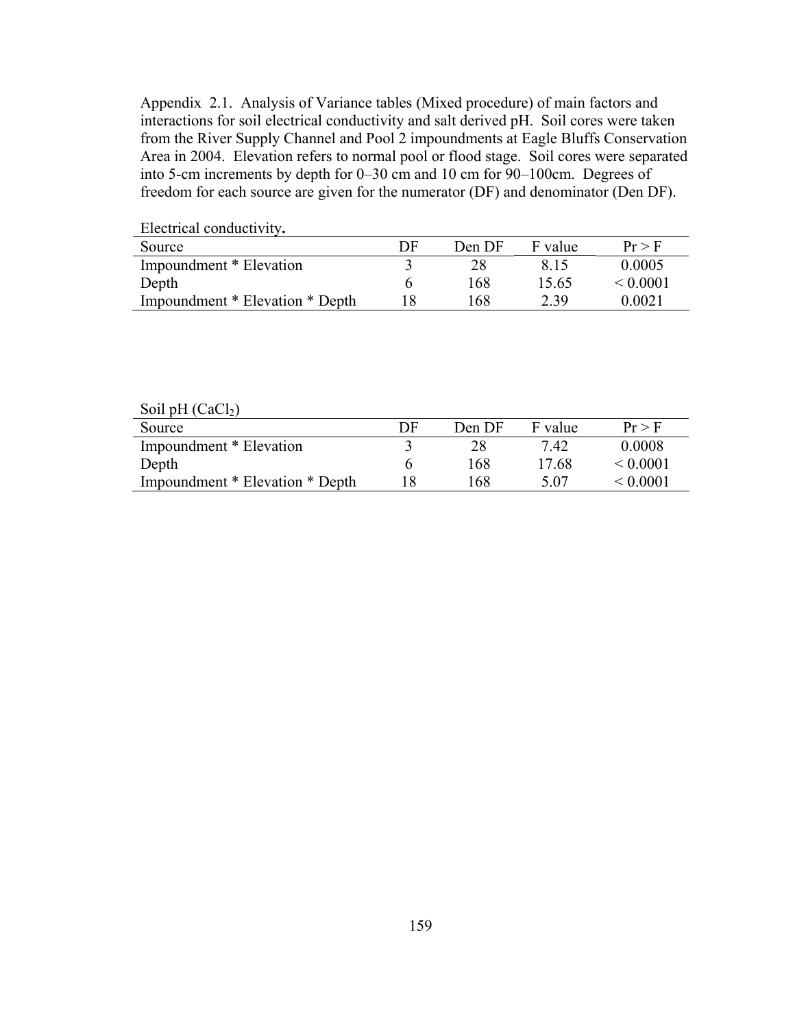Appendix 2.1. Analysis of Variance tables (Mixed procedure) of main factors and interactions for soil electrical conductivity and salt derived pH. Soil cores were taken from the River Supply Channel and Pool 2 impoundments at Eagle Bluffs Conservation Area in 2004. Elevation refers to normal pool or flood stage. Soil cores were separated into 5-cm increments by depth for 0–30 cm and 10 cm for 90–100cm. Degrees of freedom for each source are given for the numerator (DF) and denominator (Den DF).

Electrical conductivity**.**

| Source | DF | Den DF | F value | Pr > F |
|---|---|---|---|---|
| Impoundment * Elevation | 3 | 28 | 8.15 | 0.0005 |
| Depth | 6 | 168 | 15.65 | < 0.0001 |
| Impoundment * Elevation * Depth | 18 | 168 | 2.39 | 0.0021 |

Soil pH ($CaCl_2$)

| Source | DF | Den DF | F value | Pr > F |
|---|---|---|---|---|
| Impoundment * Elevation | 3 | 28 | 7.42 | 0.0008 |
| Depth | 6 | 168 | 17.68 | < 0.0001 |
| Impoundment * Elevation * Depth | 18 | 168 | 5.07 | < 0.0001 |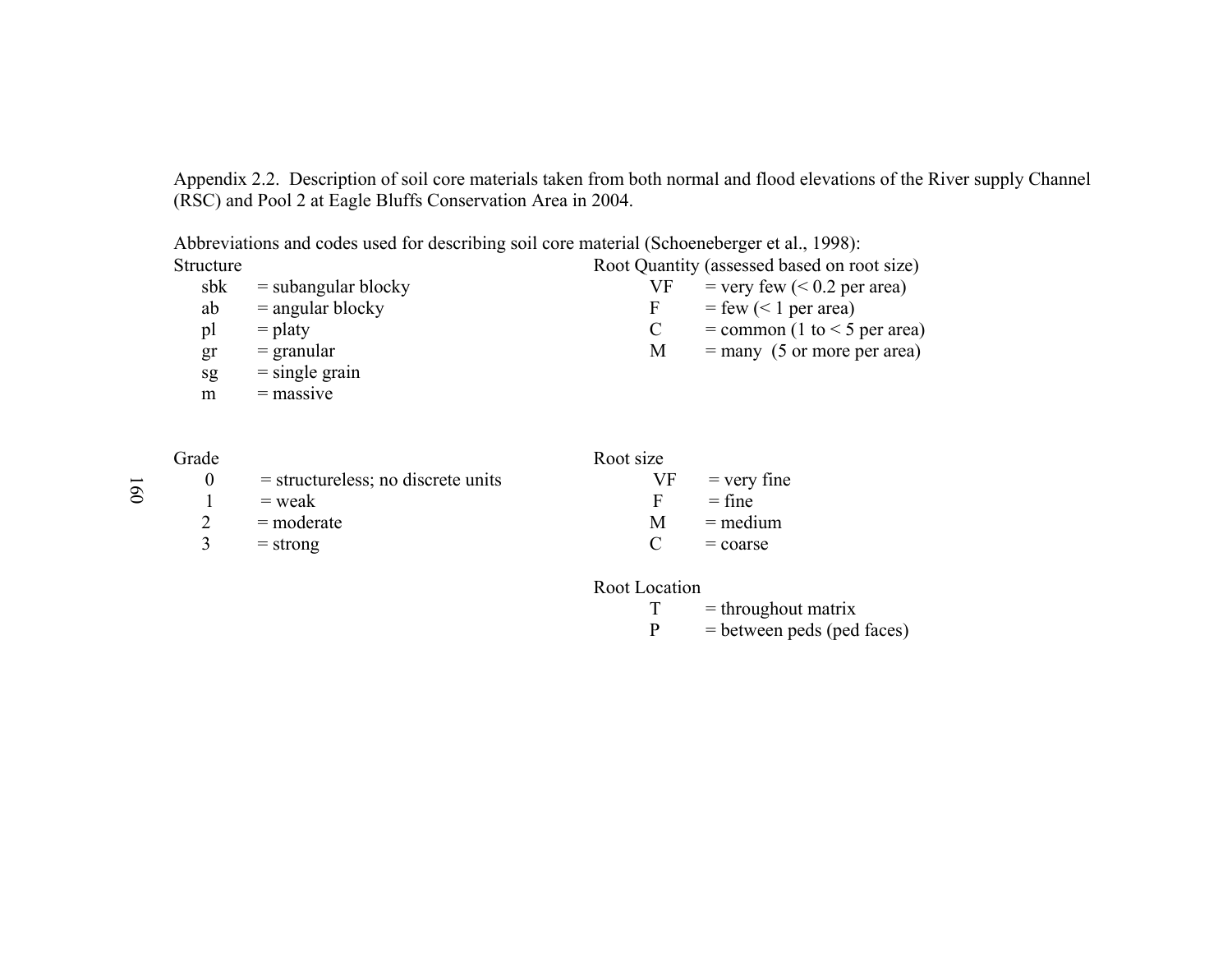Appendix 2.2. Description of soil core materials taken from both normal and flood elevations of the River supply Channel (RSC) and Pool 2 at Eagle Bluffs Conservation Area in 2004.

Abbreviations and codes used for describing soil core material (Schoeneberger et al., 1998):

Structure

- sbk = subangular blocky
- ab = angular blocky
- pl = platy
- gr = granular
- sg = single grain
- m = massive

Grade

- 0 = structureless; no discrete units
- 1 = weak
- 2 = moderate
- 3 = strong

Root Quantity (assessed based on root size)

- VF = very few (< 0.2 per area)
- F = few (< 1 per area)
- C = common (1 to < 5 per area)
- M = many (5 or more per area)

Root size

- VF = very fine
- F = fine
- M = medium
- C = coarse

Root Location

- T = throughout matrix
- P = between peds (ped faces)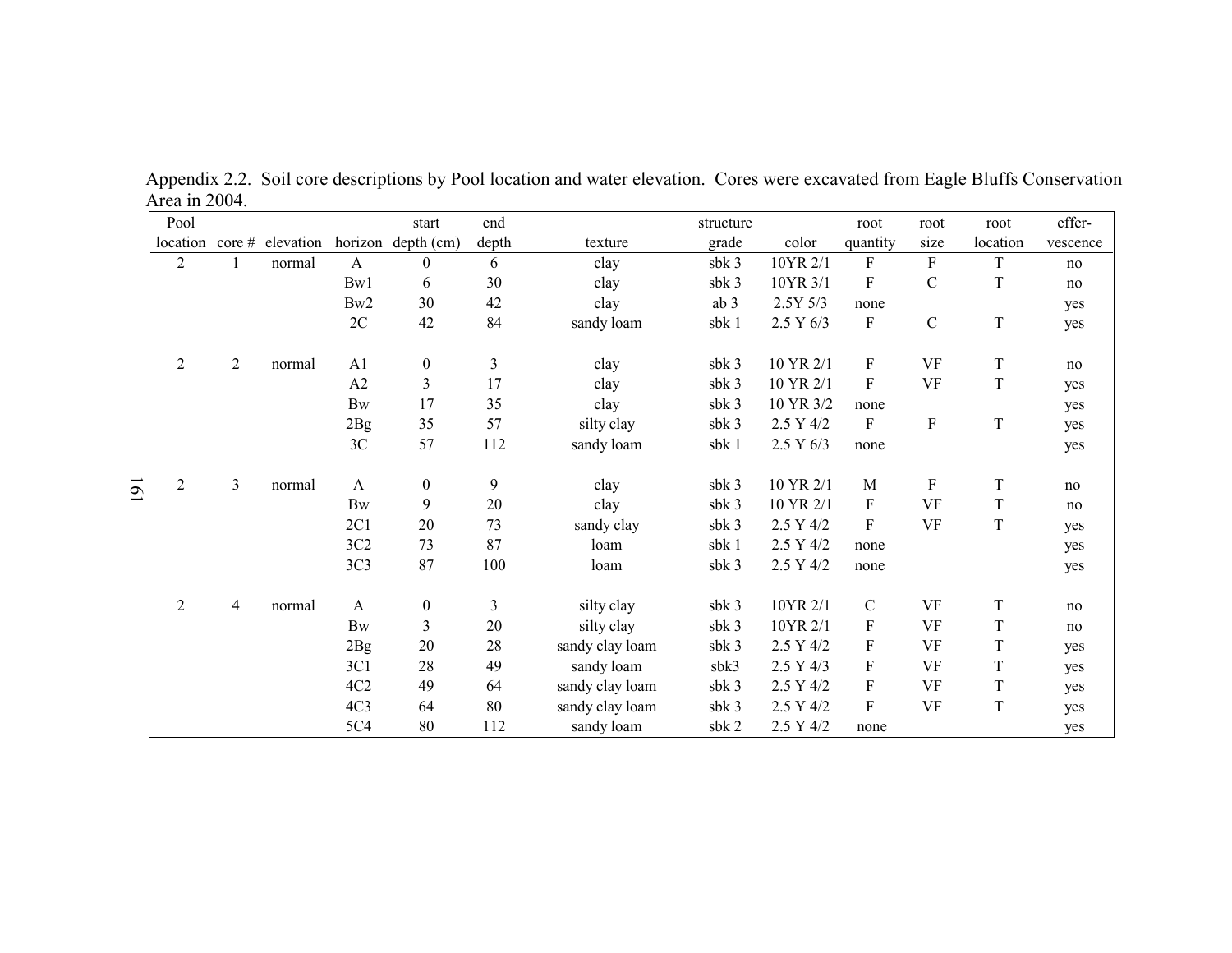Appendix 2.2. Soil core descriptions by Pool location and water elevation. Cores were excavated from Eagle Bluffs Conservation Area in 2004.

| Pool location | core # | elevation | horizon | start depth (cm) | end depth | texture | structure grade | color | root quantity | root size | root location | effer-vescence |
|---|---|---|---|---|---|---|---|---|---|---|---|---|
| 2 | 1 | normal | A | 0 | 6 | clay | sbk 3 | 10YR 2/1 | F | F | T | no |
| | | | Bw1 | 6 | 30 | clay | sbk 3 | 10YR 3/1 | F | C | T | no |
| | | | Bw2 | 30 | 42 | clay | ab 3 | 2.5Y 5/3 | none | | | yes |
| | | | 2C | 42 | 84 | sandy loam | sbk 1 | 2.5 Y 6/3 | F | C | T | yes |
| | | | | | | | | | | | | |
| 2 | 2 | normal | A1 | 0 | 3 | clay | sbk 3 | 10 YR 2/1 | F | VF | T | no |
| | | | A2 | 3 | 17 | clay | sbk 3 | 10 YR 2/1 | F | VF | T | yes |
| | | | Bw | 17 | 35 | clay | sbk 3 | 10 YR 3/2 | none | | | yes |
| | | | 2Bg | 35 | 57 | silty clay | sbk 3 | 2.5 Y 4/2 | F | F | T | yes |
| | | | 3C | 57 | 112 | sandy loam | sbk 1 | 2.5 Y 6/3 | none | | | yes |
| | | | | | | | | | | | | |
| 2 | 3 | normal | A | 0 | 9 | clay | sbk 3 | 10 YR 2/1 | M | F | T | no |
| | | | Bw | 9 | 20 | clay | sbk 3 | 10 YR 2/1 | F | VF | T | no |
| | | | 2C1 | 20 | 73 | sandy clay | sbk 3 | 2.5 Y 4/2 | F | VF | T | yes |
| | | | 3C2 | 73 | 87 | loam | sbk 1 | 2.5 Y 4/2 | none | | | yes |
| | | | 3C3 | 87 | 100 | loam | sbk 3 | 2.5 Y 4/2 | none | | | yes |
| | | | | | | | | | | | | |
| 2 | 4 | normal | A | 0 | 3 | silty clay | sbk 3 | 10YR 2/1 | C | VF | T | no |
| | | | Bw | 3 | 20 | silty clay | sbk 3 | 10YR 2/1 | F | VF | T | no |
| | | | 2Bg | 20 | 28 | sandy clay loam | sbk 3 | 2.5 Y 4/2 | F | VF | T | yes |
| | | | 3C1 | 28 | 49 | sandy loam | sbk3 | 2.5 Y 4/3 | F | VF | T | yes |
| | | | 4C2 | 49 | 64 | sandy clay loam | sbk 3 | 2.5 Y 4/2 | F | VF | T | yes |
| | | | 4C3 | 64 | 80 | sandy clay loam | sbk 3 | 2.5 Y 4/2 | F | VF | T | yes |
| | | | 5C4 | 80 | 112 | sandy loam | sbk 2 | 2.5 Y 4/2 | none | | | yes |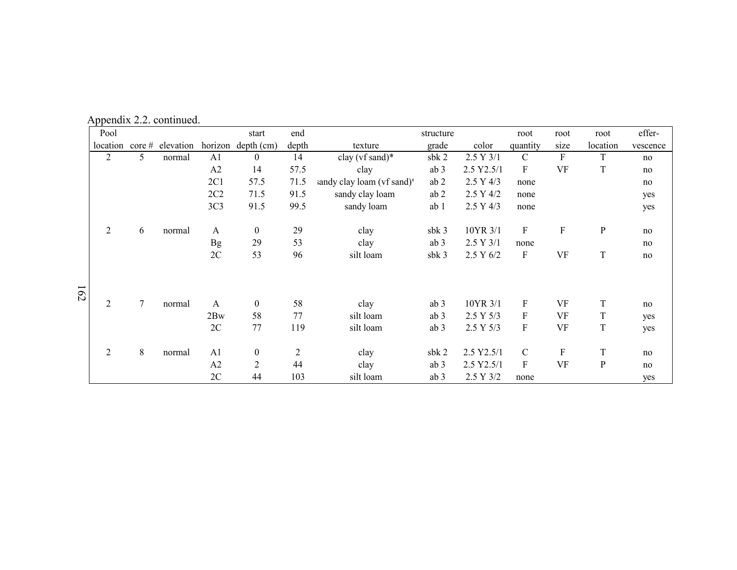Appendix 2.2. continued.

| Pool location | core # | elevation | horizon | start depth (cm) | end depth | texture | structure grade | color | root quantity | root size | root location | effer-vescence |
|---|---|---|---|---|---|---|---|---|---|---|---|---|
| 2 | 5 | normal | A1 | 0 | 14 | clay (vf sand)* | sbk 2 | 2.5 Y 3/1 | C | F | T | no |
| | | | A2 | 14 | 57.5 | clay | ab 3 | 2.5 Y2.5/1 | F | VF | T | no |
| | | | 2C1 | 57.5 | 71.5 | sandy clay loam (vf sand)* | ab 2 | 2.5 Y 4/3 | none | | | no |
| | | | 2C2 | 71.5 | 91.5 | sandy clay loam | ab 2 | 2.5 Y 4/2 | none | | | yes |
| | | | 3C3 | 91.5 | 99.5 | sandy loam | ab 1 | 2.5 Y 4/3 | none | | | yes |
| 2 | 6 | normal | A | 0 | 29 | clay | sbk 3 | 10YR 3/1 | F | F | P | no |
| | | | Bg | 29 | 53 | clay | ab 3 | 2.5 Y 3/1 | none | | | no |
| | | | 2C | 53 | 96 | silt loam | sbk 3 | 2.5 Y 6/2 | F | VF | T | no |
| 2 | 7 | normal | A | 0 | 58 | clay | ab 3 | 10YR 3/1 | F | VF | T | no |
| | | | 2Bw | 58 | 77 | silt loam | ab 3 | 2.5 Y 5/3 | F | VF | T | yes |
| | | | 2C | 77 | 119 | silt loam | ab 3 | 2.5 Y 5/3 | F | VF | T | yes |
| 2 | 8 | normal | A1 | 0 | 2 | clay | sbk 2 | 2.5 Y2.5/1 | C | F | T | no |
| | | | A2 | 2 | 44 | clay | ab 3 | 2.5 Y2.5/1 | F | VF | P | no |
| | | | 2C | 44 | 103 | silt loam | ab 3 | 2.5 Y 3/2 | none | | | yes |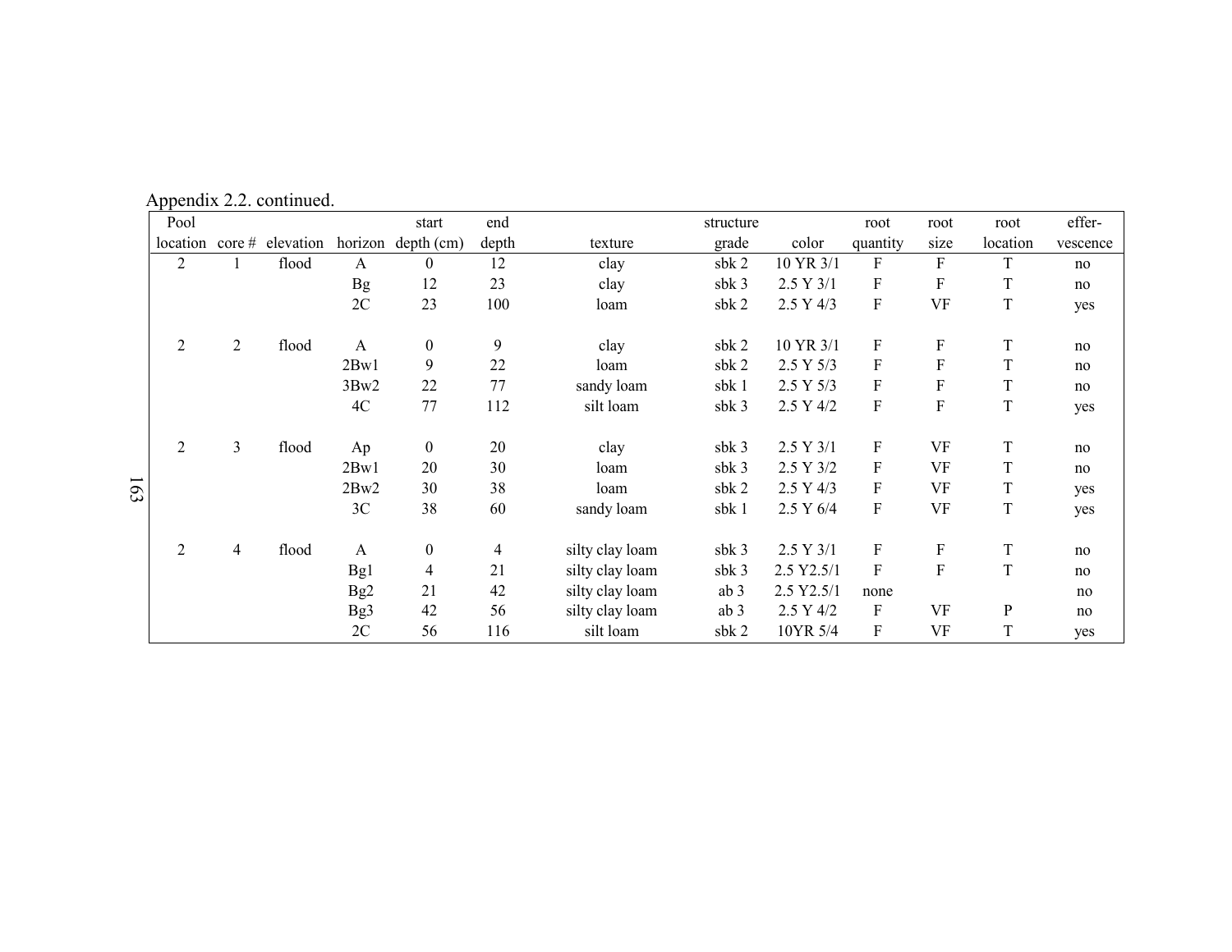Appendix 2.2. continued.

| Pool location | core # | elevation | horizon | start depth (cm) | end depth | texture | structure grade | color | root quantity | root size | root location | effer-vescence |
|---|---|---|---|---|---|---|---|---|---|---|---|---|
| 2 | 1 | flood | A | 0 | 12 | clay | sbk 2 | 10 YR 3/1 | F | F | T | no |
| | | | Bg | 12 | 23 | clay | sbk 3 | 2.5 Y 3/1 | F | F | T | no |
| | | | 2C | 23 | 100 | loam | sbk 2 | 2.5 Y 4/3 | F | VF | T | yes |
| 2 | 2 | flood | A | 0 | 9 | clay | sbk 2 | 10 YR 3/1 | F | F | T | no |
| | | | 2Bw1 | 9 | 22 | loam | sbk 2 | 2.5 Y 5/3 | F | F | T | no |
| | | | 3Bw2 | 22 | 77 | sandy loam | sbk 1 | 2.5 Y 5/3 | F | F | T | no |
| | | | 4C | 77 | 112 | silt loam | sbk 3 | 2.5 Y 4/2 | F | F | T | yes |
| 2 | 3 | flood | Ap | 0 | 20 | clay | sbk 3 | 2.5 Y 3/1 | F | VF | T | no |
| | | | 2Bw1 | 20 | 30 | loam | sbk 3 | 2.5 Y 3/2 | F | VF | T | no |
| | | | 2Bw2 | 30 | 38 | loam | sbk 2 | 2.5 Y 4/3 | F | VF | T | yes |
| | | | 3C | 38 | 60 | sandy loam | sbk 1 | 2.5 Y 6/4 | F | VF | T | yes |
| 2 | 4 | flood | A | 0 | 4 | silty clay loam | sbk 3 | 2.5 Y 3/1 | F | F | T | no |
| | | | Bg1 | 4 | 21 | silty clay loam | sbk 3 | 2.5 Y2.5/1 | F | F | T | no |
| | | | Bg2 | 21 | 42 | silty clay loam | ab 3 | 2.5 Y2.5/1 | none | | | no |
| | | | Bg3 | 42 | 56 | silty clay loam | ab 3 | 2.5 Y 4/2 | F | VF | P | no |
| | | | 2C | 56 | 116 | silt loam | sbk 2 | 10YR 5/4 | F | VF | T | yes |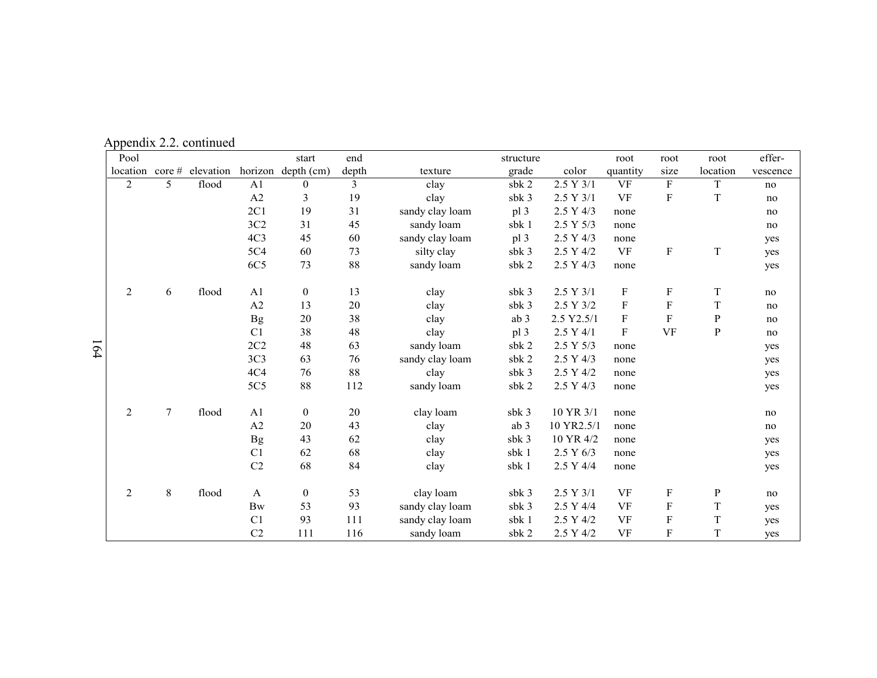Appendix 2.2. continued

| Pool location | core # | elevation | horizon | start depth (cm) | end depth | texture | structure grade | color | root quantity | root size | root location | effer-vescence |
|---|---|---|---|---|---|---|---|---|---|---|---|---|
| 2 | 5 | flood | A1 | 0 | 3 | clay | sbk 2 | 2.5 Y 3/1 | VF | F | T | no |
| | | | A2 | 3 | 19 | clay | sbk 3 | 2.5 Y 3/1 | VF | F | T | no |
| | | | 2C1 | 19 | 31 | sandy clay loam | pl 3 | 2.5 Y 4/3 | none | | | no |
| | | | 3C2 | 31 | 45 | sandy loam | sbk 1 | 2.5 Y 5/3 | none | | | no |
| | | | 4C3 | 45 | 60 | sandy clay loam | pl 3 | 2.5 Y 4/3 | none | | | yes |
| | | | 5C4 | 60 | 73 | silty clay | sbk 3 | 2.5 Y 4/2 | VF | F | T | yes |
| | | | 6C5 | 73 | 88 | sandy loam | sbk 2 | 2.5 Y 4/3 | none | | | yes |
| 2 | 6 | flood | A1 | 0 | 13 | clay | sbk 3 | 2.5 Y 3/1 | F | F | T | no |
| | | | A2 | 13 | 20 | clay | sbk 3 | 2.5 Y 3/2 | F | F | T | no |
| | | | Bg | 20 | 38 | clay | ab 3 | 2.5 Y2.5/1 | F | F | P | no |
| | | | C1 | 38 | 48 | clay | pl 3 | 2.5 Y 4/1 | F | VF | P | no |
| | | | 2C2 | 48 | 63 | sandy loam | sbk 2 | 2.5 Y 5/3 | none | | | yes |
| | | | 3C3 | 63 | 76 | sandy clay loam | sbk 2 | 2.5 Y 4/3 | none | | | yes |
| | | | 4C4 | 76 | 88 | clay | sbk 3 | 2.5 Y 4/2 | none | | | yes |
| | | | 5C5 | 88 | 112 | sandy loam | sbk 2 | 2.5 Y 4/3 | none | | | yes |
| 2 | 7 | flood | A1 | 0 | 20 | clay loam | sbk 3 | 10 YR 3/1 | none | | | no |
| | | | A2 | 20 | 43 | clay | ab 3 | 10 YR2.5/1 | none | | | no |
| | | | Bg | 43 | 62 | clay | sbk 3 | 10 YR 4/2 | none | | | yes |
| | | | C1 | 62 | 68 | clay | sbk 1 | 2.5 Y 6/3 | none | | | yes |
| | | | C2 | 68 | 84 | clay | sbk 1 | 2.5 Y 4/4 | none | | | yes |
| 2 | 8 | flood | A | 0 | 53 | clay loam | sbk 3 | 2.5 Y 3/1 | VF | F | P | no |
| | | | Bw | 53 | 93 | sandy clay loam | sbk 3 | 2.5 Y 4/4 | VF | F | T | yes |
| | | | C1 | 93 | 111 | sandy clay loam | sbk 1 | 2.5 Y 4/2 | VF | F | T | yes |
| | | | C2 | 111 | 116 | sandy loam | sbk 2 | 2.5 Y 4/2 | VF | F | T | yes |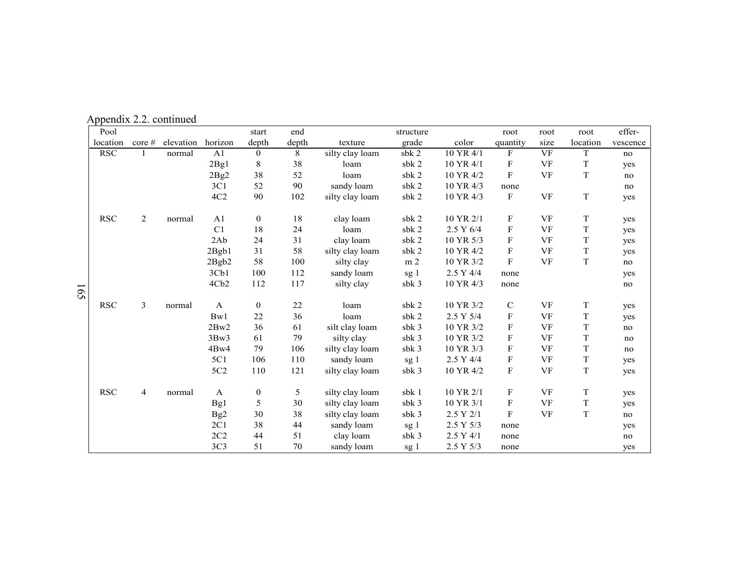Appendix 2.2. continued

| Pool location | core # | elevation | horizon | start depth | end depth | texture | structure grade | color | root quantity | root size | root location | effer-vescence |
|---|---|---|---|---|---|---|---|---|---|---|---|---|
| RSC | 1 | normal | A1 | 0 | 8 | silty clay loam | sbk 2 | 10 YR 4/1 | F | VF | T | no |
| | | | 2Bg1 | 8 | 38 | loam | sbk 2 | 10 YR 4/1 | F | VF | T | yes |
| | | | 2Bg2 | 38 | 52 | loam | sbk 2 | 10 YR 4/2 | F | VF | T | no |
| | | | 3C1 | 52 | 90 | sandy loam | sbk 2 | 10 YR 4/3 | none | | | no |
| | | | 4C2 | 90 | 102 | silty clay loam | sbk 2 | 10 YR 4/3 | F | VF | T | yes |
| RSC | 2 | normal | A1 | 0 | 18 | clay loam | sbk 2 | 10 YR 2/1 | F | VF | T | yes |
| | | | C1 | 18 | 24 | loam | sbk 2 | 2.5 Y 6/4 | F | VF | T | yes |
| | | | 2Ab | 24 | 31 | clay loam | sbk 2 | 10 YR 5/3 | F | VF | T | yes |
| | | | 2Bgb1 | 31 | 58 | silty clay loam | sbk 2 | 10 YR 4/2 | F | VF | T | yes |
| | | | 2Bgb2 | 58 | 100 | silty clay | m 2 | 10 YR 3/2 | F | VF | T | no |
| | | | 3Cb1 | 100 | 112 | sandy loam | sg 1 | 2.5 Y 4/4 | none | | | yes |
| | | | 4Cb2 | 112 | 117 | silty clay | sbk 3 | 10 YR 4/3 | none | | | no |
| RSC | 3 | normal | A | 0 | 22 | loam | sbk 2 | 10 YR 3/2 | C | VF | T | yes |
| | | | Bw1 | 22 | 36 | loam | sbk 2 | 2.5 Y 5/4 | F | VF | T | yes |
| | | | 2Bw2 | 36 | 61 | silt clay loam | sbk 3 | 10 YR 3/2 | F | VF | T | no |
| | | | 3Bw3 | 61 | 79 | silty clay | sbk 3 | 10 YR 3/2 | F | VF | T | no |
| | | | 4Bw4 | 79 | 106 | silty clay loam | sbk 3 | 10 YR 3/3 | F | VF | T | no |
| | | | 5C1 | 106 | 110 | sandy loam | sg 1 | 2.5 Y 4/4 | F | VF | T | yes |
| | | | 5C2 | 110 | 121 | silty clay loam | sbk 3 | 10 YR 4/2 | F | VF | T | yes |
| RSC | 4 | normal | A | 0 | 5 | silty clay loam | sbk 1 | 10 YR 2/1 | F | VF | T | yes |
| | | | Bg1 | 5 | 30 | silty clay loam | sbk 3 | 10 YR 3/1 | F | VF | T | yes |
| | | | Bg2 | 30 | 38 | silty clay loam | sbk 3 | 2.5 Y 2/1 | F | VF | T | no |
| | | | 2C1 | 38 | 44 | sandy loam | sg 1 | 2.5 Y 5/3 | none | | | yes |
| | | | 2C2 | 44 | 51 | clay loam | sbk 3 | 2.5 Y 4/1 | none | | | no |
| | | | 3C3 | 51 | 70 | sandy loam | sg 1 | 2.5 Y 5/3 | none | | | yes |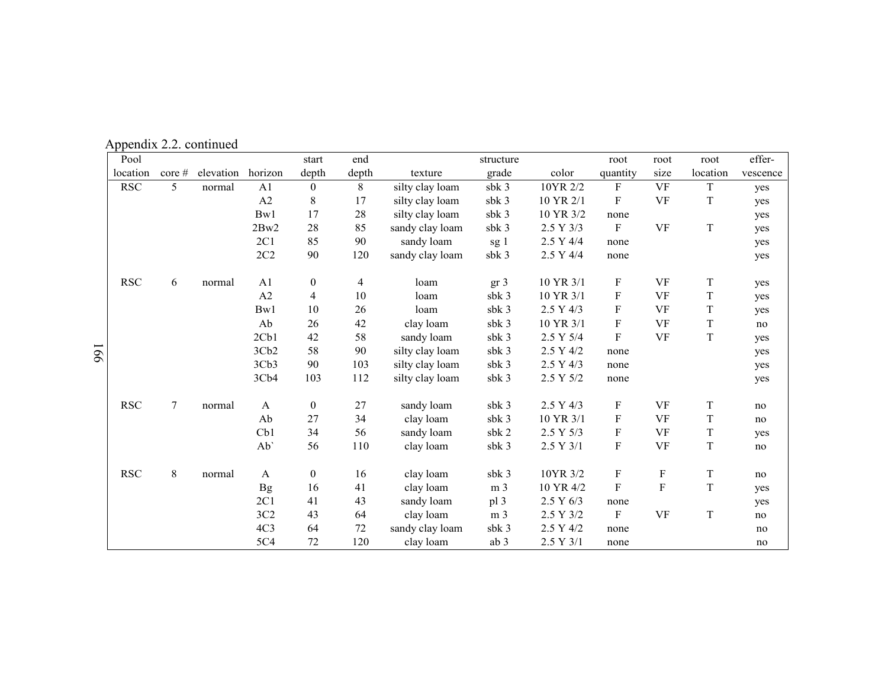Appendix 2.2. continued

| Pool location | core # | elevation | horizon | start depth | end depth | texture | structure grade | color | root quantity | root size | root location | effer-vescence |
|---|---|---|---|---|---|---|---|---|---|---|---|---|
| RSC | 5 | normal | A1 | 0 | 8 | silty clay loam | sbk 3 | 10YR 2/2 | F | VF | T | yes |
| | | | A2 | 8 | 17 | silty clay loam | sbk 3 | 10 YR 2/1 | F | VF | T | yes |
| | | | Bw1 | 17 | 28 | silty clay loam | sbk 3 | 10 YR 3/2 | none | | | yes |
| | | | 2Bw2 | 28 | 85 | sandy clay loam | sbk 3 | 2.5 Y 3/3 | F | VF | T | yes |
| | | | 2C1 | 85 | 90 | sandy loam | sg 1 | 2.5 Y 4/4 | none | | | yes |
| | | | 2C2 | 90 | 120 | sandy clay loam | sbk 3 | 2.5 Y 4/4 | none | | | yes |
| | | | | | | | | | | | | |
| RSC | 6 | normal | A1 | 0 | 4 | loam | gr 3 | 10 YR 3/1 | F | VF | T | yes |
| | | | A2 | 4 | 10 | loam | sbk 3 | 10 YR 3/1 | F | VF | T | yes |
| | | | Bw1 | 10 | 26 | loam | sbk 3 | 2.5 Y 4/3 | F | VF | T | yes |
| | | | Ab | 26 | 42 | clay loam | sbk 3 | 10 YR 3/1 | F | VF | T | no |
| | | | 2Cb1 | 42 | 58 | sandy loam | sbk 3 | 2.5 Y 5/4 | F | VF | T | yes |
| | | | 3Cb2 | 58 | 90 | silty clay loam | sbk 3 | 2.5 Y 4/2 | none | | | yes |
| | | | 3Cb3 | 90 | 103 | silty clay loam | sbk 3 | 2.5 Y 4/3 | none | | | yes |
| | | | 3Cb4 | 103 | 112 | silty clay loam | sbk 3 | 2.5 Y 5/2 | none | | | yes |
| | | | | | | | | | | | | |
| RSC | 7 | normal | A | 0 | 27 | sandy loam | sbk 3 | 2.5 Y 4/3 | F | VF | T | no |
| | | | Ab | 27 | 34 | clay loam | sbk 3 | 10 YR 3/1 | F | VF | T | no |
| | | | Cb1 | 34 | 56 | sandy loam | sbk 2 | 2.5 Y 5/3 | F | VF | T | yes |
| | | | Ab` | 56 | 110 | clay loam | sbk 3 | 2.5 Y 3/1 | F | VF | T | no |
| | | | | | | | | | | | | |
| RSC | 8 | normal | A | 0 | 16 | clay loam | sbk 3 | 10YR 3/2 | F | F | T | no |
| | | | Bg | 16 | 41 | clay loam | m 3 | 10 YR 4/2 | F | F | T | yes |
| | | | 2C1 | 41 | 43 | sandy loam | pl 3 | 2.5 Y 6/3 | none | | | yes |
| | | | 3C2 | 43 | 64 | clay loam | m 3 | 2.5 Y 3/2 | F | VF | T | no |
| | | | 4C3 | 64 | 72 | sandy clay loam | sbk 3 | 2.5 Y 4/2 | none | | | no |
| | | | 5C4 | 72 | 120 | clay loam | ab 3 | 2.5 Y 3/1 | none | | | no |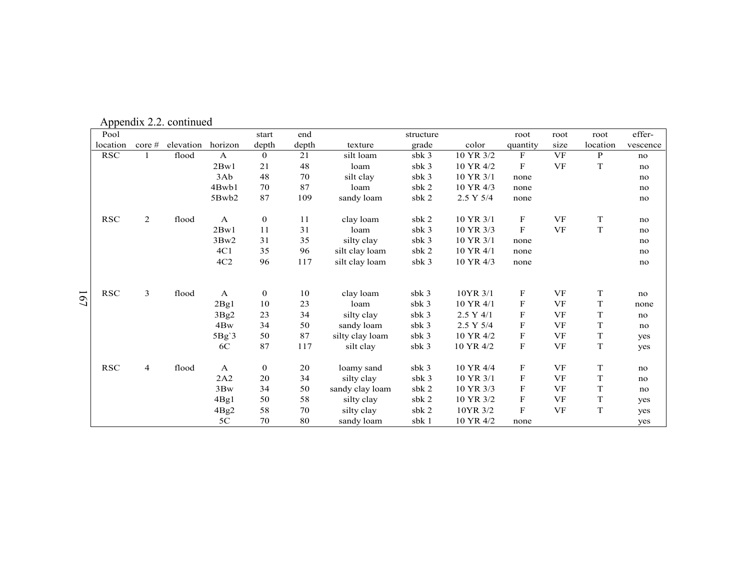Appendix 2.2. continued

| Pool location | core # | elevation | horizon | start depth | end depth | texture | structure grade | color | root quantity | root size | root location | effer-vescence |
|---|---|---|---|---|---|---|---|---|---|---|---|---|
| RSC | 1 | flood | A | 0 | 21 | silt loam | sbk 3 | 10YR 3/2 | F | VF | P | no |
| | | | 2Bw1 | 21 | 48 | loam | sbk 3 | 10 YR 4/2 | F | VF | T | no |
| | | | 3Ab | 48 | 70 | silt clay | sbk 3 | 10 YR 3/1 | none | | | no |
| | | | 4Bwb1 | 70 | 87 | loam | sbk 2 | 10 YR 4/3 | none | | | no |
| | | | 5Bwb2 | 87 | 109 | sandy loam | sbk 2 | 2.5 Y 5/4 | none | | | no |
| RSC | 2 | flood | A | 0 | 11 | clay loam | sbk 2 | 10 YR 3/1 | F | VF | T | no |
| | | | 2Bw1 | 11 | 31 | loam | sbk 3 | 10 YR 3/3 | F | VF | T | no |
| | | | 3Bw2 | 31 | 35 | silty clay | sbk 3 | 10 YR 3/1 | none | | | no |
| | | | 4C1 | 35 | 96 | silt clay loam | sbk 2 | 10 YR 4/1 | none | | | no |
| | | | 4C2 | 96 | 117 | silt clay loam | sbk 3 | 10 YR 4/3 | none | | | no |
| RSC | 3 | flood | A | 0 | 10 | clay loam | sbk 3 | 10YR 3/1 | F | VF | T | no |
| | | | 2Bg1 | 10 | 23 | loam | sbk 3 | 10 YR 4/1 | F | VF | T | none |
| | | | 3Bg2 | 23 | 34 | silty clay | sbk 3 | 2.5 Y 4/1 | F | VF | T | no |
| | | | 4Bw | 34 | 50 | sandy loam | sbk 3 | 2.5 Y 5/4 | F | VF | T | no |
| | | | 5Bg`3 | 50 | 87 | silty clay loam | sbk 3 | 10 YR 4/2 | F | VF | T | yes |
| | | | 6C | 87 | 117 | silt clay | sbk 3 | 10 YR 4/2 | F | VF | T | yes |
| RSC | 4 | flood | A | 0 | 20 | loamy sand | sbk 3 | 10 YR 4/4 | F | VF | T | no |
| | | | 2A2 | 20 | 34 | silty clay | sbk 3 | 10 YR 3/1 | F | VF | T | no |
| | | | 3Bw | 34 | 50 | sandy clay loam | sbk 2 | 10 YR 3/3 | F | VF | T | no |
| | | | 4Bg1 | 50 | 58 | silty clay | sbk 2 | 10 YR 3/2 | F | VF | T | yes |
| | | | 4Bg2 | 58 | 70 | silty clay | sbk 2 | 10YR 3/2 | F | VF | T | yes |
| | | | 5C | 70 | 80 | sandy loam | sbk 1 | 10 YR 4/2 | none | | | yes |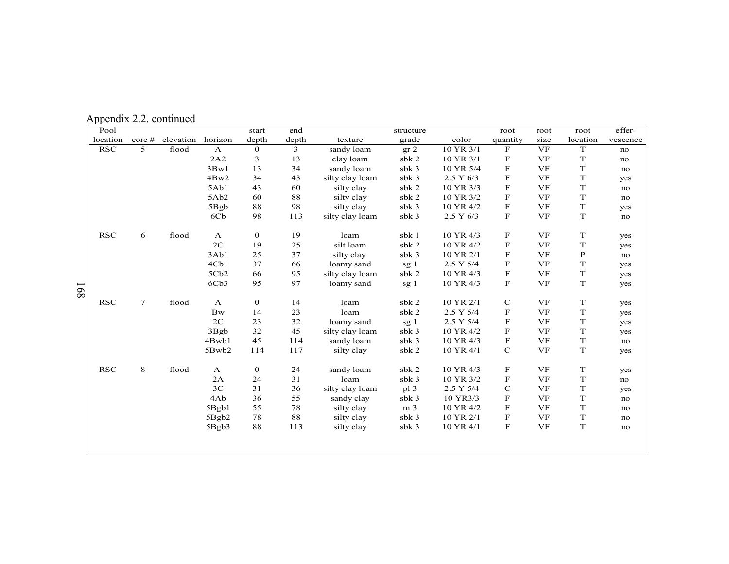Appendix 2.2. continued

| Pool location | core # | elevation | horizon | start depth | end depth | texture | structure grade | color | root quantity | root size | root location | effer-vescence |
|---|---|---|---|---|---|---|---|---|---|---|---|---|
| RSC | 5 | flood | A | 0 | 3 | sandy loam | gr 2 | 10 YR 3/1 | F | VF | T | no |
| | | | 2A2 | 3 | 13 | clay loam | sbk 2 | 10 YR 3/1 | F | VF | T | no |
| | | | 3Bw1 | 13 | 34 | sandy loam | sbk 3 | 10 YR 5/4 | F | VF | T | no |
| | | | 4Bw2 | 34 | 43 | silty clay loam | sbk 3 | 2.5 Y 6/3 | F | VF | T | yes |
| | | | 5Ab1 | 43 | 60 | silty clay | sbk 2 | 10 YR 3/3 | F | VF | T | no |
| | | | 5Ab2 | 60 | 88 | silty clay | sbk 2 | 10 YR 3/2 | F | VF | T | no |
| | | | 5Bgb | 88 | 98 | silty clay | sbk 3 | 10 YR 4/2 | F | VF | T | yes |
| | | | 6Cb | 98 | 113 | silty clay loam | sbk 3 | 2.5 Y 6/3 | F | VF | T | no |
| RSC | 6 | flood | A | 0 | 19 | loam | sbk 1 | 10 YR 4/3 | F | VF | T | yes |
| | | | 2C | 19 | 25 | silt loam | sbk 2 | 10 YR 4/2 | F | VF | T | yes |
| | | | 3Ab1 | 25 | 37 | silty clay | sbk 3 | 10 YR 2/1 | F | VF | P | no |
| | | | 4Cb1 | 37 | 66 | loamy sand | sg 1 | 2.5 Y 5/4 | F | VF | T | yes |
| | | | 5Cb2 | 66 | 95 | silty clay loam | sbk 2 | 10 YR 4/3 | F | VF | T | yes |
| | | | 6Cb3 | 95 | 97 | loamy sand | sg 1 | 10 YR 4/3 | F | VF | T | yes |
| RSC | 7 | flood | A | 0 | 14 | loam | sbk 2 | 10 YR 2/1 | C | VF | T | yes |
| | | | Bw | 14 | 23 | loam | sbk 2 | 2.5 Y 5/4 | F | VF | T | yes |
| | | | 2C | 23 | 32 | loamy sand | sg 1 | 2.5 Y 5/4 | F | VF | T | yes |
| | | | 3Bgb | 32 | 45 | silty clay loam | sbk 3 | 10 YR 4/2 | F | VF | T | yes |
| | | | 4Bwb1 | 45 | 114 | sandy loam | sbk 3 | 10 YR 4/3 | F | VF | T | no |
| | | | 5Bwb2 | 114 | 117 | silty clay | sbk 2 | 10 YR 4/1 | C | VF | T | yes |
| RSC | 8 | flood | A | 0 | 24 | sandy loam | sbk 2 | 10 YR 4/3 | F | VF | T | yes |
| | | | 2A | 24 | 31 | loam | sbk 3 | 10 YR 3/2 | F | VF | T | no |
| | | | 3C | 31 | 36 | silty clay loam | pl 3 | 2.5 Y 5/4 | C | VF | T | yes |
| | | | 4Ab | 36 | 55 | sandy clay | sbk 3 | 10 YR3/3 | F | VF | T | no |
| | | | 5Bgb1 | 55 | 78 | silty clay | m 3 | 10 YR 4/2 | F | VF | T | no |
| | | | 5Bgb2 | 78 | 88 | silty clay | sbk 3 | 10 YR 2/1 | F | VF | T | no |
| | | | 5Bgb3 | 88 | 113 | silty clay | sbk 3 | 10 YR 4/1 | F | VF | T | no |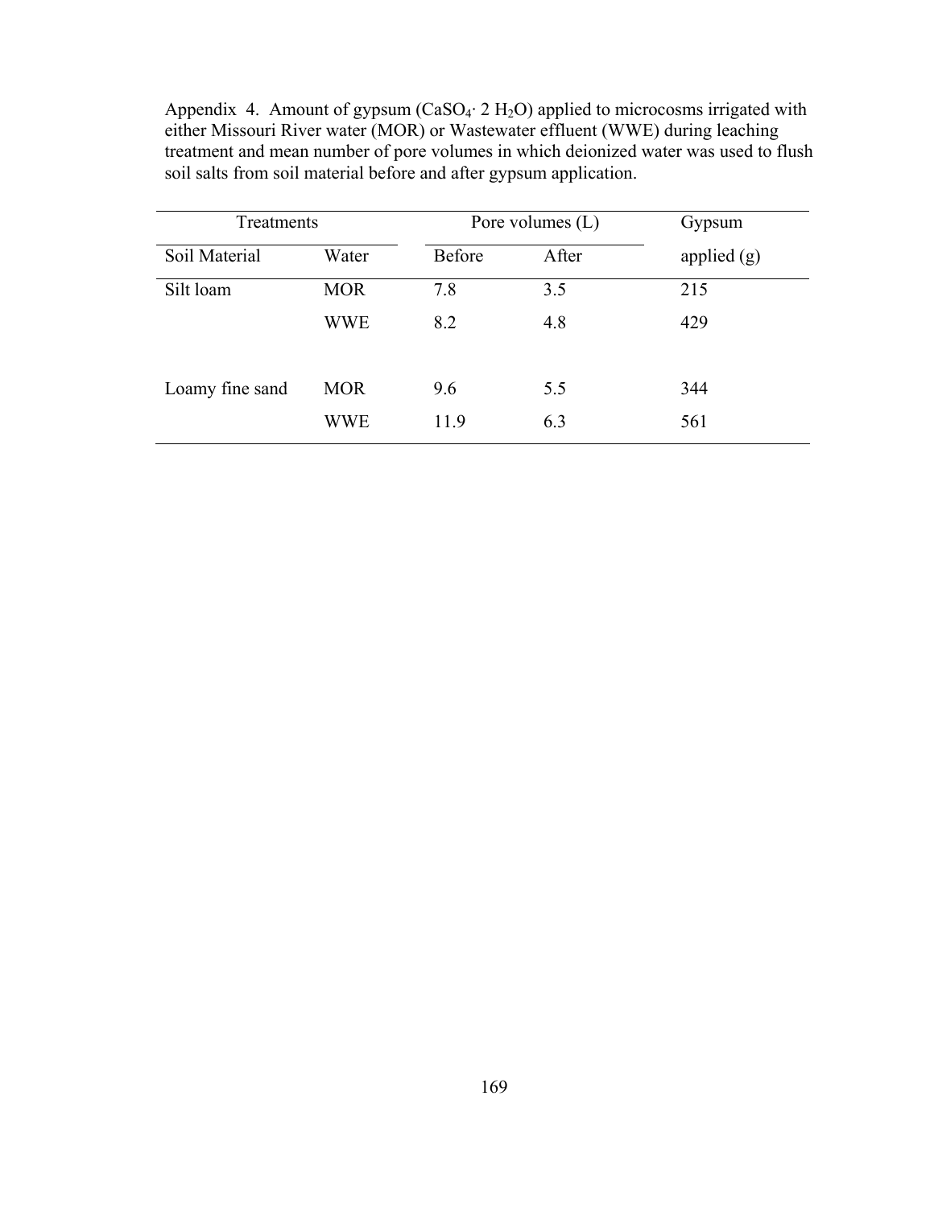Appendix 4. Amount of gypsum ($CaSO_4 \cdot 2\ H_2O$) applied to microcosms irrigated with either Missouri River water (MOR) or Wastewater effluent (WWE) during leaching treatment and mean number of pore volumes in which deionized water was used to flush soil salts from soil material before and after gypsum application.

| Treatments | | Pore volumes (L) | | Gypsum |
|---|---|---|---|---|
| Soil Material | Water | Before | After | applied (g) |
| Silt loam | MOR | 7.8 | 3.5 | 215 |
| | WWE | 8.2 | 4.8 | 429 |
| Loamy fine sand | MOR | 9.6 | 5.5 | 344 |
| | WWE | 11.9 | 6.3 | 561 |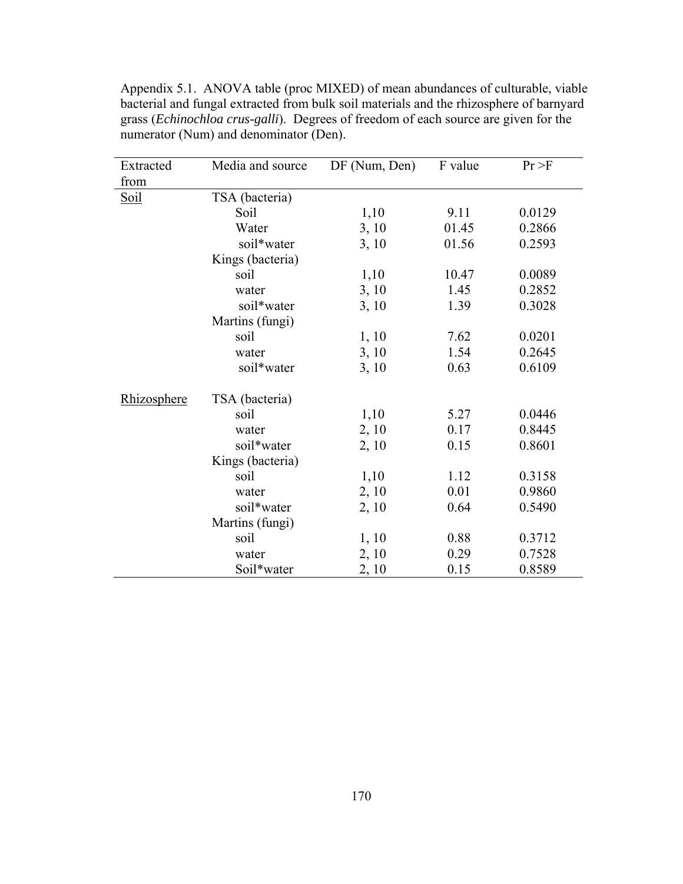Appendix 5.1. ANOVA table (proc MIXED) of mean abundances of culturable, viable bacterial and fungal extracted from bulk soil materials and the rhizosphere of barnyard grass (*Echinochloa crus-galli*). Degrees of freedom of each source are given for the numerator (Num) and denominator (Den).

| Extracted from | Media and source | DF (Num, Den) | F value | Pr >F |
|---|---|---|---|---|
| Soil | TSA (bacteria) | | | |
| | Soil | 1,10 | 9.11 | 0.0129 |
| | Water | 3, 10 | 01.45 | 0.2866 |
| | soil*water | 3, 10 | 01.56 | 0.2593 |
| | Kings (bacteria) | | | |
| | soil | 1,10 | 10.47 | 0.0089 |
| | water | 3, 10 | 1.45 | 0.2852 |
| | soil*water | 3, 10 | 1.39 | 0.3028 |
| | Martins (fungi) | | | |
| | soil | 1, 10 | 7.62 | 0.0201 |
| | water | 3, 10 | 1.54 | 0.2645 |
| | soil*water | 3, 10 | 0.63 | 0.6109 |
| Rhizosphere | TSA (bacteria) | | | |
| | soil | 1,10 | 5.27 | 0.0446 |
| | water | 2, 10 | 0.17 | 0.8445 |
| | soil*water | 2, 10 | 0.15 | 0.8601 |
| | Kings (bacteria) | | | |
| | soil | 1,10 | 1.12 | 0.3158 |
| | water | 2, 10 | 0.01 | 0.9860 |
| | soil*water | 2, 10 | 0.64 | 0.5490 |
| | Martins (fungi) | | | |
| | soil | 1, 10 | 0.88 | 0.3712 |
| | water | 2, 10 | 0.29 | 0.7528 |
| | Soil*water | 2, 10 | 0.15 | 0.8589 |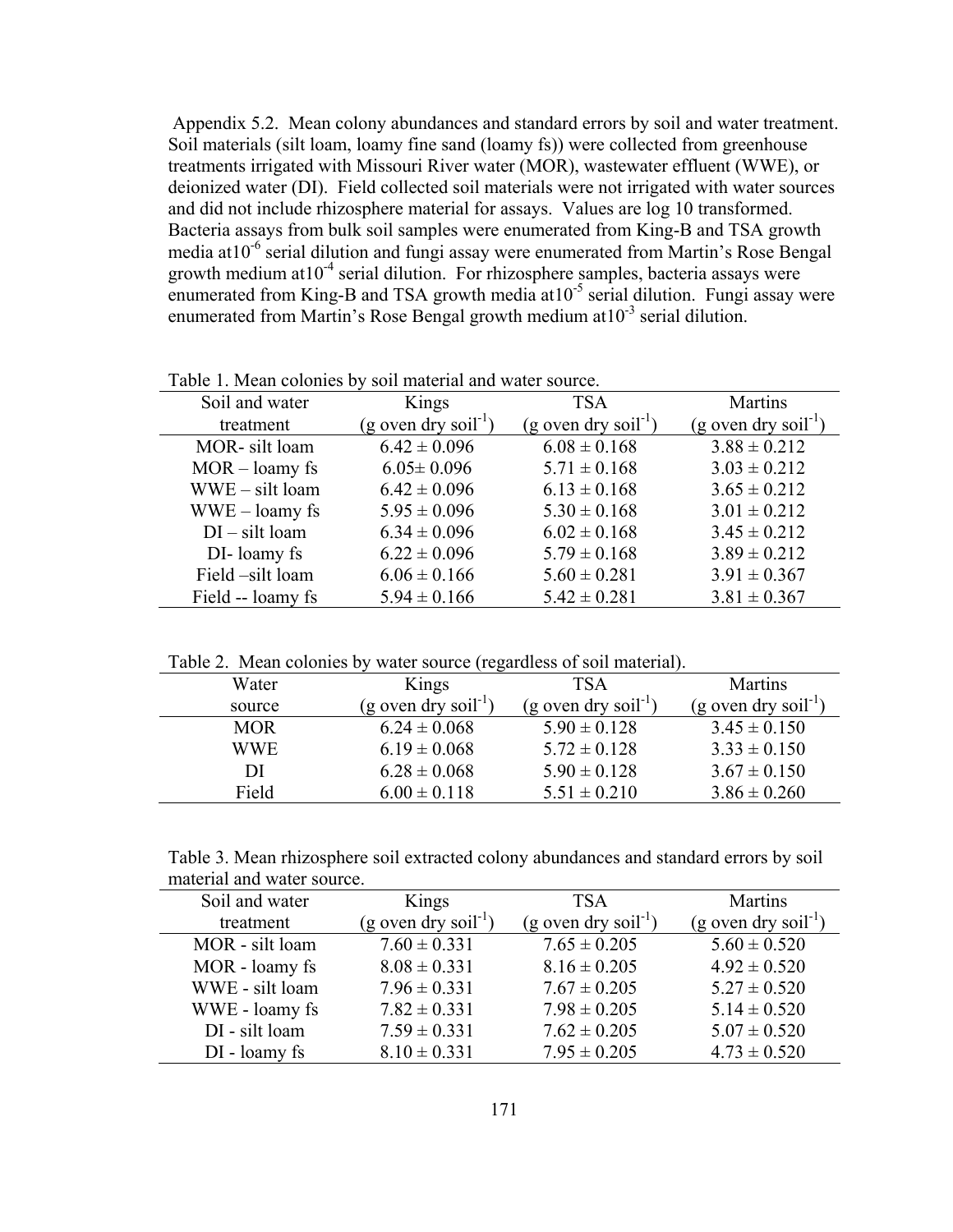Appendix 5.2. Mean colony abundances and standard errors by soil and water treatment. Soil materials (silt loam, loamy fine sand (loamy fs)) were collected from greenhouse treatments irrigated with Missouri River water (MOR), wastewater effluent (WWE), or deionized water (DI). Field collected soil materials were not irrigated with water sources and did not include rhizosphere material for assays. Values are log 10 transformed. Bacteria assays from bulk soil samples were enumerated from King-B and TSA growth media at$10^{-6}$ serial dilution and fungi assay were enumerated from Martin's Rose Bengal growth medium at$10^{-4}$ serial dilution. For rhizosphere samples, bacteria assays were enumerated from King-B and TSA growth media at$10^{-5}$ serial dilution. Fungi assay were enumerated from Martin's Rose Bengal growth medium at$10^{-3}$ serial dilution.

Table 1. Mean colonies by soil material and water source.

| Soil and water treatment | Kings (g oven dry soil$^{-1}$) | TSA (g oven dry soil$^{-1}$) | Martins (g oven dry soil$^{-1}$) |
|---|---|---|---|
| MOR- silt loam | 6.42 ± 0.096 | 6.08 ± 0.168 | 3.88 ± 0.212 |
| MOR – loamy fs | 6.05± 0.096 | 5.71 ± 0.168 | 3.03 ± 0.212 |
| WWE – silt loam | 6.42 ± 0.096 | 6.13 ± 0.168 | 3.65 ± 0.212 |
| WWE – loamy fs | 5.95 ± 0.096 | 5.30 ± 0.168 | 3.01 ± 0.212 |
| DI – silt loam | 6.34 ± 0.096 | 6.02 ± 0.168 | 3.45 ± 0.212 |
| DI- loamy fs | 6.22 ± 0.096 | 5.79 ± 0.168 | 3.89 ± 0.212 |
| Field –silt loam | 6.06 ± 0.166 | 5.60 ± 0.281 | 3.91 ± 0.367 |
| Field -- loamy fs | 5.94 ± 0.166 | 5.42 ± 0.281 | 3.81 ± 0.367 |

Table 2. Mean colonies by water source (regardless of soil material).

| Water source | Kings (g oven dry soil$^{-1}$) | TSA (g oven dry soil$^{-1}$) | Martins (g oven dry soil$^{-1}$) |
|---|---|---|---|
| MOR | 6.24 ± 0.068 | 5.90 ± 0.128 | 3.45 ± 0.150 |
| WWE | 6.19 ± 0.068 | 5.72 ± 0.128 | 3.33 ± 0.150 |
| DI | 6.28 ± 0.068 | 5.90 ± 0.128 | 3.67 ± 0.150 |
| Field | 6.00 ± 0.118 | 5.51 ± 0.210 | 3.86 ± 0.260 |

Table 3. Mean rhizosphere soil extracted colony abundances and standard errors by soil material and water source.

| Soil and water treatment | Kings (g oven dry soil$^{-1}$) | TSA (g oven dry soil$^{-1}$) | Martins (g oven dry soil$^{-1}$) |
|---|---|---|---|
| MOR - silt loam | 7.60 ± 0.331 | 7.65 ± 0.205 | 5.60 ± 0.520 |
| MOR - loamy fs | 8.08 ± 0.331 | 8.16 ± 0.205 | 4.92 ± 0.520 |
| WWE - silt loam | 7.96 ± 0.331 | 7.67 ± 0.205 | 5.27 ± 0.520 |
| WWE - loamy fs | 7.82 ± 0.331 | 7.98 ± 0.205 | 5.14 ± 0.520 |
| DI - silt loam | 7.59 ± 0.331 | 7.62 ± 0.205 | 5.07 ± 0.520 |
| DI - loamy fs | 8.10 ± 0.331 | 7.95 ± 0.205 | 4.73 ± 0.520 |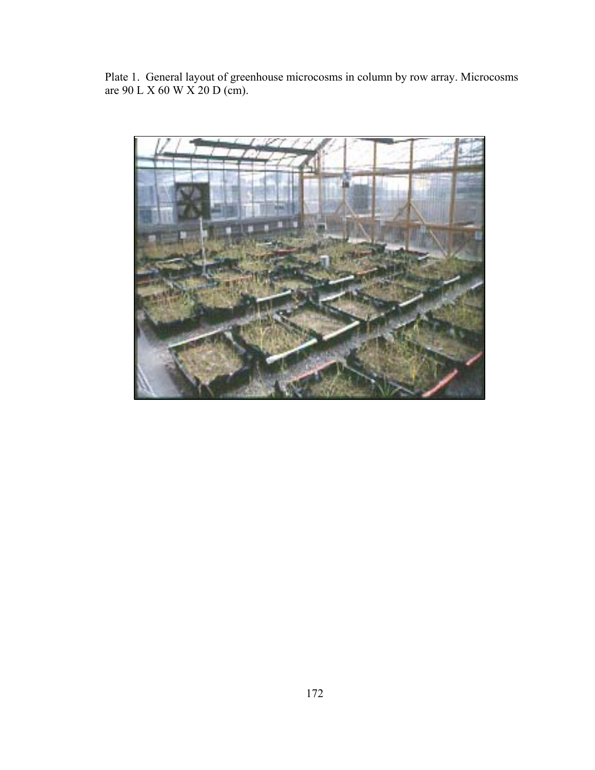Plate 1. General layout of greenhouse microcosms in column by row array. Microcosms are 90 L X 60 W X 20 D (cm).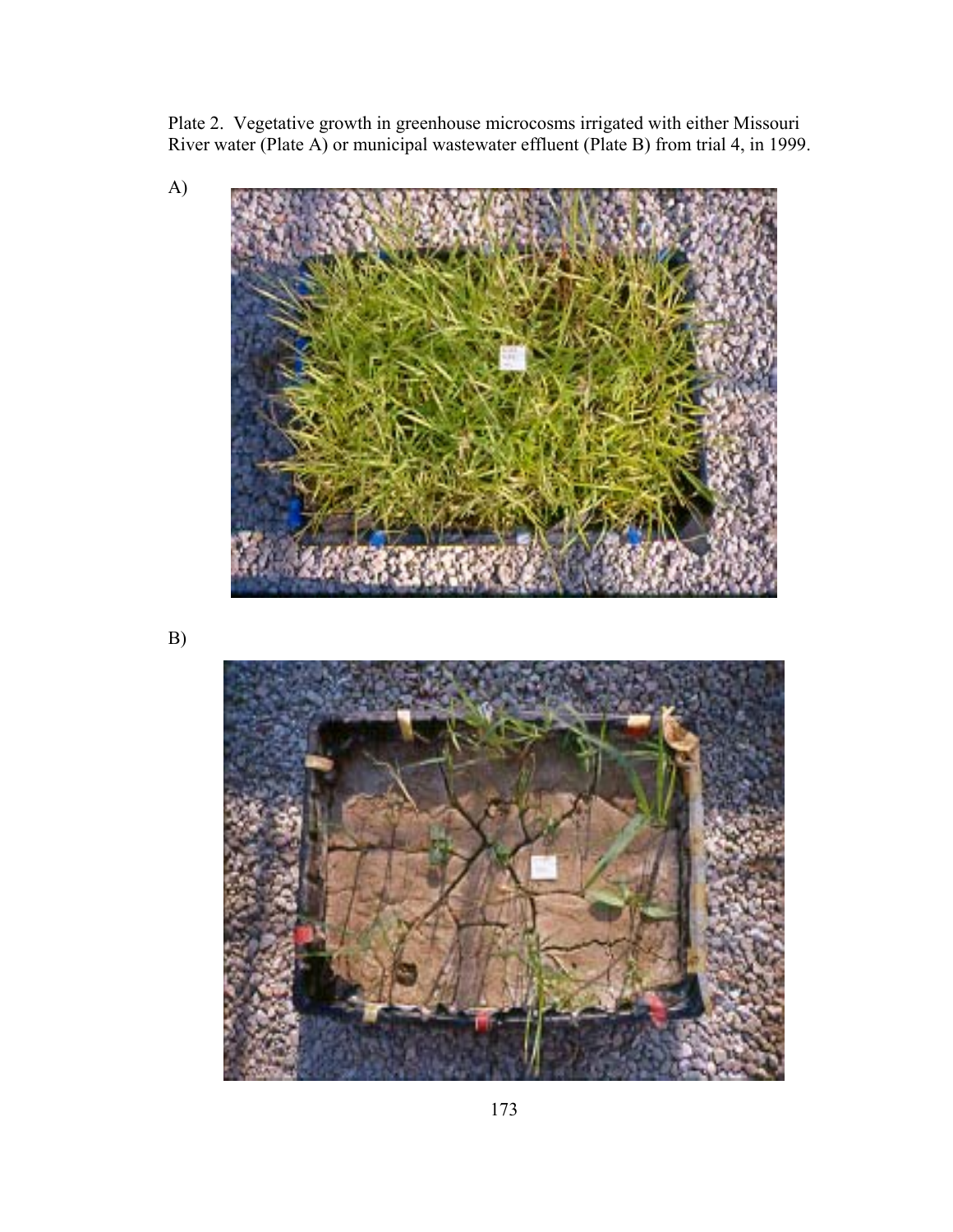Plate 2. Vegetative growth in greenhouse microcosms irrigated with either Missouri River water (Plate A) or municipal wastewater effluent (Plate B) from trial 4, in 1999.

A)

B)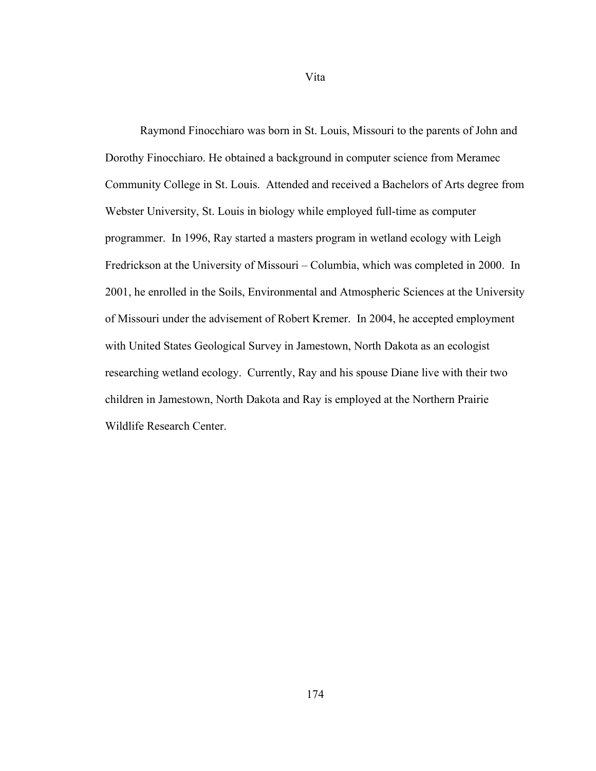# Vita

Raymond Finocchiaro was born in St. Louis, Missouri to the parents of John and Dorothy Finocchiaro. He obtained a background in computer science from Meramec Community College in St. Louis. Attended and received a Bachelors of Arts degree from Webster University, St. Louis in biology while employed full-time as computer programmer. In 1996, Ray started a masters program in wetland ecology with Leigh Fredrickson at the University of Missouri – Columbia, which was completed in 2000. In 2001, he enrolled in the Soils, Environmental and Atmospheric Sciences at the University of Missouri under the advisement of Robert Kremer. In 2004, he accepted employment with United States Geological Survey in Jamestown, North Dakota as an ecologist researching wetland ecology. Currently, Ray and his spouse Diane live with their two children in Jamestown, North Dakota and Ray is employed at the Northern Prairie Wildlife Research Center.